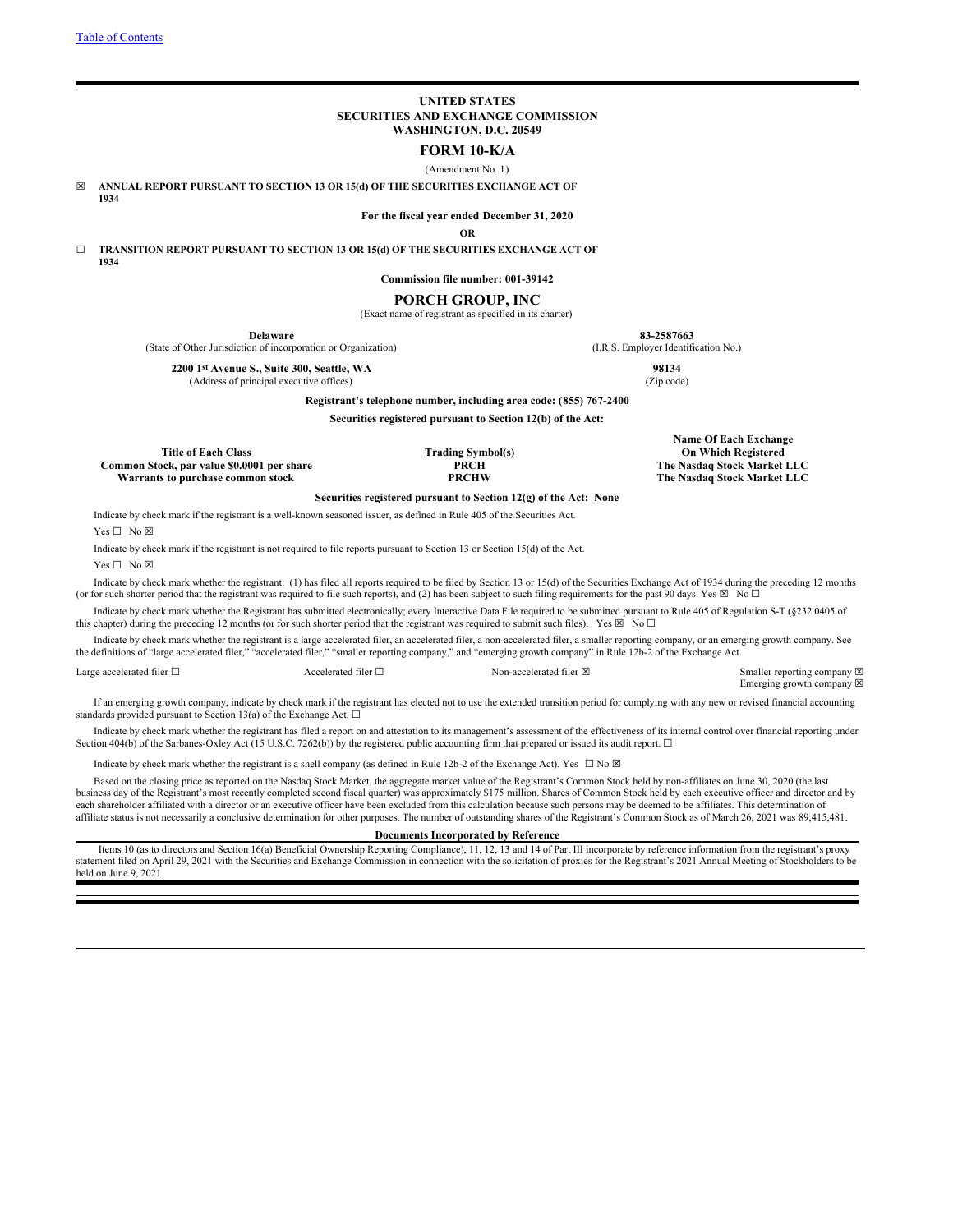Table of Contents

**UNITED STATES**
**SECURITIES AND EXCHANGE COMMISSION**
**WASHINGTON, D.C. 20549**

# FORM 10-K/A

(Amendment No. 1)

☒ **ANNUAL REPORT PURSUANT TO SECTION 13 OR 15(d) OF THE SECURITIES EXCHANGE ACT OF 1934**

**For the fiscal year ended December 31, 2020**

**OR**

☐ **TRANSITION REPORT PURSUANT TO SECTION 13 OR 15(d) OF THE SECURITIES EXCHANGE ACT OF 1934**

**Commission file number: 001-39142**

## PORCH GROUP, INC

(Exact name of registrant as specified in its charter)

| **Delaware** | **83-2587663** |
|---|---|
| (State of Other Jurisdiction of incorporation or Organization) | (I.R.S. Employer Identification No.) |
| **2200 1st Avenue S., Suite 300, Seattle, WA** | **98134** |
| (Address of principal executive offices) | (Zip code) |

**Registrant's telephone number, including area code: (855) 767-2400**

**Securities registered pursuant to Section 12(b) of the Act:**

| Title of Each Class | Trading Symbol(s) | Name Of Each Exchange On Which Registered |
|---|---|---|
| **Common Stock, par value $0.0001 per share** | **PRCH** | **The Nasdaq Stock Market LLC** |
| **Warrants to purchase common stock** | **PRCHW** | **The Nasdaq Stock Market LLC** |

**Securities registered pursuant to Section 12(g) of the Act: None**

Indicate by check mark if the registrant is a well-known seasoned issuer, as defined in Rule 405 of the Securities Act.

Yes ☐ No ☒

Indicate by check mark if the registrant is not required to file reports pursuant to Section 13 or Section 15(d) of the Act.

Yes ☐ No ☒

Indicate by check mark whether the registrant: (1) has filed all reports required to be filed by Section 13 or 15(d) of the Securities Exchange Act of 1934 during the preceding 12 months (or for such shorter period that the registrant was required to file such reports), and (2) has been subject to such filing requirements for the past 90 days. Yes ☒ No ☐

Indicate by check mark whether the Registrant has submitted electronically; every Interactive Data File required to be submitted pursuant to Rule 405 of Regulation S-T (§232.0405 of this chapter) during the preceding 12 months (or for such shorter period that the registrant was required to submit such files). Yes ☒ No ☐

Indicate by check mark whether the registrant is a large accelerated filer, an accelerated filer, a non-accelerated filer, a smaller reporting company, or an emerging growth company. See the definitions of "large accelerated filer," "accelerated filer," "smaller reporting company," and "emerging growth company" in Rule 12b-2 of the Exchange Act.

| Large accelerated filer ☐ | Accelerated filer ☐ | Non-accelerated filer ☒ | Smaller reporting company ☒ |
|---|---|---|---|
| | | | Emerging growth company ☒ |

If an emerging growth company, indicate by check mark if the registrant has elected not to use the extended transition period for complying with any new or revised financial accounting standards provided pursuant to Section 13(a) of the Exchange Act. ☐

Indicate by check mark whether the registrant has filed a report on and attestation to its management's assessment of the effectiveness of its internal control over financial reporting under Section 404(b) of the Sarbanes-Oxley Act (15 U.S.C. 7262(b)) by the registered public accounting firm that prepared or issued its audit report. ☐

Indicate by check mark whether the registrant is a shell company (as defined in Rule 12b-2 of the Exchange Act). Yes ☐ No ☒

Based on the closing price as reported on the Nasdaq Stock Market, the aggregate market value of the Registrant's Common Stock held by non-affiliates on June 30, 2020 (the last business day of the Registrant's most recently completed second fiscal quarter) was approximately $175 million. Shares of Common Stock held by each executive officer and director and by each shareholder affiliated with a director or an executive officer have been excluded from this calculation because such persons may be deemed to be affiliates. This determination of affiliate status is not necessarily a conclusive determination for other purposes. The number of outstanding shares of the Registrant's Common Stock as of March 26, 2021 was 89,415,481.

**Documents Incorporated by Reference**

Items 10 (as to directors and Section 16(a) Beneficial Ownership Reporting Compliance), 11, 12, 13 and 14 of Part III incorporate by reference information from the registrant's proxy statement filed on April 29, 2021 with the Securities and Exchange Commission in connection with the solicitation of proxies for the Registrant's 2021 Annual Meeting of Stockholders to be held on June 9, 2021.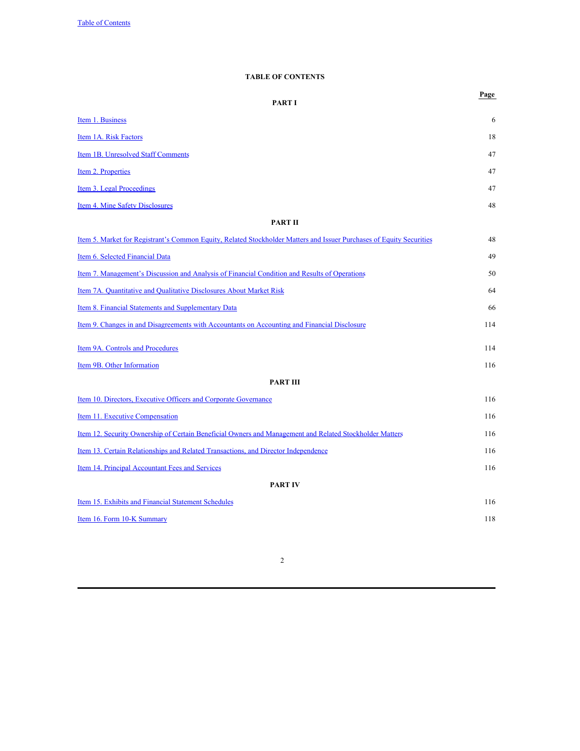Table of Contents

# TABLE OF CONTENTS

| | Page |
|---|---|
| **PART I** | |
| Item 1. Business | 6 |
| Item 1A. Risk Factors | 18 |
| Item 1B. Unresolved Staff Comments | 47 |
| Item 2. Properties | 47 |
| Item 3. Legal Proceedings | 47 |
| Item 4. Mine Safety Disclosures | 48 |
| **PART II** | |
| Item 5. Market for Registrant's Common Equity, Related Stockholder Matters and Issuer Purchases of Equity Securities | 48 |
| Item 6. Selected Financial Data | 49 |
| Item 7. Management's Discussion and Analysis of Financial Condition and Results of Operations | 50 |
| Item 7A. Quantitative and Qualitative Disclosures About Market Risk | 64 |
| Item 8. Financial Statements and Supplementary Data | 66 |
| Item 9. Changes in and Disagreements with Accountants on Accounting and Financial Disclosure | 114 |
| Item 9A. Controls and Procedures | 114 |
| Item 9B. Other Information | 116 |
| **PART III** | |
| Item 10. Directors, Executive Officers and Corporate Governance | 116 |
| Item 11. Executive Compensation | 116 |
| Item 12. Security Ownership of Certain Beneficial Owners and Management and Related Stockholder Matters | 116 |
| Item 13. Certain Relationships and Related Transactions, and Director Independence | 116 |
| Item 14. Principal Accountant Fees and Services | 116 |
| **PART IV** | |
| Item 15. Exhibits and Financial Statement Schedules | 116 |
| Item 16. Form 10-K Summary | 118 |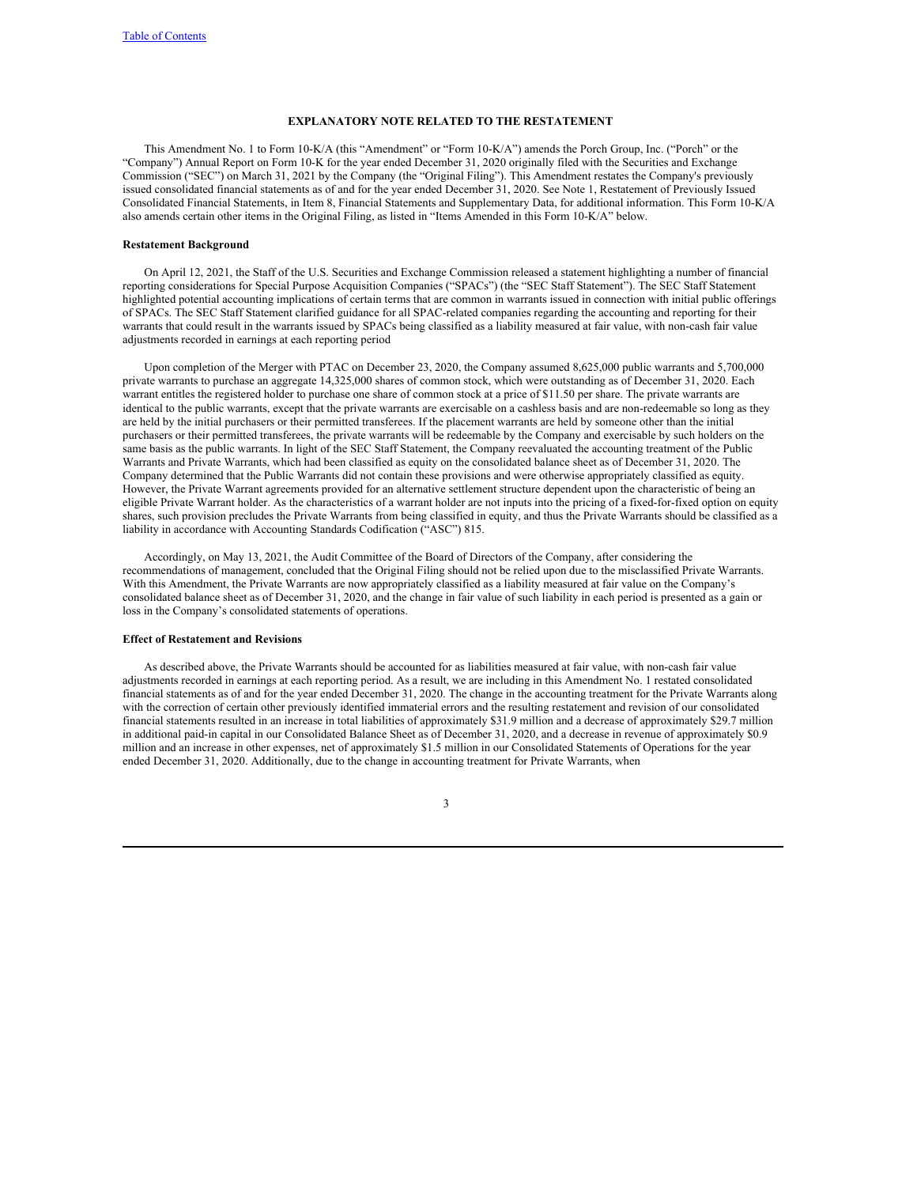## EXPLANATORY NOTE RELATED TO THE RESTATEMENT

This Amendment No. 1 to Form 10-K/A (this "Amendment" or "Form 10-K/A") amends the Porch Group, Inc. ("Porch" or the "Company") Annual Report on Form 10-K for the year ended December 31, 2020 originally filed with the Securities and Exchange Commission ("SEC") on March 31, 2021 by the Company (the "Original Filing"). This Amendment restates the Company's previously issued consolidated financial statements as of and for the year ended December 31, 2020. See Note 1, Restatement of Previously Issued Consolidated Financial Statements, in Item 8, Financial Statements and Supplementary Data, for additional information. This Form 10-K/A also amends certain other items in the Original Filing, as listed in "Items Amended in this Form 10-K/A" below.

### Restatement Background

On April 12, 2021, the Staff of the U.S. Securities and Exchange Commission released a statement highlighting a number of financial reporting considerations for Special Purpose Acquisition Companies ("SPACs") (the "SEC Staff Statement"). The SEC Staff Statement highlighted potential accounting implications of certain terms that are common in warrants issued in connection with initial public offerings of SPACs. The SEC Staff Statement clarified guidance for all SPAC-related companies regarding the accounting and reporting for their warrants that could result in the warrants issued by SPACs being classified as a liability measured at fair value, with non-cash fair value adjustments recorded in earnings at each reporting period

Upon completion of the Merger with PTAC on December 23, 2020, the Company assumed 8,625,000 public warrants and 5,700,000 private warrants to purchase an aggregate 14,325,000 shares of common stock, which were outstanding as of December 31, 2020. Each warrant entitles the registered holder to purchase one share of common stock at a price of $11.50 per share. The private warrants are identical to the public warrants, except that the private warrants are exercisable on a cashless basis and are non-redeemable so long as they are held by the initial purchasers or their permitted transferees. If the placement warrants are held by someone other than the initial purchasers or their permitted transferees, the private warrants will be redeemable by the Company and exercisable by such holders on the same basis as the public warrants. In light of the SEC Staff Statement, the Company reevaluated the accounting treatment of the Public Warrants and Private Warrants, which had been classified as equity on the consolidated balance sheet as of December 31, 2020. The Company determined that the Public Warrants did not contain these provisions and were otherwise appropriately classified as equity. However, the Private Warrant agreements provided for an alternative settlement structure dependent upon the characteristic of being an eligible Private Warrant holder. As the characteristics of a warrant holder are not inputs into the pricing of a fixed-for-fixed option on equity shares, such provision precludes the Private Warrants from being classified in equity, and thus the Private Warrants should be classified as a liability in accordance with Accounting Standards Codification ("ASC") 815.

Accordingly, on May 13, 2021, the Audit Committee of the Board of Directors of the Company, after considering the recommendations of management, concluded that the Original Filing should not be relied upon due to the misclassified Private Warrants. With this Amendment, the Private Warrants are now appropriately classified as a liability measured at fair value on the Company's consolidated balance sheet as of December 31, 2020, and the change in fair value of such liability in each period is presented as a gain or loss in the Company's consolidated statements of operations.

### Effect of Restatement and Revisions

As described above, the Private Warrants should be accounted for as liabilities measured at fair value, with non-cash fair value adjustments recorded in earnings at each reporting period. As a result, we are including in this Amendment No. 1 restated consolidated financial statements as of and for the year ended December 31, 2020. The change in the accounting treatment for the Private Warrants along with the correction of certain other previously identified immaterial errors and the resulting restatement and revision of our consolidated financial statements resulted in an increase in total liabilities of approximately $31.9 million and a decrease of approximately $29.7 million in additional paid-in capital in our Consolidated Balance Sheet as of December 31, 2020, and a decrease in revenue of approximately $0.9 million and an increase in other expenses, net of approximately $1.5 million in our Consolidated Statements of Operations for the year ended December 31, 2020. Additionally, due to the change in accounting treatment for Private Warrants, when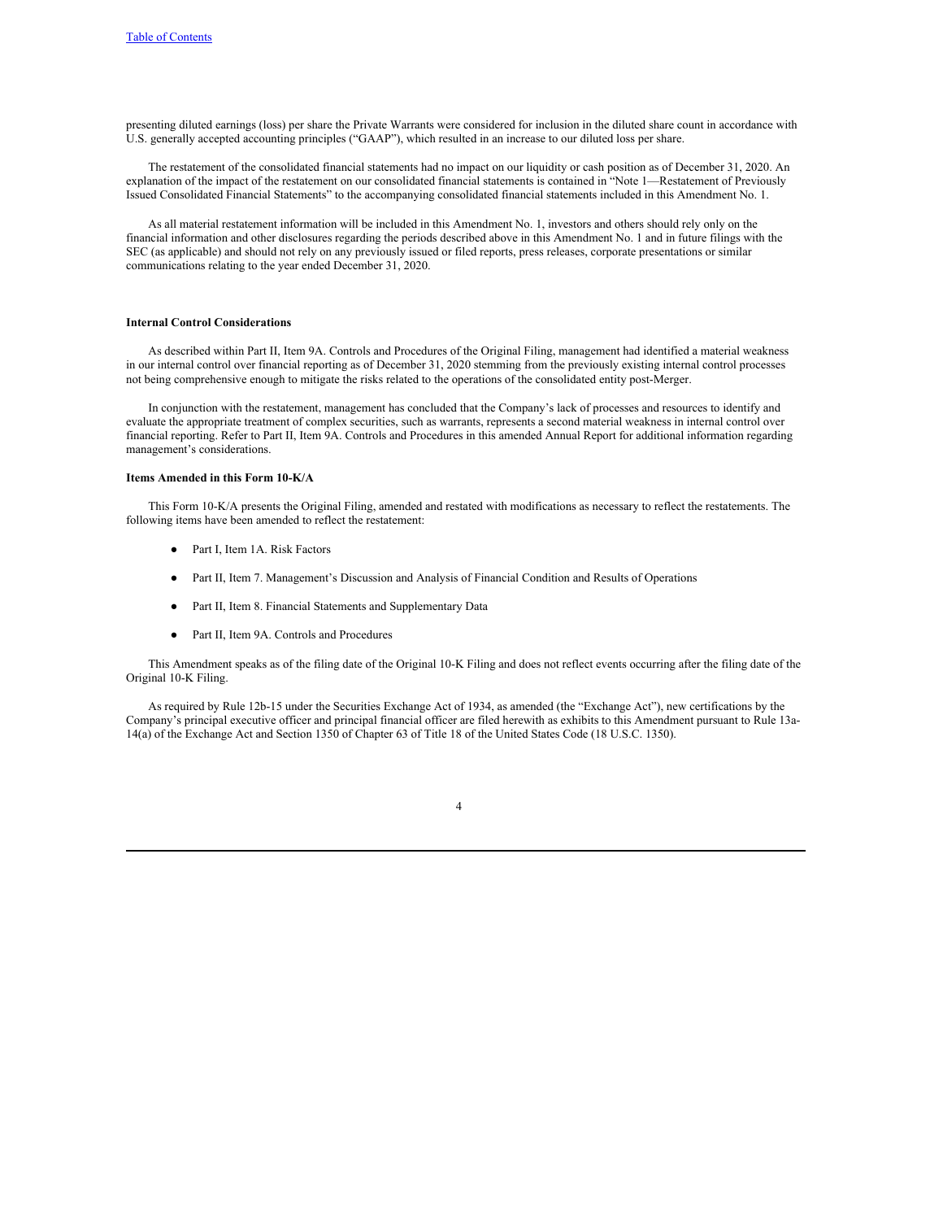presenting diluted earnings (loss) per share the Private Warrants were considered for inclusion in the diluted share count in accordance with U.S. generally accepted accounting principles ("GAAP"), which resulted in an increase to our diluted loss per share.

The restatement of the consolidated financial statements had no impact on our liquidity or cash position as of December 31, 2020. An explanation of the impact of the restatement on our consolidated financial statements is contained in "Note 1—Restatement of Previously Issued Consolidated Financial Statements" to the accompanying consolidated financial statements included in this Amendment No. 1.

As all material restatement information will be included in this Amendment No. 1, investors and others should rely only on the financial information and other disclosures regarding the periods described above in this Amendment No. 1 and in future filings with the SEC (as applicable) and should not rely on any previously issued or filed reports, press releases, corporate presentations or similar communications relating to the year ended December 31, 2020.

**Internal Control Considerations**

As described within Part II, Item 9A. Controls and Procedures of the Original Filing, management had identified a material weakness in our internal control over financial reporting as of December 31, 2020 stemming from the previously existing internal control processes not being comprehensive enough to mitigate the risks related to the operations of the consolidated entity post-Merger.

In conjunction with the restatement, management has concluded that the Company's lack of processes and resources to identify and evaluate the appropriate treatment of complex securities, such as warrants, represents a second material weakness in internal control over financial reporting. Refer to Part II, Item 9A. Controls and Procedures in this amended Annual Report for additional information regarding management's considerations.

**Items Amended in this Form 10-K/A**

This Form 10-K/A presents the Original Filing, amended and restated with modifications as necessary to reflect the restatements. The following items have been amended to reflect the restatement:

- Part I, Item 1A. Risk Factors
- Part II, Item 7. Management's Discussion and Analysis of Financial Condition and Results of Operations
- Part II, Item 8. Financial Statements and Supplementary Data
- Part II, Item 9A. Controls and Procedures

This Amendment speaks as of the filing date of the Original 10-K Filing and does not reflect events occurring after the filing date of the Original 10-K Filing.

As required by Rule 12b-15 under the Securities Exchange Act of 1934, as amended (the "Exchange Act"), new certifications by the Company's principal executive officer and principal financial officer are filed herewith as exhibits to this Amendment pursuant to Rule 13a-14(a) of the Exchange Act and Section 1350 of Chapter 63 of Title 18 of the United States Code (18 U.S.C. 1350).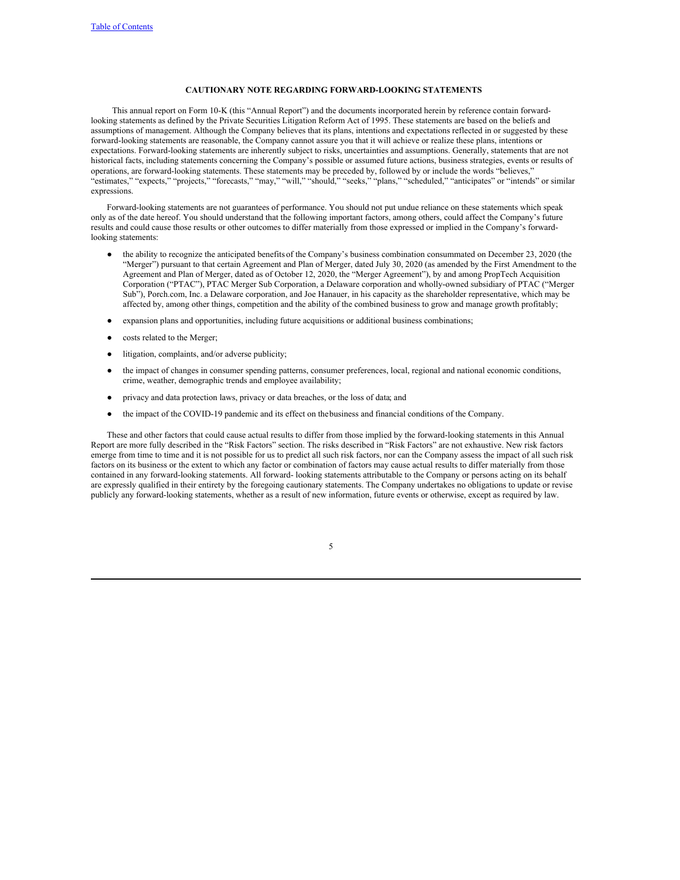Table of Contents

## CAUTIONARY NOTE REGARDING FORWARD-LOOKING STATEMENTS

This annual report on Form 10-K (this "Annual Report") and the documents incorporated herein by reference contain forward-looking statements as defined by the Private Securities Litigation Reform Act of 1995. These statements are based on the beliefs and assumptions of management. Although the Company believes that its plans, intentions and expectations reflected in or suggested by these forward-looking statements are reasonable, the Company cannot assure you that it will achieve or realize these plans, intentions or expectations. Forward-looking statements are inherently subject to risks, uncertainties and assumptions. Generally, statements that are not historical facts, including statements concerning the Company's possible or assumed future actions, business strategies, events or results of operations, are forward-looking statements. These statements may be preceded by, followed by or include the words "believes," "estimates," "expects," "projects," "forecasts," "may," "will," "should," "seeks," "plans," "scheduled," "anticipates" or "intends" or similar expressions.

Forward-looking statements are not guarantees of performance. You should not put undue reliance on these statements which speak only as of the date hereof. You should understand that the following important factors, among others, could affect the Company's future results and could cause those results or other outcomes to differ materially from those expressed or implied in the Company's forward-looking statements:

- the ability to recognize the anticipated benefits of the Company's business combination consummated on December 23, 2020 (the "Merger") pursuant to that certain Agreement and Plan of Merger, dated July 30, 2020 (as amended by the First Amendment to the Agreement and Plan of Merger, dated as of October 12, 2020, the "Merger Agreement"), by and among PropTech Acquisition Corporation ("PTAC"), PTAC Merger Sub Corporation, a Delaware corporation and wholly-owned subsidiary of PTAC ("Merger Sub"), Porch.com, Inc. a Delaware corporation, and Joe Hanauer, in his capacity as the shareholder representative, which may be affected by, among other things, competition and the ability of the combined business to grow and manage growth profitably;
- expansion plans and opportunities, including future acquisitions or additional business combinations;
- costs related to the Merger;
- litigation, complaints, and/or adverse publicity;
- the impact of changes in consumer spending patterns, consumer preferences, local, regional and national economic conditions, crime, weather, demographic trends and employee availability;
- privacy and data protection laws, privacy or data breaches, or the loss of data; and
- the impact of the COVID-19 pandemic and its effect on the business and financial conditions of the Company.

These and other factors that could cause actual results to differ from those implied by the forward-looking statements in this Annual Report are more fully described in the "Risk Factors" section. The risks described in "Risk Factors" are not exhaustive. New risk factors emerge from time to time and it is not possible for us to predict all such risk factors, nor can the Company assess the impact of all such risk factors on its business or the extent to which any factor or combination of factors may cause actual results to differ materially from those contained in any forward-looking statements. All forward- looking statements attributable to the Company or persons acting on its behalf are expressly qualified in their entirety by the foregoing cautionary statements. The Company undertakes no obligations to update or revise publicly any forward-looking statements, whether as a result of new information, future events or otherwise, except as required by law.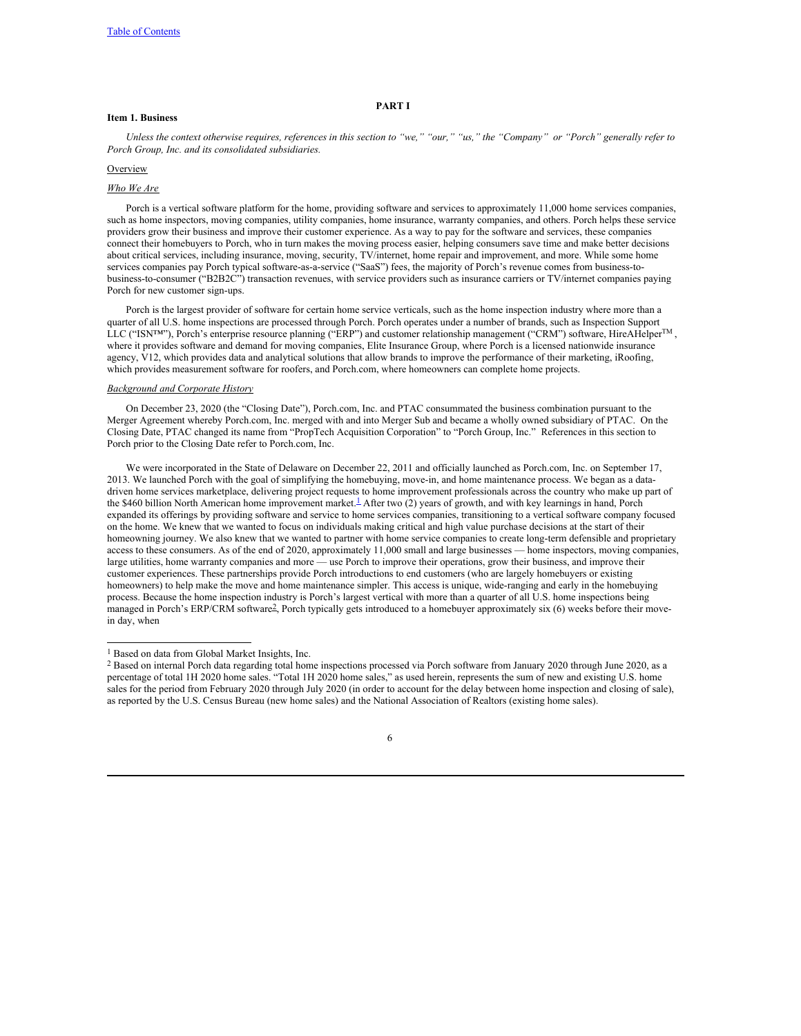# PART I

## Item 1. Business

*Unless the context otherwise requires, references in this section to "we," "our," "us," the "Company" or "Porch" generally refer to Porch Group, Inc. and its consolidated subsidiaries.*

### Overview

#### *Who We Are*

Porch is a vertical software platform for the home, providing software and services to approximately 11,000 home services companies, such as home inspectors, moving companies, utility companies, home insurance, warranty companies, and others. Porch helps these service providers grow their business and improve their customer experience. As a way to pay for the software and services, these companies connect their homebuyers to Porch, who in turn makes the moving process easier, helping consumers save time and make better decisions about critical services, including insurance, moving, security, TV/internet, home repair and improvement, and more. While some home services companies pay Porch typical software-as-a-service ("SaaS") fees, the majority of Porch's revenue comes from business-to-business-to-consumer ("B2B2C") transaction revenues, with service providers such as insurance carriers or TV/internet companies paying Porch for new customer sign-ups.

Porch is the largest provider of software for certain home service verticals, such as the home inspection industry where more than a quarter of all U.S. home inspections are processed through Porch. Porch operates under a number of brands, such as Inspection Support LLC ("ISN™"), Porch's enterprise resource planning ("ERP") and customer relationship management ("CRM") software, HireAHelper™, where it provides software and demand for moving companies, Elite Insurance Group, where Porch is a licensed nationwide insurance agency, V12, which provides data and analytical solutions that allow brands to improve the performance of their marketing, iRoofing, which provides measurement software for roofers, and Porch.com, where homeowners can complete home projects.

#### *Background and Corporate History*

On December 23, 2020 (the "Closing Date"), Porch.com, Inc. and PTAC consummated the business combination pursuant to the Merger Agreement whereby Porch.com, Inc. merged with and into Merger Sub and became a wholly owned subsidiary of PTAC. On the Closing Date, PTAC changed its name from "PropTech Acquisition Corporation" to "Porch Group, Inc." References in this section to Porch prior to the Closing Date refer to Porch.com, Inc.

We were incorporated in the State of Delaware on December 22, 2011 and officially launched as Porch.com, Inc. on September 17, 2013. We launched Porch with the goal of simplifying the homebuying, move-in, and home maintenance process. We began as a data-driven home services marketplace, delivering project requests to home improvement professionals across the country who make up part of the $460 billion North American home improvement market.[1] After two (2) years of growth, and with key learnings in hand, Porch expanded its offerings by providing software and service to home services companies, transitioning to a vertical software company focused on the home. We knew that we wanted to focus on individuals making critical and high value purchase decisions at the start of their homeowning journey. We also knew that we wanted to partner with home service companies to create long-term defensible and proprietary access to these consumers. As of the end of 2020, approximately 11,000 small and large businesses — home inspectors, moving companies, large utilities, home warranty companies and more — use Porch to improve their operations, grow their business, and improve their customer experiences. These partnerships provide Porch introductions to end customers (who are largely homebuyers or existing homeowners) to help make the move and home maintenance simpler. This access is unique, wide-ranging and early in the homebuying process. Because the home inspection industry is Porch's largest vertical with more than a quarter of all U.S. home inspections being managed in Porch's ERP/CRM software[2], Porch typically gets introduced to a homebuyer approximately six (6) weeks before their move-in day, when

---

[1] Based on data from Global Market Insights, Inc.

[2] Based on internal Porch data regarding total home inspections processed via Porch software from January 2020 through June 2020, as a percentage of total 1H 2020 home sales. "Total 1H 2020 home sales," as used herein, represents the sum of new and existing U.S. home sales for the period from February 2020 through July 2020 (in order to account for the delay between home inspection and closing of sale), as reported by the U.S. Census Bureau (new home sales) and the National Association of Realtors (existing home sales).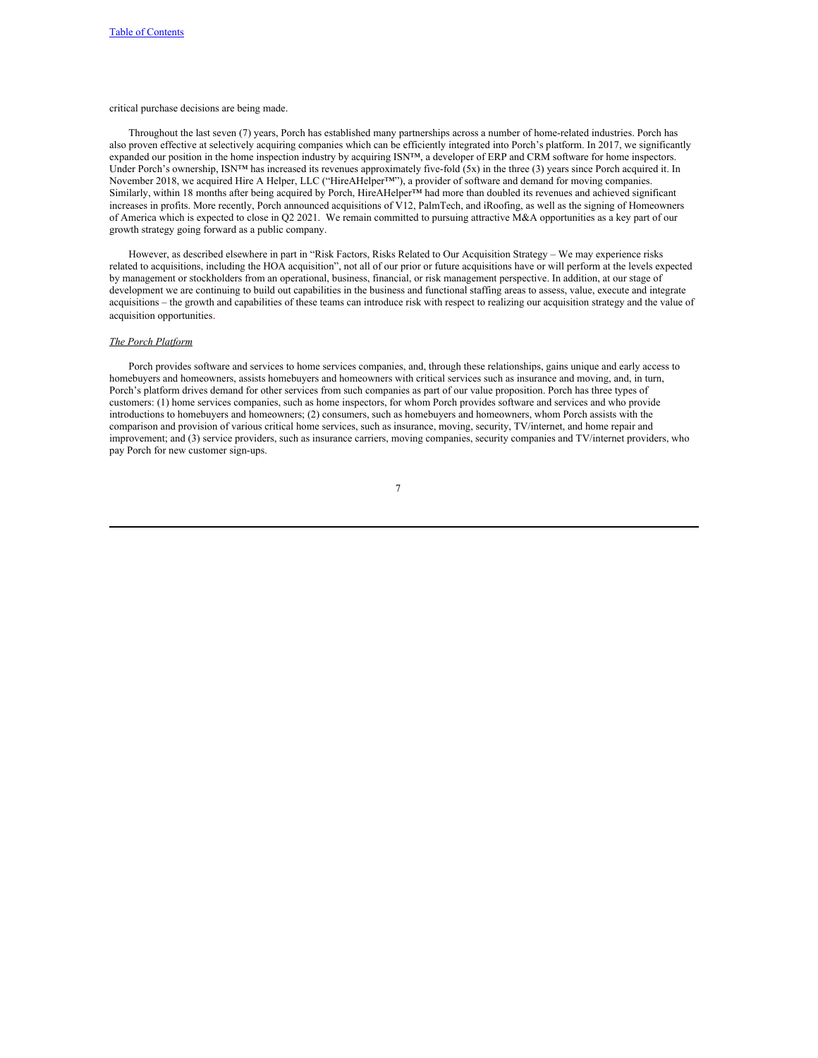critical purchase decisions are being made.

Throughout the last seven (7) years, Porch has established many partnerships across a number of home-related industries. Porch has also proven effective at selectively acquiring companies which can be efficiently integrated into Porch's platform. In 2017, we significantly expanded our position in the home inspection industry by acquiring ISN™, a developer of ERP and CRM software for home inspectors. Under Porch's ownership, ISN™ has increased its revenues approximately five-fold (5x) in the three (3) years since Porch acquired it. In November 2018, we acquired Hire A Helper, LLC ("HireAHelper™"), a provider of software and demand for moving companies. Similarly, within 18 months after being acquired by Porch, HireAHelper™ had more than doubled its revenues and achieved significant increases in profits. More recently, Porch announced acquisitions of V12, PalmTech, and iRoofing, as well as the signing of Homeowners of America which is expected to close in Q2 2021. We remain committed to pursuing attractive M&A opportunities as a key part of our growth strategy going forward as a public company.

However, as described elsewhere in part in "Risk Factors, Risks Related to Our Acquisition Strategy – We may experience risks related to acquisitions, including the HOA acquisition", not all of our prior or future acquisitions have or will perform at the levels expected by management or stockholders from an operational, business, financial, or risk management perspective. In addition, at our stage of development we are continuing to build out capabilities in the business and functional staffing areas to assess, value, execute and integrate acquisitions – the growth and capabilities of these teams can introduce risk with respect to realizing our acquisition strategy and the value of acquisition opportunities.

*The Porch Platform*

Porch provides software and services to home services companies, and, through these relationships, gains unique and early access to homebuyers and homeowners, assists homebuyers and homeowners with critical services such as insurance and moving, and, in turn, Porch's platform drives demand for other services from such companies as part of our value proposition. Porch has three types of customers: (1) home services companies, such as home inspectors, for whom Porch provides software and services and who provide introductions to homebuyers and homeowners; (2) consumers, such as homebuyers and homeowners, whom Porch assists with the comparison and provision of various critical home services, such as insurance, moving, security, TV/internet, and home repair and improvement; and (3) service providers, such as insurance carriers, moving companies, security companies and TV/internet providers, who pay Porch for new customer sign-ups.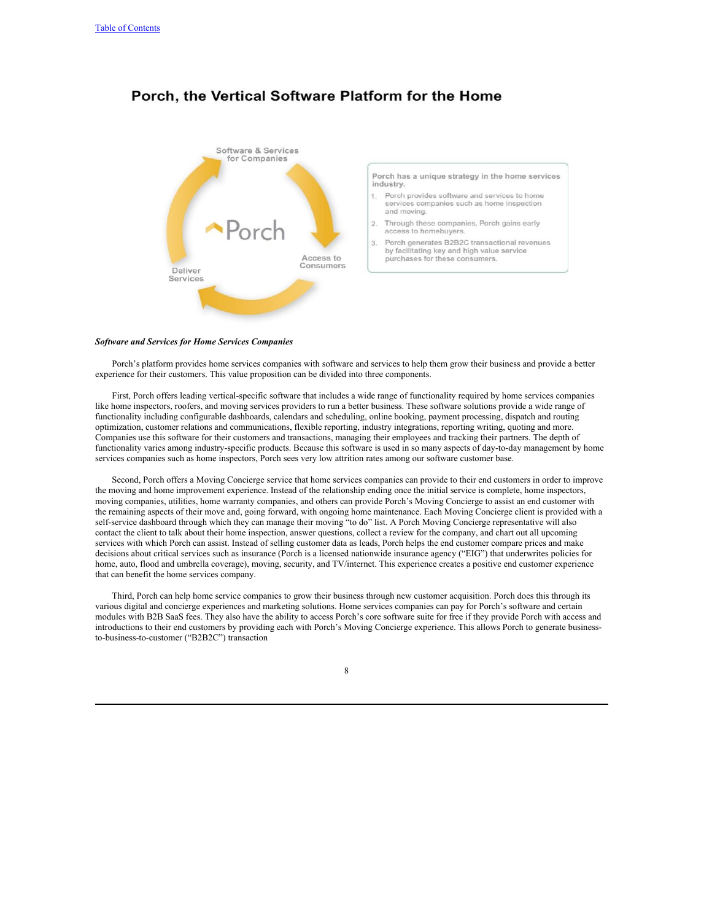## Porch, the Vertical Software Platform for the Home

Software & Services for Companies

Access to Consumers

Deliver Services

Porch

Porch has a unique strategy in the home services industry.

1. Porch provides software and services to home services companies such as home inspection and moving.
2. Through these companies, Porch gains early access to homebuyers.
3. Porch generates B2B2C transactional revenues by facilitating key and high value service purchases for these consumers.

***Software and Services for Home Services Companies***

Porch's platform provides home services companies with software and services to help them grow their business and provide a better experience for their customers. This value proposition can be divided into three components.

First, Porch offers leading vertical-specific software that includes a wide range of functionality required by home services companies like home inspectors, roofers, and moving services providers to run a better business. These software solutions provide a wide range of functionality including configurable dashboards, calendars and scheduling, online booking, payment processing, dispatch and routing optimization, customer relations and communications, flexible reporting, industry integrations, reporting writing, quoting and more. Companies use this software for their customers and transactions, managing their employees and tracking their partners. The depth of functionality varies among industry-specific products. Because this software is used in so many aspects of day-to-day management by home services companies such as home inspectors, Porch sees very low attrition rates among our software customer base.

Second, Porch offers a Moving Concierge service that home services companies can provide to their end customers in order to improve the moving and home improvement experience. Instead of the relationship ending once the initial service is complete, home inspectors, moving companies, utilities, home warranty companies, and others can provide Porch's Moving Concierge to assist an end customer with the remaining aspects of their move and, going forward, with ongoing home maintenance. Each Moving Concierge client is provided with a self-service dashboard through which they can manage their moving "to do" list. A Porch Moving Concierge representative will also contact the client to talk about their home inspection, answer questions, collect a review for the company, and chart out all upcoming services with which Porch can assist. Instead of selling customer data as leads, Porch helps the end customer compare prices and make decisions about critical services such as insurance (Porch is a licensed nationwide insurance agency ("EIG") that underwrites policies for home, auto, flood and umbrella coverage), moving, security, and TV/internet. This experience creates a positive end customer experience that can benefit the home services company.

Third, Porch can help home service companies to grow their business through new customer acquisition. Porch does this through its various digital and concierge experiences and marketing solutions. Home services companies can pay for Porch's software and certain modules with B2B SaaS fees. They also have the ability to access Porch's core software suite for free if they provide Porch with access and introductions to their end customers by providing each with Porch's Moving Concierge experience. This allows Porch to generate business-to-business-to-customer ("B2B2C") transaction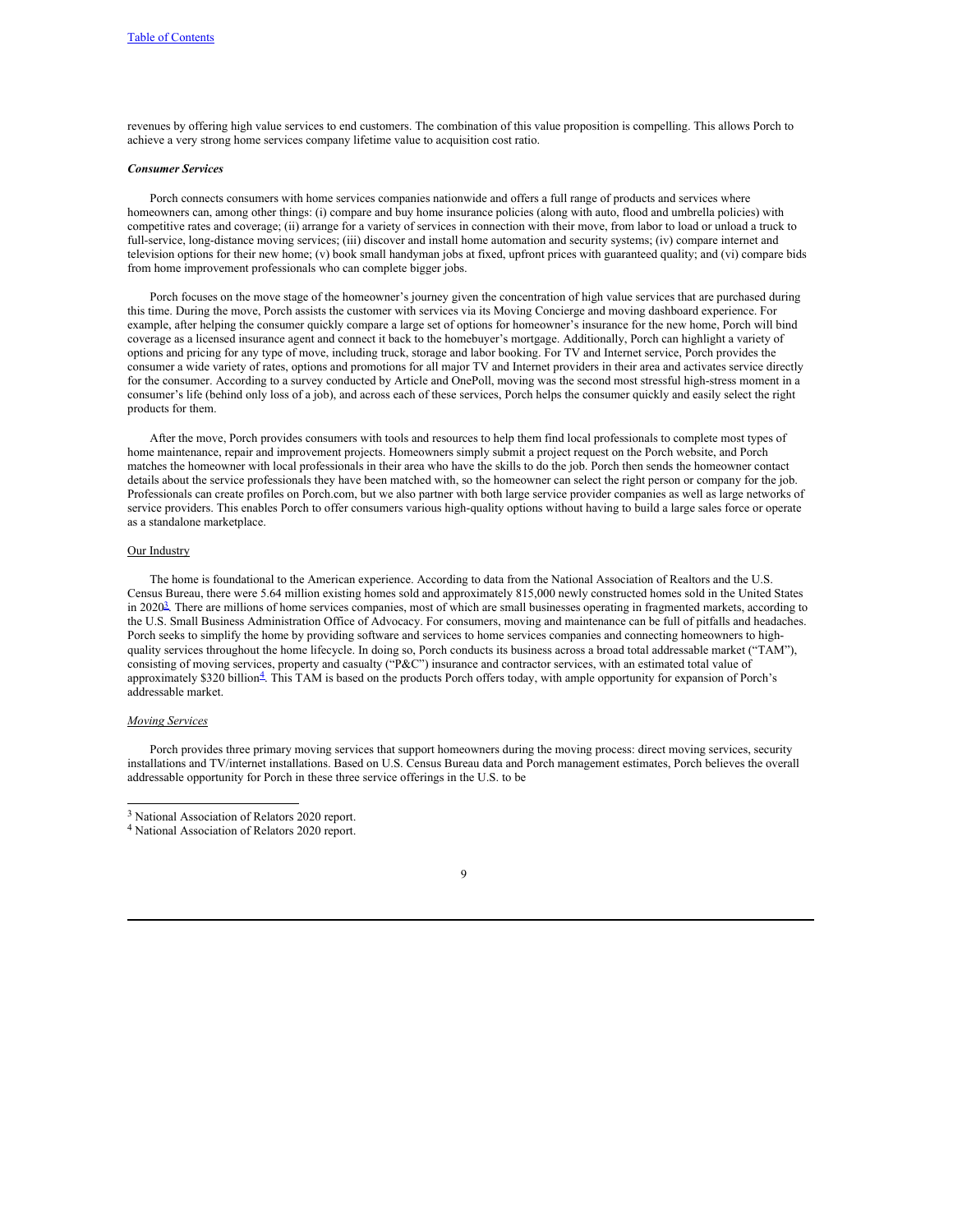revenues by offering high value services to end customers. The combination of this value proposition is compelling. This allows Porch to achieve a very strong home services company lifetime value to acquisition cost ratio.

***Consumer Services***

Porch connects consumers with home services companies nationwide and offers a full range of products and services where homeowners can, among other things: (i) compare and buy home insurance policies (along with auto, flood and umbrella policies) with competitive rates and coverage; (ii) arrange for a variety of services in connection with their move, from labor to load or unload a truck to full-service, long-distance moving services; (iii) discover and install home automation and security systems; (iv) compare internet and television options for their new home; (v) book small handyman jobs at fixed, upfront prices with guaranteed quality; and (vi) compare bids from home improvement professionals who can complete bigger jobs.

Porch focuses on the move stage of the homeowner's journey given the concentration of high value services that are purchased during this time. During the move, Porch assists the customer with services via its Moving Concierge and moving dashboard experience. For example, after helping the consumer quickly compare a large set of options for homeowner's insurance for the new home, Porch will bind coverage as a licensed insurance agent and connect it back to the homebuyer's mortgage. Additionally, Porch can highlight a variety of options and pricing for any type of move, including truck, storage and labor booking. For TV and Internet service, Porch provides the consumer a wide variety of rates, options and promotions for all major TV and Internet providers in their area and activates service directly for the consumer. According to a survey conducted by Article and OnePoll, moving was the second most stressful high-stress moment in a consumer's life (behind only loss of a job), and across each of these services, Porch helps the consumer quickly and easily select the right products for them.

After the move, Porch provides consumers with tools and resources to help them find local professionals to complete most types of home maintenance, repair and improvement projects. Homeowners simply submit a project request on the Porch website, and Porch matches the homeowner with local professionals in their area who have the skills to do the job. Porch then sends the homeowner contact details about the service professionals they have been matched with, so the homeowner can select the right person or company for the job. Professionals can create profiles on Porch.com, but we also partner with both large service provider companies as well as large networks of service providers. This enables Porch to offer consumers various high-quality options without having to build a large sales force or operate as a standalone marketplace.

Our Industry

The home is foundational to the American experience. According to data from the National Association of Realtors and the U.S. Census Bureau, there were 5.64 million existing homes sold and approximately 815,000 newly constructed homes sold in the United States in 2020[3]. There are millions of home services companies, most of which are small businesses operating in fragmented markets, according to the U.S. Small Business Administration Office of Advocacy. For consumers, moving and maintenance can be full of pitfalls and headaches. Porch seeks to simplify the home by providing software and services to home services companies and connecting homeowners to high-quality services throughout the home lifecycle. In doing so, Porch conducts its business across a broad total addressable market ("TAM"), consisting of moving services, property and casualty ("P&C") insurance and contractor services, with an estimated total value of approximately $320 billion[4]. This TAM is based on the products Porch offers today, with ample opportunity for expansion of Porch's addressable market.

*Moving Services*

Porch provides three primary moving services that support homeowners during the moving process: direct moving services, security installations and TV/internet installations. Based on U.S. Census Bureau data and Porch management estimates, Porch believes the overall addressable opportunity for Porch in these three service offerings in the U.S. to be

[3] National Association of Relators 2020 report.

[4] National Association of Relators 2020 report.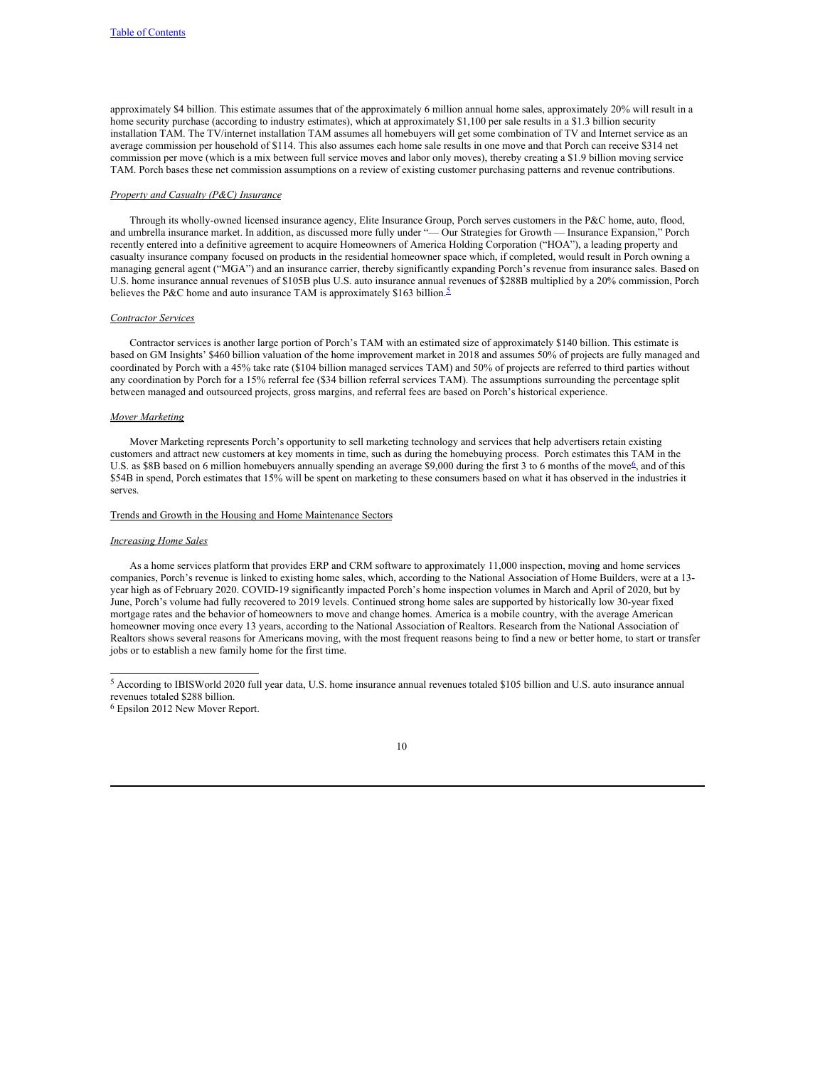approximately $4 billion. This estimate assumes that of the approximately 6 million annual home sales, approximately 20% will result in a home security purchase (according to industry estimates), which at approximately $1,100 per sale results in a $1.3 billion security installation TAM. The TV/internet installation TAM assumes all homebuyers will get some combination of TV and Internet service as an average commission per household of $114. This also assumes each home sale results in one move and that Porch can receive $314 net commission per move (which is a mix between full service moves and labor only moves), thereby creating a $1.9 billion moving service TAM. Porch bases these net commission assumptions on a review of existing customer purchasing patterns and revenue contributions.

*Property and Casualty (P&C) Insurance*

Through its wholly-owned licensed insurance agency, Elite Insurance Group, Porch serves customers in the P&C home, auto, flood, and umbrella insurance market. In addition, as discussed more fully under "— Our Strategies for Growth — Insurance Expansion," Porch recently entered into a definitive agreement to acquire Homeowners of America Holding Corporation ("HOA"), a leading property and casualty insurance company focused on products in the residential homeowner space which, if completed, would result in Porch owning a managing general agent ("MGA") and an insurance carrier, thereby significantly expanding Porch's revenue from insurance sales. Based on U.S. home insurance annual revenues of $105B plus U.S. auto insurance annual revenues of $288B multiplied by a 20% commission, Porch believes the P&C home and auto insurance TAM is approximately $163 billion.[5]

*Contractor Services*

Contractor services is another large portion of Porch's TAM with an estimated size of approximately $140 billion. This estimate is based on GM Insights' $460 billion valuation of the home improvement market in 2018 and assumes 50% of projects are fully managed and coordinated by Porch with a 45% take rate ($104 billion managed services TAM) and 50% of projects are referred to third parties without any coordination by Porch for a 15% referral fee ($34 billion referral services TAM). The assumptions surrounding the percentage split between managed and outsourced projects, gross margins, and referral fees are based on Porch's historical experience.

*Mover Marketing*

Mover Marketing represents Porch's opportunity to sell marketing technology and services that help advertisers retain existing customers and attract new customers at key moments in time, such as during the homebuying process. Porch estimates this TAM in the U.S. as $8B based on 6 million homebuyers annually spending an average $9,000 during the first 3 to 6 months of the move[6], and of this $54B in spend, Porch estimates that 15% will be spent on marketing to these consumers based on what it has observed in the industries it serves.

Trends and Growth in the Housing and Home Maintenance Sectors

*Increasing Home Sales*

As a home services platform that provides ERP and CRM software to approximately 11,000 inspection, moving and home services companies, Porch's revenue is linked to existing home sales, which, according to the National Association of Home Builders, were at a 13-year high as of February 2020. COVID-19 significantly impacted Porch's home inspection volumes in March and April of 2020, but by June, Porch's volume had fully recovered to 2019 levels. Continued strong home sales are supported by historically low 30-year fixed mortgage rates and the behavior of homeowners to move and change homes. America is a mobile country, with the average American homeowner moving once every 13 years, according to the National Association of Realtors. Research from the National Association of Realtors shows several reasons for Americans moving, with the most frequent reasons being to find a new or better home, to start or transfer jobs or to establish a new family home for the first time.

---

[5] According to IBISWorld 2020 full year data, U.S. home insurance annual revenues totaled $105 billion and U.S. auto insurance annual revenues totaled $288 billion.

[6] Epsilon 2012 New Mover Report.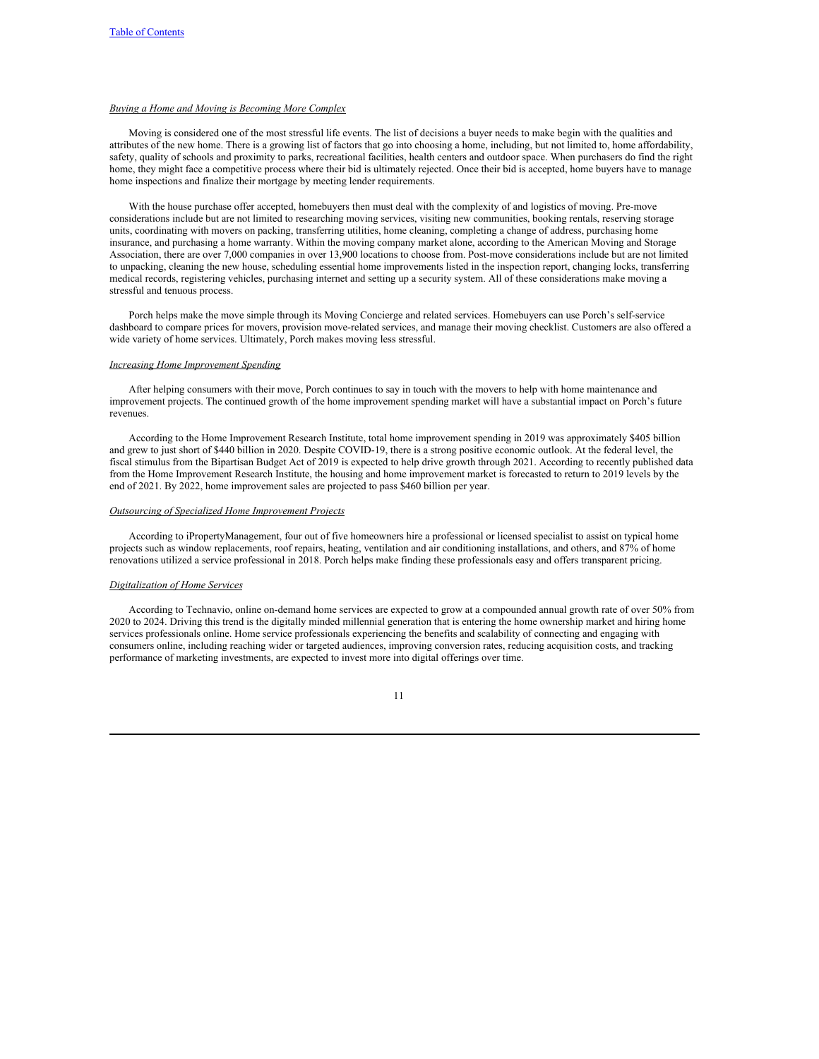*Buying a Home and Moving is Becoming More Complex*

Moving is considered one of the most stressful life events. The list of decisions a buyer needs to make begin with the qualities and attributes of the new home. There is a growing list of factors that go into choosing a home, including, but not limited to, home affordability, safety, quality of schools and proximity to parks, recreational facilities, health centers and outdoor space. When purchasers do find the right home, they might face a competitive process where their bid is ultimately rejected. Once their bid is accepted, home buyers have to manage home inspections and finalize their mortgage by meeting lender requirements.

With the house purchase offer accepted, homebuyers then must deal with the complexity of and logistics of moving. Pre-move considerations include but are not limited to researching moving services, visiting new communities, booking rentals, reserving storage units, coordinating with movers on packing, transferring utilities, home cleaning, completing a change of address, purchasing home insurance, and purchasing a home warranty. Within the moving company market alone, according to the American Moving and Storage Association, there are over 7,000 companies in over 13,900 locations to choose from. Post-move considerations include but are not limited to unpacking, cleaning the new house, scheduling essential home improvements listed in the inspection report, changing locks, transferring medical records, registering vehicles, purchasing internet and setting up a security system. All of these considerations make moving a stressful and tenuous process.

Porch helps make the move simple through its Moving Concierge and related services. Homebuyers can use Porch's self-service dashboard to compare prices for movers, provision move-related services, and manage their moving checklist. Customers are also offered a wide variety of home services. Ultimately, Porch makes moving less stressful.

*Increasing Home Improvement Spending*

After helping consumers with their move, Porch continues to say in touch with the movers to help with home maintenance and improvement projects. The continued growth of the home improvement spending market will have a substantial impact on Porch's future revenues.

According to the Home Improvement Research Institute, total home improvement spending in 2019 was approximately $405 billion and grew to just short of $440 billion in 2020. Despite COVID-19, there is a strong positive economic outlook. At the federal level, the fiscal stimulus from the Bipartisan Budget Act of 2019 is expected to help drive growth through 2021. According to recently published data from the Home Improvement Research Institute, the housing and home improvement market is forecasted to return to 2019 levels by the end of 2021. By 2022, home improvement sales are projected to pass $460 billion per year.

*Outsourcing of Specialized Home Improvement Projects*

According to iPropertyManagement, four out of five homeowners hire a professional or licensed specialist to assist on typical home projects such as window replacements, roof repairs, heating, ventilation and air conditioning installations, and others, and 87% of home renovations utilized a service professional in 2018. Porch helps make finding these professionals easy and offers transparent pricing.

*Digitalization of Home Services*

According to Technavio, online on-demand home services are expected to grow at a compounded annual growth rate of over 50% from 2020 to 2024. Driving this trend is the digitally minded millennial generation that is entering the home ownership market and hiring home services professionals online. Home service professionals experiencing the benefits and scalability of connecting and engaging with consumers online, including reaching wider or targeted audiences, improving conversion rates, reducing acquisition costs, and tracking performance of marketing investments, are expected to invest more into digital offerings over time.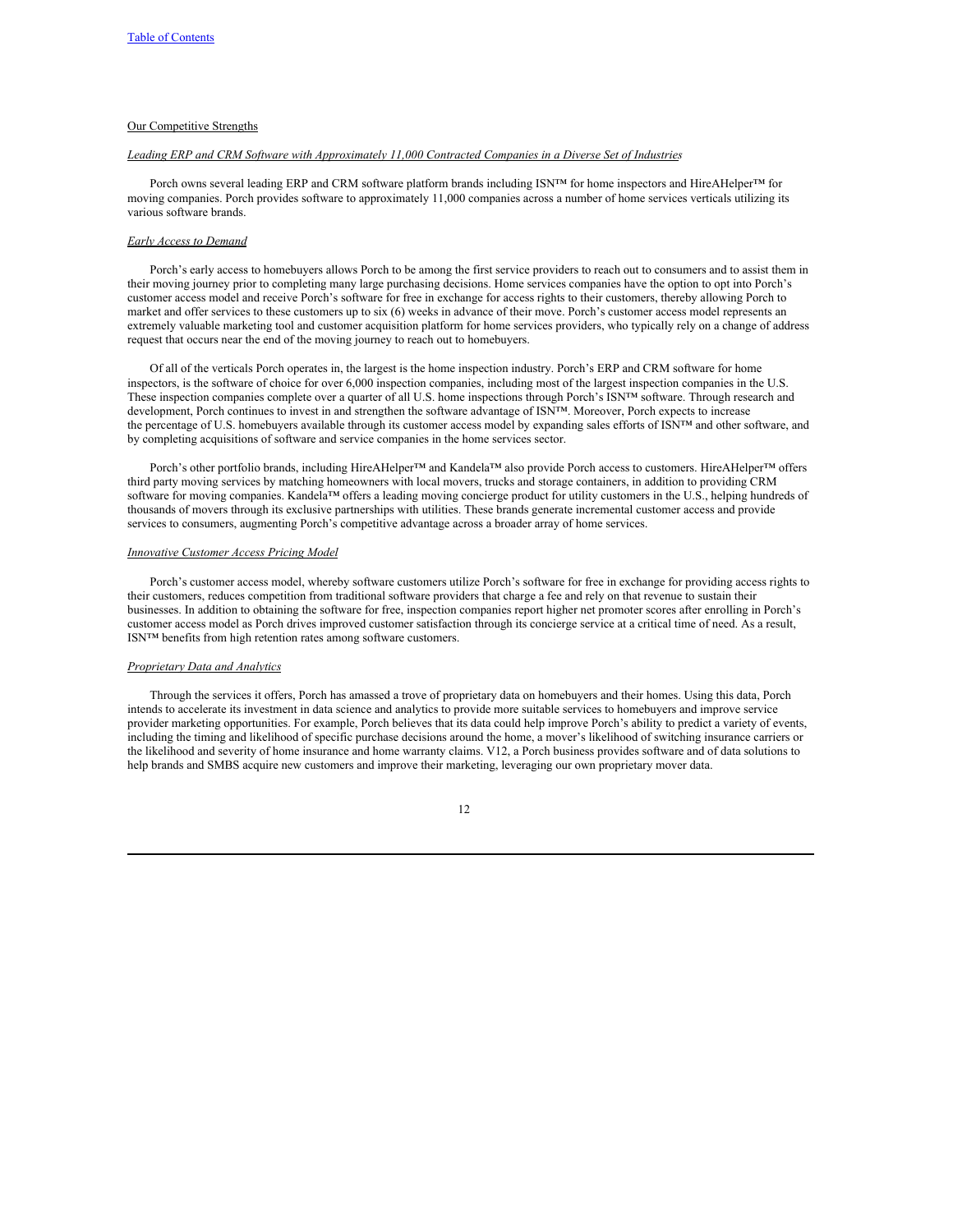Our Competitive Strengths

*Leading ERP and CRM Software with Approximately 11,000 Contracted Companies in a Diverse Set of Industries*

Porch owns several leading ERP and CRM software platform brands including ISN™ for home inspectors and HireAHelper™ for moving companies. Porch provides software to approximately 11,000 companies across a number of home services verticals utilizing its various software brands.

*Early Access to Demand*

Porch's early access to homebuyers allows Porch to be among the first service providers to reach out to consumers and to assist them in their moving journey prior to completing many large purchasing decisions. Home services companies have the option to opt into Porch's customer access model and receive Porch's software for free in exchange for access rights to their customers, thereby allowing Porch to market and offer services to these customers up to six (6) weeks in advance of their move. Porch's customer access model represents an extremely valuable marketing tool and customer acquisition platform for home services providers, who typically rely on a change of address request that occurs near the end of the moving journey to reach out to homebuyers.

Of all of the verticals Porch operates in, the largest is the home inspection industry. Porch's ERP and CRM software for home inspectors, is the software of choice for over 6,000 inspection companies, including most of the largest inspection companies in the U.S. These inspection companies complete over a quarter of all U.S. home inspections through Porch's ISN™ software. Through research and development, Porch continues to invest in and strengthen the software advantage of ISN™. Moreover, Porch expects to increase the percentage of U.S. homebuyers available through its customer access model by expanding sales efforts of ISN™ and other software, and by completing acquisitions of software and service companies in the home services sector.

Porch's other portfolio brands, including HireAHelper™ and Kandela™ also provide Porch access to customers. HireAHelper™ offers third party moving services by matching homeowners with local movers, trucks and storage containers, in addition to providing CRM software for moving companies. Kandela™ offers a leading moving concierge product for utility customers in the U.S., helping hundreds of thousands of movers through its exclusive partnerships with utilities. These brands generate incremental customer access and provide services to consumers, augmenting Porch's competitive advantage across a broader array of home services.

*Innovative Customer Access Pricing Model*

Porch's customer access model, whereby software customers utilize Porch's software for free in exchange for providing access rights to their customers, reduces competition from traditional software providers that charge a fee and rely on that revenue to sustain their businesses. In addition to obtaining the software for free, inspection companies report higher net promoter scores after enrolling in Porch's customer access model as Porch drives improved customer satisfaction through its concierge service at a critical time of need. As a result, ISN™ benefits from high retention rates among software customers.

*Proprietary Data and Analytics*

Through the services it offers, Porch has amassed a trove of proprietary data on homebuyers and their homes. Using this data, Porch intends to accelerate its investment in data science and analytics to provide more suitable services to homebuyers and improve service provider marketing opportunities. For example, Porch believes that its data could help improve Porch's ability to predict a variety of events, including the timing and likelihood of specific purchase decisions around the home, a mover's likelihood of switching insurance carriers or the likelihood and severity of home insurance and home warranty claims. V12, a Porch business provides software and of data solutions to help brands and SMBS acquire new customers and improve their marketing, leveraging our own proprietary mover data.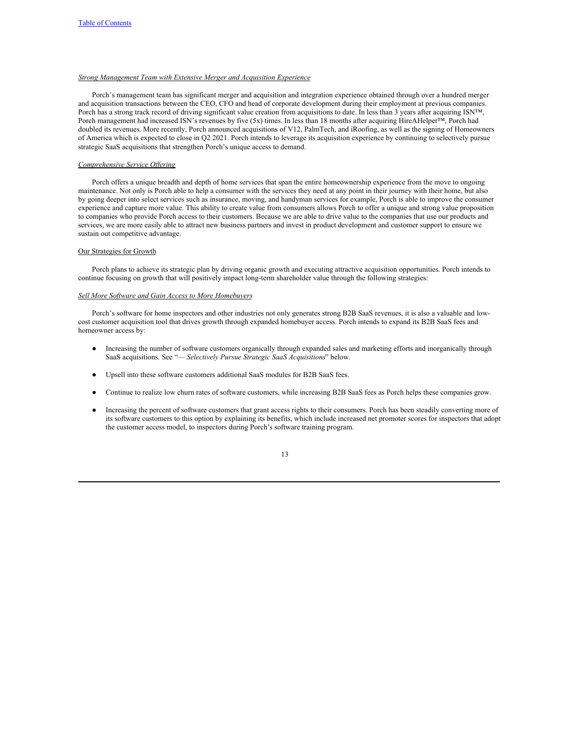*Strong Management Team with Extensive Merger and Acquisition Experience*

Porch's management team has significant merger and acquisition and integration experience obtained through over a hundred merger and acquisition transactions between the CEO, CFO and head of corporate development during their employment at previous companies. Porch has a strong track record of driving significant value creation from acquisitions to date. In less than 3 years after acquiring ISN™, Porch management had increased ISN's revenues by five (5x) times. In less than 18 months after acquiring HireAHelper™, Porch had doubled its revenues. More recently, Porch announced acquisitions of V12, PalmTech, and iRoofing, as well as the signing of Homeowners of America which is expected to close in Q2 2021. Porch intends to leverage its acquisition experience by continuing to selectively pursue strategic SaaS acquisitions that strengthen Porch's unique access to demand.

*Comprehensive Service Offering*

Porch offers a unique breadth and depth of home services that span the entire homeownership experience from the move to ongoing maintenance. Not only is Porch able to help a consumer with the services they need at any point in their journey with their home, but also by going deeper into select services such as insurance, moving, and handyman services for example, Porch is able to improve the consumer experience and capture more value. This ability to create value from consumers allows Porch to offer a unique and strong value proposition to companies who provide Porch access to their customers. Because we are able to drive value to the companies that use our products and services, we are more easily able to attract new business partners and invest in product development and customer support to ensure we sustain out competitive advantage.

Our Strategies for Growth

Porch plans to achieve its strategic plan by driving organic growth and executing attractive acquisition opportunities. Porch intends to continue focusing on growth that will positively impact long-term shareholder value through the following strategies:

*Sell More Software and Gain Access to More Homebuyers*

Porch's software for home inspectors and other industries not only generates strong B2B SaaS revenues, it is also a valuable and low-cost customer acquisition tool that drives growth through expanded homebuyer access. Porch intends to expand its B2B SaaS fees and homeowner access by:

- Increasing the number of software customers organically through expanded sales and marketing efforts and inorganically through SaaS acquisitions. See "— *Selectively Pursue Strategic SaaS Acquisitions*" below.
- Upsell into these software customers additional SaaS modules for B2B SaaS fees.
- Continue to realize low churn rates of software customers, while increasing B2B SaaS fees as Porch helps these companies grow.
- Increasing the percent of software customers that grant access rights to their consumers. Porch has been steadily converting more of its software customers to this option by explaining its benefits, which include increased net promoter scores for inspectors that adopt the customer access model, to inspectors during Porch's software training program.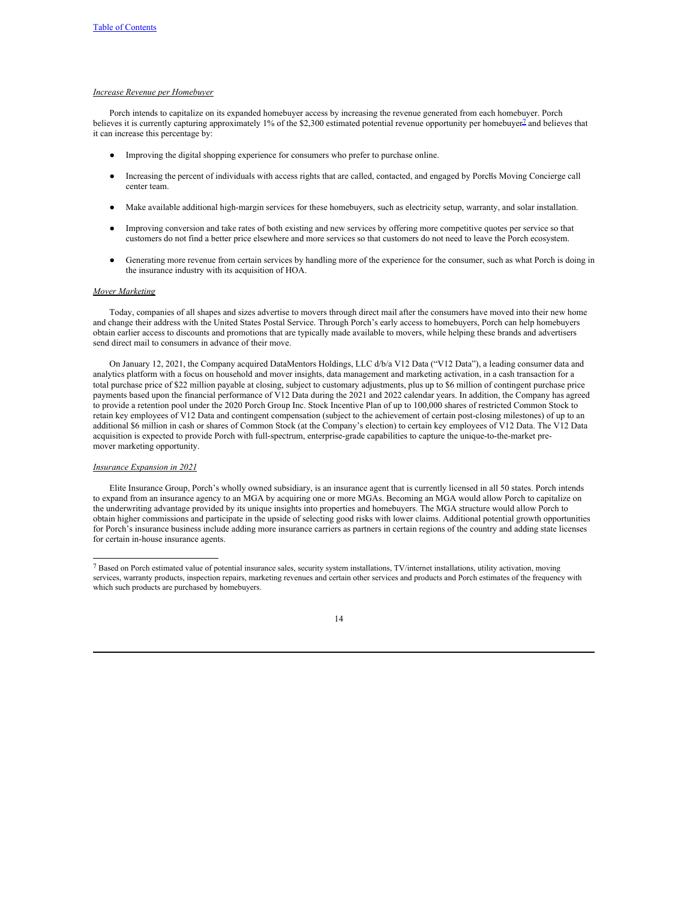*Increase Revenue per Homebuyer*

Porch intends to capitalize on its expanded homebuyer access by increasing the revenue generated from each homebuyer. Porch believes it is currently capturing approximately 1% of the $2,300 estimated potential revenue opportunity per homebuyer[7] and believes that it can increase this percentage by:

- Improving the digital shopping experience for consumers who prefer to purchase online.
- Increasing the percent of individuals with access rights that are called, contacted, and engaged by Porch's Moving Concierge call center team.
- Make available additional high-margin services for these homebuyers, such as electricity setup, warranty, and solar installation.
- Improving conversion and take rates of both existing and new services by offering more competitive quotes per service so that customers do not find a better price elsewhere and more services so that customers do not need to leave the Porch ecosystem.
- Generating more revenue from certain services by handling more of the experience for the consumer, such as what Porch is doing in the insurance industry with its acquisition of HOA.

*Mover Marketing*

Today, companies of all shapes and sizes advertise to movers through direct mail after the consumers have moved into their new home and change their address with the United States Postal Service. Through Porch's early access to homebuyers, Porch can help homebuyers obtain earlier access to discounts and promotions that are typically made available to movers, while helping these brands and advertisers send direct mail to consumers in advance of their move.

On January 12, 2021, the Company acquired DataMentors Holdings, LLC d/b/a V12 Data ("V12 Data"), a leading consumer data and analytics platform with a focus on household and mover insights, data management and marketing activation, in a cash transaction for a total purchase price of $22 million payable at closing, subject to customary adjustments, plus up to $6 million of contingent purchase price payments based upon the financial performance of V12 Data during the 2021 and 2022 calendar years. In addition, the Company has agreed to provide a retention pool under the 2020 Porch Group Inc. Stock Incentive Plan of up to 100,000 shares of restricted Common Stock to retain key employees of V12 Data and contingent compensation (subject to the achievement of certain post-closing milestones) of up to an additional $6 million in cash or shares of Common Stock (at the Company's election) to certain key employees of V12 Data. The V12 Data acquisition is expected to provide Porch with full-spectrum, enterprise-grade capabilities to capture the unique-to-the-market pre-mover marketing opportunity.

*Insurance Expansion in 2021*

Elite Insurance Group, Porch's wholly owned subsidiary, is an insurance agent that is currently licensed in all 50 states. Porch intends to expand from an insurance agency to an MGA by acquiring one or more MGAs. Becoming an MGA would allow Porch to capitalize on the underwriting advantage provided by its unique insights into properties and homebuyers. The MGA structure would allow Porch to obtain higher commissions and participate in the upside of selecting good risks with lower claims. Additional potential growth opportunities for Porch's insurance business include adding more insurance carriers as partners in certain regions of the country and adding state licenses for certain in-house insurance agents.

---

[7] Based on Porch estimated value of potential insurance sales, security system installations, TV/internet installations, utility activation, moving services, warranty products, inspection repairs, marketing revenues and certain other services and products and Porch estimates of the frequency with which such products are purchased by homebuyers.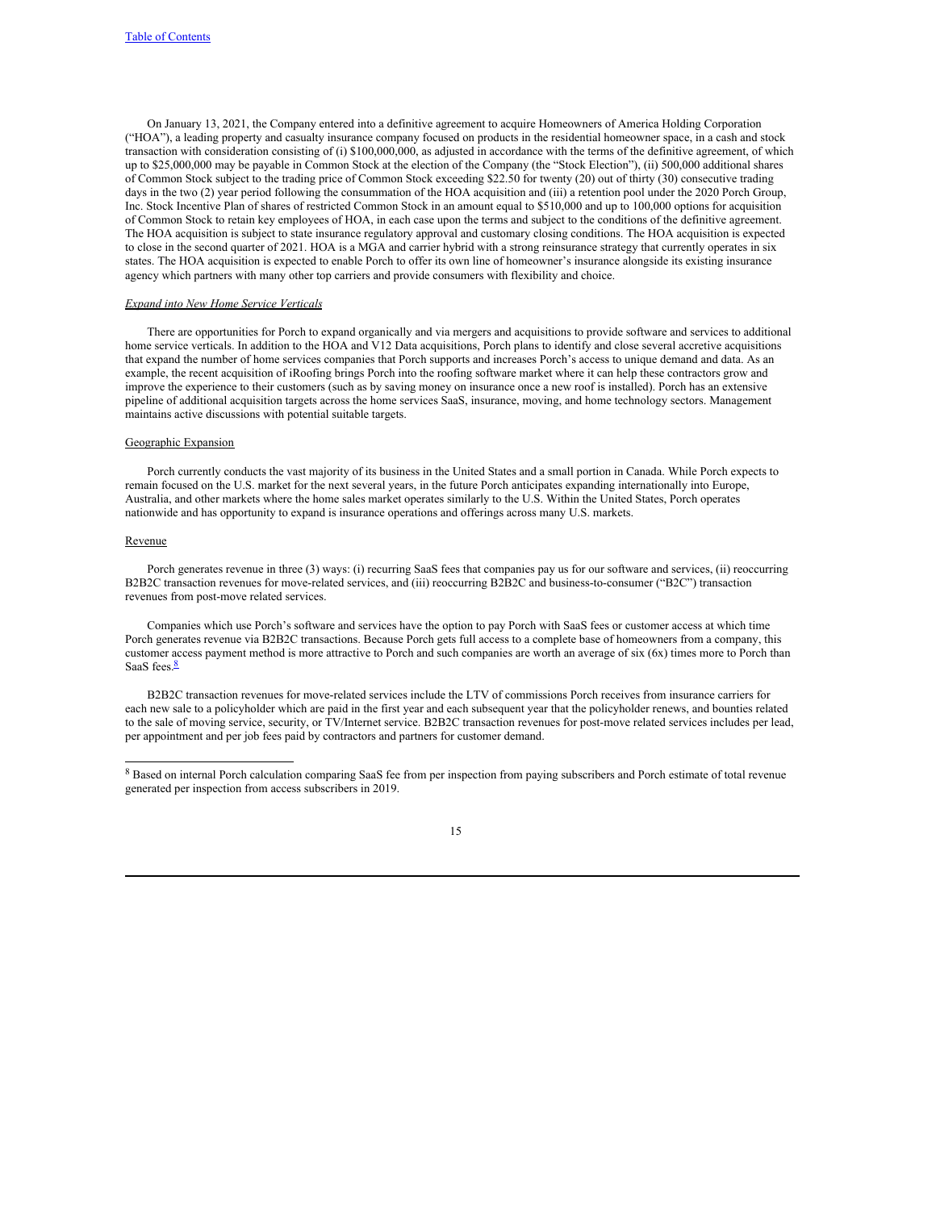On January 13, 2021, the Company entered into a definitive agreement to acquire Homeowners of America Holding Corporation ("HOA"), a leading property and casualty insurance company focused on products in the residential homeowner space, in a cash and stock transaction with consideration consisting of (i) $100,000,000, as adjusted in accordance with the terms of the definitive agreement, of which up to $25,000,000 may be payable in Common Stock at the election of the Company (the "Stock Election"), (ii) 500,000 additional shares of Common Stock subject to the trading price of Common Stock exceeding $22.50 for twenty (20) out of thirty (30) consecutive trading days in the two (2) year period following the consummation of the HOA acquisition and (iii) a retention pool under the 2020 Porch Group, Inc. Stock Incentive Plan of shares of restricted Common Stock in an amount equal to $510,000 and up to 100,000 options for acquisition of Common Stock to retain key employees of HOA, in each case upon the terms and subject to the conditions of the definitive agreement. The HOA acquisition is subject to state insurance regulatory approval and customary closing conditions. The HOA acquisition is expected to close in the second quarter of 2021. HOA is a MGA and carrier hybrid with a strong reinsurance strategy that currently operates in six states. The HOA acquisition is expected to enable Porch to offer its own line of homeowner's insurance alongside its existing insurance agency which partners with many other top carriers and provide consumers with flexibility and choice.

*Expand into New Home Service Verticals*

There are opportunities for Porch to expand organically and via mergers and acquisitions to provide software and services to additional home service verticals. In addition to the HOA and V12 Data acquisitions, Porch plans to identify and close several accretive acquisitions that expand the number of home services companies that Porch supports and increases Porch's access to unique demand and data. As an example, the recent acquisition of iRoofing brings Porch into the roofing software market where it can help these contractors grow and improve the experience to their customers (such as by saving money on insurance once a new roof is installed). Porch has an extensive pipeline of additional acquisition targets across the home services SaaS, insurance, moving, and home technology sectors. Management maintains active discussions with potential suitable targets.

Geographic Expansion

Porch currently conducts the vast majority of its business in the United States and a small portion in Canada. While Porch expects to remain focused on the U.S. market for the next several years, in the future Porch anticipates expanding internationally into Europe, Australia, and other markets where the home sales market operates similarly to the U.S. Within the United States, Porch operates nationwide and has opportunity to expand is insurance operations and offerings across many U.S. markets.

Revenue

Porch generates revenue in three (3) ways: (i) recurring SaaS fees that companies pay us for our software and services, (ii) reoccurring B2B2C transaction revenues for move-related services, and (iii) reoccurring B2B2C and business-to-consumer ("B2C") transaction revenues from post-move related services.

Companies which use Porch's software and services have the option to pay Porch with SaaS fees or customer access at which time Porch generates revenue via B2B2C transactions. Because Porch gets full access to a complete base of homeowners from a company, this customer access payment method is more attractive to Porch and such companies are worth an average of six (6x) times more to Porch than SaaS fees.[8]

B2B2C transaction revenues for move-related services include the LTV of commissions Porch receives from insurance carriers for each new sale to a policyholder which are paid in the first year and each subsequent year that the policyholder renews, and bounties related to the sale of moving service, security, or TV/Internet service. B2B2C transaction revenues for post-move related services includes per lead, per appointment and per job fees paid by contractors and partners for customer demand.

---

[8] Based on internal Porch calculation comparing SaaS fee from per inspection from paying subscribers and Porch estimate of total revenue generated per inspection from access subscribers in 2019.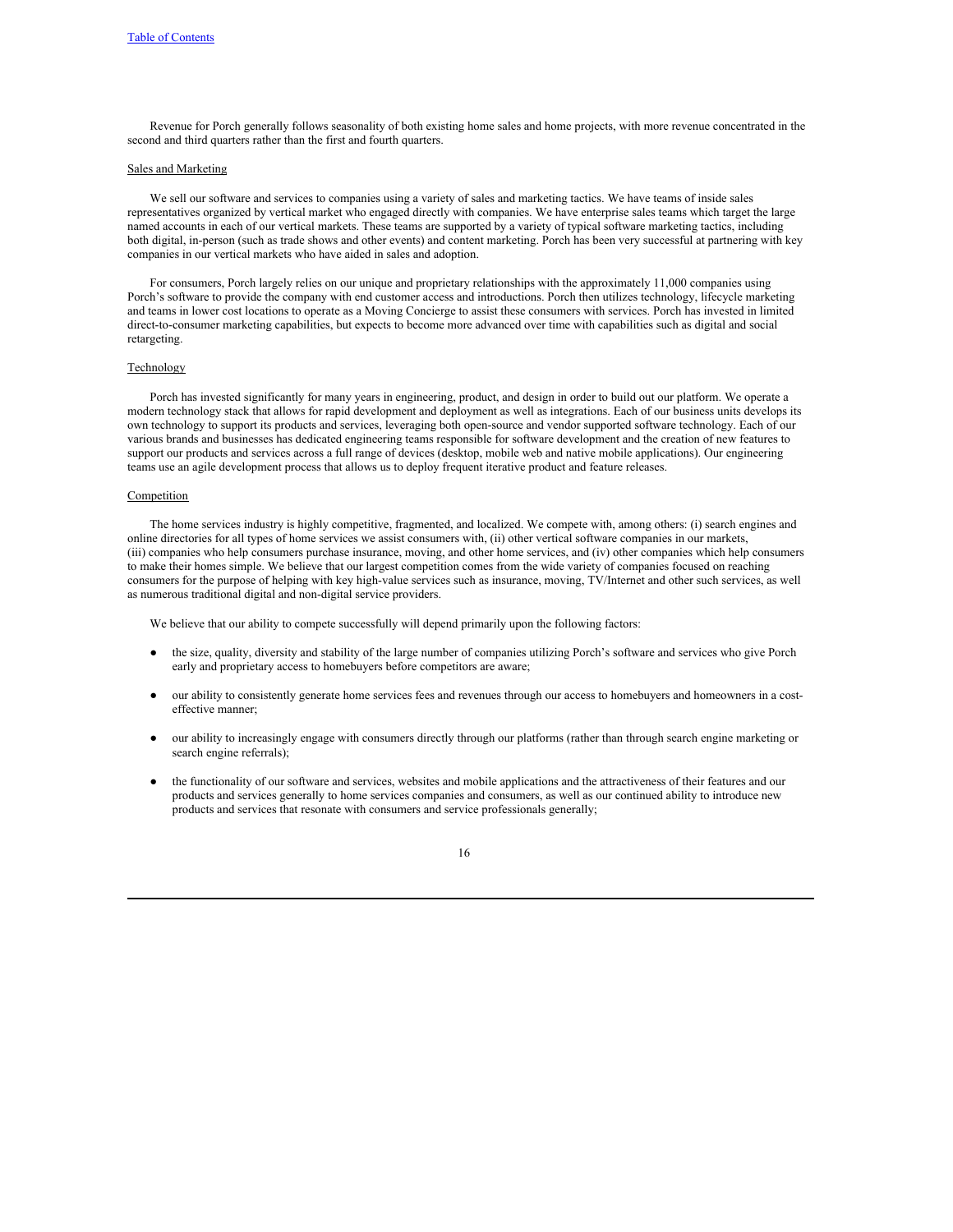Revenue for Porch generally follows seasonality of both existing home sales and home projects, with more revenue concentrated in the second and third quarters rather than the first and fourth quarters.

## Sales and Marketing

We sell our software and services to companies using a variety of sales and marketing tactics. We have teams of inside sales representatives organized by vertical market who engaged directly with companies. We have enterprise sales teams which target the large named accounts in each of our vertical markets. These teams are supported by a variety of typical software marketing tactics, including both digital, in-person (such as trade shows and other events) and content marketing. Porch has been very successful at partnering with key companies in our vertical markets who have aided in sales and adoption.

For consumers, Porch largely relies on our unique and proprietary relationships with the approximately 11,000 companies using Porch's software to provide the company with end customer access and introductions. Porch then utilizes technology, lifecycle marketing and teams in lower cost locations to operate as a Moving Concierge to assist these consumers with services. Porch has invested in limited direct-to-consumer marketing capabilities, but expects to become more advanced over time with capabilities such as digital and social retargeting.

## Technology

Porch has invested significantly for many years in engineering, product, and design in order to build out our platform. We operate a modern technology stack that allows for rapid development and deployment as well as integrations. Each of our business units develops its own technology to support its products and services, leveraging both open-source and vendor supported software technology. Each of our various brands and businesses has dedicated engineering teams responsible for software development and the creation of new features to support our products and services across a full range of devices (desktop, mobile web and native mobile applications). Our engineering teams use an agile development process that allows us to deploy frequent iterative product and feature releases.

## Competition

The home services industry is highly competitive, fragmented, and localized. We compete with, among others: (i) search engines and online directories for all types of home services we assist consumers with, (ii) other vertical software companies in our markets, (iii) companies who help consumers purchase insurance, moving, and other home services, and (iv) other companies which help consumers to make their homes simple. We believe that our largest competition comes from the wide variety of companies focused on reaching consumers for the purpose of helping with key high-value services such as insurance, moving, TV/Internet and other such services, as well as numerous traditional digital and non-digital service providers.

We believe that our ability to compete successfully will depend primarily upon the following factors:

- the size, quality, diversity and stability of the large number of companies utilizing Porch's software and services who give Porch early and proprietary access to homebuyers before competitors are aware;
- our ability to consistently generate home services fees and revenues through our access to homebuyers and homeowners in a cost-effective manner;
- our ability to increasingly engage with consumers directly through our platforms (rather than through search engine marketing or search engine referrals);
- the functionality of our software and services, websites and mobile applications and the attractiveness of their features and our products and services generally to home services companies and consumers, as well as our continued ability to introduce new products and services that resonate with consumers and service professionals generally;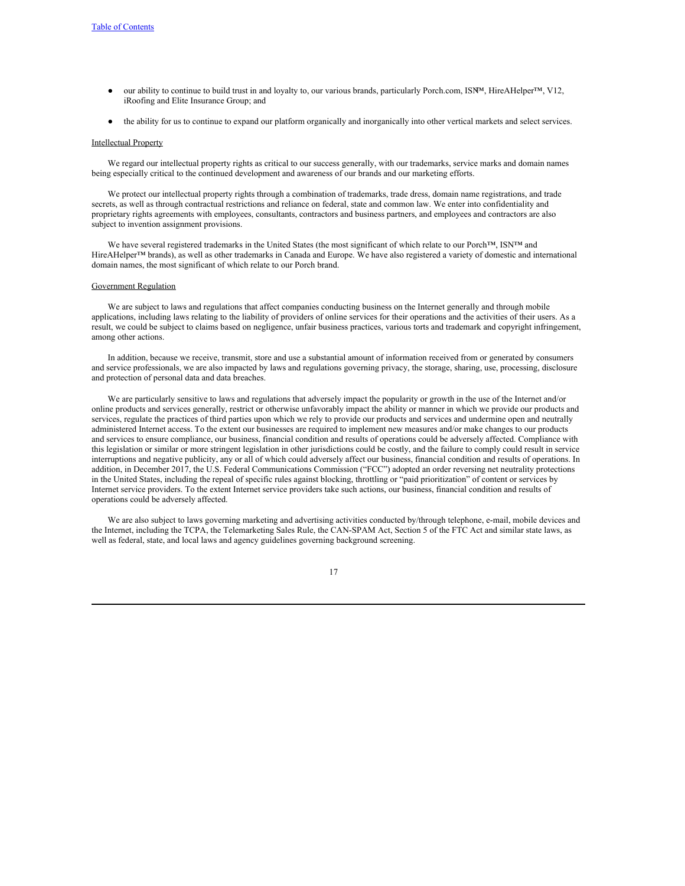- our ability to continue to build trust in and loyalty to, our various brands, particularly Porch.com, ISN™, HireAHelper™, V12, iRoofing and Elite Insurance Group; and

- the ability for us to continue to expand our platform organically and inorganically into other vertical markets and select services.

Intellectual Property

We regard our intellectual property rights as critical to our success generally, with our trademarks, service marks and domain names being especially critical to the continued development and awareness of our brands and our marketing efforts.

We protect our intellectual property rights through a combination of trademarks, trade dress, domain name registrations, and trade secrets, as well as through contractual restrictions and reliance on federal, state and common law. We enter into confidentiality and proprietary rights agreements with employees, consultants, contractors and business partners, and employees and contractors are also subject to invention assignment provisions.

We have several registered trademarks in the United States (the most significant of which relate to our Porch™, ISN™ and HireAHelper™ brands), as well as other trademarks in Canada and Europe. We have also registered a variety of domestic and international domain names, the most significant of which relate to our Porch brand.

Government Regulation

We are subject to laws and regulations that affect companies conducting business on the Internet generally and through mobile applications, including laws relating to the liability of providers of online services for their operations and the activities of their users. As a result, we could be subject to claims based on negligence, unfair business practices, various torts and trademark and copyright infringement, among other actions.

In addition, because we receive, transmit, store and use a substantial amount of information received from or generated by consumers and service professionals, we are also impacted by laws and regulations governing privacy, the storage, sharing, use, processing, disclosure and protection of personal data and data breaches.

We are particularly sensitive to laws and regulations that adversely impact the popularity or growth in the use of the Internet and/or online products and services generally, restrict or otherwise unfavorably impact the ability or manner in which we provide our products and services, regulate the practices of third parties upon which we rely to provide our products and services and undermine open and neutrally administered Internet access. To the extent our businesses are required to implement new measures and/or make changes to our products and services to ensure compliance, our business, financial condition and results of operations could be adversely affected. Compliance with this legislation or similar or more stringent legislation in other jurisdictions could be costly, and the failure to comply could result in service interruptions and negative publicity, any or all of which could adversely affect our business, financial condition and results of operations. In addition, in December 2017, the U.S. Federal Communications Commission ("FCC") adopted an order reversing net neutrality protections in the United States, including the repeal of specific rules against blocking, throttling or "paid prioritization" of content or services by Internet service providers. To the extent Internet service providers take such actions, our business, financial condition and results of operations could be adversely affected.

We are also subject to laws governing marketing and advertising activities conducted by/through telephone, e-mail, mobile devices and the Internet, including the TCPA, the Telemarketing Sales Rule, the CAN-SPAM Act, Section 5 of the FTC Act and similar state laws, as well as federal, state, and local laws and agency guidelines governing background screening.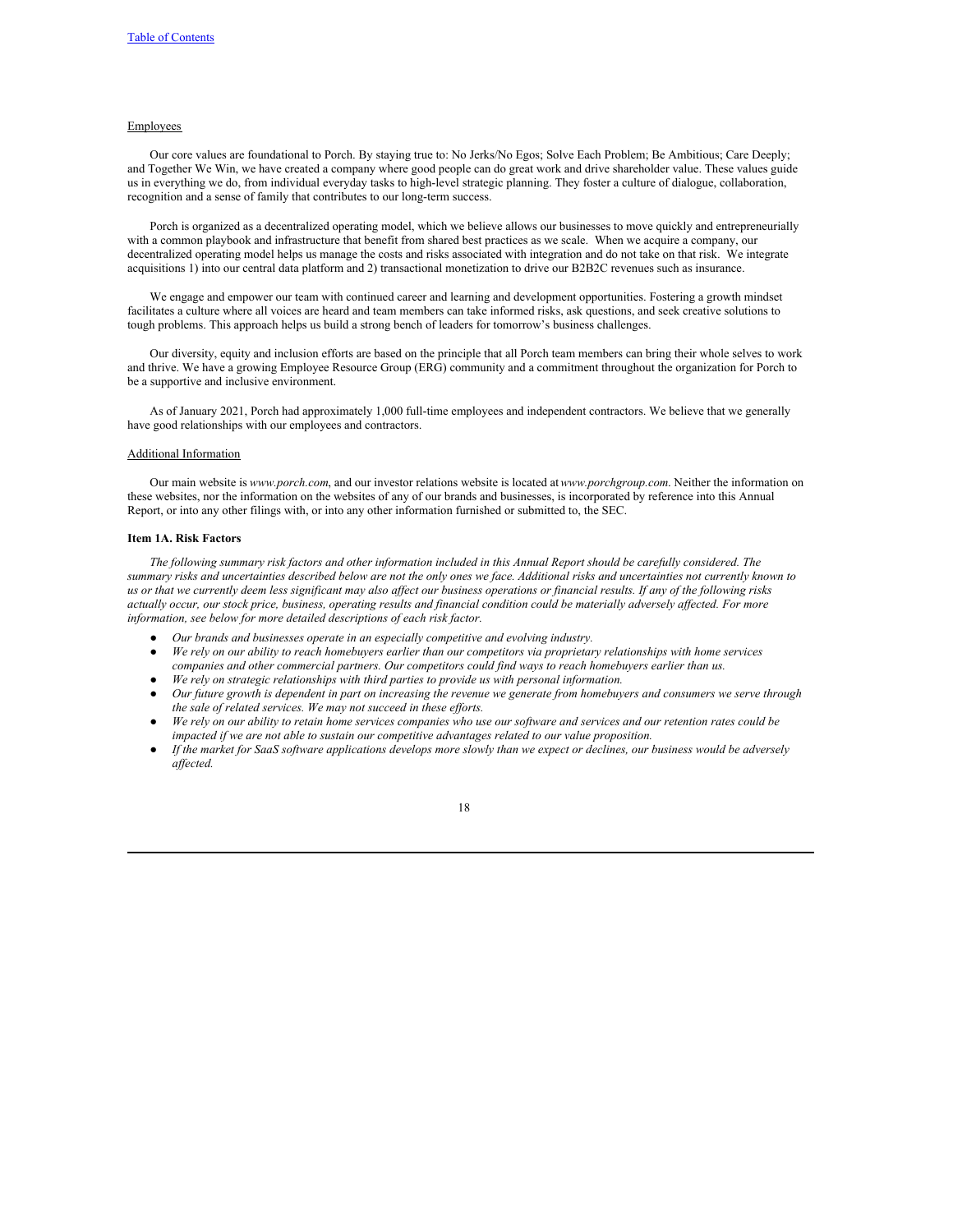Employees

Our core values are foundational to Porch. By staying true to: No Jerks/No Egos; Solve Each Problem; Be Ambitious; Care Deeply; and Together We Win, we have created a company where good people can do great work and drive shareholder value. These values guide us in everything we do, from individual everyday tasks to high-level strategic planning. They foster a culture of dialogue, collaboration, recognition and a sense of family that contributes to our long-term success.

Porch is organized as a decentralized operating model, which we believe allows our businesses to move quickly and entrepreneurially with a common playbook and infrastructure that benefit from shared best practices as we scale. When we acquire a company, our decentralized operating model helps us manage the costs and risks associated with integration and do not take on that risk. We integrate acquisitions 1) into our central data platform and 2) transactional monetization to drive our B2B2C revenues such as insurance.

We engage and empower our team with continued career and learning and development opportunities. Fostering a growth mindset facilitates a culture where all voices are heard and team members can take informed risks, ask questions, and seek creative solutions to tough problems. This approach helps us build a strong bench of leaders for tomorrow's business challenges.

Our diversity, equity and inclusion efforts are based on the principle that all Porch team members can bring their whole selves to work and thrive. We have a growing Employee Resource Group (ERG) community and a commitment throughout the organization for Porch to be a supportive and inclusive environment.

As of January 2021, Porch had approximately 1,000 full-time employees and independent contractors. We believe that we generally have good relationships with our employees and contractors.

Additional Information

Our main website is *www.porch.com*, and our investor relations website is located at *www.porchgroup.com*. Neither the information on these websites, nor the information on the websites of any of our brands and businesses, is incorporated by reference into this Annual Report, or into any other filings with, or into any other information furnished or submitted to, the SEC.

## Item 1A. Risk Factors

*The following summary risk factors and other information included in this Annual Report should be carefully considered. The summary risks and uncertainties described below are not the only ones we face. Additional risks and uncertainties not currently known to us or that we currently deem less significant may also affect our business operations or financial results. If any of the following risks actually occur, our stock price, business, operating results and financial condition could be materially adversely affected. For more information, see below for more detailed descriptions of each risk factor.*

- *Our brands and businesses operate in an especially competitive and evolving industry.*
- *We rely on our ability to reach homebuyers earlier than our competitors via proprietary relationships with home services companies and other commercial partners. Our competitors could find ways to reach homebuyers earlier than us.*
- *We rely on strategic relationships with third parties to provide us with personal information.*
- *Our future growth is dependent in part on increasing the revenue we generate from homebuyers and consumers we serve through the sale of related services. We may not succeed in these efforts.*
- *We rely on our ability to retain home services companies who use our software and services and our retention rates could be impacted if we are not able to sustain our competitive advantages related to our value proposition.*
- *If the market for SaaS software applications develops more slowly than we expect or declines, our business would be adversely affected.*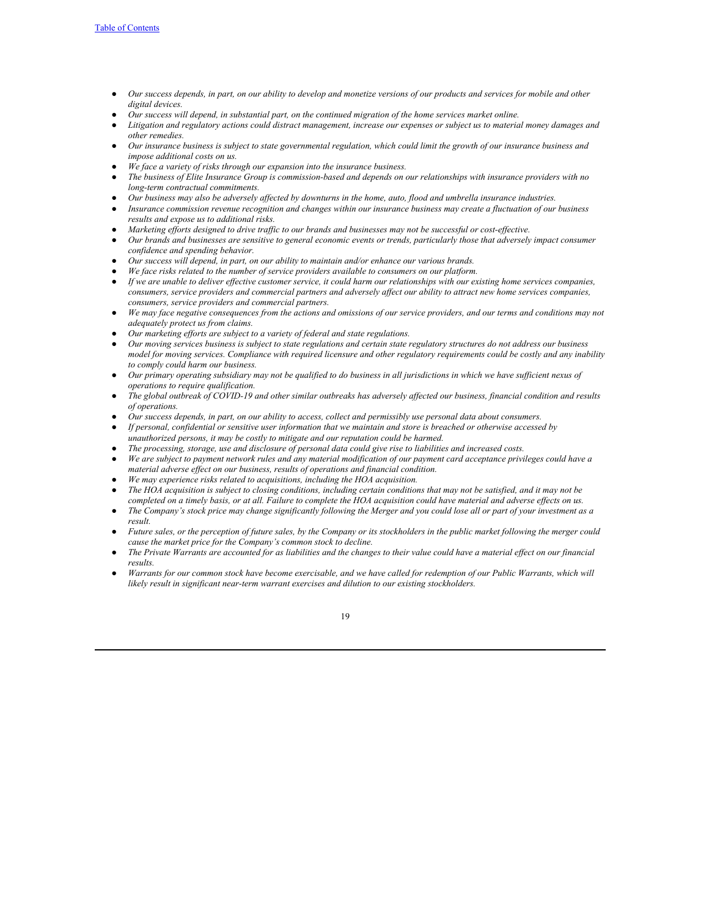- *Our success depends, in part, on our ability to develop and monetize versions of our products and services for mobile and other digital devices.*
- *Our success will depend, in substantial part, on the continued migration of the home services market online.*
- *Litigation and regulatory actions could distract management, increase our expenses or subject us to material money damages and other remedies.*
- *Our insurance business is subject to state governmental regulation, which could limit the growth of our insurance business and impose additional costs on us.*
- *We face a variety of risks through our expansion into the insurance business.*
- *The business of Elite Insurance Group is commission-based and depends on our relationships with insurance providers with no long-term contractual commitments.*
- *Our business may also be adversely affected by downturns in the home, auto, flood and umbrella insurance industries.*
- *Insurance commission revenue recognition and changes within our insurance business may create a fluctuation of our business results and expose us to additional risks.*
- *Marketing efforts designed to drive traffic to our brands and businesses may not be successful or cost-effective.*
- *Our brands and businesses are sensitive to general economic events or trends, particularly those that adversely impact consumer confidence and spending behavior.*
- *Our success will depend, in part, on our ability to maintain and/or enhance our various brands.*
- *We face risks related to the number of service providers available to consumers on our platform.*
- *If we are unable to deliver effective customer service, it could harm our relationships with our existing home services companies, consumers, service providers and commercial partners and adversely affect our ability to attract new home services companies, consumers, service providers and commercial partners.*
- *We may face negative consequences from the actions and omissions of our service providers, and our terms and conditions may not adequately protect us from claims.*
- *Our marketing efforts are subject to a variety of federal and state regulations.*
- *Our moving services business is subject to state regulations and certain state regulatory structures do not address our business model for moving services. Compliance with required licensure and other regulatory requirements could be costly and any inability to comply could harm our business.*
- *Our primary operating subsidiary may not be qualified to do business in all jurisdictions in which we have sufficient nexus of operations to require qualification.*
- *The global outbreak of COVID-19 and other similar outbreaks has adversely affected our business, financial condition and results of operations.*
- *Our success depends, in part, on our ability to access, collect and permissibly use personal data about consumers.*
- *If personal, confidential or sensitive user information that we maintain and store is breached or otherwise accessed by unauthorized persons, it may be costly to mitigate and our reputation could be harmed.*
- *The processing, storage, use and disclosure of personal data could give rise to liabilities and increased costs.*
- *We are subject to payment network rules and any material modification of our payment card acceptance privileges could have a material adverse effect on our business, results of operations and financial condition.*
- *We may experience risks related to acquisitions, including the HOA acquisition.*
- *The HOA acquisition is subject to closing conditions, including certain conditions that may not be satisfied, and it may not be completed on a timely basis, or at all. Failure to complete the HOA acquisition could have material and adverse effects on us.*
- *The Company's stock price may change significantly following the Merger and you could lose all or part of your investment as a result.*
- *Future sales, or the perception of future sales, by the Company or its stockholders in the public market following the merger could cause the market price for the Company's common stock to decline.*
- *The Private Warrants are accounted for as liabilities and the changes to their value could have a material effect on our financial results.*
- *Warrants for our common stock have become exercisable, and we have called for redemption of our Public Warrants, which will likely result in significant near-term warrant exercises and dilution to our existing stockholders.*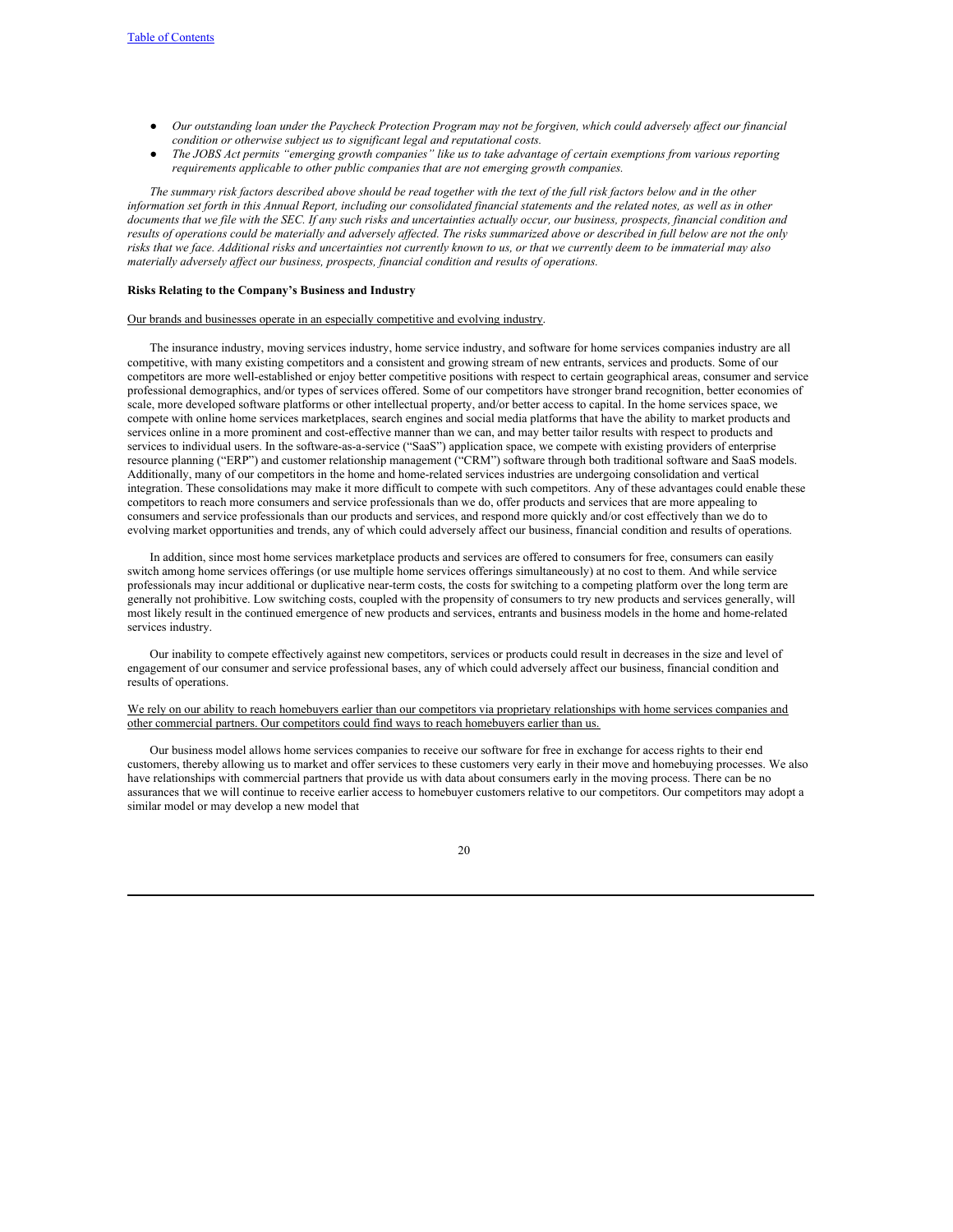- *Our outstanding loan under the Paycheck Protection Program may not be forgiven, which could adversely affect our financial condition or otherwise subject us to significant legal and reputational costs.*
- *The JOBS Act permits "emerging growth companies" like us to take advantage of certain exemptions from various reporting requirements applicable to other public companies that are not emerging growth companies.*

*The summary risk factors described above should be read together with the text of the full risk factors below and in the other information set forth in this Annual Report, including our consolidated financial statements and the related notes, as well as in other documents that we file with the SEC. If any such risks and uncertainties actually occur, our business, prospects, financial condition and results of operations could be materially and adversely affected. The risks summarized above or described in full below are not the only risks that we face. Additional risks and uncertainties not currently known to us, or that we currently deem to be immaterial may also materially adversely affect our business, prospects, financial condition and results of operations.*

**Risks Relating to the Company's Business and Industry**

Our brands and businesses operate in an especially competitive and evolving industry.

The insurance industry, moving services industry, home service industry, and software for home services companies industry are all competitive, with many existing competitors and a consistent and growing stream of new entrants, services and products. Some of our competitors are more well-established or enjoy better competitive positions with respect to certain geographical areas, consumer and service professional demographics, and/or types of services offered. Some of our competitors have stronger brand recognition, better economies of scale, more developed software platforms or other intellectual property, and/or better access to capital. In the home services space, we compete with online home services marketplaces, search engines and social media platforms that have the ability to market products and services online in a more prominent and cost-effective manner than we can, and may better tailor results with respect to products and services to individual users. In the software-as-a-service ("SaaS") application space, we compete with existing providers of enterprise resource planning ("ERP") and customer relationship management ("CRM") software through both traditional software and SaaS models. Additionally, many of our competitors in the home and home-related services industries are undergoing consolidation and vertical integration. These consolidations may make it more difficult to compete with such competitors. Any of these advantages could enable these competitors to reach more consumers and service professionals than we do, offer products and services that are more appealing to consumers and service professionals than our products and services, and respond more quickly and/or cost effectively than we do to evolving market opportunities and trends, any of which could adversely affect our business, financial condition and results of operations.

In addition, since most home services marketplace products and services are offered to consumers for free, consumers can easily switch among home services offerings (or use multiple home services offerings simultaneously) at no cost to them. And while service professionals may incur additional or duplicative near-term costs, the costs for switching to a competing platform over the long term are generally not prohibitive. Low switching costs, coupled with the propensity of consumers to try new products and services generally, will most likely result in the continued emergence of new products and services, entrants and business models in the home and home-related services industry.

Our inability to compete effectively against new competitors, services or products could result in decreases in the size and level of engagement of our consumer and service professional bases, any of which could adversely affect our business, financial condition and results of operations.

We rely on our ability to reach homebuyers earlier than our competitors via proprietary relationships with home services companies and other commercial partners. Our competitors could find ways to reach homebuyers earlier than us.

Our business model allows home services companies to receive our software for free in exchange for access rights to their end customers, thereby allowing us to market and offer services to these customers very early in their move and homebuying processes. We also have relationships with commercial partners that provide us with data about consumers early in the moving process. There can be no assurances that we will continue to receive earlier access to homebuyer customers relative to our competitors. Our competitors may adopt a similar model or may develop a new model that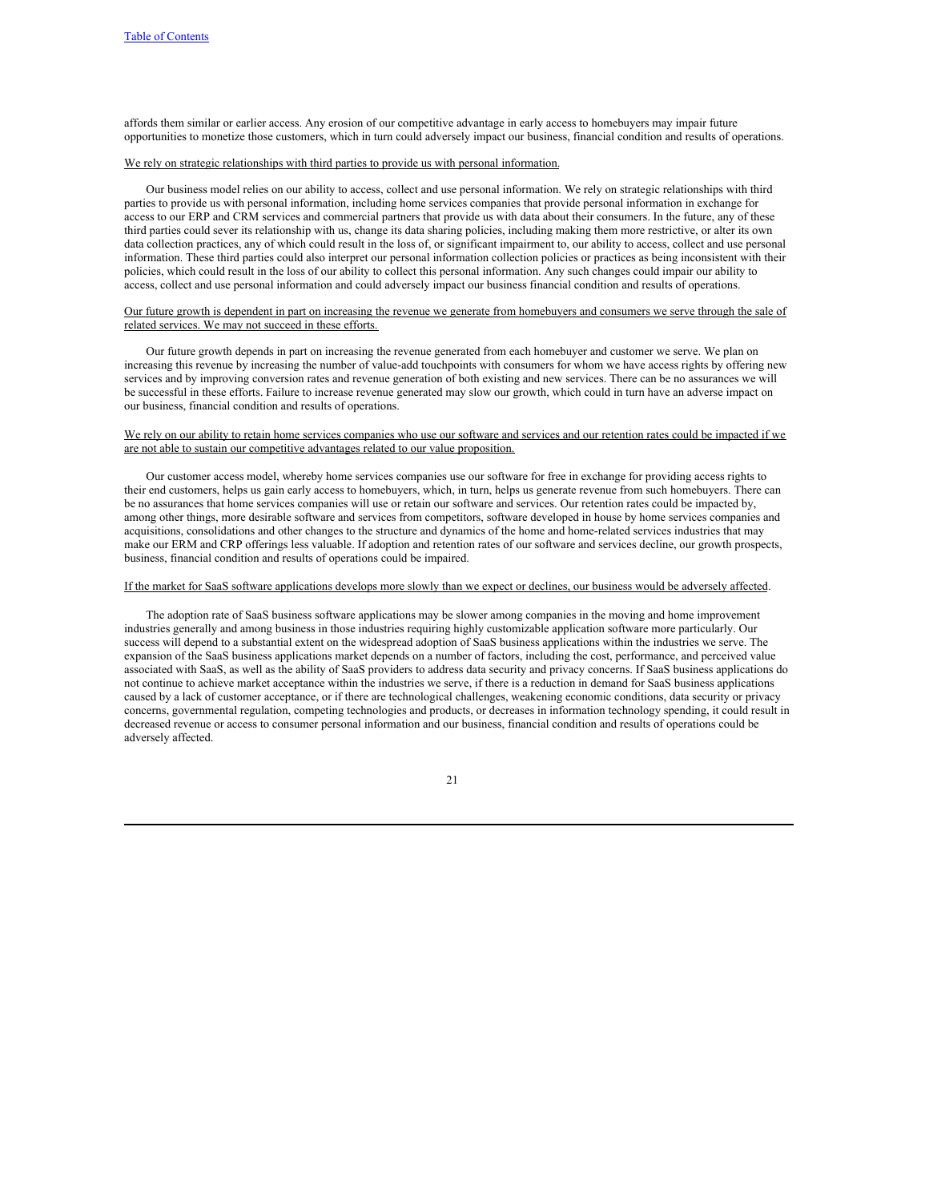affords them similar or earlier access. Any erosion of our competitive advantage in early access to homebuyers may impair future opportunities to monetize those customers, which in turn could adversely impact our business, financial condition and results of operations.

<u>We rely on strategic relationships with third parties to provide us with personal information.</u>

Our business model relies on our ability to access, collect and use personal information. We rely on strategic relationships with third parties to provide us with personal information, including home services companies that provide personal information in exchange for access to our ERP and CRM services and commercial partners that provide us with data about their consumers. In the future, any of these third parties could sever its relationship with us, change its data sharing policies, including making them more restrictive, or alter its own data collection practices, any of which could result in the loss of, or significant impairment to, our ability to access, collect and use personal information. These third parties could also interpret our personal information collection policies or practices as being inconsistent with their policies, which could result in the loss of our ability to collect this personal information. Any such changes could impair our ability to access, collect and use personal information and could adversely impact our business financial condition and results of operations.

<u>Our future growth is dependent in part on increasing the revenue we generate from homebuyers and consumers we serve through the sale of related services. We may not succeed in these efforts.</u>

Our future growth depends in part on increasing the revenue generated from each homebuyer and customer we serve. We plan on increasing this revenue by increasing the number of value-add touchpoints with consumers for whom we have access rights by offering new services and by improving conversion rates and revenue generation of both existing and new services. There can be no assurances we will be successful in these efforts. Failure to increase revenue generated may slow our growth, which could in turn have an adverse impact on our business, financial condition and results of operations.

<u>We rely on our ability to retain home services companies who use our software and services and our retention rates could be impacted if we are not able to sustain our competitive advantages related to our value proposition.</u>

Our customer access model, whereby home services companies use our software for free in exchange for providing access rights to their end customers, helps us gain early access to homebuyers, which, in turn, helps us generate revenue from such homebuyers. There can be no assurances that home services companies will use or retain our software and services. Our retention rates could be impacted by, among other things, more desirable software and services from competitors, software developed in house by home services companies and acquisitions, consolidations and other changes to the structure and dynamics of the home and home-related services industries that may make our ERM and CRP offerings less valuable. If adoption and retention rates of our software and services decline, our growth prospects, business, financial condition and results of operations could be impaired.

<u>If the market for SaaS software applications develops more slowly than we expect or declines, our business would be adversely affected</u>.

The adoption rate of SaaS business software applications may be slower among companies in the moving and home improvement industries generally and among business in those industries requiring highly customizable application software more particularly. Our success will depend to a substantial extent on the widespread adoption of SaaS business applications within the industries we serve. The expansion of the SaaS business applications market depends on a number of factors, including the cost, performance, and perceived value associated with SaaS, as well as the ability of SaaS providers to address data security and privacy concerns. If SaaS business applications do not continue to achieve market acceptance within the industries we serve, if there is a reduction in demand for SaaS business applications caused by a lack of customer acceptance, or if there are technological challenges, weakening economic conditions, data security or privacy concerns, governmental regulation, competing technologies and products, or decreases in information technology spending, it could result in decreased revenue or access to consumer personal information and our business, financial condition and results of operations could be adversely affected.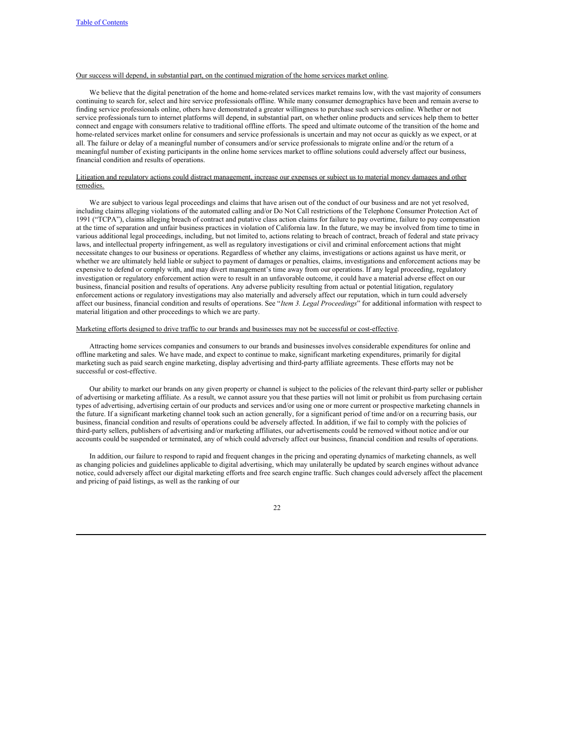Our success will depend, in substantial part, on the continued migration of the home services market online.

We believe that the digital penetration of the home and home-related services market remains low, with the vast majority of consumers continuing to search for, select and hire service professionals offline. While many consumer demographics have been and remain averse to finding service professionals online, others have demonstrated a greater willingness to purchase such services online. Whether or not service professionals turn to internet platforms will depend, in substantial part, on whether online products and services help them to better connect and engage with consumers relative to traditional offline efforts. The speed and ultimate outcome of the transition of the home and home-related services market online for consumers and service professionals is uncertain and may not occur as quickly as we expect, or at all. The failure or delay of a meaningful number of consumers and/or service professionals to migrate online and/or the return of a meaningful number of existing participants in the online home services market to offline solutions could adversely affect our business, financial condition and results of operations.

Litigation and regulatory actions could distract management, increase our expenses or subject us to material money damages and other remedies.

We are subject to various legal proceedings and claims that have arisen out of the conduct of our business and are not yet resolved, including claims alleging violations of the automated calling and/or Do Not Call restrictions of the Telephone Consumer Protection Act of 1991 ("TCPA"), claims alleging breach of contract and putative class action claims for failure to pay overtime, failure to pay compensation at the time of separation and unfair business practices in violation of California law. In the future, we may be involved from time to time in various additional legal proceedings, including, but not limited to, actions relating to breach of contract, breach of federal and state privacy laws, and intellectual property infringement, as well as regulatory investigations or civil and criminal enforcement actions that might necessitate changes to our business or operations. Regardless of whether any claims, investigations or actions against us have merit, or whether we are ultimately held liable or subject to payment of damages or penalties, claims, investigations and enforcement actions may be expensive to defend or comply with, and may divert management's time away from our operations. If any legal proceeding, regulatory investigation or regulatory enforcement action were to result in an unfavorable outcome, it could have a material adverse effect on our business, financial position and results of operations. Any adverse publicity resulting from actual or potential litigation, regulatory enforcement actions or regulatory investigations may also materially and adversely affect our reputation, which in turn could adversely affect our business, financial condition and results of operations. See "*Item 3. Legal Proceedings*" for additional information with respect to material litigation and other proceedings to which we are party.

Marketing efforts designed to drive traffic to our brands and businesses may not be successful or cost-effective.

Attracting home services companies and consumers to our brands and businesses involves considerable expenditures for online and offline marketing and sales. We have made, and expect to continue to make, significant marketing expenditures, primarily for digital marketing such as paid search engine marketing, display advertising and third-party affiliate agreements. These efforts may not be successful or cost-effective.

Our ability to market our brands on any given property or channel is subject to the policies of the relevant third-party seller or publisher of advertising or marketing affiliate. As a result, we cannot assure you that these parties will not limit or prohibit us from purchasing certain types of advertising, advertising certain of our products and services and/or using one or more current or prospective marketing channels in the future. If a significant marketing channel took such an action generally, for a significant period of time and/or on a recurring basis, our business, financial condition and results of operations could be adversely affected. In addition, if we fail to comply with the policies of third-party sellers, publishers of advertising and/or marketing affiliates, our advertisements could be removed without notice and/or our accounts could be suspended or terminated, any of which could adversely affect our business, financial condition and results of operations.

In addition, our failure to respond to rapid and frequent changes in the pricing and operating dynamics of marketing channels, as well as changing policies and guidelines applicable to digital advertising, which may unilaterally be updated by search engines without advance notice, could adversely affect our digital marketing efforts and free search engine traffic. Such changes could adversely affect the placement and pricing of paid listings, as well as the ranking of our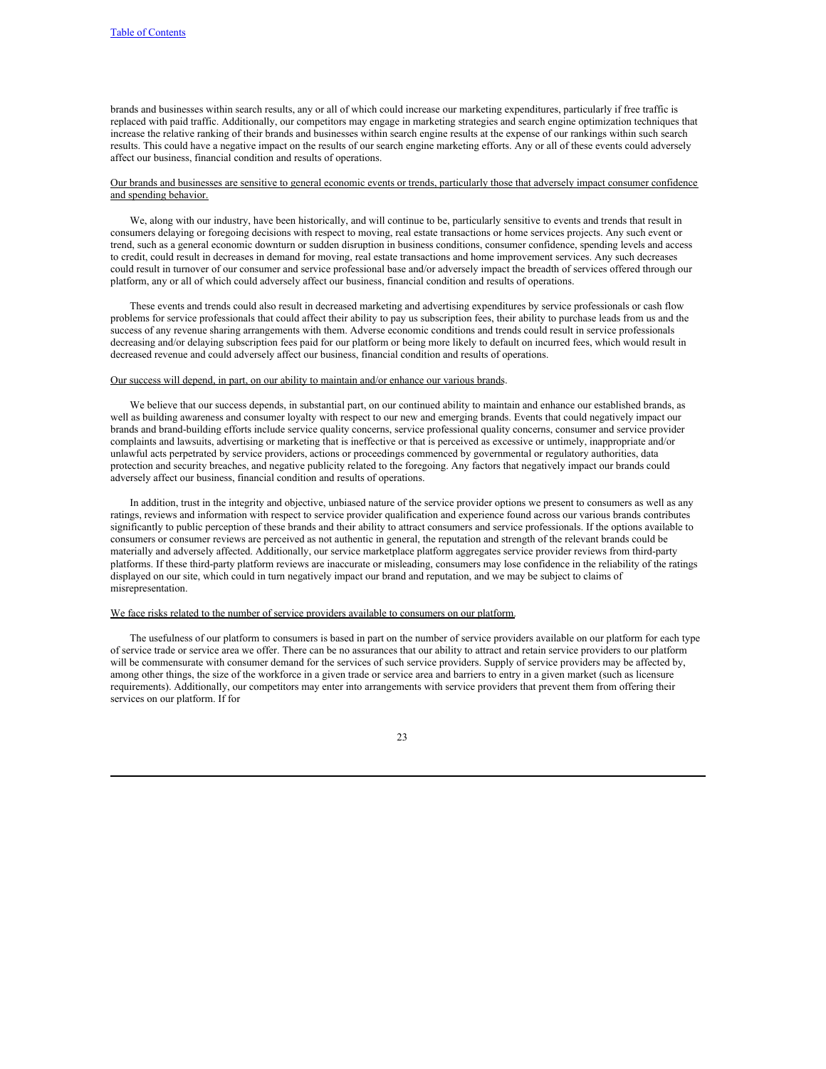brands and businesses within search results, any or all of which could increase our marketing expenditures, particularly if free traffic is replaced with paid traffic. Additionally, our competitors may engage in marketing strategies and search engine optimization techniques that increase the relative ranking of their brands and businesses within search engine results at the expense of our rankings within such search results. This could have a negative impact on the results of our search engine marketing efforts. Any or all of these events could adversely affect our business, financial condition and results of operations.

Our brands and businesses are sensitive to general economic events or trends, particularly those that adversely impact consumer confidence and spending behavior.

We, along with our industry, have been historically, and will continue to be, particularly sensitive to events and trends that result in consumers delaying or foregoing decisions with respect to moving, real estate transactions or home services projects. Any such event or trend, such as a general economic downturn or sudden disruption in business conditions, consumer confidence, spending levels and access to credit, could result in decreases in demand for moving, real estate transactions and home improvement services. Any such decreases could result in turnover of our consumer and service professional base and/or adversely impact the breadth of services offered through our platform, any or all of which could adversely affect our business, financial condition and results of operations.

These events and trends could also result in decreased marketing and advertising expenditures by service professionals or cash flow problems for service professionals that could affect their ability to pay us subscription fees, their ability to purchase leads from us and the success of any revenue sharing arrangements with them. Adverse economic conditions and trends could result in service professionals decreasing and/or delaying subscription fees paid for our platform or being more likely to default on incurred fees, which would result in decreased revenue and could adversely affect our business, financial condition and results of operations.

Our success will depend, in part, on our ability to maintain and/or enhance our various brands.

We believe that our success depends, in substantial part, on our continued ability to maintain and enhance our established brands, as well as building awareness and consumer loyalty with respect to our new and emerging brands. Events that could negatively impact our brands and brand-building efforts include service quality concerns, service professional quality concerns, consumer and service provider complaints and lawsuits, advertising or marketing that is ineffective or that is perceived as excessive or untimely, inappropriate and/or unlawful acts perpetrated by service providers, actions or proceedings commenced by governmental or regulatory authorities, data protection and security breaches, and negative publicity related to the foregoing. Any factors that negatively impact our brands could adversely affect our business, financial condition and results of operations.

In addition, trust in the integrity and objective, unbiased nature of the service provider options we present to consumers as well as any ratings, reviews and information with respect to service provider qualification and experience found across our various brands contributes significantly to public perception of these brands and their ability to attract consumers and service professionals. If the options available to consumers or consumer reviews are perceived as not authentic in general, the reputation and strength of the relevant brands could be materially and adversely affected. Additionally, our service marketplace platform aggregates service provider reviews from third-party platforms. If these third-party platform reviews are inaccurate or misleading, consumers may lose confidence in the reliability of the ratings displayed on our site, which could in turn negatively impact our brand and reputation, and we may be subject to claims of misrepresentation.

We face risks related to the number of service providers available to consumers on our platform.

The usefulness of our platform to consumers is based in part on the number of service providers available on our platform for each type of service trade or service area we offer. There can be no assurances that our ability to attract and retain service providers to our platform will be commensurate with consumer demand for the services of such service providers. Supply of service providers may be affected by, among other things, the size of the workforce in a given trade or service area and barriers to entry in a given market (such as licensure requirements). Additionally, our competitors may enter into arrangements with service providers that prevent them from offering their services on our platform. If for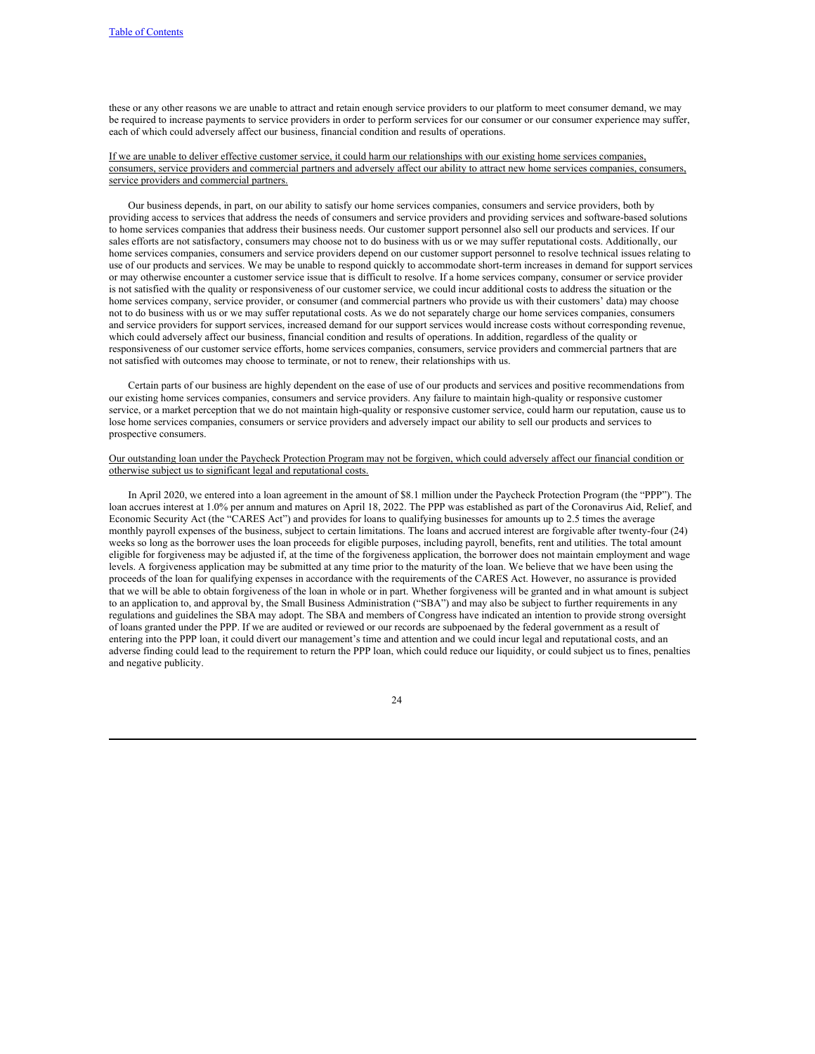these or any other reasons we are unable to attract and retain enough service providers to our platform to meet consumer demand, we may be required to increase payments to service providers in order to perform services for our consumer or our consumer experience may suffer, each of which could adversely affect our business, financial condition and results of operations.

<u>If we are unable to deliver effective customer service, it could harm our relationships with our existing home services companies, consumers, service providers and commercial partners and adversely affect our ability to attract new home services companies, consumers, service providers and commercial partners.</u>

Our business depends, in part, on our ability to satisfy our home services companies, consumers and service providers, both by providing access to services that address the needs of consumers and service providers and providing services and software-based solutions to home services companies that address their business needs. Our customer support personnel also sell our products and services. If our sales efforts are not satisfactory, consumers may choose not to do business with us or we may suffer reputational costs. Additionally, our home services companies, consumers and service providers depend on our customer support personnel to resolve technical issues relating to use of our products and services. We may be unable to respond quickly to accommodate short-term increases in demand for support services or may otherwise encounter a customer service issue that is difficult to resolve. If a home services company, consumer or service provider is not satisfied with the quality or responsiveness of our customer service, we could incur additional costs to address the situation or the home services company, service provider, or consumer (and commercial partners who provide us with their customers' data) may choose not to do business with us or we may suffer reputational costs. As we do not separately charge our home services companies, consumers and service providers for support services, increased demand for our support services would increase costs without corresponding revenue, which could adversely affect our business, financial condition and results of operations. In addition, regardless of the quality or responsiveness of our customer service efforts, home services companies, consumers, service providers and commercial partners that are not satisfied with outcomes may choose to terminate, or not to renew, their relationships with us.

Certain parts of our business are highly dependent on the ease of use of our products and services and positive recommendations from our existing home services companies, consumers and service providers. Any failure to maintain high-quality or responsive customer service, or a market perception that we do not maintain high-quality or responsive customer service, could harm our reputation, cause us to lose home services companies, consumers or service providers and adversely impact our ability to sell our products and services to prospective consumers.

<u>Our outstanding loan under the Paycheck Protection Program may not be forgiven, which could adversely affect our financial condition or otherwise subject us to significant legal and reputational costs.</u>

In April 2020, we entered into a loan agreement in the amount of $8.1 million under the Paycheck Protection Program (the "PPP"). The loan accrues interest at 1.0% per annum and matures on April 18, 2022. The PPP was established as part of the Coronavirus Aid, Relief, and Economic Security Act (the "CARES Act") and provides for loans to qualifying businesses for amounts up to 2.5 times the average monthly payroll expenses of the business, subject to certain limitations. The loans and accrued interest are forgivable after twenty-four (24) weeks so long as the borrower uses the loan proceeds for eligible purposes, including payroll, benefits, rent and utilities. The total amount eligible for forgiveness may be adjusted if, at the time of the forgiveness application, the borrower does not maintain employment and wage levels. A forgiveness application may be submitted at any time prior to the maturity of the loan. We believe that we have been using the proceeds of the loan for qualifying expenses in accordance with the requirements of the CARES Act. However, no assurance is provided that we will be able to obtain forgiveness of the loan in whole or in part. Whether forgiveness will be granted and in what amount is subject to an application to, and approval by, the Small Business Administration ("SBA") and may also be subject to further requirements in any regulations and guidelines the SBA may adopt. The SBA and members of Congress have indicated an intention to provide strong oversight of loans granted under the PPP. If we are audited or reviewed or our records are subpoenaed by the federal government as a result of entering into the PPP loan, it could divert our management's time and attention and we could incur legal and reputational costs, and an adverse finding could lead to the requirement to return the PPP loan, which could reduce our liquidity, or could subject us to fines, penalties and negative publicity.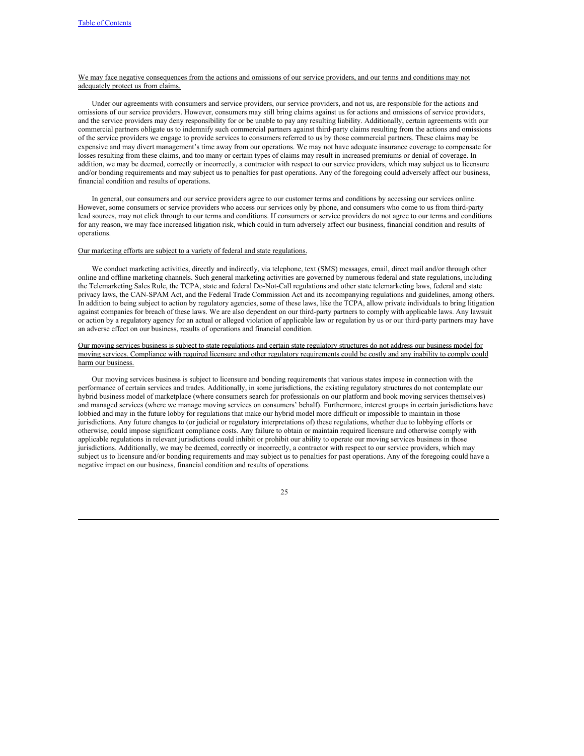<u>We may face negative consequences from the actions and omissions of our service providers, and our terms and conditions may not adequately protect us from claims.</u>

Under our agreements with consumers and service providers, our service providers, and not us, are responsible for the actions and omissions of our service providers. However, consumers may still bring claims against us for actions and omissions of service providers, and the service providers may deny responsibility for or be unable to pay any resulting liability. Additionally, certain agreements with our commercial partners obligate us to indemnify such commercial partners against third-party claims resulting from the actions and omissions of the service providers we engage to provide services to consumers referred to us by those commercial partners. These claims may be expensive and may divert management's time away from our operations. We may not have adequate insurance coverage to compensate for losses resulting from these claims, and too many or certain types of claims may result in increased premiums or denial of coverage. In addition, we may be deemed, correctly or incorrectly, a contractor with respect to our service providers, which may subject us to licensure and/or bonding requirements and may subject us to penalties for past operations. Any of the foregoing could adversely affect our business, financial condition and results of operations.

In general, our consumers and our service providers agree to our customer terms and conditions by accessing our services online. However, some consumers or service providers who access our services only by phone, and consumers who come to us from third-party lead sources, may not click through to our terms and conditions. If consumers or service providers do not agree to our terms and conditions for any reason, we may face increased litigation risk, which could in turn adversely affect our business, financial condition and results of operations.

<u>Our marketing efforts are subject to a variety of federal and state regulations.</u>

We conduct marketing activities, directly and indirectly, via telephone, text (SMS) messages, email, direct mail and/or through other online and offline marketing channels. Such general marketing activities are governed by numerous federal and state regulations, including the Telemarketing Sales Rule, the TCPA, state and federal Do-Not-Call regulations and other state telemarketing laws, federal and state privacy laws, the CAN-SPAM Act, and the Federal Trade Commission Act and its accompanying regulations and guidelines, among others. In addition to being subject to action by regulatory agencies, some of these laws, like the TCPA, allow private individuals to bring litigation against companies for breach of these laws. We are also dependent on our third-party partners to comply with applicable laws. Any lawsuit or action by a regulatory agency for an actual or alleged violation of applicable law or regulation by us or our third-party partners may have an adverse effect on our business, results of operations and financial condition.

<u>Our moving services business is subject to state regulations and certain state regulatory structures do not address our business model for moving services. Compliance with required licensure and other regulatory requirements could be costly and any inability to comply could harm our business.</u>

Our moving services business is subject to licensure and bonding requirements that various states impose in connection with the performance of certain services and trades. Additionally, in some jurisdictions, the existing regulatory structures do not contemplate our hybrid business model of marketplace (where consumers search for professionals on our platform and book moving services themselves) and managed services (where we manage moving services on consumers' behalf). Furthermore, interest groups in certain jurisdictions have lobbied and may in the future lobby for regulations that make our hybrid model more difficult or impossible to maintain in those jurisdictions. Any future changes to (or judicial or regulatory interpretations of) these regulations, whether due to lobbying efforts or otherwise, could impose significant compliance costs. Any failure to obtain or maintain required licensure and otherwise comply with applicable regulations in relevant jurisdictions could inhibit or prohibit our ability to operate our moving services business in those jurisdictions. Additionally, we may be deemed, correctly or incorrectly, a contractor with respect to our service providers, which may subject us to licensure and/or bonding requirements and may subject us to penalties for past operations. Any of the foregoing could have a negative impact on our business, financial condition and results of operations.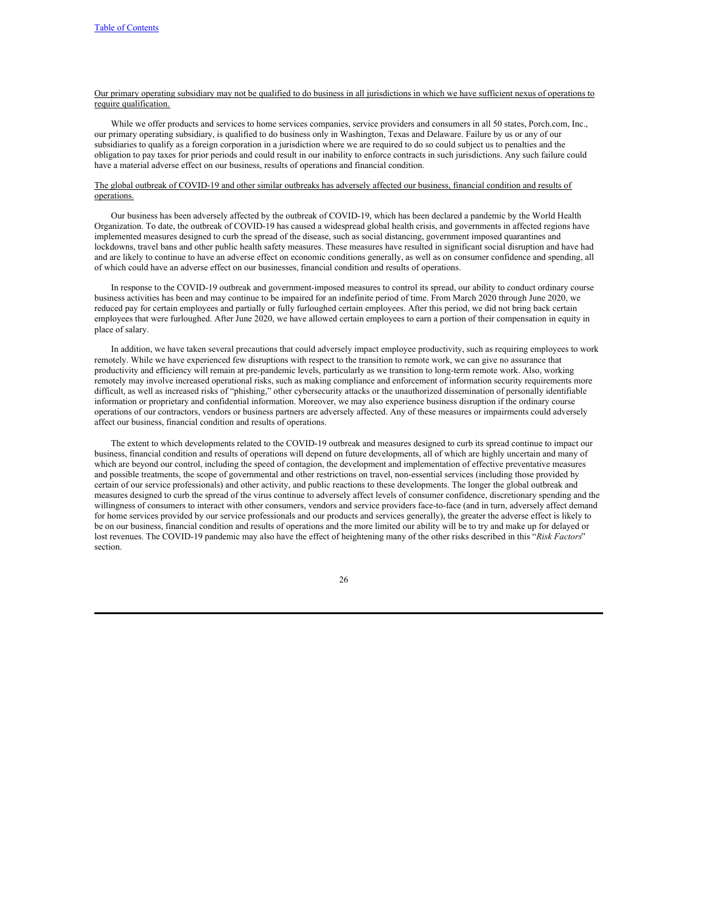Our primary operating subsidiary may not be qualified to do business in all jurisdictions in which we have sufficient nexus of operations to require qualification.

While we offer products and services to home services companies, service providers and consumers in all 50 states, Porch.com, Inc., our primary operating subsidiary, is qualified to do business only in Washington, Texas and Delaware. Failure by us or any of our subsidiaries to qualify as a foreign corporation in a jurisdiction where we are required to do so could subject us to penalties and the obligation to pay taxes for prior periods and could result in our inability to enforce contracts in such jurisdictions. Any such failure could have a material adverse effect on our business, results of operations and financial condition.

The global outbreak of COVID-19 and other similar outbreaks has adversely affected our business, financial condition and results of operations.

Our business has been adversely affected by the outbreak of COVID-19, which has been declared a pandemic by the World Health Organization. To date, the outbreak of COVID-19 has caused a widespread global health crisis, and governments in affected regions have implemented measures designed to curb the spread of the disease, such as social distancing, government imposed quarantines and lockdowns, travel bans and other public health safety measures. These measures have resulted in significant social disruption and have had and are likely to continue to have an adverse effect on economic conditions generally, as well as on consumer confidence and spending, all of which could have an adverse effect on our businesses, financial condition and results of operations.

In response to the COVID-19 outbreak and government-imposed measures to control its spread, our ability to conduct ordinary course business activities has been and may continue to be impaired for an indefinite period of time. From March 2020 through June 2020, we reduced pay for certain employees and partially or fully furloughed certain employees. After this period, we did not bring back certain employees that were furloughed. After June 2020, we have allowed certain employees to earn a portion of their compensation in equity in place of salary.

In addition, we have taken several precautions that could adversely impact employee productivity, such as requiring employees to work remotely. While we have experienced few disruptions with respect to the transition to remote work, we can give no assurance that productivity and efficiency will remain at pre-pandemic levels, particularly as we transition to long-term remote work. Also, working remotely may involve increased operational risks, such as making compliance and enforcement of information security requirements more difficult, as well as increased risks of "phishing," other cybersecurity attacks or the unauthorized dissemination of personally identifiable information or proprietary and confidential information. Moreover, we may also experience business disruption if the ordinary course operations of our contractors, vendors or business partners are adversely affected. Any of these measures or impairments could adversely affect our business, financial condition and results of operations.

The extent to which developments related to the COVID-19 outbreak and measures designed to curb its spread continue to impact our business, financial condition and results of operations will depend on future developments, all of which are highly uncertain and many of which are beyond our control, including the speed of contagion, the development and implementation of effective preventative measures and possible treatments, the scope of governmental and other restrictions on travel, non-essential services (including those provided by certain of our service professionals) and other activity, and public reactions to these developments. The longer the global outbreak and measures designed to curb the spread of the virus continue to adversely affect levels of consumer confidence, discretionary spending and the willingness of consumers to interact with other consumers, vendors and service providers face-to-face (and in turn, adversely affect demand for home services provided by our service professionals and our products and services generally), the greater the adverse effect is likely to be on our business, financial condition and results of operations and the more limited our ability will be to try and make up for delayed or lost revenues. The COVID-19 pandemic may also have the effect of heightening many of the other risks described in this "*Risk Factors*" section.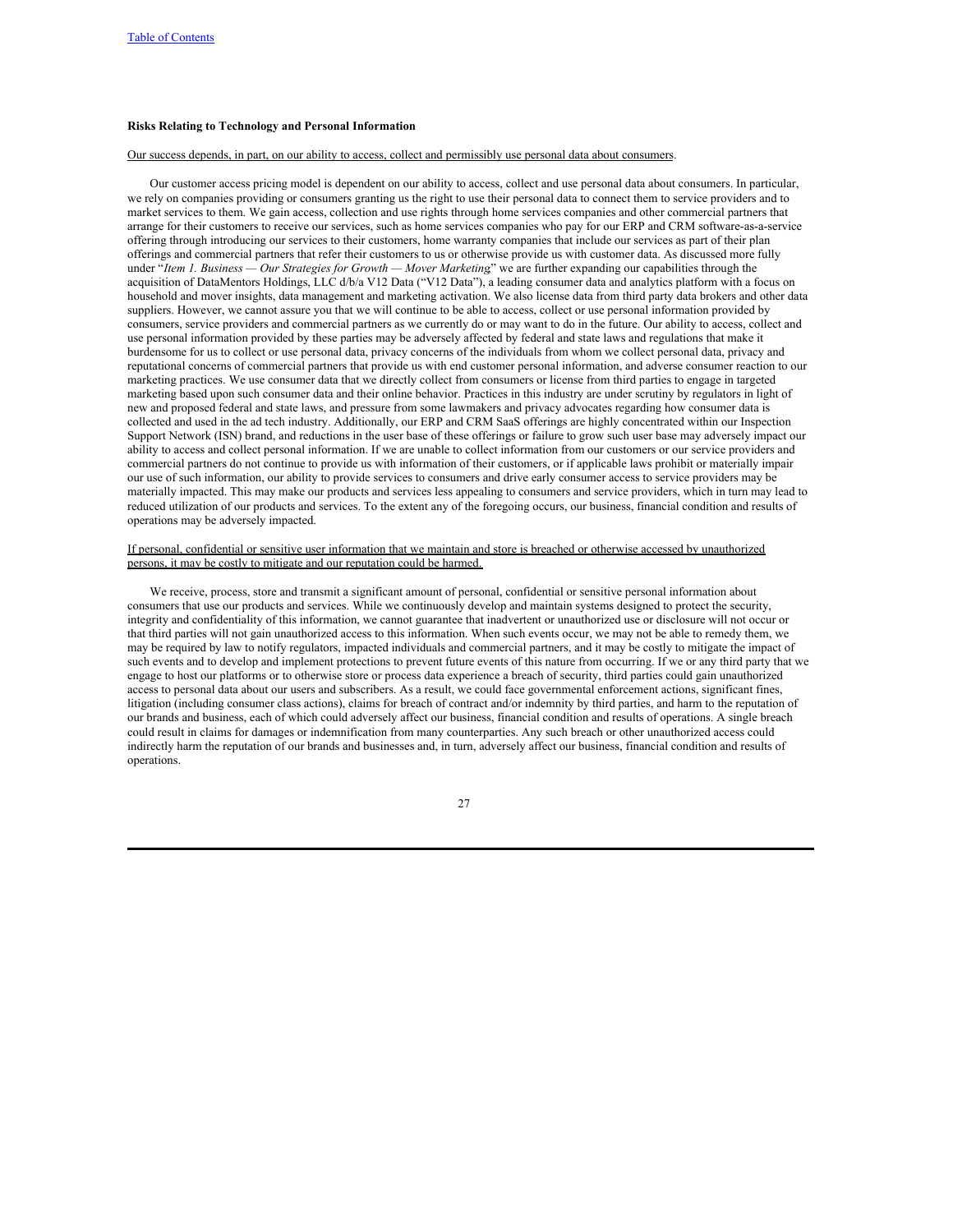### Risks Relating to Technology and Personal Information

Our success depends, in part, on our ability to access, collect and permissibly use personal data about consumers.

Our customer access pricing model is dependent on our ability to access, collect and use personal data about consumers. In particular, we rely on companies providing or consumers granting us the right to use their personal data to connect them to service providers and to market services to them. We gain access, collection and use rights through home services companies and other commercial partners that arrange for their customers to receive our services, such as home services companies who pay for our ERP and CRM software-as-a-service offering through introducing our services to their customers, home warranty companies that include our services as part of their plan offerings and commercial partners that refer their customers to us or otherwise provide us with customer data. As discussed more fully under "*Item 1. Business — Our Strategies for Growth — Mover Marketing*" we are further expanding our capabilities through the acquisition of DataMentors Holdings, LLC d/b/a V12 Data ("V12 Data"), a leading consumer data and analytics platform with a focus on household and mover insights, data management and marketing activation. We also license data from third party data brokers and other data suppliers. However, we cannot assure you that we will continue to be able to access, collect or use personal information provided by consumers, service providers and commercial partners as we currently do or may want to do in the future. Our ability to access, collect and use personal information provided by these parties may be adversely affected by federal and state laws and regulations that make it burdensome for us to collect or use personal data, privacy concerns of the individuals from whom we collect personal data, privacy and reputational concerns of commercial partners that provide us with end customer personal information, and adverse consumer reaction to our marketing practices. We use consumer data that we directly collect from consumers or license from third parties to engage in targeted marketing based upon such consumer data and their online behavior. Practices in this industry are under scrutiny by regulators in light of new and proposed federal and state laws, and pressure from some lawmakers and privacy advocates regarding how consumer data is collected and used in the ad tech industry. Additionally, our ERP and CRM SaaS offerings are highly concentrated within our Inspection Support Network (ISN) brand, and reductions in the user base of these offerings or failure to grow such user base may adversely impact our ability to access and collect personal information. If we are unable to collect information from our customers or our service providers and commercial partners do not continue to provide us with information of their customers, or if applicable laws prohibit or materially impair our use of such information, our ability to provide services to consumers and drive early consumer access to service providers may be materially impacted. This may make our products and services less appealing to consumers and service providers, which in turn may lead to reduced utilization of our products and services. To the extent any of the foregoing occurs, our business, financial condition and results of operations may be adversely impacted.

If personal, confidential or sensitive user information that we maintain and store is breached or otherwise accessed by unauthorized persons, it may be costly to mitigate and our reputation could be harmed.

We receive, process, store and transmit a significant amount of personal, confidential or sensitive personal information about consumers that use our products and services. While we continuously develop and maintain systems designed to protect the security, integrity and confidentiality of this information, we cannot guarantee that inadvertent or unauthorized use or disclosure will not occur or that third parties will not gain unauthorized access to this information. When such events occur, we may not be able to remedy them, we may be required by law to notify regulators, impacted individuals and commercial partners, and it may be costly to mitigate the impact of such events and to develop and implement protections to prevent future events of this nature from occurring. If we or any third party that we engage to host our platforms or to otherwise store or process data experience a breach of security, third parties could gain unauthorized access to personal data about our users and subscribers. As a result, we could face governmental enforcement actions, significant fines, litigation (including consumer class actions), claims for breach of contract and/or indemnity by third parties, and harm to the reputation of our brands and business, each of which could adversely affect our business, financial condition and results of operations. A single breach could result in claims for damages or indemnification from many counterparties. Any such breach or other unauthorized access could indirectly harm the reputation of our brands and businesses and, in turn, adversely affect our business, financial condition and results of operations.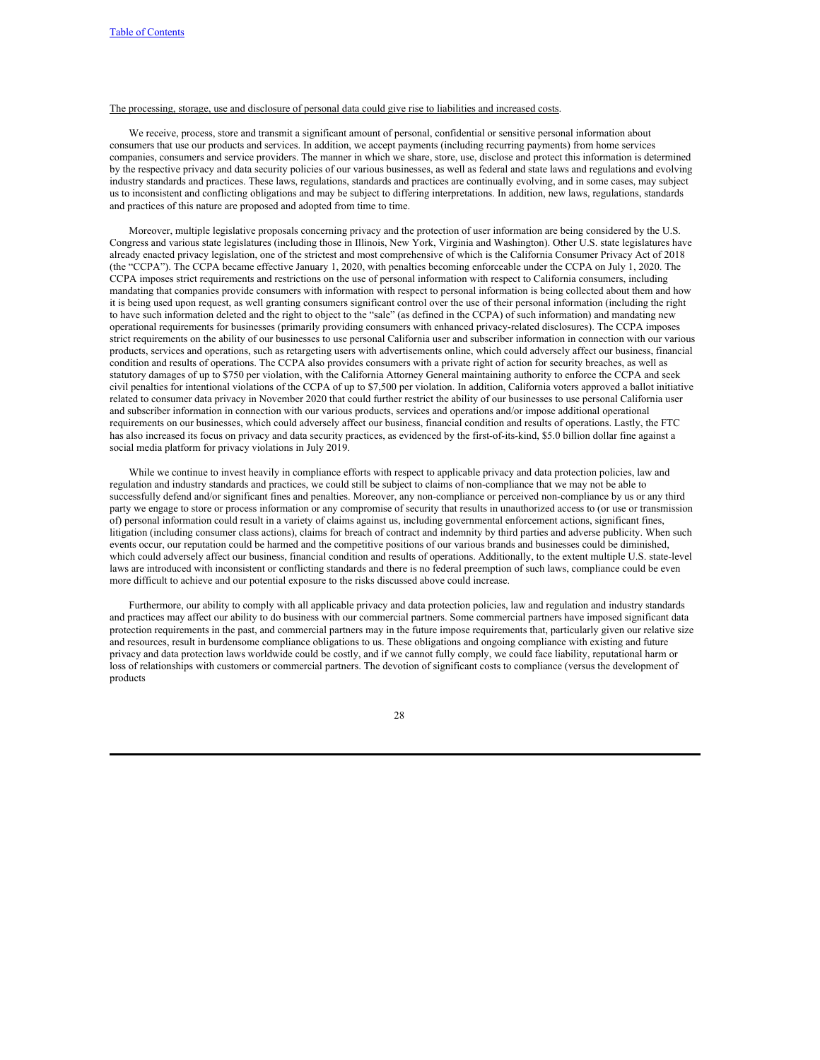The processing, storage, use and disclosure of personal data could give rise to liabilities and increased costs.

We receive, process, store and transmit a significant amount of personal, confidential or sensitive personal information about consumers that use our products and services. In addition, we accept payments (including recurring payments) from home services companies, consumers and service providers. The manner in which we share, store, use, disclose and protect this information is determined by the respective privacy and data security policies of our various businesses, as well as federal and state laws and regulations and evolving industry standards and practices. These laws, regulations, standards and practices are continually evolving, and in some cases, may subject us to inconsistent and conflicting obligations and may be subject to differing interpretations. In addition, new laws, regulations, standards and practices of this nature are proposed and adopted from time to time.

Moreover, multiple legislative proposals concerning privacy and the protection of user information are being considered by the U.S. Congress and various state legislatures (including those in Illinois, New York, Virginia and Washington). Other U.S. state legislatures have already enacted privacy legislation, one of the strictest and most comprehensive of which is the California Consumer Privacy Act of 2018 (the "CCPA"). The CCPA became effective January 1, 2020, with penalties becoming enforceable under the CCPA on July 1, 2020. The CCPA imposes strict requirements and restrictions on the use of personal information with respect to California consumers, including mandating that companies provide consumers with information with respect to personal information is being collected about them and how it is being used upon request, as well granting consumers significant control over the use of their personal information (including the right to have such information deleted and the right to object to the "sale" (as defined in the CCPA) of such information) and mandating new operational requirements for businesses (primarily providing consumers with enhanced privacy-related disclosures). The CCPA imposes strict requirements on the ability of our businesses to use personal California user and subscriber information in connection with our various products, services and operations, such as retargeting users with advertisements online, which could adversely affect our business, financial condition and results of operations. The CCPA also provides consumers with a private right of action for security breaches, as well as statutory damages of up to $750 per violation, with the California Attorney General maintaining authority to enforce the CCPA and seek civil penalties for intentional violations of the CCPA of up to $7,500 per violation. In addition, California voters approved a ballot initiative related to consumer data privacy in November 2020 that could further restrict the ability of our businesses to use personal California user and subscriber information in connection with our various products, services and operations and/or impose additional operational requirements on our businesses, which could adversely affect our business, financial condition and results of operations. Lastly, the FTC has also increased its focus on privacy and data security practices, as evidenced by the first-of-its-kind, $5.0 billion dollar fine against a social media platform for privacy violations in July 2019.

While we continue to invest heavily in compliance efforts with respect to applicable privacy and data protection policies, law and regulation and industry standards and practices, we could still be subject to claims of non-compliance that we may not be able to successfully defend and/or significant fines and penalties. Moreover, any non-compliance or perceived non-compliance by us or any third party we engage to store or process information or any compromise of security that results in unauthorized access to (or use or transmission of) personal information could result in a variety of claims against us, including governmental enforcement actions, significant fines, litigation (including consumer class actions), claims for breach of contract and indemnity by third parties and adverse publicity. When such events occur, our reputation could be harmed and the competitive positions of our various brands and businesses could be diminished, which could adversely affect our business, financial condition and results of operations. Additionally, to the extent multiple U.S. state-level laws are introduced with inconsistent or conflicting standards and there is no federal preemption of such laws, compliance could be even more difficult to achieve and our potential exposure to the risks discussed above could increase.

Furthermore, our ability to comply with all applicable privacy and data protection policies, law and regulation and industry standards and practices may affect our ability to do business with our commercial partners. Some commercial partners have imposed significant data protection requirements in the past, and commercial partners may in the future impose requirements that, particularly given our relative size and resources, result in burdensome compliance obligations to us. These obligations and ongoing compliance with existing and future privacy and data protection laws worldwide could be costly, and if we cannot fully comply, we could face liability, reputational harm or loss of relationships with customers or commercial partners. The devotion of significant costs to compliance (versus the development of products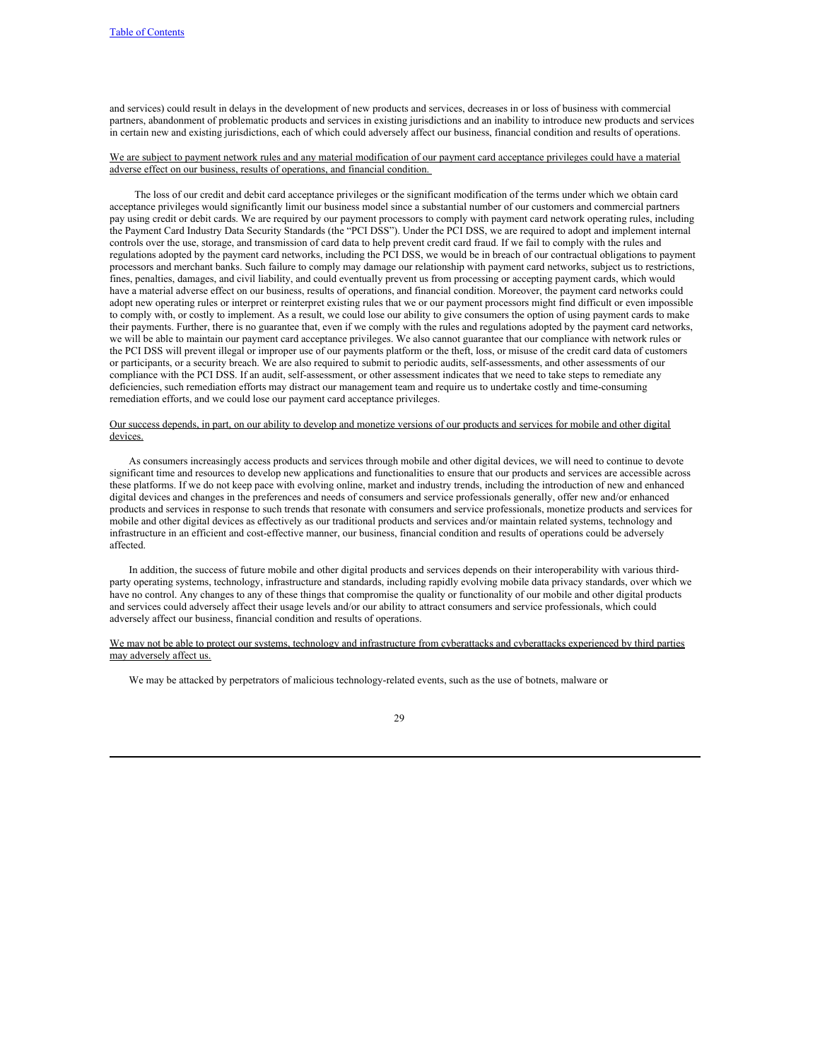and services) could result in delays in the development of new products and services, decreases in or loss of business with commercial partners, abandonment of problematic products and services in existing jurisdictions and an inability to introduce new products and services in certain new and existing jurisdictions, each of which could adversely affect our business, financial condition and results of operations.

<u>We are subject to payment network rules and any material modification of our payment card acceptance privileges could have a material adverse effect on our business, results of operations, and financial condition.</u>

The loss of our credit and debit card acceptance privileges or the significant modification of the terms under which we obtain card acceptance privileges would significantly limit our business model since a substantial number of our customers and commercial partners pay using credit or debit cards. We are required by our payment processors to comply with payment card network operating rules, including the Payment Card Industry Data Security Standards (the "PCI DSS"). Under the PCI DSS, we are required to adopt and implement internal controls over the use, storage, and transmission of card data to help prevent credit card fraud. If we fail to comply with the rules and regulations adopted by the payment card networks, including the PCI DSS, we would be in breach of our contractual obligations to payment processors and merchant banks. Such failure to comply may damage our relationship with payment card networks, subject us to restrictions, fines, penalties, damages, and civil liability, and could eventually prevent us from processing or accepting payment cards, which would have a material adverse effect on our business, results of operations, and financial condition. Moreover, the payment card networks could adopt new operating rules or interpret or reinterpret existing rules that we or our payment processors might find difficult or even impossible to comply with, or costly to implement. As a result, we could lose our ability to give consumers the option of using payment cards to make their payments. Further, there is no guarantee that, even if we comply with the rules and regulations adopted by the payment card networks, we will be able to maintain our payment card acceptance privileges. We also cannot guarantee that our compliance with network rules or the PCI DSS will prevent illegal or improper use of our payments platform or the theft, loss, or misuse of the credit card data of customers or participants, or a security breach. We are also required to submit to periodic audits, self-assessments, and other assessments of our compliance with the PCI DSS. If an audit, self-assessment, or other assessment indicates that we need to take steps to remediate any deficiencies, such remediation efforts may distract our management team and require us to undertake costly and time-consuming remediation efforts, and we could lose our payment card acceptance privileges.

<u>Our success depends, in part, on our ability to develop and monetize versions of our products and services for mobile and other digital devices.</u>

As consumers increasingly access products and services through mobile and other digital devices, we will need to continue to devote significant time and resources to develop new applications and functionalities to ensure that our products and services are accessible across these platforms. If we do not keep pace with evolving online, market and industry trends, including the introduction of new and enhanced digital devices and changes in the preferences and needs of consumers and service professionals generally, offer new and/or enhanced products and services in response to such trends that resonate with consumers and service professionals, monetize products and services for mobile and other digital devices as effectively as our traditional products and services and/or maintain related systems, technology and infrastructure in an efficient and cost-effective manner, our business, financial condition and results of operations could be adversely affected.

In addition, the success of future mobile and other digital products and services depends on their interoperability with various third-party operating systems, technology, infrastructure and standards, including rapidly evolving mobile data privacy standards, over which we have no control. Any changes to any of these things that compromise the quality or functionality of our mobile and other digital products and services could adversely affect their usage levels and/or our ability to attract consumers and service professionals, which could adversely affect our business, financial condition and results of operations.

<u>We may not be able to protect our systems, technology and infrastructure from cyberattacks and cyberattacks experienced by third parties may adversely affect us.</u>

We may be attacked by perpetrators of malicious technology-related events, such as the use of botnets, malware or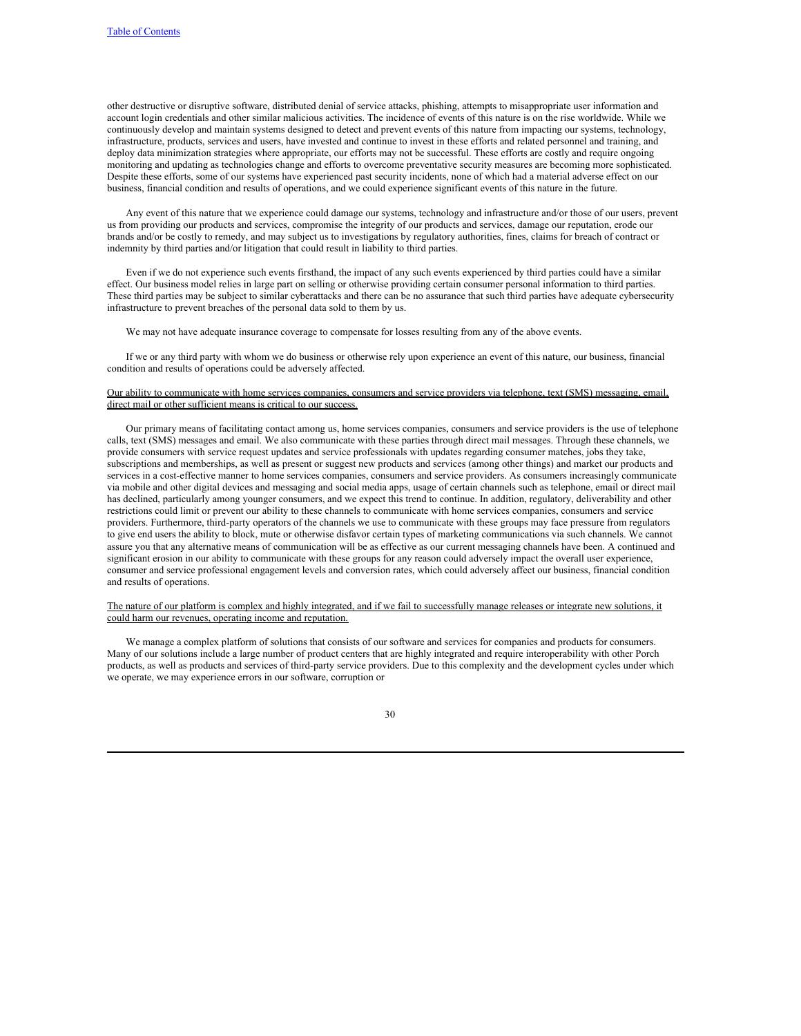other destructive or disruptive software, distributed denial of service attacks, phishing, attempts to misappropriate user information and account login credentials and other similar malicious activities. The incidence of events of this nature is on the rise worldwide. While we continuously develop and maintain systems designed to detect and prevent events of this nature from impacting our systems, technology, infrastructure, products, services and users, have invested and continue to invest in these efforts and related personnel and training, and deploy data minimization strategies where appropriate, our efforts may not be successful. These efforts are costly and require ongoing monitoring and updating as technologies change and efforts to overcome preventative security measures are becoming more sophisticated. Despite these efforts, some of our systems have experienced past security incidents, none of which had a material adverse effect on our business, financial condition and results of operations, and we could experience significant events of this nature in the future.

Any event of this nature that we experience could damage our systems, technology and infrastructure and/or those of our users, prevent us from providing our products and services, compromise the integrity of our products and services, damage our reputation, erode our brands and/or be costly to remedy, and may subject us to investigations by regulatory authorities, fines, claims for breach of contract or indemnity by third parties and/or litigation that could result in liability to third parties.

Even if we do not experience such events firsthand, the impact of any such events experienced by third parties could have a similar effect. Our business model relies in large part on selling or otherwise providing certain consumer personal information to third parties. These third parties may be subject to similar cyberattacks and there can be no assurance that such third parties have adequate cybersecurity infrastructure to prevent breaches of the personal data sold to them by us.

We may not have adequate insurance coverage to compensate for losses resulting from any of the above events.

If we or any third party with whom we do business or otherwise rely upon experience an event of this nature, our business, financial condition and results of operations could be adversely affected.

Our ability to communicate with home services companies, consumers and service providers via telephone, text (SMS) messaging, email, direct mail or other sufficient means is critical to our success.

Our primary means of facilitating contact among us, home services companies, consumers and service providers is the use of telephone calls, text (SMS) messages and email. We also communicate with these parties through direct mail messages. Through these channels, we provide consumers with service request updates and service professionals with updates regarding consumer matches, jobs they take, subscriptions and memberships, as well as present or suggest new products and services (among other things) and market our products and services in a cost-effective manner to home services companies, consumers and service providers. As consumers increasingly communicate via mobile and other digital devices and messaging and social media apps, usage of certain channels such as telephone, email or direct mail has declined, particularly among younger consumers, and we expect this trend to continue. In addition, regulatory, deliverability and other restrictions could limit or prevent our ability to these channels to communicate with home services companies, consumers and service providers. Furthermore, third-party operators of the channels we use to communicate with these groups may face pressure from regulators to give end users the ability to block, mute or otherwise disfavor certain types of marketing communications via such channels. We cannot assure you that any alternative means of communication will be as effective as our current messaging channels have been. A continued and significant erosion in our ability to communicate with these groups for any reason could adversely impact the overall user experience, consumer and service professional engagement levels and conversion rates, which could adversely affect our business, financial condition and results of operations.

The nature of our platform is complex and highly integrated, and if we fail to successfully manage releases or integrate new solutions, it could harm our revenues, operating income and reputation.

We manage a complex platform of solutions that consists of our software and services for companies and products for consumers. Many of our solutions include a large number of product centers that are highly integrated and require interoperability with other Porch products, as well as products and services of third-party service providers. Due to this complexity and the development cycles under which we operate, we may experience errors in our software, corruption or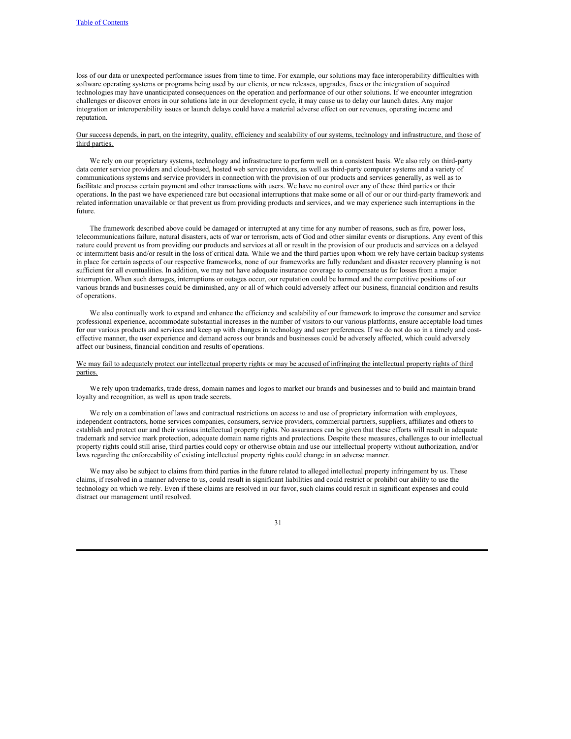loss of our data or unexpected performance issues from time to time. For example, our solutions may face interoperability difficulties with software operating systems or programs being used by our clients, or new releases, upgrades, fixes or the integration of acquired technologies may have unanticipated consequences on the operation and performance of our other solutions. If we encounter integration challenges or discover errors in our solutions late in our development cycle, it may cause us to delay our launch dates. Any major integration or interoperability issues or launch delays could have a material adverse effect on our revenues, operating income and reputation.

<u>Our success depends, in part, on the integrity, quality, efficiency and scalability of our systems, technology and infrastructure, and those of third parties.</u>

We rely on our proprietary systems, technology and infrastructure to perform well on a consistent basis. We also rely on third-party data center service providers and cloud-based, hosted web service providers, as well as third-party computer systems and a variety of communications systems and service providers in connection with the provision of our products and services generally, as well as to facilitate and process certain payment and other transactions with users. We have no control over any of these third parties or their operations. In the past we have experienced rare but occasional interruptions that make some or all of our or our third-party framework and related information unavailable or that prevent us from providing products and services, and we may experience such interruptions in the future.

The framework described above could be damaged or interrupted at any time for any number of reasons, such as fire, power loss, telecommunications failure, natural disasters, acts of war or terrorism, acts of God and other similar events or disruptions. Any event of this nature could prevent us from providing our products and services at all or result in the provision of our products and services on a delayed or intermittent basis and/or result in the loss of critical data. While we and the third parties upon whom we rely have certain backup systems in place for certain aspects of our respective frameworks, none of our frameworks are fully redundant and disaster recovery planning is not sufficient for all eventualities. In addition, we may not have adequate insurance coverage to compensate us for losses from a major interruption. When such damages, interruptions or outages occur, our reputation could be harmed and the competitive positions of our various brands and businesses could be diminished, any or all of which could adversely affect our business, financial condition and results of operations.

We also continually work to expand and enhance the efficiency and scalability of our framework to improve the consumer and service professional experience, accommodate substantial increases in the number of visitors to our various platforms, ensure acceptable load times for our various products and services and keep up with changes in technology and user preferences. If we do not do so in a timely and cost-effective manner, the user experience and demand across our brands and businesses could be adversely affected, which could adversely affect our business, financial condition and results of operations.

<u>We may fail to adequately protect our intellectual property rights or may be accused of infringing the intellectual property rights of third parties.</u>

We rely upon trademarks, trade dress, domain names and logos to market our brands and businesses and to build and maintain brand loyalty and recognition, as well as upon trade secrets.

We rely on a combination of laws and contractual restrictions on access to and use of proprietary information with employees, independent contractors, home services companies, consumers, service providers, commercial partners, suppliers, affiliates and others to establish and protect our and their various intellectual property rights. No assurances can be given that these efforts will result in adequate trademark and service mark protection, adequate domain name rights and protections. Despite these measures, challenges to our intellectual property rights could still arise, third parties could copy or otherwise obtain and use our intellectual property without authorization, and/or laws regarding the enforceability of existing intellectual property rights could change in an adverse manner.

We may also be subject to claims from third parties in the future related to alleged intellectual property infringement by us. These claims, if resolved in a manner adverse to us, could result in significant liabilities and could restrict or prohibit our ability to use the technology on which we rely. Even if these claims are resolved in our favor, such claims could result in significant expenses and could distract our management until resolved.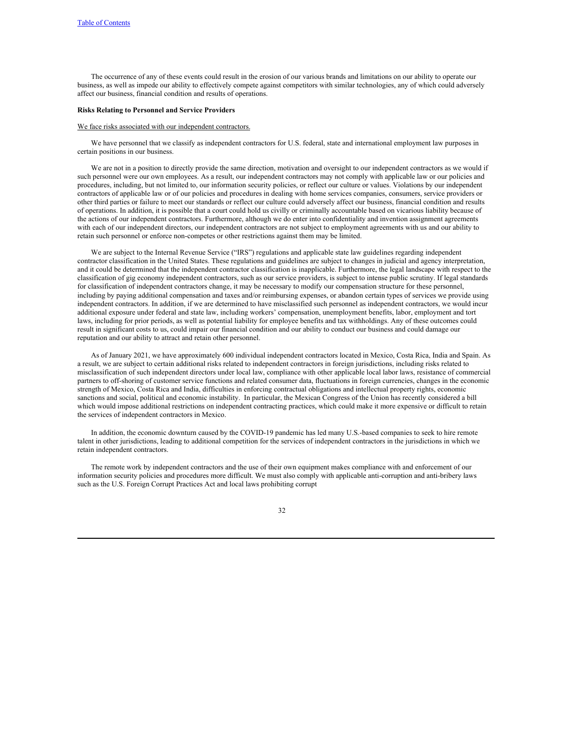The occurrence of any of these events could result in the erosion of our various brands and limitations on our ability to operate our business, as well as impede our ability to effectively compete against competitors with similar technologies, any of which could adversely affect our business, financial condition and results of operations.

**Risks Relating to Personnel and Service Providers**

We face risks associated with our independent contractors.

We have personnel that we classify as independent contractors for U.S. federal, state and international employment law purposes in certain positions in our business.

We are not in a position to directly provide the same direction, motivation and oversight to our independent contractors as we would if such personnel were our own employees. As a result, our independent contractors may not comply with applicable law or our policies and procedures, including, but not limited to, our information security policies, or reflect our culture or values. Violations by our independent contractors of applicable law or of our policies and procedures in dealing with home services companies, consumers, service providers or other third parties or failure to meet our standards or reflect our culture could adversely affect our business, financial condition and results of operations. In addition, it is possible that a court could hold us civilly or criminally accountable based on vicarious liability because of the actions of our independent contractors. Furthermore, although we do enter into confidentiality and invention assignment agreements with each of our independent directors, our independent contractors are not subject to employment agreements with us and our ability to retain such personnel or enforce non-competes or other restrictions against them may be limited.

We are subject to the Internal Revenue Service ("IRS") regulations and applicable state law guidelines regarding independent contractor classification in the United States. These regulations and guidelines are subject to changes in judicial and agency interpretation, and it could be determined that the independent contractor classification is inapplicable. Furthermore, the legal landscape with respect to the classification of gig economy independent contractors, such as our service providers, is subject to intense public scrutiny. If legal standards for classification of independent contractors change, it may be necessary to modify our compensation structure for these personnel, including by paying additional compensation and taxes and/or reimbursing expenses, or abandon certain types of services we provide using independent contractors. In addition, if we are determined to have misclassified such personnel as independent contractors, we would incur additional exposure under federal and state law, including workers' compensation, unemployment benefits, labor, employment and tort laws, including for prior periods, as well as potential liability for employee benefits and tax withholdings. Any of these outcomes could result in significant costs to us, could impair our financial condition and our ability to conduct our business and could damage our reputation and our ability to attract and retain other personnel.

As of January 2021, we have approximately 600 individual independent contractors located in Mexico, Costa Rica, India and Spain. As a result, we are subject to certain additional risks related to independent contractors in foreign jurisdictions, including risks related to misclassification of such independent directors under local law, compliance with other applicable local labor laws, resistance of commercial partners to off-shoring of customer service functions and related consumer data, fluctuations in foreign currencies, changes in the economic strength of Mexico, Costa Rica and India, difficulties in enforcing contractual obligations and intellectual property rights, economic sanctions and social, political and economic instability. In particular, the Mexican Congress of the Union has recently considered a bill which would impose additional restrictions on independent contracting practices, which could make it more expensive or difficult to retain the services of independent contractors in Mexico.

In addition, the economic downturn caused by the COVID-19 pandemic has led many U.S.-based companies to seek to hire remote talent in other jurisdictions, leading to additional competition for the services of independent contractors in the jurisdictions in which we retain independent contractors.

The remote work by independent contractors and the use of their own equipment makes compliance with and enforcement of our information security policies and procedures more difficult. We must also comply with applicable anti-corruption and anti-bribery laws such as the U.S. Foreign Corrupt Practices Act and local laws prohibiting corrupt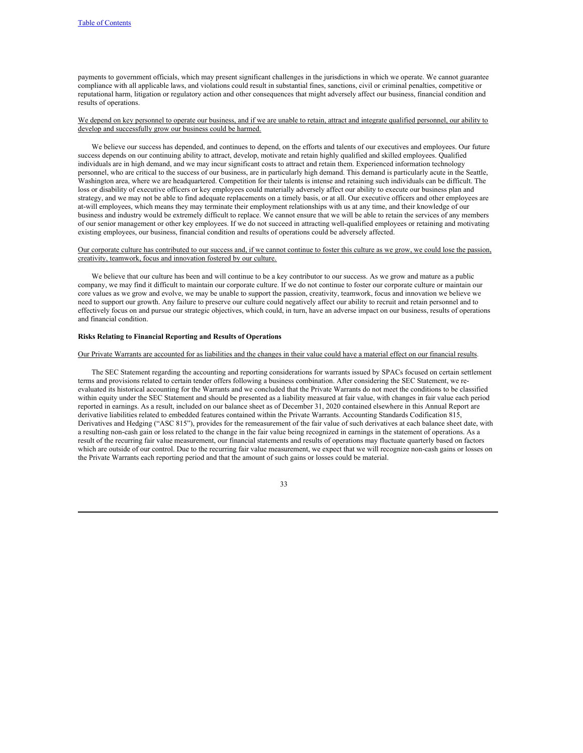payments to government officials, which may present significant challenges in the jurisdictions in which we operate. We cannot guarantee compliance with all applicable laws, and violations could result in substantial fines, sanctions, civil or criminal penalties, competitive or reputational harm, litigation or regulatory action and other consequences that might adversely affect our business, financial condition and results of operations.

<u>We depend on key personnel to operate our business, and if we are unable to retain, attract and integrate qualified personnel, our ability to develop and successfully grow our business could be harmed.</u>

We believe our success has depended, and continues to depend, on the efforts and talents of our executives and employees. Our future success depends on our continuing ability to attract, develop, motivate and retain highly qualified and skilled employees. Qualified individuals are in high demand, and we may incur significant costs to attract and retain them. Experienced information technology personnel, who are critical to the success of our business, are in particularly high demand. This demand is particularly acute in the Seattle, Washington area, where we are headquartered. Competition for their talents is intense and retaining such individuals can be difficult. The loss or disability of executive officers or key employees could materially adversely affect our ability to execute our business plan and strategy, and we may not be able to find adequate replacements on a timely basis, or at all. Our executive officers and other employees are at-will employees, which means they may terminate their employment relationships with us at any time, and their knowledge of our business and industry would be extremely difficult to replace. We cannot ensure that we will be able to retain the services of any members of our senior management or other key employees. If we do not succeed in attracting well-qualified employees or retaining and motivating existing employees, our business, financial condition and results of operations could be adversely affected.

<u>Our corporate culture has contributed to our success and, if we cannot continue to foster this culture as we grow, we could lose the passion, creativity, teamwork, focus and innovation fostered by our culture.</u>

We believe that our culture has been and will continue to be a key contributor to our success. As we grow and mature as a public company, we may find it difficult to maintain our corporate culture. If we do not continue to foster our corporate culture or maintain our core values as we grow and evolve, we may be unable to support the passion, creativity, teamwork, focus and innovation we believe we need to support our growth. Any failure to preserve our culture could negatively affect our ability to recruit and retain personnel and to effectively focus on and pursue our strategic objectives, which could, in turn, have an adverse impact on our business, results of operations and financial condition.

**Risks Relating to Financial Reporting and Results of Operations**

<u>Our Private Warrants are accounted for as liabilities and the changes in their value could have a material effect on our financial results</u>.

The SEC Statement regarding the accounting and reporting considerations for warrants issued by SPACs focused on certain settlement terms and provisions related to certain tender offers following a business combination. After considering the SEC Statement, we re-evaluated its historical accounting for the Warrants and we concluded that the Private Warrants do not meet the conditions to be classified within equity under the SEC Statement and should be presented as a liability measured at fair value, with changes in fair value each period reported in earnings. As a result, included on our balance sheet as of December 31, 2020 contained elsewhere in this Annual Report are derivative liabilities related to embedded features contained within the Private Warrants. Accounting Standards Codification 815, Derivatives and Hedging ("ASC 815"), provides for the remeasurement of the fair value of such derivatives at each balance sheet date, with a resulting non-cash gain or loss related to the change in the fair value being recognized in earnings in the statement of operations. As a result of the recurring fair value measurement, our financial statements and results of operations may fluctuate quarterly based on factors which are outside of our control. Due to the recurring fair value measurement, we expect that we will recognize non-cash gains or losses on the Private Warrants each reporting period and that the amount of such gains or losses could be material.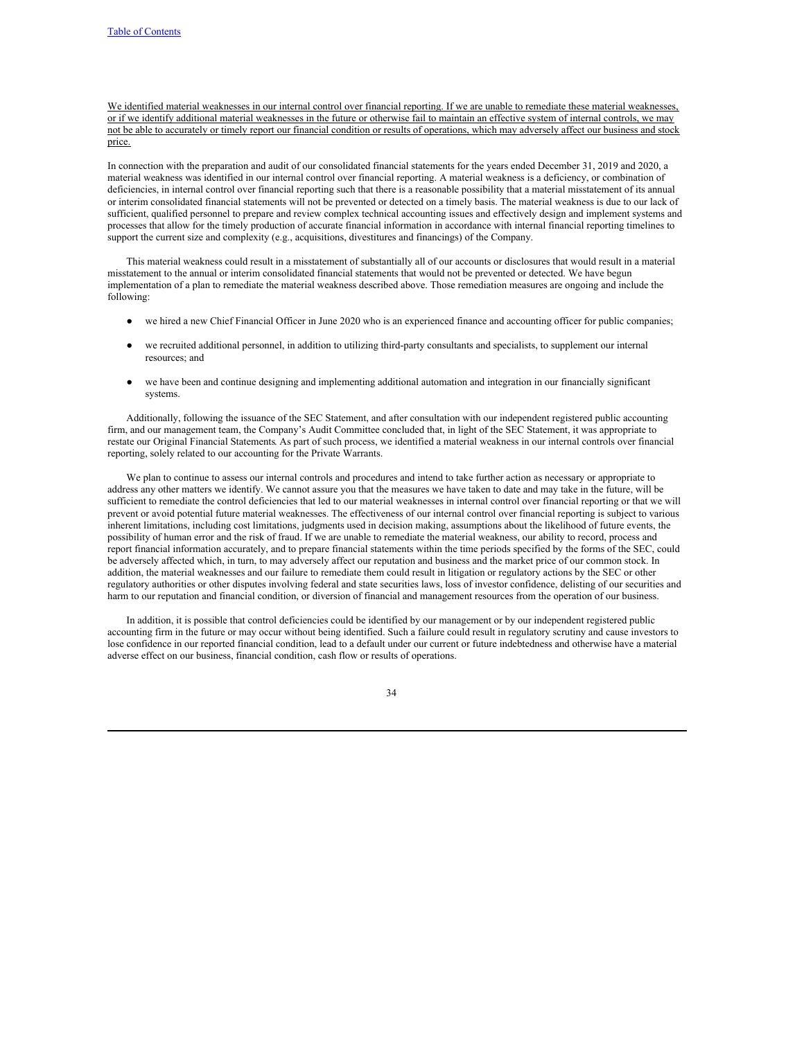We identified material weaknesses in our internal control over financial reporting. If we are unable to remediate these material weaknesses, or if we identify additional material weaknesses in the future or otherwise fail to maintain an effective system of internal controls, we may not be able to accurately or timely report our financial condition or results of operations, which may adversely affect our business and stock price.

In connection with the preparation and audit of our consolidated financial statements for the years ended December 31, 2019 and 2020, a material weakness was identified in our internal control over financial reporting. A material weakness is a deficiency, or combination of deficiencies, in internal control over financial reporting such that there is a reasonable possibility that a material misstatement of its annual or interim consolidated financial statements will not be prevented or detected on a timely basis. The material weakness is due to our lack of sufficient, qualified personnel to prepare and review complex technical accounting issues and effectively design and implement systems and processes that allow for the timely production of accurate financial information in accordance with internal financial reporting timelines to support the current size and complexity (e.g., acquisitions, divestitures and financings) of the Company.

This material weakness could result in a misstatement of substantially all of our accounts or disclosures that would result in a material misstatement to the annual or interim consolidated financial statements that would not be prevented or detected. We have begun implementation of a plan to remediate the material weakness described above. Those remediation measures are ongoing and include the following:

- we hired a new Chief Financial Officer in June 2020 who is an experienced finance and accounting officer for public companies;
- we recruited additional personnel, in addition to utilizing third-party consultants and specialists, to supplement our internal resources; and
- we have been and continue designing and implementing additional automation and integration in our financially significant systems.

Additionally, following the issuance of the SEC Statement, and after consultation with our independent registered public accounting firm, and our management team, the Company's Audit Committee concluded that, in light of the SEC Statement, it was appropriate to restate our Original Financial Statements. As part of such process, we identified a material weakness in our internal controls over financial reporting, solely related to our accounting for the Private Warrants.

We plan to continue to assess our internal controls and procedures and intend to take further action as necessary or appropriate to address any other matters we identify. We cannot assure you that the measures we have taken to date and may take in the future, will be sufficient to remediate the control deficiencies that led to our material weaknesses in internal control over financial reporting or that we will prevent or avoid potential future material weaknesses. The effectiveness of our internal control over financial reporting is subject to various inherent limitations, including cost limitations, judgments used in decision making, assumptions about the likelihood of future events, the possibility of human error and the risk of fraud. If we are unable to remediate the material weakness, our ability to record, process and report financial information accurately, and to prepare financial statements within the time periods specified by the forms of the SEC, could be adversely affected which, in turn, to may adversely affect our reputation and business and the market price of our common stock. In addition, the material weaknesses and our failure to remediate them could result in litigation or regulatory actions by the SEC or other regulatory authorities or other disputes involving federal and state securities laws, loss of investor confidence, delisting of our securities and harm to our reputation and financial condition, or diversion of financial and management resources from the operation of our business.

In addition, it is possible that control deficiencies could be identified by our management or by our independent registered public accounting firm in the future or may occur without being identified. Such a failure could result in regulatory scrutiny and cause investors to lose confidence in our reported financial condition, lead to a default under our current or future indebtedness and otherwise have a material adverse effect on our business, financial condition, cash flow or results of operations.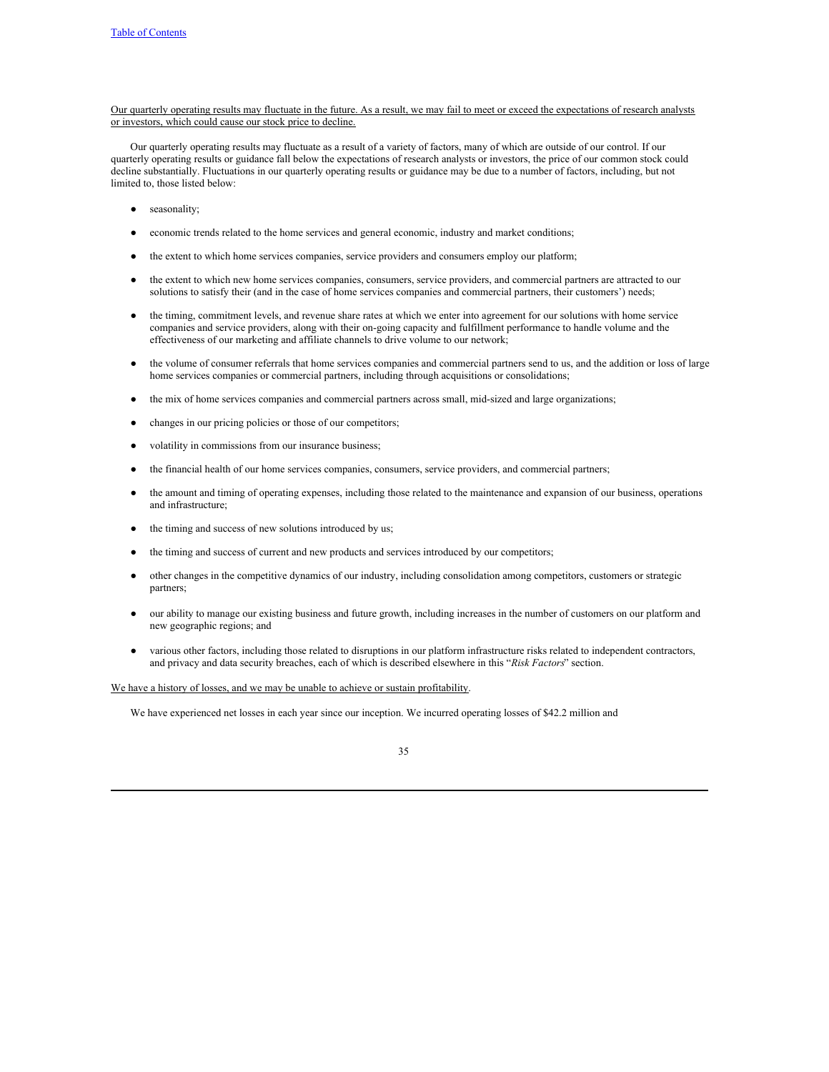Our quarterly operating results may fluctuate in the future. As a result, we may fail to meet or exceed the expectations of research analysts or investors, which could cause our stock price to decline.

Our quarterly operating results may fluctuate as a result of a variety of factors, many of which are outside of our control. If our quarterly operating results or guidance fall below the expectations of research analysts or investors, the price of our common stock could decline substantially. Fluctuations in our quarterly operating results or guidance may be due to a number of factors, including, but not limited to, those listed below:

- seasonality;
- economic trends related to the home services and general economic, industry and market conditions;
- the extent to which home services companies, service providers and consumers employ our platform;
- the extent to which new home services companies, consumers, service providers, and commercial partners are attracted to our solutions to satisfy their (and in the case of home services companies and commercial partners, their customers') needs;
- the timing, commitment levels, and revenue share rates at which we enter into agreement for our solutions with home service companies and service providers, along with their on-going capacity and fulfillment performance to handle volume and the effectiveness of our marketing and affiliate channels to drive volume to our network;
- the volume of consumer referrals that home services companies and commercial partners send to us, and the addition or loss of large home services companies or commercial partners, including through acquisitions or consolidations;
- the mix of home services companies and commercial partners across small, mid-sized and large organizations;
- changes in our pricing policies or those of our competitors;
- volatility in commissions from our insurance business;
- the financial health of our home services companies, consumers, service providers, and commercial partners;
- the amount and timing of operating expenses, including those related to the maintenance and expansion of our business, operations and infrastructure;
- the timing and success of new solutions introduced by us;
- the timing and success of current and new products and services introduced by our competitors;
- other changes in the competitive dynamics of our industry, including consolidation among competitors, customers or strategic partners;
- our ability to manage our existing business and future growth, including increases in the number of customers on our platform and new geographic regions; and
- various other factors, including those related to disruptions in our platform infrastructure risks related to independent contractors, and privacy and data security breaches, each of which is described elsewhere in this "*Risk Factors*" section.

We have a history of losses, and we may be unable to achieve or sustain profitability.

We have experienced net losses in each year since our inception. We incurred operating losses of $42.2 million and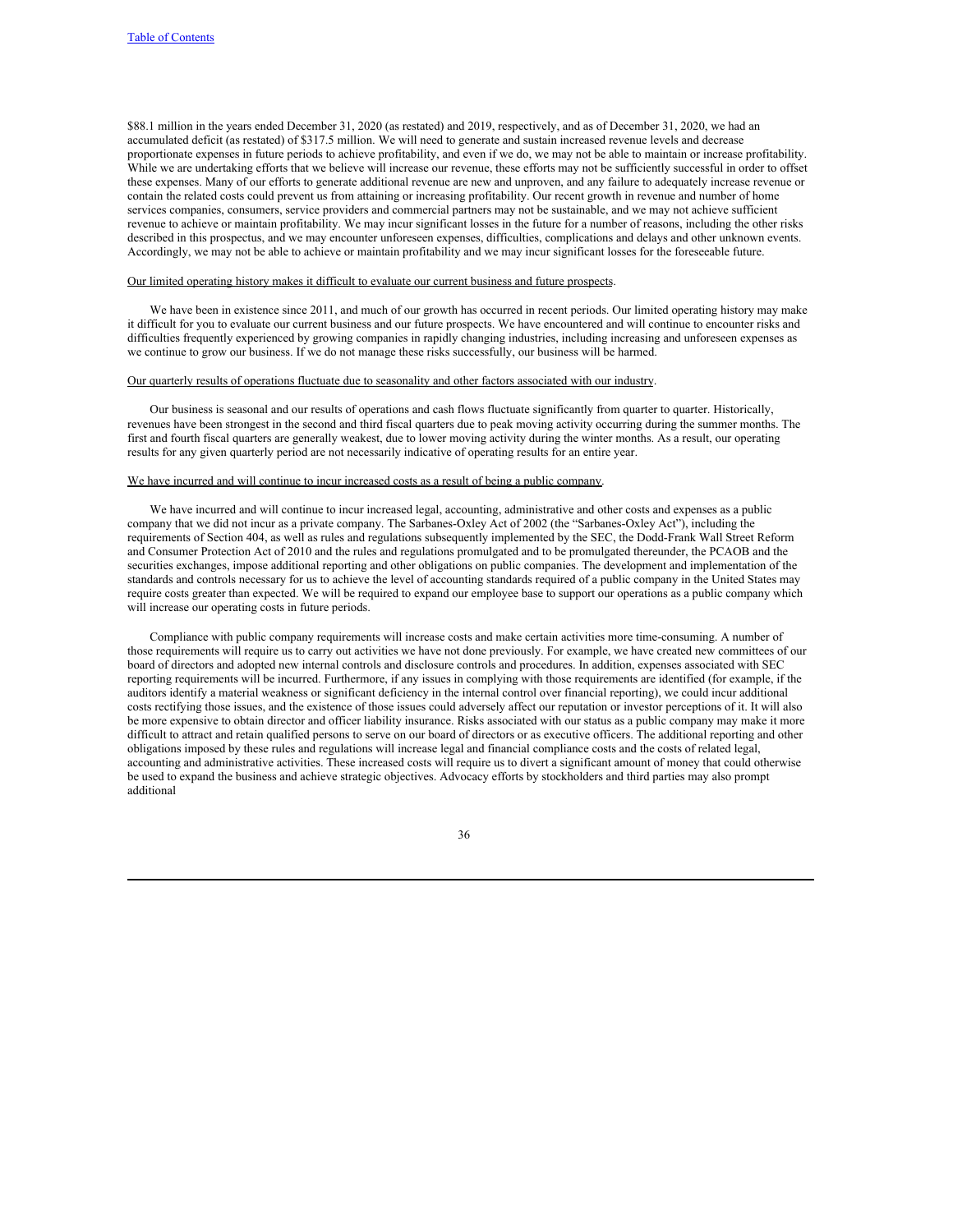$88.1 million in the years ended December 31, 2020 (as restated) and 2019, respectively, and as of December 31, 2020, we had an accumulated deficit (as restated) of $317.5 million. We will need to generate and sustain increased revenue levels and decrease proportionate expenses in future periods to achieve profitability, and even if we do, we may not be able to maintain or increase profitability. While we are undertaking efforts that we believe will increase our revenue, these efforts may not be sufficiently successful in order to offset these expenses. Many of our efforts to generate additional revenue are new and unproven, and any failure to adequately increase revenue or contain the related costs could prevent us from attaining or increasing profitability. Our recent growth in revenue and number of home services companies, consumers, service providers and commercial partners may not be sustainable, and we may not achieve sufficient revenue to achieve or maintain profitability. We may incur significant losses in the future for a number of reasons, including the other risks described in this prospectus, and we may encounter unforeseen expenses, difficulties, complications and delays and other unknown events. Accordingly, we may not be able to achieve or maintain profitability and we may incur significant losses for the foreseeable future.

Our limited operating history makes it difficult to evaluate our current business and future prospects.

We have been in existence since 2011, and much of our growth has occurred in recent periods. Our limited operating history may make it difficult for you to evaluate our current business and our future prospects. We have encountered and will continue to encounter risks and difficulties frequently experienced by growing companies in rapidly changing industries, including increasing and unforeseen expenses as we continue to grow our business. If we do not manage these risks successfully, our business will be harmed.

Our quarterly results of operations fluctuate due to seasonality and other factors associated with our industry.

Our business is seasonal and our results of operations and cash flows fluctuate significantly from quarter to quarter. Historically, revenues have been strongest in the second and third fiscal quarters due to peak moving activity occurring during the summer months. The first and fourth fiscal quarters are generally weakest, due to lower moving activity during the winter months. As a result, our operating results for any given quarterly period are not necessarily indicative of operating results for an entire year.

We have incurred and will continue to incur increased costs as a result of being a public company.

We have incurred and will continue to incur increased legal, accounting, administrative and other costs and expenses as a public company that we did not incur as a private company. The Sarbanes-Oxley Act of 2002 (the "Sarbanes-Oxley Act"), including the requirements of Section 404, as well as rules and regulations subsequently implemented by the SEC, the Dodd-Frank Wall Street Reform and Consumer Protection Act of 2010 and the rules and regulations promulgated and to be promulgated thereunder, the PCAOB and the securities exchanges, impose additional reporting and other obligations on public companies. The development and implementation of the standards and controls necessary for us to achieve the level of accounting standards required of a public company in the United States may require costs greater than expected. We will be required to expand our employee base to support our operations as a public company which will increase our operating costs in future periods.

Compliance with public company requirements will increase costs and make certain activities more time-consuming. A number of those requirements will require us to carry out activities we have not done previously. For example, we have created new committees of our board of directors and adopted new internal controls and disclosure controls and procedures. In addition, expenses associated with SEC reporting requirements will be incurred. Furthermore, if any issues in complying with those requirements are identified (for example, if the auditors identify a material weakness or significant deficiency in the internal control over financial reporting), we could incur additional costs rectifying those issues, and the existence of those issues could adversely affect our reputation or investor perceptions of it. It will also be more expensive to obtain director and officer liability insurance. Risks associated with our status as a public company may make it more difficult to attract and retain qualified persons to serve on our board of directors or as executive officers. The additional reporting and other obligations imposed by these rules and regulations will increase legal and financial compliance costs and the costs of related legal, accounting and administrative activities. These increased costs will require us to divert a significant amount of money that could otherwise be used to expand the business and achieve strategic objectives. Advocacy efforts by stockholders and third parties may also prompt additional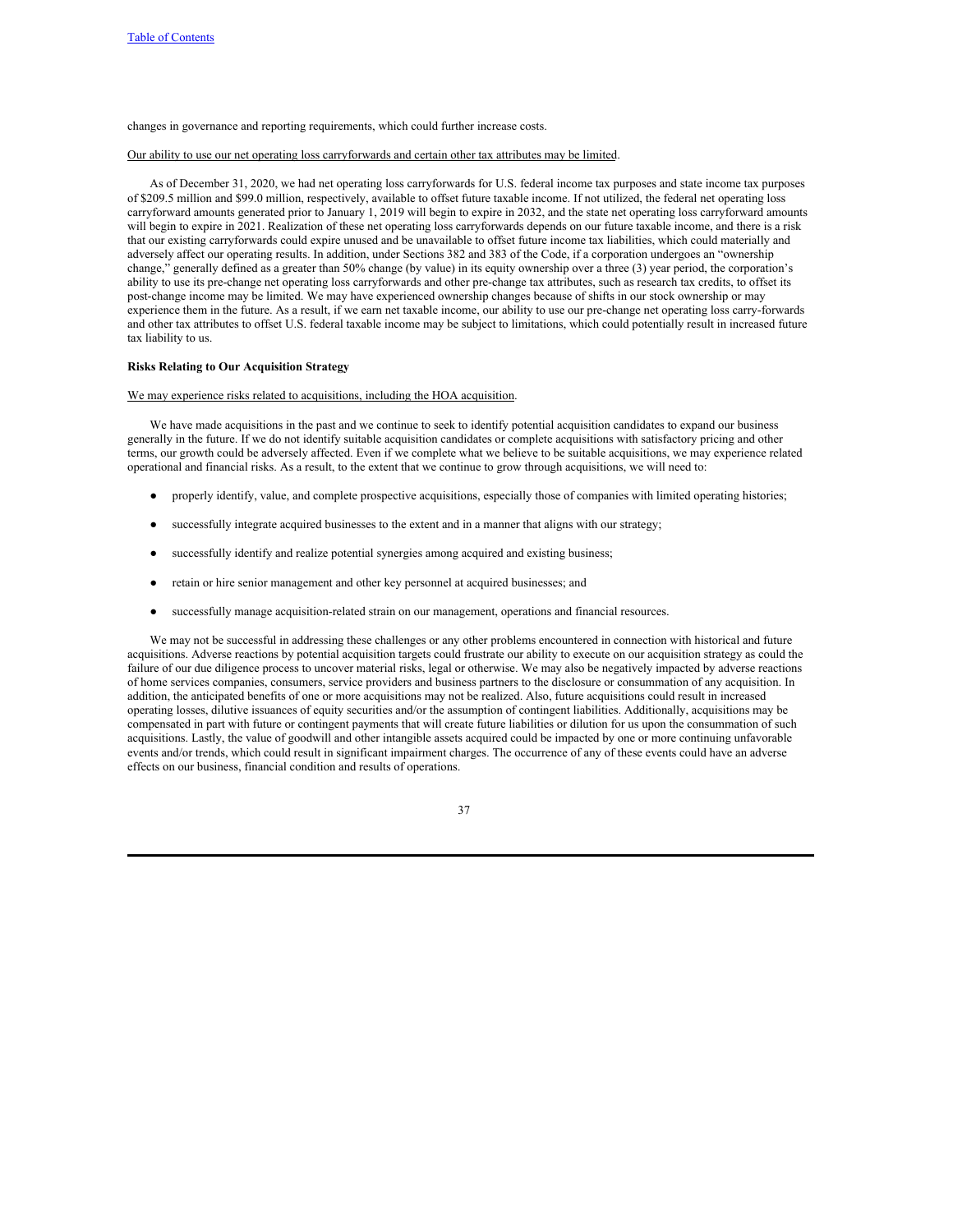changes in governance and reporting requirements, which could further increase costs.

Our ability to use our net operating loss carryforwards and certain other tax attributes may be limited.

As of December 31, 2020, we had net operating loss carryforwards for U.S. federal income tax purposes and state income tax purposes of $209.5 million and $99.0 million, respectively, available to offset future taxable income. If not utilized, the federal net operating loss carryforward amounts generated prior to January 1, 2019 will begin to expire in 2032, and the state net operating loss carryforward amounts will begin to expire in 2021. Realization of these net operating loss carryforwards depends on our future taxable income, and there is a risk that our existing carryforwards could expire unused and be unavailable to offset future income tax liabilities, which could materially and adversely affect our operating results. In addition, under Sections 382 and 383 of the Code, if a corporation undergoes an "ownership change," generally defined as a greater than 50% change (by value) in its equity ownership over a three (3) year period, the corporation's ability to use its pre-change net operating loss carryforwards and other pre-change tax attributes, such as research tax credits, to offset its post-change income may be limited. We may have experienced ownership changes because of shifts in our stock ownership or may experience them in the future. As a result, if we earn net taxable income, our ability to use our pre-change net operating loss carry-forwards and other tax attributes to offset U.S. federal taxable income may be subject to limitations, which could potentially result in increased future tax liability to us.

**Risks Relating to Our Acquisition Strategy**

We may experience risks related to acquisitions, including the HOA acquisition.

We have made acquisitions in the past and we continue to seek to identify potential acquisition candidates to expand our business generally in the future. If we do not identify suitable acquisition candidates or complete acquisitions with satisfactory pricing and other terms, our growth could be adversely affected. Even if we complete what we believe to be suitable acquisitions, we may experience related operational and financial risks. As a result, to the extent that we continue to grow through acquisitions, we will need to:

- properly identify, value, and complete prospective acquisitions, especially those of companies with limited operating histories;
- successfully integrate acquired businesses to the extent and in a manner that aligns with our strategy;
- successfully identify and realize potential synergies among acquired and existing business;
- retain or hire senior management and other key personnel at acquired businesses; and
- successfully manage acquisition-related strain on our management, operations and financial resources.

We may not be successful in addressing these challenges or any other problems encountered in connection with historical and future acquisitions. Adverse reactions by potential acquisition targets could frustrate our ability to execute on our acquisition strategy as could the failure of our due diligence process to uncover material risks, legal or otherwise. We may also be negatively impacted by adverse reactions of home services companies, consumers, service providers and business partners to the disclosure or consummation of any acquisition. In addition, the anticipated benefits of one or more acquisitions may not be realized. Also, future acquisitions could result in increased operating losses, dilutive issuances of equity securities and/or the assumption of contingent liabilities. Additionally, acquisitions may be compensated in part with future or contingent payments that will create future liabilities or dilution for us upon the consummation of such acquisitions. Lastly, the value of goodwill and other intangible assets acquired could be impacted by one or more continuing unfavorable events and/or trends, which could result in significant impairment charges. The occurrence of any of these events could have an adverse effects on our business, financial condition and results of operations.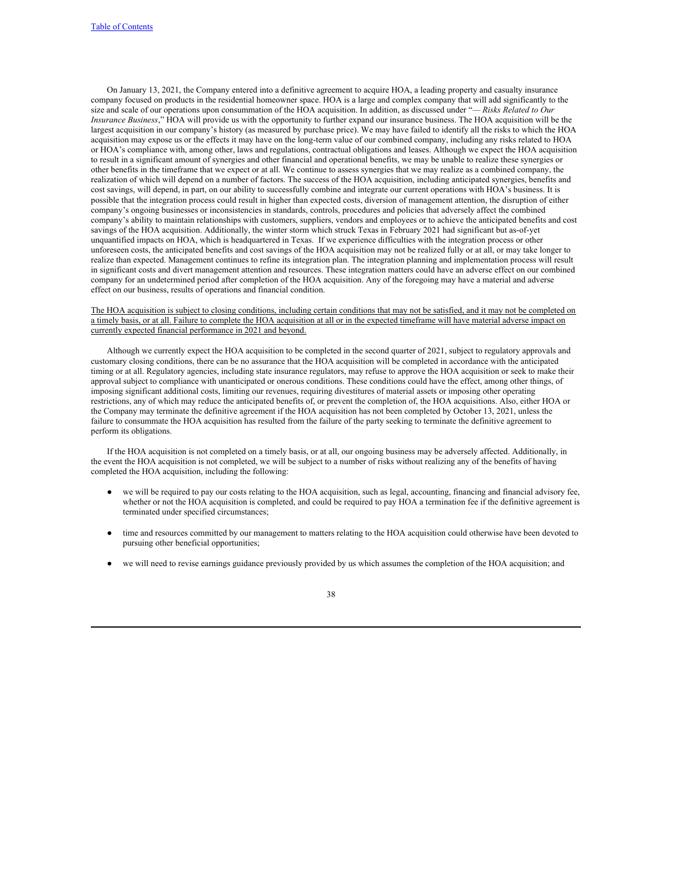On January 13, 2021, the Company entered into a definitive agreement to acquire HOA, a leading property and casualty insurance company focused on products in the residential homeowner space. HOA is a large and complex company that will add significantly to the size and scale of our operations upon consummation of the HOA acquisition. In addition, as discussed under "*— Risks Related to Our Insurance Business*," HOA will provide us with the opportunity to further expand our insurance business. The HOA acquisition will be the largest acquisition in our company's history (as measured by purchase price). We may have failed to identify all the risks to which the HOA acquisition may expose us or the effects it may have on the long-term value of our combined company, including any risks related to HOA or HOA's compliance with, among other, laws and regulations, contractual obligations and leases. Although we expect the HOA acquisition to result in a significant amount of synergies and other financial and operational benefits, we may be unable to realize these synergies or other benefits in the timeframe that we expect or at all. We continue to assess synergies that we may realize as a combined company, the realization of which will depend on a number of factors. The success of the HOA acquisition, including anticipated synergies, benefits and cost savings, will depend, in part, on our ability to successfully combine and integrate our current operations with HOA's business. It is possible that the integration process could result in higher than expected costs, diversion of management attention, the disruption of either company's ongoing businesses or inconsistencies in standards, controls, procedures and policies that adversely affect the combined company's ability to maintain relationships with customers, suppliers, vendors and employees or to achieve the anticipated benefits and cost savings of the HOA acquisition. Additionally, the winter storm which struck Texas in February 2021 had significant but as-of-yet unquantified impacts on HOA, which is headquartered in Texas. If we experience difficulties with the integration process or other unforeseen costs, the anticipated benefits and cost savings of the HOA acquisition may not be realized fully or at all, or may take longer to realize than expected. Management continues to refine its integration plan. The integration planning and implementation process will result in significant costs and divert management attention and resources. These integration matters could have an adverse effect on our combined company for an undetermined period after completion of the HOA acquisition. Any of the foregoing may have a material and adverse effect on our business, results of operations and financial condition.

<u>The HOA acquisition is subject to closing conditions, including certain conditions that may not be satisfied, and it may not be completed on a timely basis, or at all. Failure to complete the HOA acquisition at all or in the expected timeframe will have material adverse impact on currently expected financial performance in 2021 and beyond.</u>

Although we currently expect the HOA acquisition to be completed in the second quarter of 2021, subject to regulatory approvals and customary closing conditions, there can be no assurance that the HOA acquisition will be completed in accordance with the anticipated timing or at all. Regulatory agencies, including state insurance regulators, may refuse to approve the HOA acquisition or seek to make their approval subject to compliance with unanticipated or onerous conditions. These conditions could have the effect, among other things, of imposing significant additional costs, limiting our revenues, requiring divestitures of material assets or imposing other operating restrictions, any of which may reduce the anticipated benefits of, or prevent the completion of, the HOA acquisitions. Also, either HOA or the Company may terminate the definitive agreement if the HOA acquisition has not been completed by October 13, 2021, unless the failure to consummate the HOA acquisition has resulted from the failure of the party seeking to terminate the definitive agreement to perform its obligations.

If the HOA acquisition is not completed on a timely basis, or at all, our ongoing business may be adversely affected. Additionally, in the event the HOA acquisition is not completed, we will be subject to a number of risks without realizing any of the benefits of having completed the HOA acquisition, including the following:

- we will be required to pay our costs relating to the HOA acquisition, such as legal, accounting, financing and financial advisory fee, whether or not the HOA acquisition is completed, and could be required to pay HOA a termination fee if the definitive agreement is terminated under specified circumstances;
- time and resources committed by our management to matters relating to the HOA acquisition could otherwise have been devoted to pursuing other beneficial opportunities;
- we will need to revise earnings guidance previously provided by us which assumes the completion of the HOA acquisition; and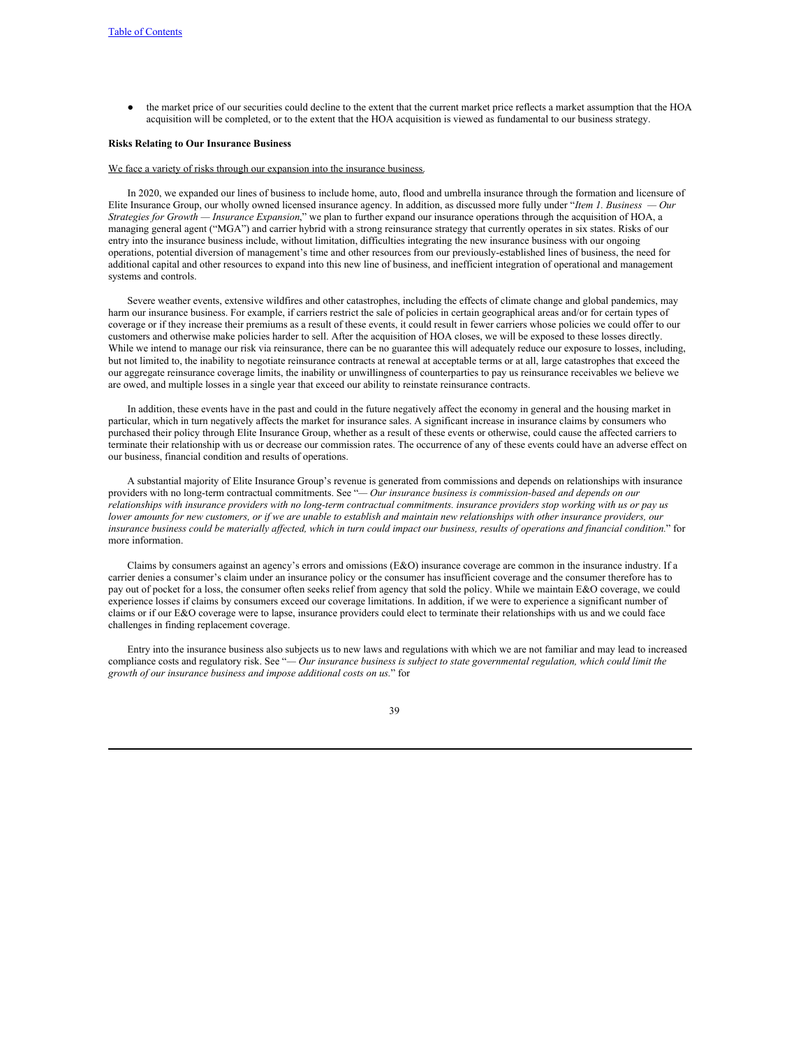- the market price of our securities could decline to the extent that the current market price reflects a market assumption that the HOA acquisition will be completed, or to the extent that the HOA acquisition is viewed as fundamental to our business strategy.

**Risks Relating to Our Insurance Business**

We face a variety of risks through our expansion into the insurance business.

In 2020, we expanded our lines of business to include home, auto, flood and umbrella insurance through the formation and licensure of Elite Insurance Group, our wholly owned licensed insurance agency. In addition, as discussed more fully under "*Item 1. Business — Our Strategies for Growth — Insurance Expansion*," we plan to further expand our insurance operations through the acquisition of HOA, a managing general agent ("MGA") and carrier hybrid with a strong reinsurance strategy that currently operates in six states. Risks of our entry into the insurance business include, without limitation, difficulties integrating the new insurance business with our ongoing operations, potential diversion of management's time and other resources from our previously-established lines of business, the need for additional capital and other resources to expand into this new line of business, and inefficient integration of operational and management systems and controls.

Severe weather events, extensive wildfires and other catastrophes, including the effects of climate change and global pandemics, may harm our insurance business. For example, if carriers restrict the sale of policies in certain geographical areas and/or for certain types of coverage or if they increase their premiums as a result of these events, it could result in fewer carriers whose policies we could offer to our customers and otherwise make policies harder to sell. After the acquisition of HOA closes, we will be exposed to these losses directly. While we intend to manage our risk via reinsurance, there can be no guarantee this will adequately reduce our exposure to losses, including, but not limited to, the inability to negotiate reinsurance contracts at renewal at acceptable terms or at all, large catastrophes that exceed the our aggregate reinsurance coverage limits, the inability or unwillingness of counterparties to pay us reinsurance receivables we believe we are owed, and multiple losses in a single year that exceed our ability to reinstate reinsurance contracts.

In addition, these events have in the past and could in the future negatively affect the economy in general and the housing market in particular, which in turn negatively affects the market for insurance sales. A significant increase in insurance claims by consumers who purchased their policy through Elite Insurance Group, whether as a result of these events or otherwise, could cause the affected carriers to terminate their relationship with us or decrease our commission rates. The occurrence of any of these events could have an adverse effect on our business, financial condition and results of operations.

A substantial majority of Elite Insurance Group's revenue is generated from commissions and depends on relationships with insurance providers with no long-term contractual commitments. See "*— Our insurance business is commission-based and depends on our relationships with insurance providers with no long-term contractual commitments. insurance providers stop working with us or pay us lower amounts for new customers, or if we are unable to establish and maintain new relationships with other insurance providers, our insurance business could be materially affected, which in turn could impact our business, results of operations and financial condition.*" for more information.

Claims by consumers against an agency's errors and omissions (E&O) insurance coverage are common in the insurance industry. If a carrier denies a consumer's claim under an insurance policy or the consumer has insufficient coverage and the consumer therefore has to pay out of pocket for a loss, the consumer often seeks relief from agency that sold the policy. While we maintain E&O coverage, we could experience losses if claims by consumers exceed our coverage limitations. In addition, if we were to experience a significant number of claims or if our E&O coverage were to lapse, insurance providers could elect to terminate their relationships with us and we could face challenges in finding replacement coverage.

Entry into the insurance business also subjects us to new laws and regulations with which we are not familiar and may lead to increased compliance costs and regulatory risk. See "*— Our insurance business is subject to state governmental regulation, which could limit the growth of our insurance business and impose additional costs on us.*" for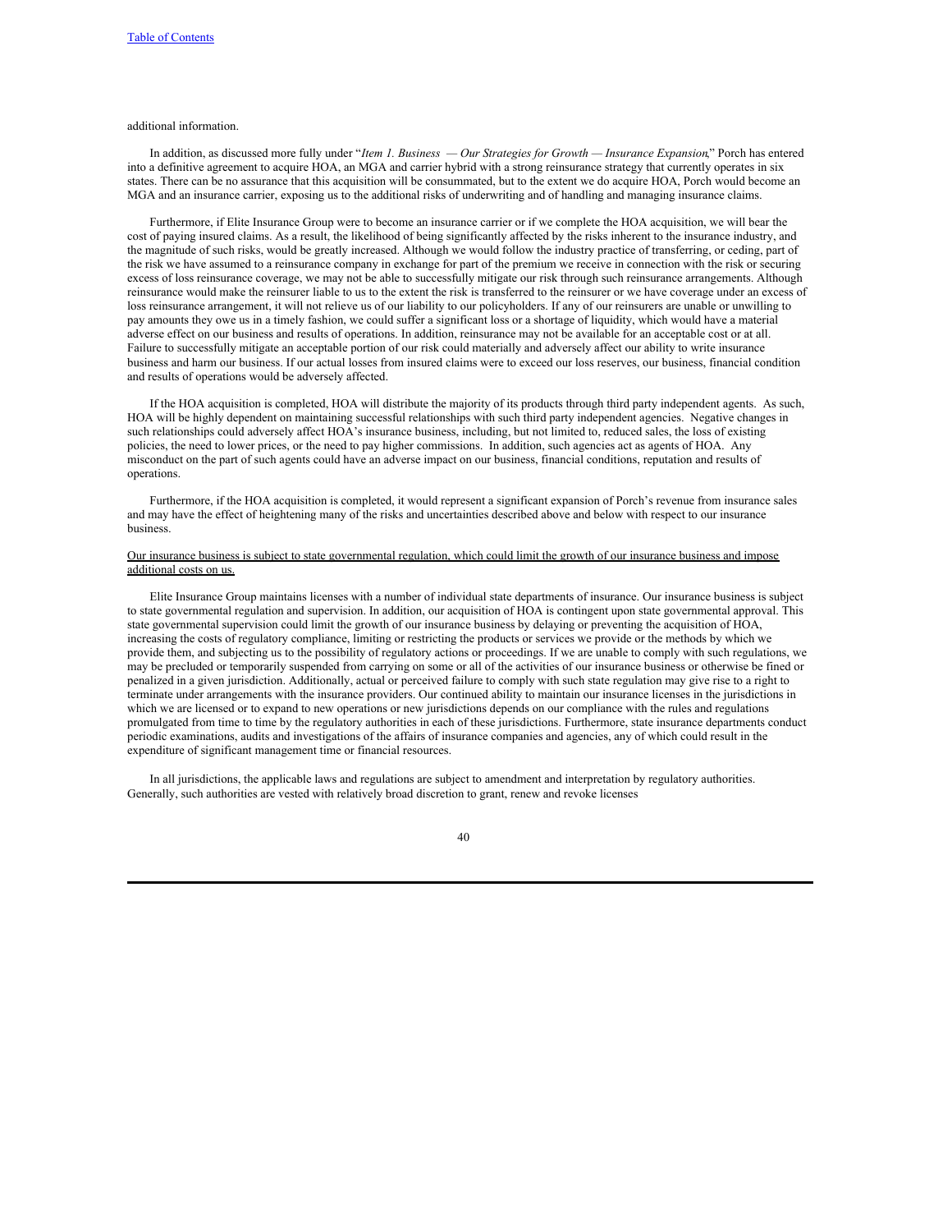additional information.

In addition, as discussed more fully under "*Item 1. Business — Our Strategies for Growth — Insurance Expansion*," Porch has entered into a definitive agreement to acquire HOA, an MGA and carrier hybrid with a strong reinsurance strategy that currently operates in six states. There can be no assurance that this acquisition will be consummated, but to the extent we do acquire HOA, Porch would become an MGA and an insurance carrier, exposing us to the additional risks of underwriting and of handling and managing insurance claims.

Furthermore, if Elite Insurance Group were to become an insurance carrier or if we complete the HOA acquisition, we will bear the cost of paying insured claims. As a result, the likelihood of being significantly affected by the risks inherent to the insurance industry, and the magnitude of such risks, would be greatly increased. Although we would follow the industry practice of transferring, or ceding, part of the risk we have assumed to a reinsurance company in exchange for part of the premium we receive in connection with the risk or securing excess of loss reinsurance coverage, we may not be able to successfully mitigate our risk through such reinsurance arrangements. Although reinsurance would make the reinsurer liable to us to the extent the risk is transferred to the reinsurer or we have coverage under an excess of loss reinsurance arrangement, it will not relieve us of our liability to our policyholders. If any of our reinsurers are unable or unwilling to pay amounts they owe us in a timely fashion, we could suffer a significant loss or a shortage of liquidity, which would have a material adverse effect on our business and results of operations. In addition, reinsurance may not be available for an acceptable cost or at all. Failure to successfully mitigate an acceptable portion of our risk could materially and adversely affect our ability to write insurance business and harm our business. If our actual losses from insured claims were to exceed our loss reserves, our business, financial condition and results of operations would be adversely affected.

If the HOA acquisition is completed, HOA will distribute the majority of its products through third party independent agents. As such, HOA will be highly dependent on maintaining successful relationships with such third party independent agencies. Negative changes in such relationships could adversely affect HOA's insurance business, including, but not limited to, reduced sales, the loss of existing policies, the need to lower prices, or the need to pay higher commissions. In addition, such agencies act as agents of HOA. Any misconduct on the part of such agents could have an adverse impact on our business, financial conditions, reputation and results of operations.

Furthermore, if the HOA acquisition is completed, it would represent a significant expansion of Porch's revenue from insurance sales and may have the effect of heightening many of the risks and uncertainties described above and below with respect to our insurance business.

<u>Our insurance business is subject to state governmental regulation, which could limit the growth of our insurance business and impose additional costs on us.</u>

Elite Insurance Group maintains licenses with a number of individual state departments of insurance. Our insurance business is subject to state governmental regulation and supervision. In addition, our acquisition of HOA is contingent upon state governmental approval. This state governmental supervision could limit the growth of our insurance business by delaying or preventing the acquisition of HOA, increasing the costs of regulatory compliance, limiting or restricting the products or services we provide or the methods by which we provide them, and subjecting us to the possibility of regulatory actions or proceedings. If we are unable to comply with such regulations, we may be precluded or temporarily suspended from carrying on some or all of the activities of our insurance business or otherwise be fined or penalized in a given jurisdiction. Additionally, actual or perceived failure to comply with such state regulation may give rise to a right to terminate under arrangements with the insurance providers. Our continued ability to maintain our insurance licenses in the jurisdictions in which we are licensed or to expand to new operations or new jurisdictions depends on our compliance with the rules and regulations promulgated from time to time by the regulatory authorities in each of these jurisdictions. Furthermore, state insurance departments conduct periodic examinations, audits and investigations of the affairs of insurance companies and agencies, any of which could result in the expenditure of significant management time or financial resources.

In all jurisdictions, the applicable laws and regulations are subject to amendment and interpretation by regulatory authorities. Generally, such authorities are vested with relatively broad discretion to grant, renew and revoke licenses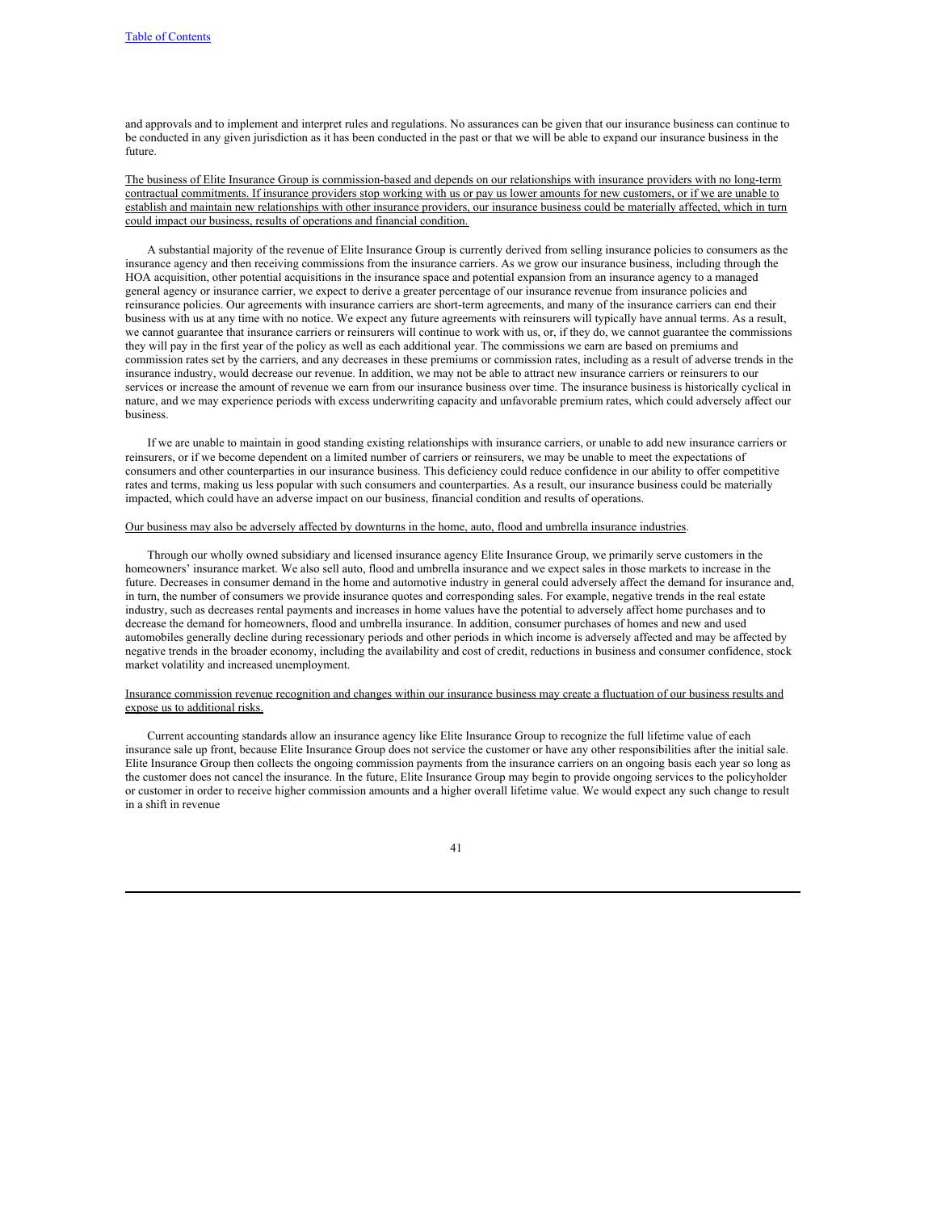and approvals and to implement and interpret rules and regulations. No assurances can be given that our insurance business can continue to be conducted in any given jurisdiction as it has been conducted in the past or that we will be able to expand our insurance business in the future.

<u>The business of Elite Insurance Group is commission-based and depends on our relationships with insurance providers with no long-term contractual commitments. If insurance providers stop working with us or pay us lower amounts for new customers, or if we are unable to establish and maintain new relationships with other insurance providers, our insurance business could be materially affected, which in turn could impact our business, results of operations and financial condition.</u>

A substantial majority of the revenue of Elite Insurance Group is currently derived from selling insurance policies to consumers as the insurance agency and then receiving commissions from the insurance carriers. As we grow our insurance business, including through the HOA acquisition, other potential acquisitions in the insurance space and potential expansion from an insurance agency to a managed general agency or insurance carrier, we expect to derive a greater percentage of our insurance revenue from insurance policies and reinsurance policies. Our agreements with insurance carriers are short-term agreements, and many of the insurance carriers can end their business with us at any time with no notice. We expect any future agreements with reinsurers will typically have annual terms. As a result, we cannot guarantee that insurance carriers or reinsurers will continue to work with us, or, if they do, we cannot guarantee the commissions they will pay in the first year of the policy as well as each additional year. The commissions we earn are based on premiums and commission rates set by the carriers, and any decreases in these premiums or commission rates, including as a result of adverse trends in the insurance industry, would decrease our revenue. In addition, we may not be able to attract new insurance carriers or reinsurers to our services or increase the amount of revenue we earn from our insurance business over time. The insurance business is historically cyclical in nature, and we may experience periods with excess underwriting capacity and unfavorable premium rates, which could adversely affect our business.

If we are unable to maintain in good standing existing relationships with insurance carriers, or unable to add new insurance carriers or reinsurers, or if we become dependent on a limited number of carriers or reinsurers, we may be unable to meet the expectations of consumers and other counterparties in our insurance business. This deficiency could reduce confidence in our ability to offer competitive rates and terms, making us less popular with such consumers and counterparties. As a result, our insurance business could be materially impacted, which could have an adverse impact on our business, financial condition and results of operations.

<u>Our business may also be adversely affected by downturns in the home, auto, flood and umbrella insurance industries</u>.

Through our wholly owned subsidiary and licensed insurance agency Elite Insurance Group, we primarily serve customers in the homeowners' insurance market. We also sell auto, flood and umbrella insurance and we expect sales in those markets to increase in the future. Decreases in consumer demand in the home and automotive industry in general could adversely affect the demand for insurance and, in turn, the number of consumers we provide insurance quotes and corresponding sales. For example, negative trends in the real estate industry, such as decreases rental payments and increases in home values have the potential to adversely affect home purchases and to decrease the demand for homeowners, flood and umbrella insurance. In addition, consumer purchases of homes and new and used automobiles generally decline during recessionary periods and other periods in which income is adversely affected and may be affected by negative trends in the broader economy, including the availability and cost of credit, reductions in business and consumer confidence, stock market volatility and increased unemployment.

<u>Insurance commission revenue recognition and changes within our insurance business may create a fluctuation of our business results and expose us to additional risks.</u>

Current accounting standards allow an insurance agency like Elite Insurance Group to recognize the full lifetime value of each insurance sale up front, because Elite Insurance Group does not service the customer or have any other responsibilities after the initial sale. Elite Insurance Group then collects the ongoing commission payments from the insurance carriers on an ongoing basis each year so long as the customer does not cancel the insurance. In the future, Elite Insurance Group may begin to provide ongoing services to the policyholder or customer in order to receive higher commission amounts and a higher overall lifetime value. We would expect any such change to result in a shift in revenue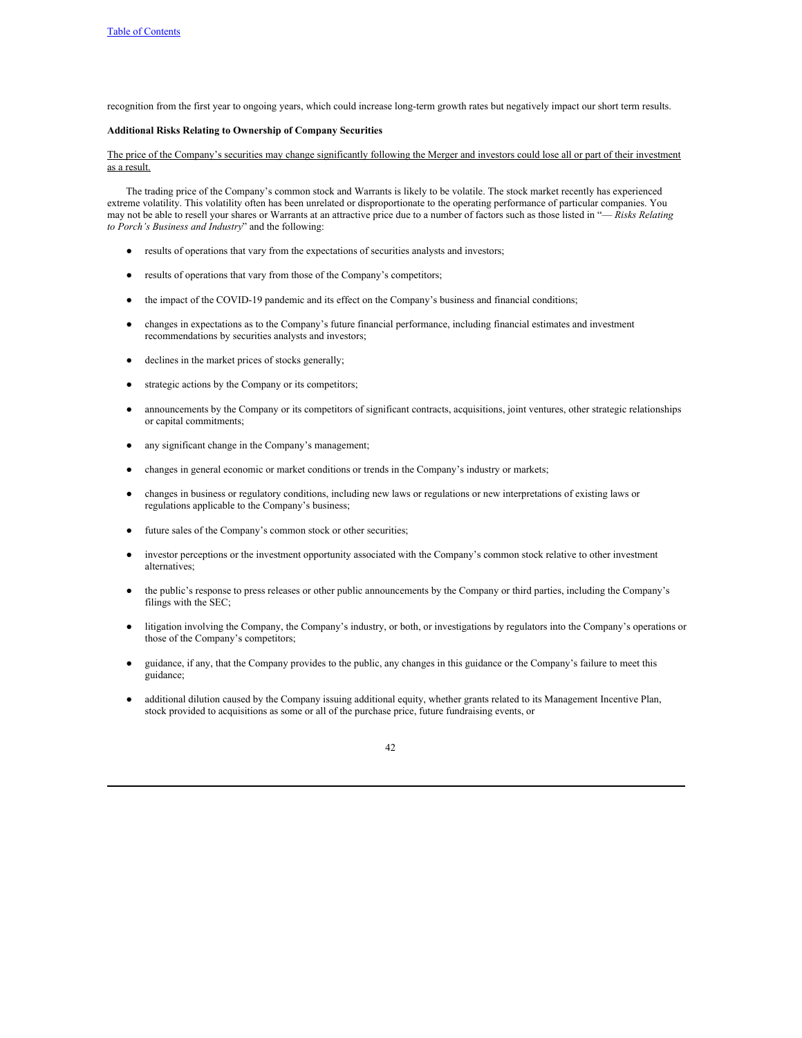recognition from the first year to ongoing years, which could increase long-term growth rates but negatively impact our short term results.

**Additional Risks Relating to Ownership of Company Securities**

The price of the Company's securities may change significantly following the Merger and investors could lose all or part of their investment as a result.

The trading price of the Company's common stock and Warrants is likely to be volatile. The stock market recently has experienced extreme volatility. This volatility often has been unrelated or disproportionate to the operating performance of particular companies. You may not be able to resell your shares or Warrants at an attractive price due to a number of factors such as those listed in "*— Risks Relating to Porch's Business and Industry*" and the following:

- results of operations that vary from the expectations of securities analysts and investors;
- results of operations that vary from those of the Company's competitors;
- the impact of the COVID-19 pandemic and its effect on the Company's business and financial conditions;
- changes in expectations as to the Company's future financial performance, including financial estimates and investment recommendations by securities analysts and investors;
- declines in the market prices of stocks generally;
- strategic actions by the Company or its competitors;
- announcements by the Company or its competitors of significant contracts, acquisitions, joint ventures, other strategic relationships or capital commitments;
- any significant change in the Company's management;
- changes in general economic or market conditions or trends in the Company's industry or markets;
- changes in business or regulatory conditions, including new laws or regulations or new interpretations of existing laws or regulations applicable to the Company's business;
- future sales of the Company's common stock or other securities;
- investor perceptions or the investment opportunity associated with the Company's common stock relative to other investment alternatives;
- the public's response to press releases or other public announcements by the Company or third parties, including the Company's filings with the SEC;
- litigation involving the Company, the Company's industry, or both, or investigations by regulators into the Company's operations or those of the Company's competitors;
- guidance, if any, that the Company provides to the public, any changes in this guidance or the Company's failure to meet this guidance;
- additional dilution caused by the Company issuing additional equity, whether grants related to its Management Incentive Plan, stock provided to acquisitions as some or all of the purchase price, future fundraising events, or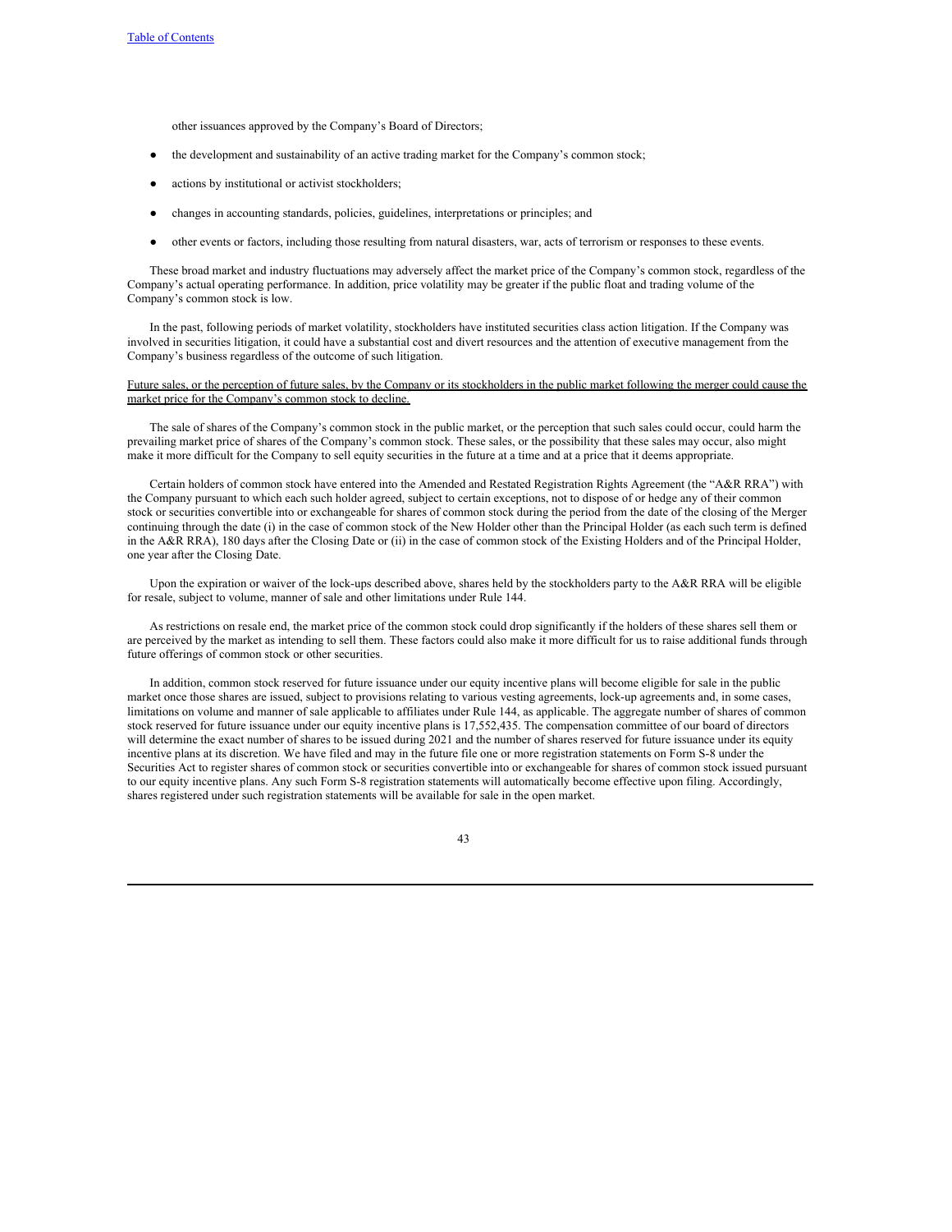other issuances approved by the Company's Board of Directors;

- the development and sustainability of an active trading market for the Company's common stock;
- actions by institutional or activist stockholders;
- changes in accounting standards, policies, guidelines, interpretations or principles; and
- other events or factors, including those resulting from natural disasters, war, acts of terrorism or responses to these events.

These broad market and industry fluctuations may adversely affect the market price of the Company's common stock, regardless of the Company's actual operating performance. In addition, price volatility may be greater if the public float and trading volume of the Company's common stock is low.

In the past, following periods of market volatility, stockholders have instituted securities class action litigation. If the Company was involved in securities litigation, it could have a substantial cost and divert resources and the attention of executive management from the Company's business regardless of the outcome of such litigation.

Future sales, or the perception of future sales, by the Company or its stockholders in the public market following the merger could cause the market price for the Company's common stock to decline.

The sale of shares of the Company's common stock in the public market, or the perception that such sales could occur, could harm the prevailing market price of shares of the Company's common stock. These sales, or the possibility that these sales may occur, also might make it more difficult for the Company to sell equity securities in the future at a time and at a price that it deems appropriate.

Certain holders of common stock have entered into the Amended and Restated Registration Rights Agreement (the "A&R RRA") with the Company pursuant to which each such holder agreed, subject to certain exceptions, not to dispose of or hedge any of their common stock or securities convertible into or exchangeable for shares of common stock during the period from the date of the closing of the Merger continuing through the date (i) in the case of common stock of the New Holder other than the Principal Holder (as each such term is defined in the A&R RRA), 180 days after the Closing Date or (ii) in the case of common stock of the Existing Holders and of the Principal Holder, one year after the Closing Date.

Upon the expiration or waiver of the lock-ups described above, shares held by the stockholders party to the A&R RRA will be eligible for resale, subject to volume, manner of sale and other limitations under Rule 144.

As restrictions on resale end, the market price of the common stock could drop significantly if the holders of these shares sell them or are perceived by the market as intending to sell them. These factors could also make it more difficult for us to raise additional funds through future offerings of common stock or other securities.

In addition, common stock reserved for future issuance under our equity incentive plans will become eligible for sale in the public market once those shares are issued, subject to provisions relating to various vesting agreements, lock-up agreements and, in some cases, limitations on volume and manner of sale applicable to affiliates under Rule 144, as applicable. The aggregate number of shares of common stock reserved for future issuance under our equity incentive plans is 17,552,435. The compensation committee of our board of directors will determine the exact number of shares to be issued during 2021 and the number of shares reserved for future issuance under its equity incentive plans at its discretion. We have filed and may in the future file one or more registration statements on Form S-8 under the Securities Act to register shares of common stock or securities convertible into or exchangeable for shares of common stock issued pursuant to our equity incentive plans. Any such Form S-8 registration statements will automatically become effective upon filing. Accordingly, shares registered under such registration statements will be available for sale in the open market.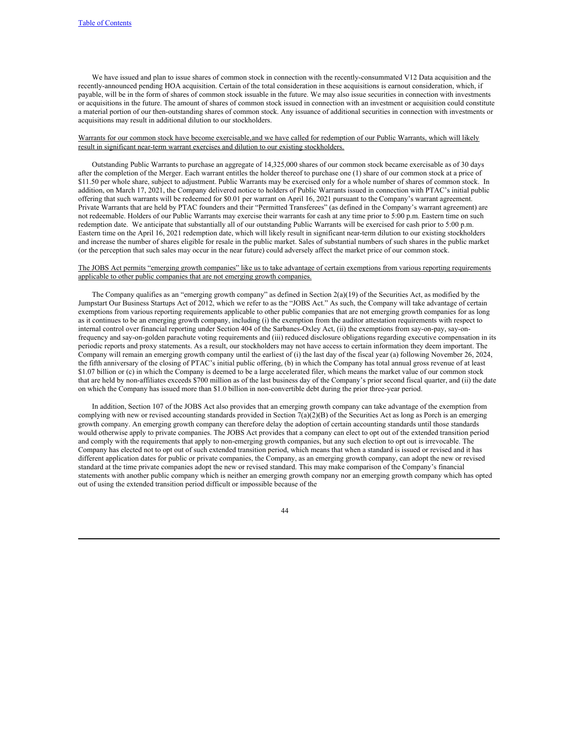We have issued and plan to issue shares of common stock in connection with the recently-consummated V12 Data acquisition and the recently-announced pending HOA acquisition. Certain of the total consideration in these acquisitions is earnout consideration, which, if payable, will be in the form of shares of common stock issuable in the future. We may also issue securities in connection with investments or acquisitions in the future. The amount of shares of common stock issued in connection with an investment or acquisition could constitute a material portion of our then-outstanding shares of common stock. Any issuance of additional securities in connection with investments or acquisitions may result in additional dilution to our stockholders.

Warrants for our common stock have become exercisable,and we have called for redemption of our Public Warrants, which will likely result in significant near-term warrant exercises and dilution to our existing stockholders.

Outstanding Public Warrants to purchase an aggregate of 14,325,000 shares of our common stock became exercisable as of 30 days after the completion of the Merger. Each warrant entitles the holder thereof to purchase one (1) share of our common stock at a price of $11.50 per whole share, subject to adjustment. Public Warrants may be exercised only for a whole number of shares of common stock. In addition, on March 17, 2021, the Company delivered notice to holders of Public Warrants issued in connection with PTAC's initial public offering that such warrants will be redeemed for $0.01 per warrant on April 16, 2021 pursuant to the Company's warrant agreement. Private Warrants that are held by PTAC founders and their "Permitted Transferees" (as defined in the Company's warrant agreement) are not redeemable. Holders of our Public Warrants may exercise their warrants for cash at any time prior to 5:00 p.m. Eastern time on such redemption date. We anticipate that substantially all of our outstanding Public Warrants will be exercised for cash prior to 5:00 p.m. Eastern time on the April 16, 2021 redemption date, which will likely result in significant near-term dilution to our existing stockholders and increase the number of shares eligible for resale in the public market. Sales of substantial numbers of such shares in the public market (or the perception that such sales may occur in the near future) could adversely affect the market price of our common stock.

The JOBS Act permits "emerging growth companies" like us to take advantage of certain exemptions from various reporting requirements applicable to other public companies that are not emerging growth companies.

The Company qualifies as an "emerging growth company" as defined in Section 2(a)(19) of the Securities Act, as modified by the Jumpstart Our Business Startups Act of 2012, which we refer to as the "JOBS Act." As such, the Company will take advantage of certain exemptions from various reporting requirements applicable to other public companies that are not emerging growth companies for as long as it continues to be an emerging growth company, including (i) the exemption from the auditor attestation requirements with respect to internal control over financial reporting under Section 404 of the Sarbanes-Oxley Act, (ii) the exemptions from say-on-pay, say-on-frequency and say-on-golden parachute voting requirements and (iii) reduced disclosure obligations regarding executive compensation in its periodic reports and proxy statements. As a result, our stockholders may not have access to certain information they deem important. The Company will remain an emerging growth company until the earliest of (i) the last day of the fiscal year (a) following November 26, 2024, the fifth anniversary of the closing of PTAC's initial public offering, (b) in which the Company has total annual gross revenue of at least $1.07 billion or (c) in which the Company is deemed to be a large accelerated filer, which means the market value of our common stock that are held by non-affiliates exceeds $700 million as of the last business day of the Company's prior second fiscal quarter, and (ii) the date on which the Company has issued more than $1.0 billion in non-convertible debt during the prior three-year period.

In addition, Section 107 of the JOBS Act also provides that an emerging growth company can take advantage of the exemption from complying with new or revised accounting standards provided in Section 7(a)(2)(B) of the Securities Act as long as Porch is an emerging growth company. An emerging growth company can therefore delay the adoption of certain accounting standards until those standards would otherwise apply to private companies. The JOBS Act provides that a company can elect to opt out of the extended transition period and comply with the requirements that apply to non-emerging growth companies, but any such election to opt out is irrevocable. The Company has elected not to opt out of such extended transition period, which means that when a standard is issued or revised and it has different application dates for public or private companies, the Company, as an emerging growth company, can adopt the new or revised standard at the time private companies adopt the new or revised standard. This may make comparison of the Company's financial statements with another public company which is neither an emerging growth company nor an emerging growth company which has opted out of using the extended transition period difficult or impossible because of the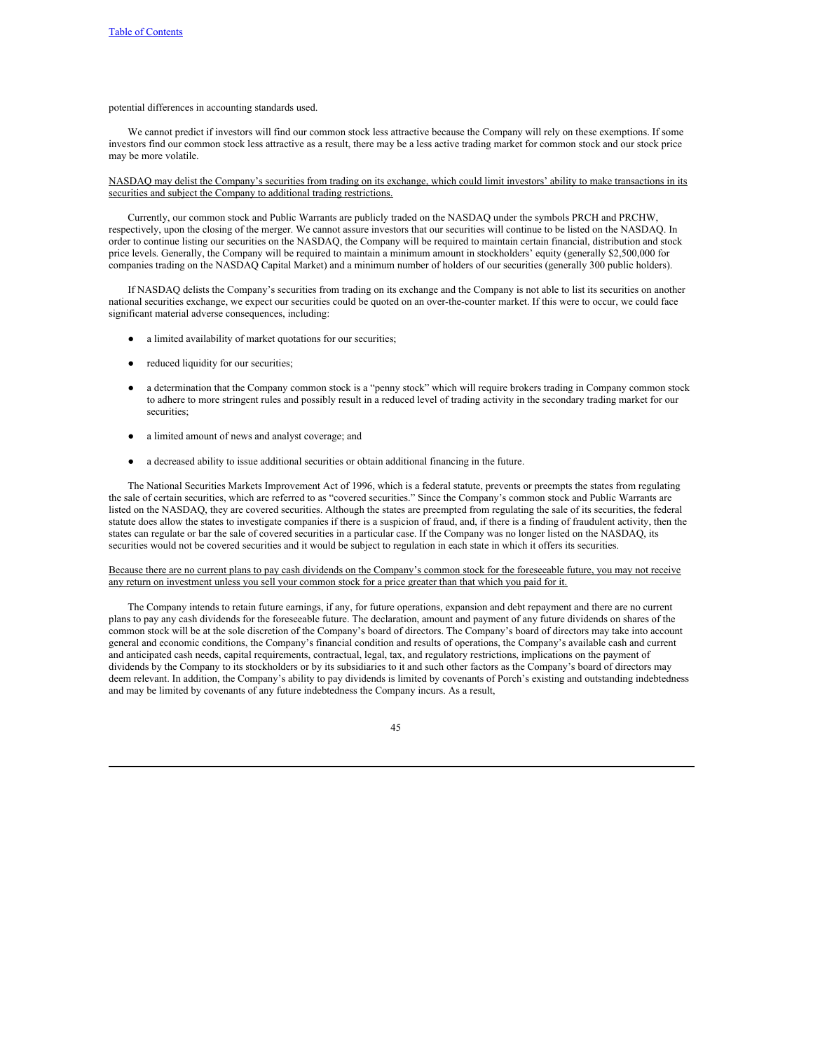potential differences in accounting standards used.

We cannot predict if investors will find our common stock less attractive because the Company will rely on these exemptions. If some investors find our common stock less attractive as a result, there may be a less active trading market for common stock and our stock price may be more volatile.

NASDAQ may delist the Company's securities from trading on its exchange, which could limit investors' ability to make transactions in its securities and subject the Company to additional trading restrictions.

Currently, our common stock and Public Warrants are publicly traded on the NASDAQ under the symbols PRCH and PRCHW, respectively, upon the closing of the merger. We cannot assure investors that our securities will continue to be listed on the NASDAQ. In order to continue listing our securities on the NASDAQ, the Company will be required to maintain certain financial, distribution and stock price levels. Generally, the Company will be required to maintain a minimum amount in stockholders' equity (generally $2,500,000 for companies trading on the NASDAQ Capital Market) and a minimum number of holders of our securities (generally 300 public holders).

If NASDAQ delists the Company's securities from trading on its exchange and the Company is not able to list its securities on another national securities exchange, we expect our securities could be quoted on an over-the-counter market. If this were to occur, we could face significant material adverse consequences, including:

- a limited availability of market quotations for our securities;
- reduced liquidity for our securities;
- a determination that the Company common stock is a "penny stock" which will require brokers trading in Company common stock to adhere to more stringent rules and possibly result in a reduced level of trading activity in the secondary trading market for our securities;
- a limited amount of news and analyst coverage; and
- a decreased ability to issue additional securities or obtain additional financing in the future.

The National Securities Markets Improvement Act of 1996, which is a federal statute, prevents or preempts the states from regulating the sale of certain securities, which are referred to as "covered securities." Since the Company's common stock and Public Warrants are listed on the NASDAQ, they are covered securities. Although the states are preempted from regulating the sale of its securities, the federal statute does allow the states to investigate companies if there is a suspicion of fraud, and, if there is a finding of fraudulent activity, then the states can regulate or bar the sale of covered securities in a particular case. If the Company was no longer listed on the NASDAQ, its securities would not be covered securities and it would be subject to regulation in each state in which it offers its securities.

Because there are no current plans to pay cash dividends on the Company's common stock for the foreseeable future, you may not receive any return on investment unless you sell your common stock for a price greater than that which you paid for it.

The Company intends to retain future earnings, if any, for future operations, expansion and debt repayment and there are no current plans to pay any cash dividends for the foreseeable future. The declaration, amount and payment of any future dividends on shares of the common stock will be at the sole discretion of the Company's board of directors. The Company's board of directors may take into account general and economic conditions, the Company's financial condition and results of operations, the Company's available cash and current and anticipated cash needs, capital requirements, contractual, legal, tax, and regulatory restrictions, implications on the payment of dividends by the Company to its stockholders or by its subsidiaries to it and such other factors as the Company's board of directors may deem relevant. In addition, the Company's ability to pay dividends is limited by covenants of Porch's existing and outstanding indebtedness and may be limited by covenants of any future indebtedness the Company incurs. As a result,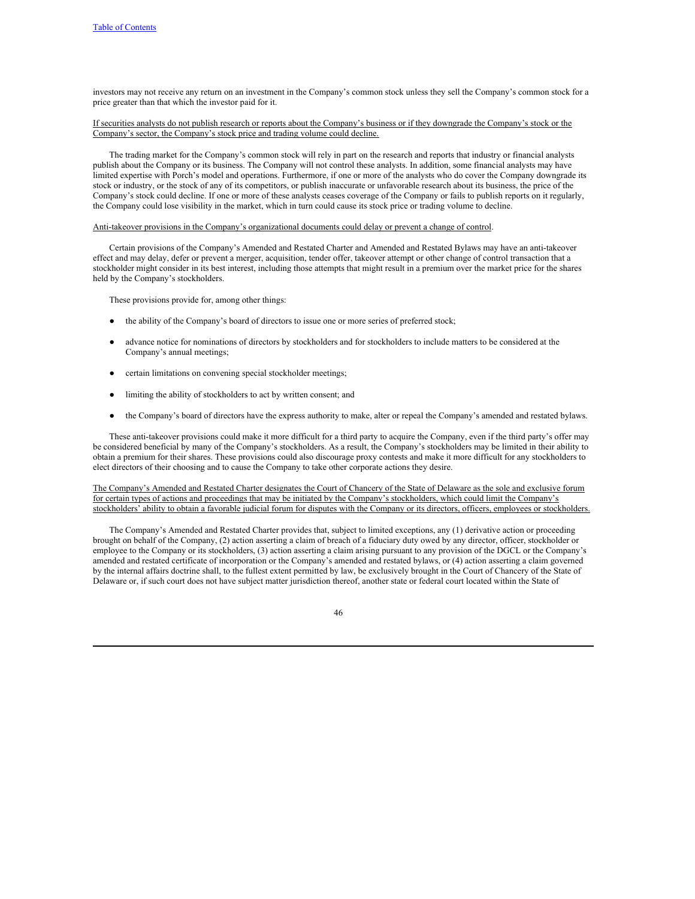investors may not receive any return on an investment in the Company's common stock unless they sell the Company's common stock for a price greater than that which the investor paid for it.

If securities analysts do not publish research or reports about the Company's business or if they downgrade the Company's stock or the Company's sector, the Company's stock price and trading volume could decline.

The trading market for the Company's common stock will rely in part on the research and reports that industry or financial analysts publish about the Company or its business. The Company will not control these analysts. In addition, some financial analysts may have limited expertise with Porch's model and operations. Furthermore, if one or more of the analysts who do cover the Company downgrade its stock or industry, or the stock of any of its competitors, or publish inaccurate or unfavorable research about its business, the price of the Company's stock could decline. If one or more of these analysts ceases coverage of the Company or fails to publish reports on it regularly, the Company could lose visibility in the market, which in turn could cause its stock price or trading volume to decline.

Anti-takeover provisions in the Company's organizational documents could delay or prevent a change of control.

Certain provisions of the Company's Amended and Restated Charter and Amended and Restated Bylaws may have an anti-takeover effect and may delay, defer or prevent a merger, acquisition, tender offer, takeover attempt or other change of control transaction that a stockholder might consider in its best interest, including those attempts that might result in a premium over the market price for the shares held by the Company's stockholders.

These provisions provide for, among other things:

- the ability of the Company's board of directors to issue one or more series of preferred stock;
- advance notice for nominations of directors by stockholders and for stockholders to include matters to be considered at the Company's annual meetings;
- certain limitations on convening special stockholder meetings;
- limiting the ability of stockholders to act by written consent; and
- the Company's board of directors have the express authority to make, alter or repeal the Company's amended and restated bylaws.

These anti-takeover provisions could make it more difficult for a third party to acquire the Company, even if the third party's offer may be considered beneficial by many of the Company's stockholders. As a result, the Company's stockholders may be limited in their ability to obtain a premium for their shares. These provisions could also discourage proxy contests and make it more difficult for any stockholders to elect directors of their choosing and to cause the Company to take other corporate actions they desire.

The Company's Amended and Restated Charter designates the Court of Chancery of the State of Delaware as the sole and exclusive forum for certain types of actions and proceedings that may be initiated by the Company's stockholders, which could limit the Company's stockholders' ability to obtain a favorable judicial forum for disputes with the Company or its directors, officers, employees or stockholders.

The Company's Amended and Restated Charter provides that, subject to limited exceptions, any (1) derivative action or proceeding brought on behalf of the Company, (2) action asserting a claim of breach of a fiduciary duty owed by any director, officer, stockholder or employee to the Company or its stockholders, (3) action asserting a claim arising pursuant to any provision of the DGCL or the Company's amended and restated certificate of incorporation or the Company's amended and restated bylaws, or (4) action asserting a claim governed by the internal affairs doctrine shall, to the fullest extent permitted by law, be exclusively brought in the Court of Chancery of the State of Delaware or, if such court does not have subject matter jurisdiction thereof, another state or federal court located within the State of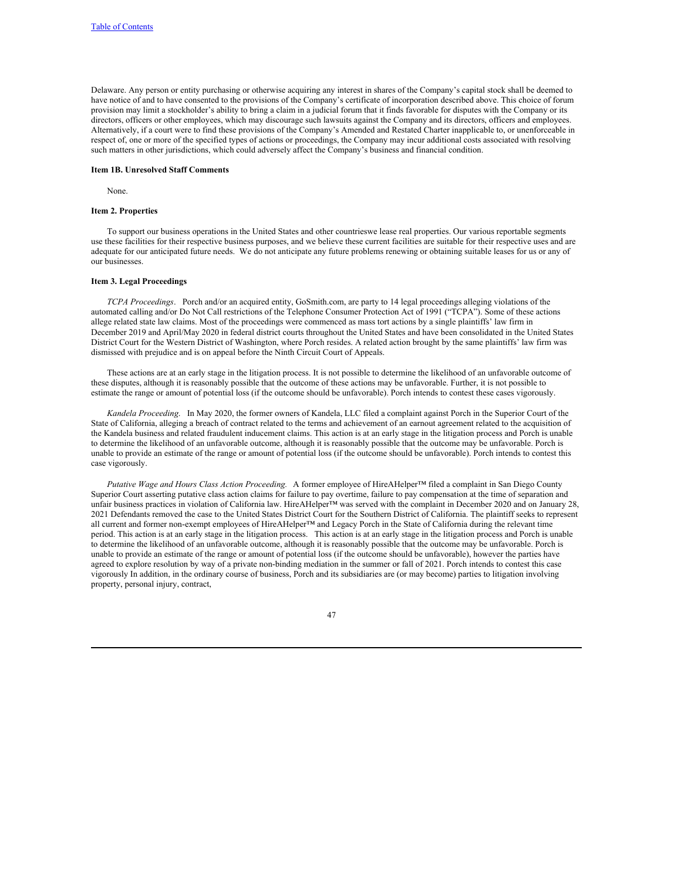Delaware. Any person or entity purchasing or otherwise acquiring any interest in shares of the Company's capital stock shall be deemed to have notice of and to have consented to the provisions of the Company's certificate of incorporation described above. This choice of forum provision may limit a stockholder's ability to bring a claim in a judicial forum that it finds favorable for disputes with the Company or its directors, officers or other employees, which may discourage such lawsuits against the Company and its directors, officers and employees. Alternatively, if a court were to find these provisions of the Company's Amended and Restated Charter inapplicable to, or unenforceable in respect of, one or more of the specified types of actions or proceedings, the Company may incur additional costs associated with resolving such matters in other jurisdictions, which could adversely affect the Company's business and financial condition.

### Item 1B. Unresolved Staff Comments

None.

### Item 2. Properties

To support our business operations in the United States and other countrieswe lease real properties. Our various reportable segments use these facilities for their respective business purposes, and we believe these current facilities are suitable for their respective uses and are adequate for our anticipated future needs. We do not anticipate any future problems renewing or obtaining suitable leases for us or any of our businesses.

### Item 3. Legal Proceedings

*TCPA Proceedings*. Porch and/or an acquired entity, GoSmith.com, are party to 14 legal proceedings alleging violations of the automated calling and/or Do Not Call restrictions of the Telephone Consumer Protection Act of 1991 ("TCPA"). Some of these actions allege related state law claims. Most of the proceedings were commenced as mass tort actions by a single plaintiffs' law firm in December 2019 and April/May 2020 in federal district courts throughout the United States and have been consolidated in the United States District Court for the Western District of Washington, where Porch resides. A related action brought by the same plaintiffs' law firm was dismissed with prejudice and is on appeal before the Ninth Circuit Court of Appeals.

These actions are at an early stage in the litigation process. It is not possible to determine the likelihood of an unfavorable outcome of these disputes, although it is reasonably possible that the outcome of these actions may be unfavorable. Further, it is not possible to estimate the range or amount of potential loss (if the outcome should be unfavorable). Porch intends to contest these cases vigorously.

*Kandela Proceeding.* In May 2020, the former owners of Kandela, LLC filed a complaint against Porch in the Superior Court of the State of California, alleging a breach of contract related to the terms and achievement of an earnout agreement related to the acquisition of the Kandela business and related fraudulent inducement claims. This action is at an early stage in the litigation process and Porch is unable to determine the likelihood of an unfavorable outcome, although it is reasonably possible that the outcome may be unfavorable. Porch is unable to provide an estimate of the range or amount of potential loss (if the outcome should be unfavorable). Porch intends to contest this case vigorously.

*Putative Wage and Hours Class Action Proceeding.* A former employee of HireAHelper™ filed a complaint in San Diego County Superior Court asserting putative class action claims for failure to pay overtime, failure to pay compensation at the time of separation and unfair business practices in violation of California law. HireAHelper™ was served with the complaint in December 2020 and on January 28, 2021 Defendants removed the case to the United States District Court for the Southern District of California. The plaintiff seeks to represent all current and former non-exempt employees of HireAHelper™ and Legacy Porch in the State of California during the relevant time period. This action is at an early stage in the litigation process. This action is at an early stage in the litigation process and Porch is unable to determine the likelihood of an unfavorable outcome, although it is reasonably possible that the outcome may be unfavorable. Porch is unable to provide an estimate of the range or amount of potential loss (if the outcome should be unfavorable), however the parties have agreed to explore resolution by way of a private non-binding mediation in the summer or fall of 2021. Porch intends to contest this case vigorously In addition, in the ordinary course of business, Porch and its subsidiaries are (or may become) parties to litigation involving property, personal injury, contract,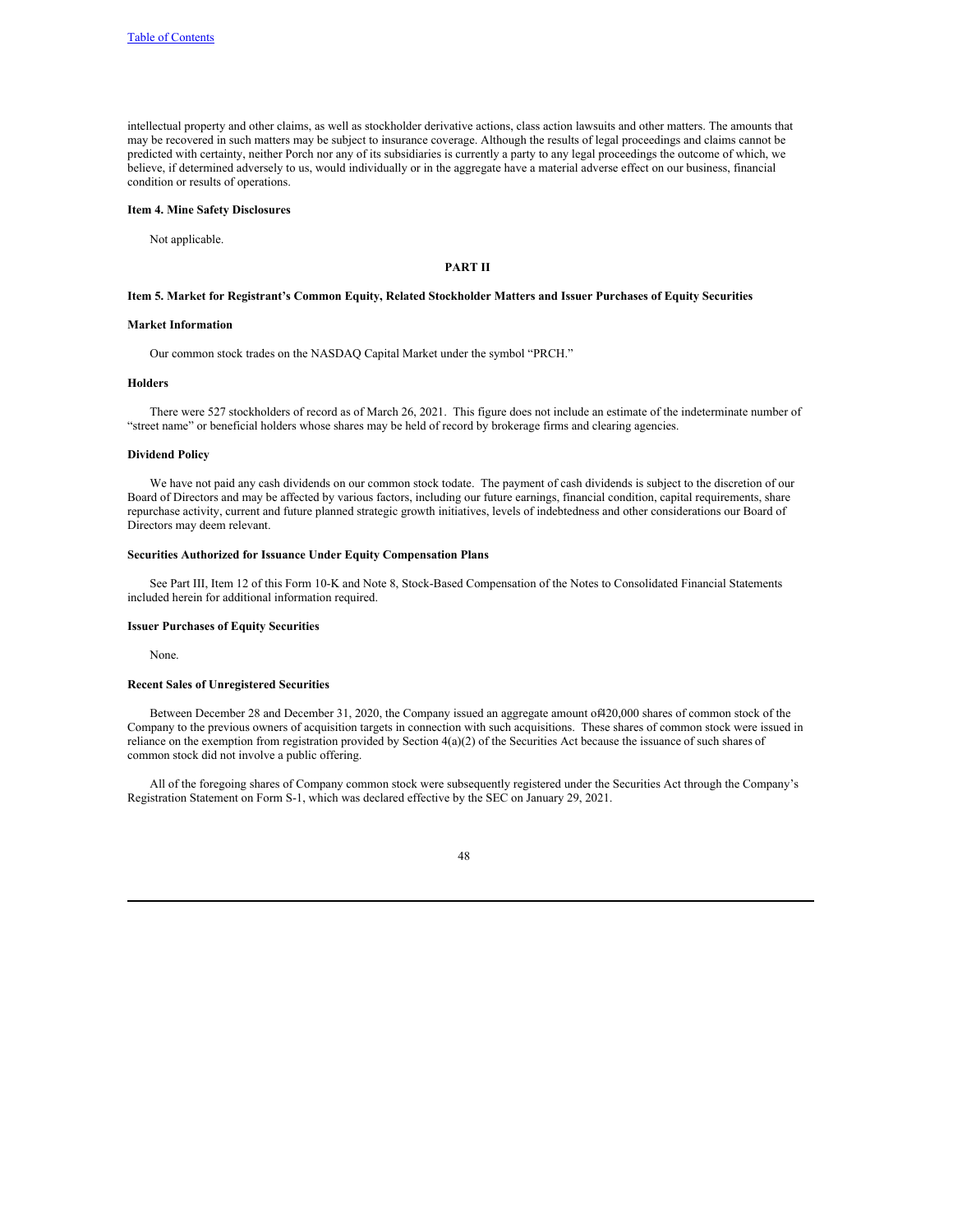intellectual property and other claims, as well as stockholder derivative actions, class action lawsuits and other matters. The amounts that may be recovered in such matters may be subject to insurance coverage. Although the results of legal proceedings and claims cannot be predicted with certainty, neither Porch nor any of its subsidiaries is currently a party to any legal proceedings the outcome of which, we believe, if determined adversely to us, would individually or in the aggregate have a material adverse effect on our business, financial condition or results of operations.

### Item 4. Mine Safety Disclosures

Not applicable.

## PART II

### Item 5. Market for Registrant's Common Equity, Related Stockholder Matters and Issuer Purchases of Equity Securities

**Market Information**

Our common stock trades on the NASDAQ Capital Market under the symbol "PRCH."

**Holders**

There were 527 stockholders of record as of March 26, 2021. This figure does not include an estimate of the indeterminate number of "street name" or beneficial holders whose shares may be held of record by brokerage firms and clearing agencies.

**Dividend Policy**

We have not paid any cash dividends on our common stock todate. The payment of cash dividends is subject to the discretion of our Board of Directors and may be affected by various factors, including our future earnings, financial condition, capital requirements, share repurchase activity, current and future planned strategic growth initiatives, levels of indebtedness and other considerations our Board of Directors may deem relevant.

**Securities Authorized for Issuance Under Equity Compensation Plans**

See Part III, Item 12 of this Form 10-K and Note 8, Stock-Based Compensation of the Notes to Consolidated Financial Statements included herein for additional information required.

**Issuer Purchases of Equity Securities**

None.

**Recent Sales of Unregistered Securities**

Between December 28 and December 31, 2020, the Company issued an aggregate amount of 420,000 shares of common stock of the Company to the previous owners of acquisition targets in connection with such acquisitions. These shares of common stock were issued in reliance on the exemption from registration provided by Section 4(a)(2) of the Securities Act because the issuance of such shares of common stock did not involve a public offering.

All of the foregoing shares of Company common stock were subsequently registered under the Securities Act through the Company's Registration Statement on Form S-1, which was declared effective by the SEC on January 29, 2021.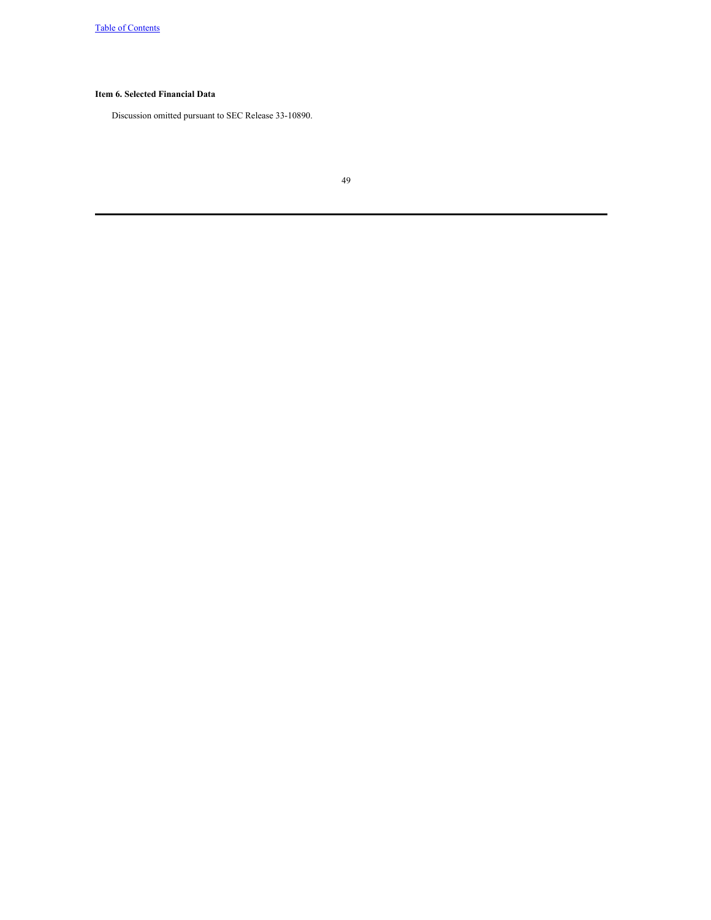### Item 6. Selected Financial Data

Discussion omitted pursuant to SEC Release 33-10890.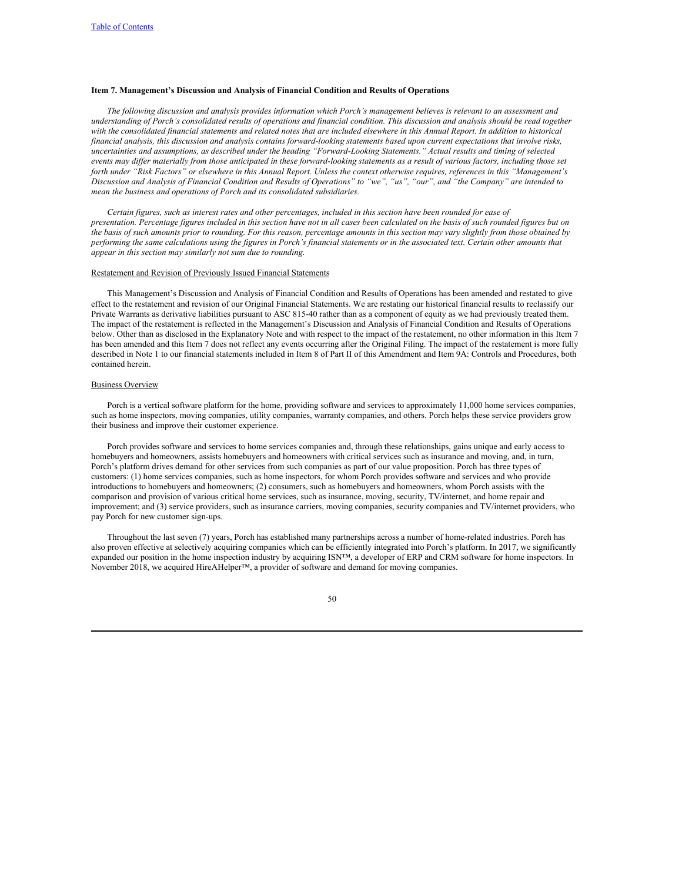### Item 7. Management's Discussion and Analysis of Financial Condition and Results of Operations

*The following discussion and analysis provides information which Porch's management believes is relevant to an assessment and understanding of Porch's consolidated results of operations and financial condition. This discussion and analysis should be read together with the consolidated financial statements and related notes that are included elsewhere in this Annual Report. In addition to historical financial analysis, this discussion and analysis contains forward-looking statements based upon current expectations that involve risks, uncertainties and assumptions, as described under the heading "Forward-Looking Statements." Actual results and timing of selected events may differ materially from those anticipated in these forward-looking statements as a result of various factors, including those set forth under "Risk Factors" or elsewhere in this Annual Report. Unless the context otherwise requires, references in this "Management's Discussion and Analysis of Financial Condition and Results of Operations" to "we", "us", "our", and "the Company" are intended to mean the business and operations of Porch and its consolidated subsidiaries.*

*Certain figures, such as interest rates and other percentages, included in this section have been rounded for ease of presentation. Percentage figures included in this section have not in all cases been calculated on the basis of such rounded figures but on the basis of such amounts prior to rounding. For this reason, percentage amounts in this section may vary slightly from those obtained by performing the same calculations using the figures in Porch's financial statements or in the associated text. Certain other amounts that appear in this section may similarly not sum due to rounding.*

Restatement and Revision of Previously Issued Financial Statements

This Management's Discussion and Analysis of Financial Condition and Results of Operations has been amended and restated to give effect to the restatement and revision of our Original Financial Statements. We are restating our historical financial results to reclassify our Private Warrants as derivative liabilities pursuant to ASC 815-40 rather than as a component of equity as we had previously treated them. The impact of the restatement is reflected in the Management's Discussion and Analysis of Financial Condition and Results of Operations below. Other than as disclosed in the Explanatory Note and with respect to the impact of the restatement, no other information in this Item 7 has been amended and this Item 7 does not reflect any events occurring after the Original Filing. The impact of the restatement is more fully described in Note 1 to our financial statements included in Item 8 of Part II of this Amendment and Item 9A: Controls and Procedures, both contained herein.

Business Overview

Porch is a vertical software platform for the home, providing software and services to approximately 11,000 home services companies, such as home inspectors, moving companies, utility companies, warranty companies, and others. Porch helps these service providers grow their business and improve their customer experience.

Porch provides software and services to home services companies and, through these relationships, gains unique and early access to homebuyers and homeowners, assists homebuyers and homeowners with critical services such as insurance and moving, and, in turn, Porch's platform drives demand for other services from such companies as part of our value proposition. Porch has three types of customers: (1) home services companies, such as home inspectors, for whom Porch provides software and services and who provide introductions to homebuyers and homeowners; (2) consumers, such as homebuyers and homeowners, whom Porch assists with the comparison and provision of various critical home services, such as insurance, moving, security, TV/internet, and home repair and improvement; and (3) service providers, such as insurance carriers, moving companies, security companies and TV/internet providers, who pay Porch for new customer sign-ups.

Throughout the last seven (7) years, Porch has established many partnerships across a number of home-related industries. Porch has also proven effective at selectively acquiring companies which can be efficiently integrated into Porch's platform. In 2017, we significantly expanded our position in the home inspection industry by acquiring ISN™, a developer of ERP and CRM software for home inspectors. In November 2018, we acquired HireAHelper™, a provider of software and demand for moving companies.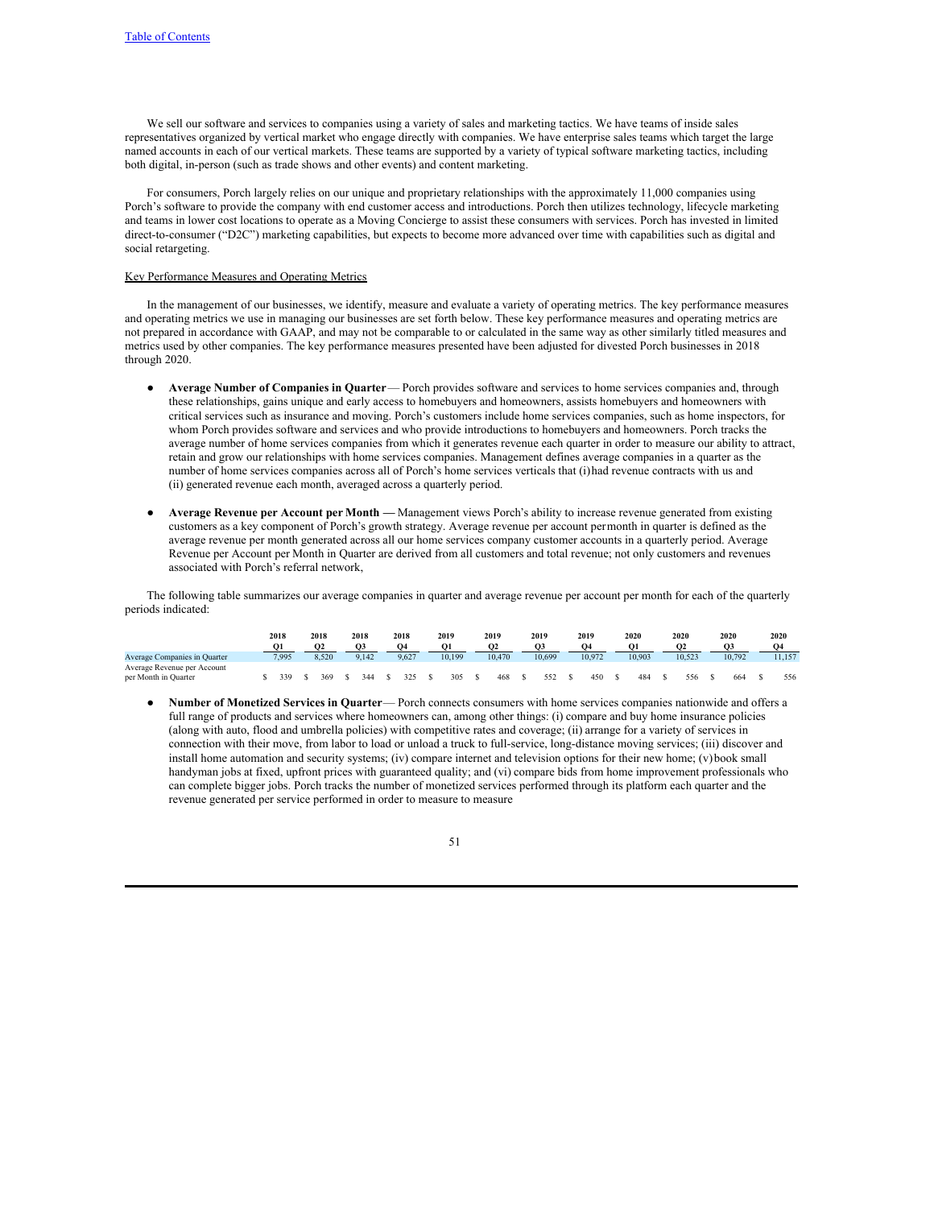We sell our software and services to companies using a variety of sales and marketing tactics. We have teams of inside sales representatives organized by vertical market who engage directly with companies. We have enterprise sales teams which target the large named accounts in each of our vertical markets. These teams are supported by a variety of typical software marketing tactics, including both digital, in-person (such as trade shows and other events) and content marketing.

For consumers, Porch largely relies on our unique and proprietary relationships with the approximately 11,000 companies using Porch's software to provide the company with end customer access and introductions. Porch then utilizes technology, lifecycle marketing and teams in lower cost locations to operate as a Moving Concierge to assist these consumers with services. Porch has invested in limited direct-to-consumer ("D2C") marketing capabilities, but expects to become more advanced over time with capabilities such as digital and social retargeting.

Key Performance Measures and Operating Metrics

In the management of our businesses, we identify, measure and evaluate a variety of operating metrics. The key performance measures and operating metrics we use in managing our businesses are set forth below. These key performance measures and operating metrics are not prepared in accordance with GAAP, and may not be comparable to or calculated in the same way as other similarly titled measures and metrics used by other companies. The key performance measures presented have been adjusted for divested Porch businesses in 2018 through 2020.

- **Average Number of Companies in Quarter** — Porch provides software and services to home services companies and, through these relationships, gains unique and early access to homebuyers and homeowners, assists homebuyers and homeowners with critical services such as insurance and moving. Porch's customers include home services companies, such as home inspectors, for whom Porch provides software and services and who provide introductions to homebuyers and homeowners. Porch tracks the average number of home services companies from which it generates revenue each quarter in order to measure our ability to attract, retain and grow our relationships with home services companies. Management defines average companies in a quarter as the number of home services companies across all of Porch's home services verticals that (i) had revenue contracts with us and (ii) generated revenue each month, averaged across a quarterly period.

- **Average Revenue per Account per Month —** Management views Porch's ability to increase revenue generated from existing customers as a key component of Porch's growth strategy. Average revenue per account per month in quarter is defined as the average revenue per month generated across all our home services company customer accounts in a quarterly period. Average Revenue per Account per Month in Quarter are derived from all customers and total revenue; not only customers and revenues associated with Porch's referral network,

The following table summarizes our average companies in quarter and average revenue per account per month for each of the quarterly periods indicated:

| | 2018 Q1 | 2018 Q2 | 2018 Q3 | 2018 Q4 | 2019 Q1 | 2019 Q2 | 2019 Q3 | 2019 Q4 | 2020 Q1 | 2020 Q2 | 2020 Q3 | 2020 Q4 |
|---|---|---|---|---|---|---|---|---|---|---|---|---|
| Average Companies in Quarter | 7,995 | 8,520 | 9,142 | 9,627 | 10,199 | 10,470 | 10,699 | 10,972 | 10,903 | 10,523 | 10,792 | 11,157 |
| Average Revenue per Account per Month in Quarter | $ 339 | $ 369 | $ 344 | $ 325 | $ 305 | $ 468 | $ 552 | $ 450 | $ 484 | $ 556 | $ 664 | $ 556 |

- **Number of Monetized Services in Quarter**— Porch connects consumers with home services companies nationwide and offers a full range of products and services where homeowners can, among other things: (i) compare and buy home insurance policies (along with auto, flood and umbrella policies) with competitive rates and coverage; (ii) arrange for a variety of services in connection with their move, from labor to load or unload a truck to full-service, long-distance moving services; (iii) discover and install home automation and security systems; (iv) compare internet and television options for their new home; (v) book small handyman jobs at fixed, upfront prices with guaranteed quality; and (vi) compare bids from home improvement professionals who can complete bigger jobs. Porch tracks the number of monetized services performed through its platform each quarter and the revenue generated per service performed in order to measure to measure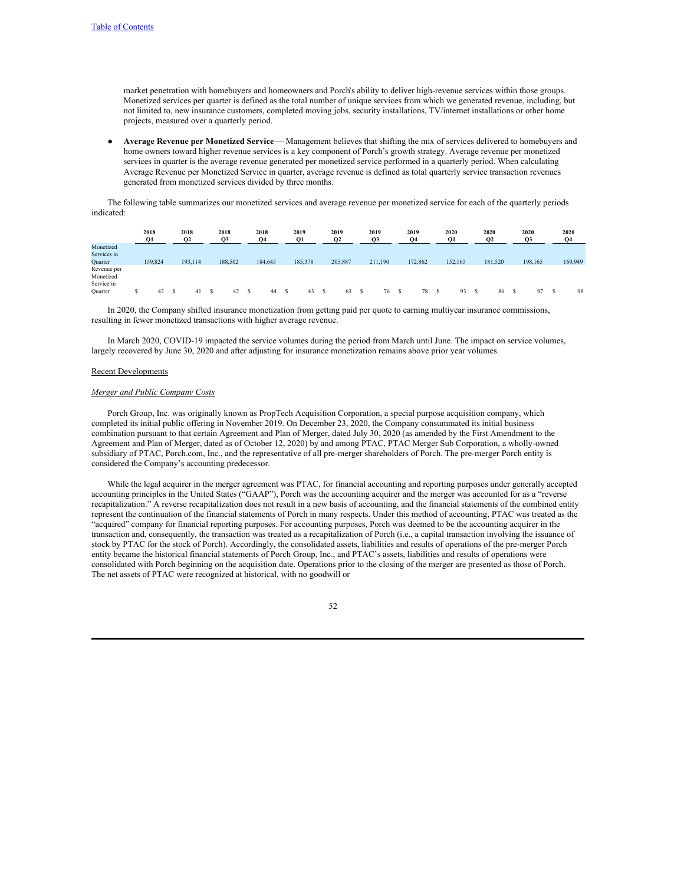market penetration with homebuyers and homeowners and Porch's ability to deliver high-revenue services within those groups. Monetized services per quarter is defined as the total number of unique services from which we generated revenue, including, but not limited to, new insurance customers, completed moving jobs, security installations, TV/internet installations or other home projects, measured over a quarterly period.

- **Average Revenue per Monetized Service —** Management believes that shifting the mix of services delivered to homebuyers and home owners toward higher revenue services is a key component of Porch's growth strategy. Average revenue per monetized services in quarter is the average revenue generated per monetized service performed in a quarterly period. When calculating Average Revenue per Monetized Service in quarter, average revenue is defined as total quarterly service transaction revenues generated from monetized services divided by three months.

The following table summarizes our monetized services and average revenue per monetized service for each of the quarterly periods indicated:

| | 2018 Q1 | 2018 Q2 | 2018 Q3 | 2018 Q4 | 2019 Q1 | 2019 Q2 | 2019 Q3 | 2019 Q4 | 2020 Q1 | 2020 Q2 | 2020 Q3 | 2020 Q4 |
|---|---|---|---|---|---|---|---|---|---|---|---|---|
| Monetized Services in Quarter | 159,824 | 193,114 | 188,502 | 184,645 | 185,378 | 205,887 | 211,190 | 172,862 | 152,165 | 181,520 | 198,165 | 169,949 |
| Revenue per Monetized Service in Quarter | $ 42 | $ 41 | $ 42 | $ 44 | $ 43 | $ 63 | $ 76 | $ 78 | $ 93 | $ 86 | $ 97 | $ 98 |

In 2020, the Company shifted insurance monetization from getting paid per quote to earning multiyear insurance commissions, resulting in fewer monetized transactions with higher average revenue.

In March 2020, COVID-19 impacted the service volumes during the period from March until June. The impact on service volumes, largely recovered by June 30, 2020 and after adjusting for insurance monetization remains above prior year volumes.

## Recent Developments

### *Merger and Public Company Costs*

Porch Group, Inc. was originally known as PropTech Acquisition Corporation, a special purpose acquisition company, which completed its initial public offering in November 2019. On December 23, 2020, the Company consummated its initial business combination pursuant to that certain Agreement and Plan of Merger, dated July 30, 2020 (as amended by the First Amendment to the Agreement and Plan of Merger, dated as of October 12, 2020) by and among PTAC, PTAC Merger Sub Corporation, a wholly-owned subsidiary of PTAC, Porch.com, Inc., and the representative of all pre-merger shareholders of Porch. The pre-merger Porch entity is considered the Company's accounting predecessor.

While the legal acquirer in the merger agreement was PTAC, for financial accounting and reporting purposes under generally accepted accounting principles in the United States ("GAAP"), Porch was the accounting acquirer and the merger was accounted for as a "reverse recapitalization." A reverse recapitalization does not result in a new basis of accounting, and the financial statements of the combined entity represent the continuation of the financial statements of Porch in many respects. Under this method of accounting, PTAC was treated as the "acquired" company for financial reporting purposes. For accounting purposes, Porch was deemed to be the accounting acquirer in the transaction and, consequently, the transaction was treated as a recapitalization of Porch (i.e., a capital transaction involving the issuance of stock by PTAC for the stock of Porch). Accordingly, the consolidated assets, liabilities and results of operations of the pre-merger Porch entity became the historical financial statements of Porch Group, Inc., and PTAC's assets, liabilities and results of operations were consolidated with Porch beginning on the acquisition date. Operations prior to the closing of the merger are presented as those of Porch. The net assets of PTAC were recognized at historical, with no goodwill or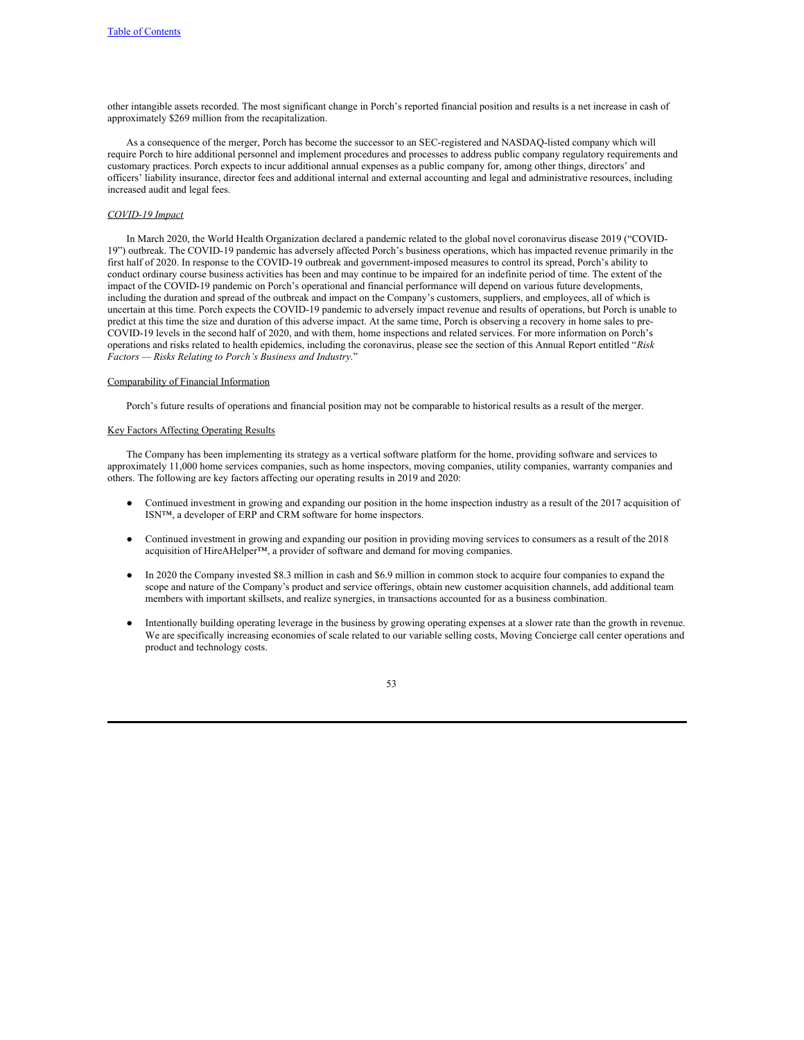other intangible assets recorded. The most significant change in Porch's reported financial position and results is a net increase in cash of approximately $269 million from the recapitalization.

As a consequence of the merger, Porch has become the successor to an SEC-registered and NASDAQ-listed company which will require Porch to hire additional personnel and implement procedures and processes to address public company regulatory requirements and customary practices. Porch expects to incur additional annual expenses as a public company for, among other things, directors' and officers' liability insurance, director fees and additional internal and external accounting and legal and administrative resources, including increased audit and legal fees.

*COVID-19 Impact*

In March 2020, the World Health Organization declared a pandemic related to the global novel coronavirus disease 2019 ("COVID-19") outbreak. The COVID-19 pandemic has adversely affected Porch's business operations, which has impacted revenue primarily in the first half of 2020. In response to the COVID-19 outbreak and government-imposed measures to control its spread, Porch's ability to conduct ordinary course business activities has been and may continue to be impaired for an indefinite period of time. The extent of the impact of the COVID-19 pandemic on Porch's operational and financial performance will depend on various future developments, including the duration and spread of the outbreak and impact on the Company's customers, suppliers, and employees, all of which is uncertain at this time. Porch expects the COVID-19 pandemic to adversely impact revenue and results of operations, but Porch is unable to predict at this time the size and duration of this adverse impact. At the same time, Porch is observing a recovery in home sales to pre-COVID-19 levels in the second half of 2020, and with them, home inspections and related services. For more information on Porch's operations and risks related to health epidemics, including the coronavirus, please see the section of this Annual Report entitled "*Risk Factors — Risks Relating to Porch's Business and Industry.*"

Comparability of Financial Information

Porch's future results of operations and financial position may not be comparable to historical results as a result of the merger.

Key Factors Affecting Operating Results

The Company has been implementing its strategy as a vertical software platform for the home, providing software and services to approximately 11,000 home services companies, such as home inspectors, moving companies, utility companies, warranty companies and others. The following are key factors affecting our operating results in 2019 and 2020:

- Continued investment in growing and expanding our position in the home inspection industry as a result of the 2017 acquisition of ISN™, a developer of ERP and CRM software for home inspectors.
- Continued investment in growing and expanding our position in providing moving services to consumers as a result of the 2018 acquisition of HireAHelper™, a provider of software and demand for moving companies.
- In 2020 the Company invested $8.3 million in cash and $6.9 million in common stock to acquire four companies to expand the scope and nature of the Company's product and service offerings, obtain new customer acquisition channels, add additional team members with important skillsets, and realize synergies, in transactions accounted for as a business combination.
- Intentionally building operating leverage in the business by growing operating expenses at a slower rate than the growth in revenue. We are specifically increasing economies of scale related to our variable selling costs, Moving Concierge call center operations and product and technology costs.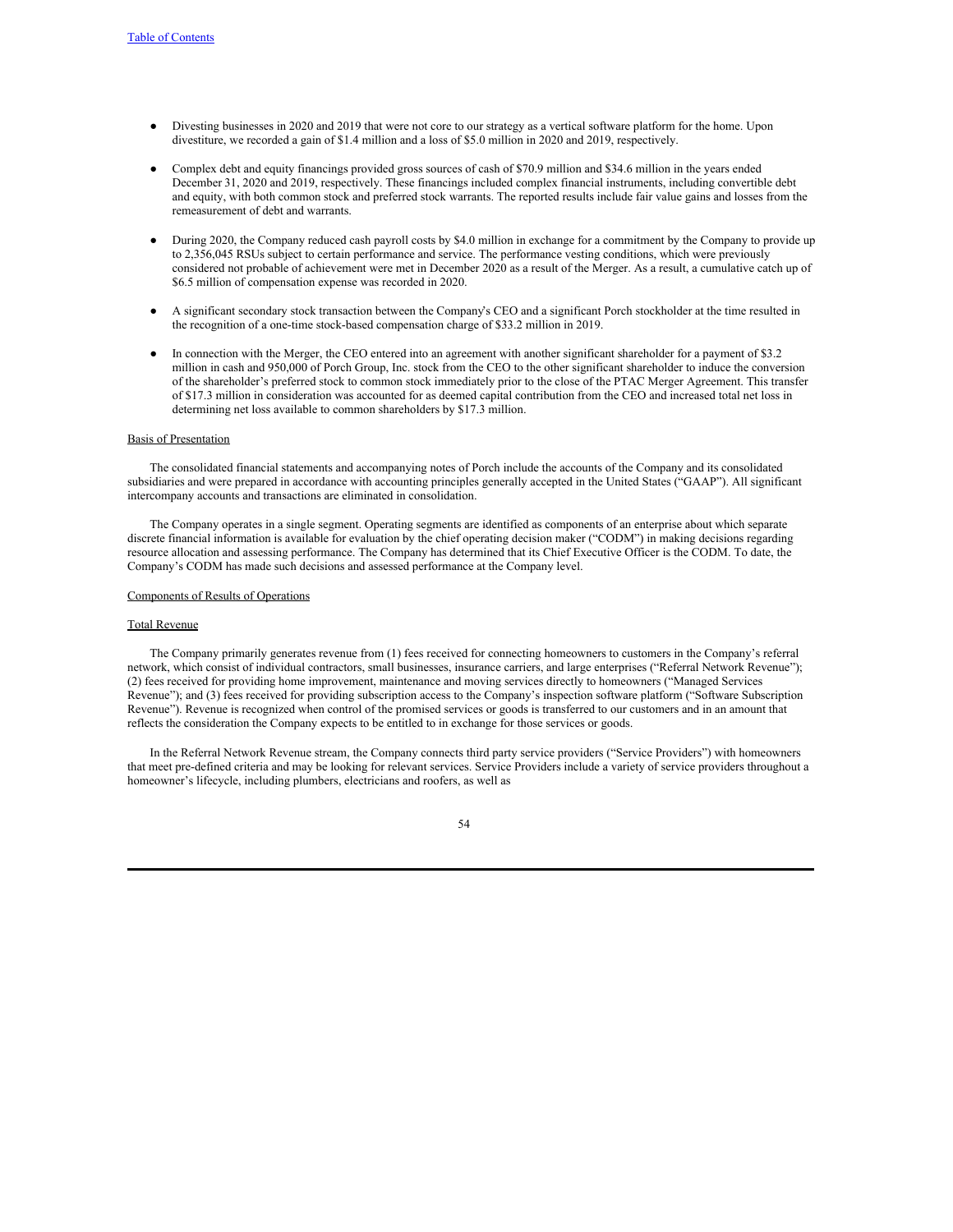- Divesting businesses in 2020 and 2019 that were not core to our strategy as a vertical software platform for the home. Upon divestiture, we recorded a gain of $1.4 million and a loss of $5.0 million in 2020 and 2019, respectively.

- Complex debt and equity financings provided gross sources of cash of $70.9 million and $34.6 million in the years ended December 31, 2020 and 2019, respectively. These financings included complex financial instruments, including convertible debt and equity, with both common stock and preferred stock warrants. The reported results include fair value gains and losses from the remeasurement of debt and warrants.

- During 2020, the Company reduced cash payroll costs by $4.0 million in exchange for a commitment by the Company to provide up to 2,356,045 RSUs subject to certain performance and service. The performance vesting conditions, which were previously considered not probable of achievement were met in December 2020 as a result of the Merger. As a result, a cumulative catch up of $6.5 million of compensation expense was recorded in 2020.

- A significant secondary stock transaction between the Company's CEO and a significant Porch stockholder at the time resulted in the recognition of a one-time stock-based compensation charge of $33.2 million in 2019.

- In connection with the Merger, the CEO entered into an agreement with another significant shareholder for a payment of $3.2 million in cash and 950,000 of Porch Group, Inc. stock from the CEO to the other significant shareholder to induce the conversion of the shareholder's preferred stock to common stock immediately prior to the close of the PTAC Merger Agreement. This transfer of $17.3 million in consideration was accounted for as deemed capital contribution from the CEO and increased total net loss in determining net loss available to common shareholders by $17.3 million.

## Basis of Presentation

The consolidated financial statements and accompanying notes of Porch include the accounts of the Company and its consolidated subsidiaries and were prepared in accordance with accounting principles generally accepted in the United States ("GAAP"). All significant intercompany accounts and transactions are eliminated in consolidation.

The Company operates in a single segment. Operating segments are identified as components of an enterprise about which separate discrete financial information is available for evaluation by the chief operating decision maker ("CODM") in making decisions regarding resource allocation and assessing performance. The Company has determined that its Chief Executive Officer is the CODM. To date, the Company's CODM has made such decisions and assessed performance at the Company level.

## Components of Results of Operations

### Total Revenue

The Company primarily generates revenue from (1) fees received for connecting homeowners to customers in the Company's referral network, which consist of individual contractors, small businesses, insurance carriers, and large enterprises ("Referral Network Revenue"); (2) fees received for providing home improvement, maintenance and moving services directly to homeowners ("Managed Services Revenue"); and (3) fees received for providing subscription access to the Company's inspection software platform ("Software Subscription Revenue"). Revenue is recognized when control of the promised services or goods is transferred to our customers and in an amount that reflects the consideration the Company expects to be entitled to in exchange for those services or goods.

In the Referral Network Revenue stream, the Company connects third party service providers ("Service Providers") with homeowners that meet pre-defined criteria and may be looking for relevant services. Service Providers include a variety of service providers throughout a homeowner's lifecycle, including plumbers, electricians and roofers, as well as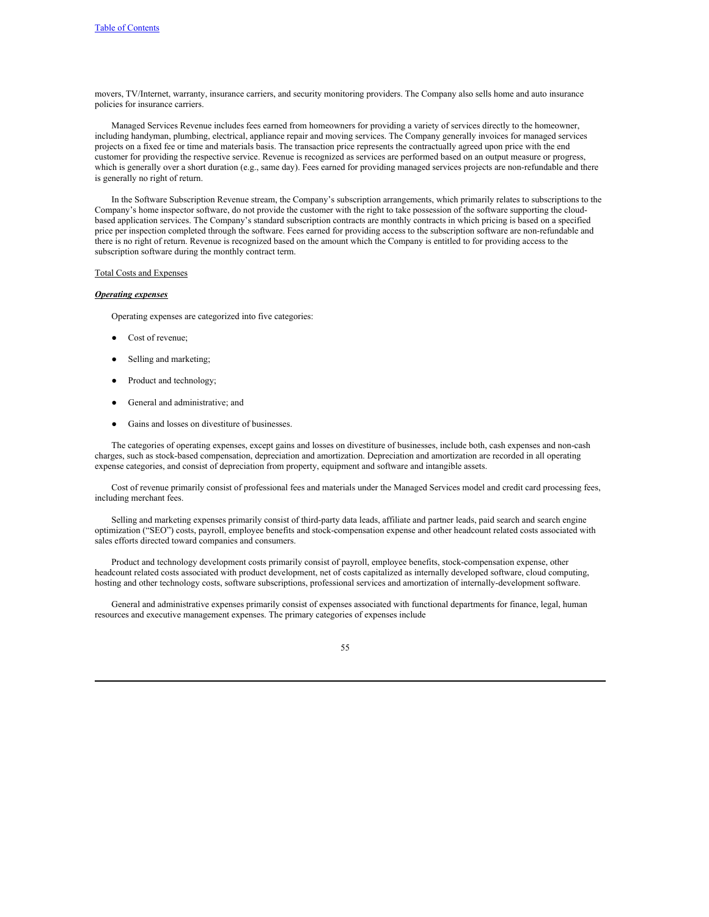movers, TV/Internet, warranty, insurance carriers, and security monitoring providers. The Company also sells home and auto insurance policies for insurance carriers.

Managed Services Revenue includes fees earned from homeowners for providing a variety of services directly to the homeowner, including handyman, plumbing, electrical, appliance repair and moving services. The Company generally invoices for managed services projects on a fixed fee or time and materials basis. The transaction price represents the contractually agreed upon price with the end customer for providing the respective service. Revenue is recognized as services are performed based on an output measure or progress, which is generally over a short duration (e.g., same day). Fees earned for providing managed services projects are non-refundable and there is generally no right of return.

In the Software Subscription Revenue stream, the Company's subscription arrangements, which primarily relates to subscriptions to the Company's home inspector software, do not provide the customer with the right to take possession of the software supporting the cloud-based application services. The Company's standard subscription contracts are monthly contracts in which pricing is based on a specified price per inspection completed through the software. Fees earned for providing access to the subscription software are non-refundable and there is no right of return. Revenue is recognized based on the amount which the Company is entitled to for providing access to the subscription software during the monthly contract term.

Total Costs and Expenses

***Operating expenses***

Operating expenses are categorized into five categories:

- Cost of revenue;
- Selling and marketing;
- Product and technology;
- General and administrative; and
- Gains and losses on divestiture of businesses.

The categories of operating expenses, except gains and losses on divestiture of businesses, include both, cash expenses and non-cash charges, such as stock-based compensation, depreciation and amortization. Depreciation and amortization are recorded in all operating expense categories, and consist of depreciation from property, equipment and software and intangible assets.

Cost of revenue primarily consist of professional fees and materials under the Managed Services model and credit card processing fees, including merchant fees.

Selling and marketing expenses primarily consist of third-party data leads, affiliate and partner leads, paid search and search engine optimization ("SEO") costs, payroll, employee benefits and stock-compensation expense and other headcount related costs associated with sales efforts directed toward companies and consumers.

Product and technology development costs primarily consist of payroll, employee benefits, stock-compensation expense, other headcount related costs associated with product development, net of costs capitalized as internally developed software, cloud computing, hosting and other technology costs, software subscriptions, professional services and amortization of internally-development software.

General and administrative expenses primarily consist of expenses associated with functional departments for finance, legal, human resources and executive management expenses. The primary categories of expenses include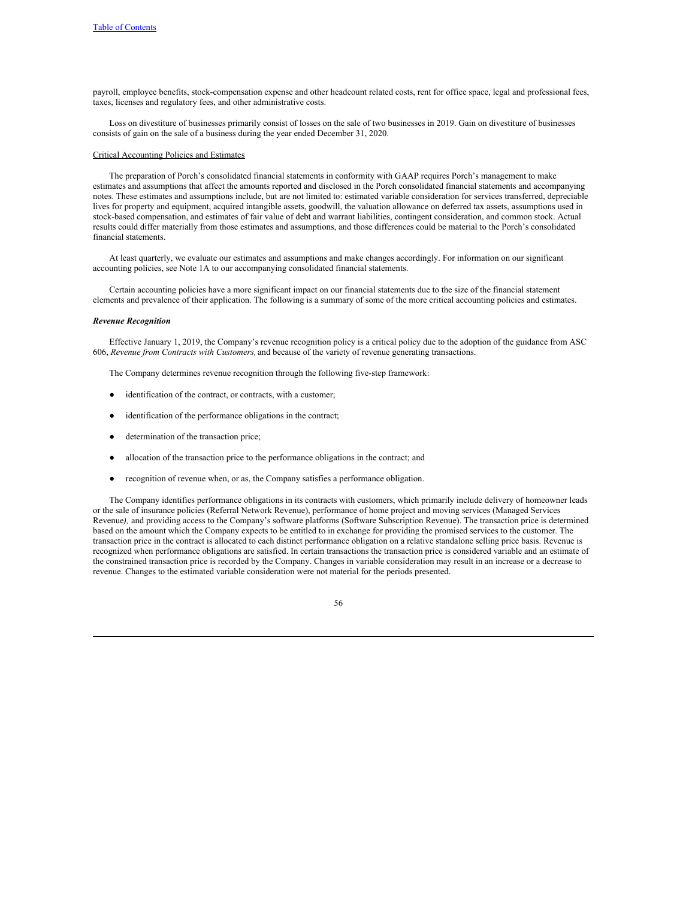payroll, employee benefits, stock-compensation expense and other headcount related costs, rent for office space, legal and professional fees, taxes, licenses and regulatory fees, and other administrative costs.

Loss on divestiture of businesses primarily consist of losses on the sale of two businesses in 2019. Gain on divestiture of businesses consists of gain on the sale of a business during the year ended December 31, 2020.

Critical Accounting Policies and Estimates

The preparation of Porch's consolidated financial statements in conformity with GAAP requires Porch's management to make estimates and assumptions that affect the amounts reported and disclosed in the Porch consolidated financial statements and accompanying notes. These estimates and assumptions include, but are not limited to: estimated variable consideration for services transferred, depreciable lives for property and equipment, acquired intangible assets, goodwill, the valuation allowance on deferred tax assets, assumptions used in stock-based compensation, and estimates of fair value of debt and warrant liabilities, contingent consideration, and common stock. Actual results could differ materially from those estimates and assumptions, and those differences could be material to the Porch's consolidated financial statements.

At least quarterly, we evaluate our estimates and assumptions and make changes accordingly. For information on our significant accounting policies, see Note 1A to our accompanying consolidated financial statements.

Certain accounting policies have a more significant impact on our financial statements due to the size of the financial statement elements and prevalence of their application. The following is a summary of some of the more critical accounting policies and estimates.

***Revenue Recognition***

Effective January 1, 2019, the Company's revenue recognition policy is a critical policy due to the adoption of the guidance from ASC 606, *Revenue from Contracts with Customers,* and because of the variety of revenue generating transactions.

The Company determines revenue recognition through the following five-step framework:

- identification of the contract, or contracts, with a customer;
- identification of the performance obligations in the contract;
- determination of the transaction price;
- allocation of the transaction price to the performance obligations in the contract; and
- recognition of revenue when, or as, the Company satisfies a performance obligation.

The Company identifies performance obligations in its contracts with customers, which primarily include delivery of homeowner leads or the sale of insurance policies (Referral Network Revenue), performance of home project and moving services (Managed Services Revenue*),* and providing access to the Company's software platforms (Software Subscription Revenue). The transaction price is determined based on the amount which the Company expects to be entitled to in exchange for providing the promised services to the customer. The transaction price in the contract is allocated to each distinct performance obligation on a relative standalone selling price basis. Revenue is recognized when performance obligations are satisfied. In certain transactions the transaction price is considered variable and an estimate of the constrained transaction price is recorded by the Company. Changes in variable consideration may result in an increase or a decrease to revenue. Changes to the estimated variable consideration were not material for the periods presented.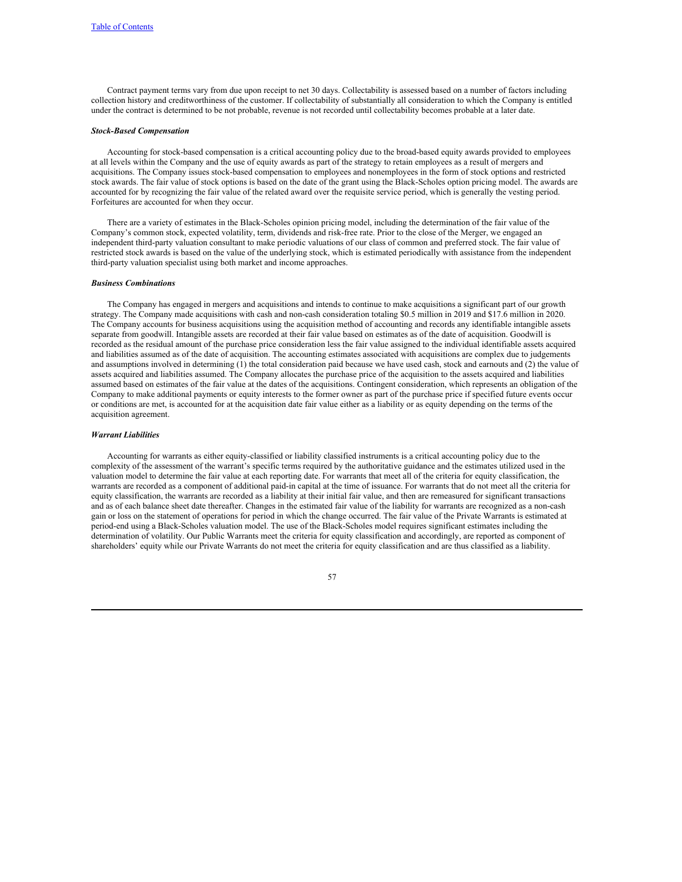Contract payment terms vary from due upon receipt to net 30 days. Collectability is assessed based on a number of factors including collection history and creditworthiness of the customer. If collectability of substantially all consideration to which the Company is entitled under the contract is determined to be not probable, revenue is not recorded until collectability becomes probable at a later date.

***Stock-Based Compensation***

Accounting for stock-based compensation is a critical accounting policy due to the broad-based equity awards provided to employees at all levels within the Company and the use of equity awards as part of the strategy to retain employees as a result of mergers and acquisitions. The Company issues stock-based compensation to employees and nonemployees in the form of stock options and restricted stock awards. The fair value of stock options is based on the date of the grant using the Black-Scholes option pricing model. The awards are accounted for by recognizing the fair value of the related award over the requisite service period, which is generally the vesting period. Forfeitures are accounted for when they occur.

There are a variety of estimates in the Black-Scholes opinion pricing model, including the determination of the fair value of the Company's common stock, expected volatility, term, dividends and risk-free rate. Prior to the close of the Merger, we engaged an independent third-party valuation consultant to make periodic valuations of our class of common and preferred stock. The fair value of restricted stock awards is based on the value of the underlying stock, which is estimated periodically with assistance from the independent third-party valuation specialist using both market and income approaches.

***Business Combinations***

The Company has engaged in mergers and acquisitions and intends to continue to make acquisitions a significant part of our growth strategy. The Company made acquisitions with cash and non-cash consideration totaling \$0.5 million in 2019 and \$17.6 million in 2020. The Company accounts for business acquisitions using the acquisition method of accounting and records any identifiable intangible assets separate from goodwill. Intangible assets are recorded at their fair value based on estimates as of the date of acquisition. Goodwill is recorded as the residual amount of the purchase price consideration less the fair value assigned to the individual identifiable assets acquired and liabilities assumed as of the date of acquisition. The accounting estimates associated with acquisitions are complex due to judgements and assumptions involved in determining (1) the total consideration paid because we have used cash, stock and earnouts and (2) the value of assets acquired and liabilities assumed. The Company allocates the purchase price of the acquisition to the assets acquired and liabilities assumed based on estimates of the fair value at the dates of the acquisitions. Contingent consideration, which represents an obligation of the Company to make additional payments or equity interests to the former owner as part of the purchase price if specified future events occur or conditions are met, is accounted for at the acquisition date fair value either as a liability or as equity depending on the terms of the acquisition agreement.

***Warrant Liabilities***

Accounting for warrants as either equity-classified or liability classified instruments is a critical accounting policy due to the complexity of the assessment of the warrant's specific terms required by the authoritative guidance and the estimates utilized used in the valuation model to determine the fair value at each reporting date. For warrants that meet all of the criteria for equity classification, the warrants are recorded as a component of additional paid-in capital at the time of issuance. For warrants that do not meet all the criteria for equity classification, the warrants are recorded as a liability at their initial fair value, and then are remeasured for significant transactions and as of each balance sheet date thereafter. Changes in the estimated fair value of the liability for warrants are recognized as a non-cash gain or loss on the statement of operations for period in which the change occurred. The fair value of the Private Warrants is estimated at period-end using a Black-Scholes valuation model. The use of the Black-Scholes model requires significant estimates including the determination of volatility. Our Public Warrants meet the criteria for equity classification and accordingly, are reported as component of shareholders' equity while our Private Warrants do not meet the criteria for equity classification and are thus classified as a liability.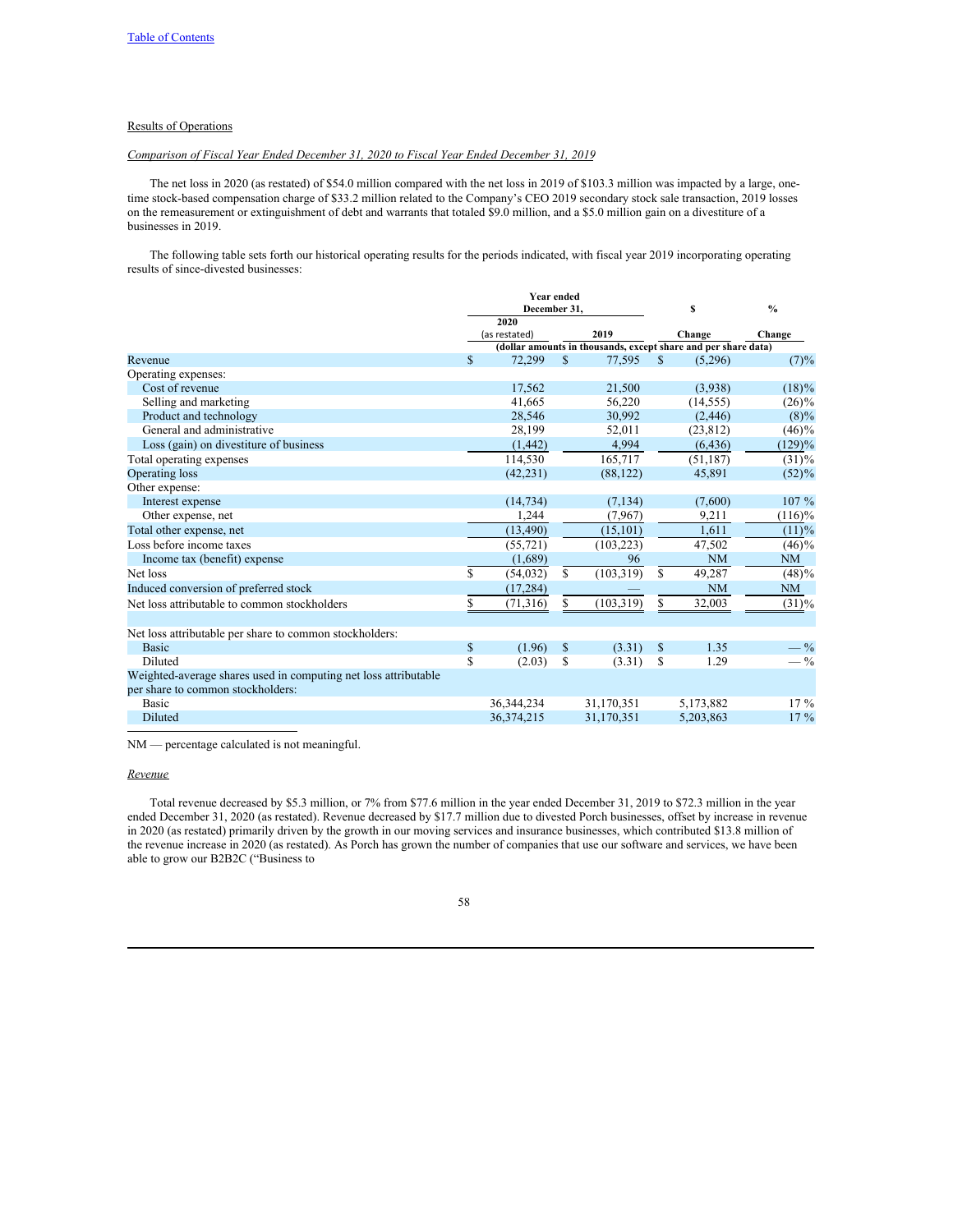Results of Operations

*Comparison of Fiscal Year Ended December 31, 2020 to Fiscal Year Ended December 31, 2019*

The net loss in 2020 (as restated) of $54.0 million compared with the net loss in 2019 of $103.3 million was impacted by a large, one-time stock-based compensation charge of $33.2 million related to the Company's CEO 2019 secondary stock sale transaction, 2019 losses on the remeasurement or extinguishment of debt and warrants that totaled $9.0 million, and a $5.0 million gain on a divestiture of a businesses in 2019.

The following table sets forth our historical operating results for the periods indicated, with fiscal year 2019 incorporating operating results of since-divested businesses:

| | Year ended December 31, | | $ | % |
|---|---|---|---|---|
| | 2020 (as restated) | 2019 | Change | Change |
| | (dollar amounts in thousands, except share and per share data) | | | |
| Revenue | $ 72,299 | $ 77,595 | $ (5,296) | (7)% |
| Operating expenses: | | | | |
| Cost of revenue | 17,562 | 21,500 | (3,938) | (18)% |
| Selling and marketing | 41,665 | 56,220 | (14,555) | (26)% |
| Product and technology | 28,546 | 30,992 | (2,446) | (8)% |
| General and administrative | 28,199 | 52,011 | (23,812) | (46)% |
| Loss (gain) on divestiture of business | (1,442) | 4,994 | (6,436) | (129)% |
| Total operating expenses | 114,530 | 165,717 | (51,187) | (31)% |
| Operating loss | (42,231) | (88,122) | 45,891 | (52)% |
| Other expense: | | | | |
| Interest expense | (14,734) | (7,134) | (7,600) | 107 % |
| Other expense, net | 1,244 | (7,967) | 9,211 | (116)% |
| Total other expense, net | (13,490) | (15,101) | 1,611 | (11)% |
| Loss before income taxes | (55,721) | (103,223) | 47,502 | (46)% |
| Income tax (benefit) expense | (1,689) | 96 | NM | NM |
| Net loss | $ (54,032) | $ (103,319) | $ 49,287 | (48)% |
| Induced conversion of preferred stock | (17,284) | — | NM | NM |
| Net loss attributable to common stockholders | $ (71,316) | $ (103,319) | $ 32,003 | (31)% |
| | | | | |
| Net loss attributable per share to common stockholders: | | | | |
| Basic | $ (1.96) | $ (3.31) | $ 1.35 | — % |
| Diluted | $ (2.03) | $ (3.31) | $ 1.29 | — % |
| Weighted-average shares used in computing net loss attributable per share to common stockholders: | | | | |
| Basic | 36,344,234 | 31,170,351 | 5,173,882 | 17 % |
| Diluted | 36,374,215 | 31,170,351 | 5,203,863 | 17 % |

NM — percentage calculated is not meaningful.

*Revenue*

Total revenue decreased by $5.3 million, or 7% from $77.6 million in the year ended December 31, 2019 to $72.3 million in the year ended December 31, 2020 (as restated). Revenue decreased by $17.7 million due to divested Porch businesses, offset by increase in revenue in 2020 (as restated) primarily driven by the growth in our moving services and insurance businesses, which contributed $13.8 million of the revenue increase in 2020 (as restated). As Porch has grown the number of companies that use our software and services, we have been able to grow our B2B2C ("Business to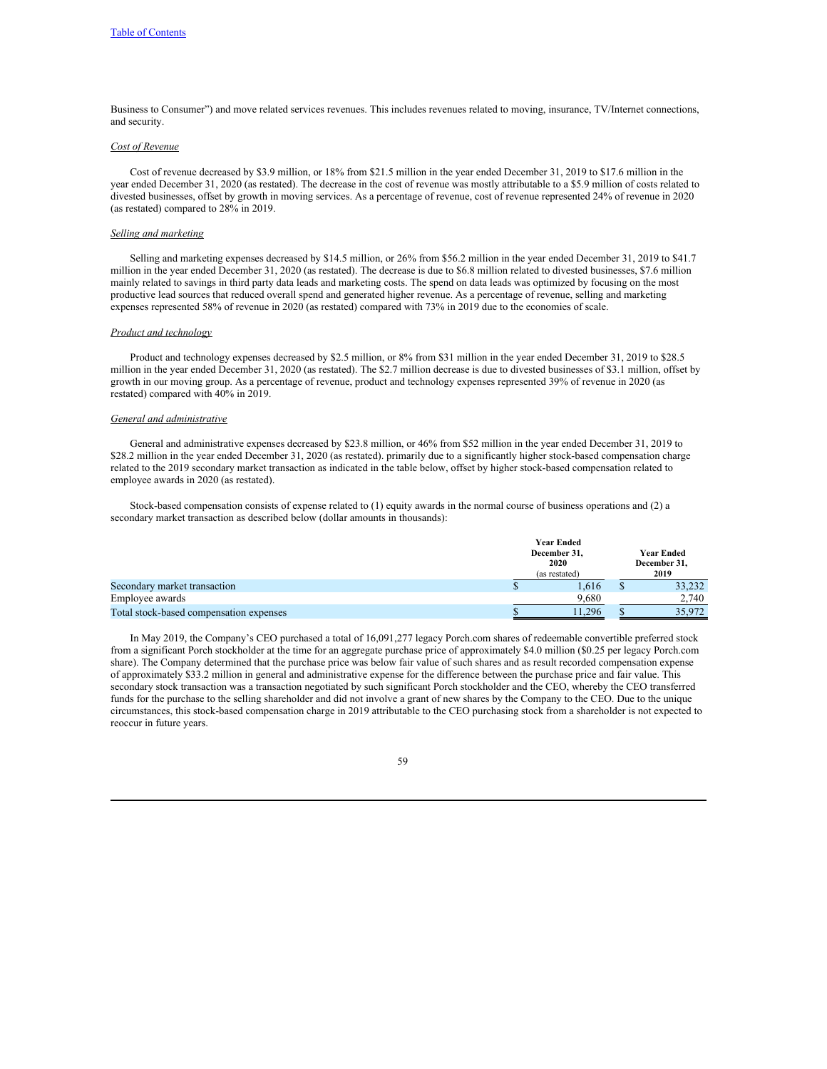Business to Consumer") and move related services revenues. This includes revenues related to moving, insurance, TV/Internet connections, and security.

*Cost of Revenue*

Cost of revenue decreased by $3.9 million, or 18% from $21.5 million in the year ended December 31, 2019 to $17.6 million in the year ended December 31, 2020 (as restated). The decrease in the cost of revenue was mostly attributable to a $5.9 million of costs related to divested businesses, offset by growth in moving services. As a percentage of revenue, cost of revenue represented 24% of revenue in 2020 (as restated) compared to 28% in 2019.

*Selling and marketing*

Selling and marketing expenses decreased by $14.5 million, or 26% from $56.2 million in the year ended December 31, 2019 to $41.7 million in the year ended December 31, 2020 (as restated). The decrease is due to $6.8 million related to divested businesses, $7.6 million mainly related to savings in third party data leads and marketing costs. The spend on data leads was optimized by focusing on the most productive lead sources that reduced overall spend and generated higher revenue. As a percentage of revenue, selling and marketing expenses represented 58% of revenue in 2020 (as restated) compared with 73% in 2019 due to the economies of scale.

*Product and technology*

Product and technology expenses decreased by $2.5 million, or 8% from $31 million in the year ended December 31, 2019 to $28.5 million in the year ended December 31, 2020 (as restated). The $2.7 million decrease is due to divested businesses of $3.1 million, offset by growth in our moving group. As a percentage of revenue, product and technology expenses represented 39% of revenue in 2020 (as restated) compared with 40% in 2019.

*General and administrative*

General and administrative expenses decreased by $23.8 million, or 46% from $52 million in the year ended December 31, 2019 to $28.2 million in the year ended December 31, 2020 (as restated). primarily due to a significantly higher stock-based compensation charge related to the 2019 secondary market transaction as indicated in the table below, offset by higher stock-based compensation related to employee awards in 2020 (as restated).

Stock-based compensation consists of expense related to (1) equity awards in the normal course of business operations and (2) a secondary market transaction as described below (dollar amounts in thousands):

| | Year Ended December 31, 2020 (as restated) | Year Ended December 31, 2019 |
|---|---|---|
| Secondary market transaction | $ 1,616 | $ 33,232 |
| Employee awards | 9,680 | 2,740 |
| Total stock-based compensation expenses | $ 11,296 | $ 35,972 |

In May 2019, the Company's CEO purchased a total of 16,091,277 legacy Porch.com shares of redeemable convertible preferred stock from a significant Porch stockholder at the time for an aggregate purchase price of approximately $4.0 million ($0.25 per legacy Porch.com share). The Company determined that the purchase price was below fair value of such shares and as result recorded compensation expense of approximately $33.2 million in general and administrative expense for the difference between the purchase price and fair value. This secondary stock transaction was a transaction negotiated by such significant Porch stockholder and the CEO, whereby the CEO transferred funds for the purchase to the selling shareholder and did not involve a grant of new shares by the Company to the CEO. Due to the unique circumstances, this stock-based compensation charge in 2019 attributable to the CEO purchasing stock from a shareholder is not expected to reoccur in future years.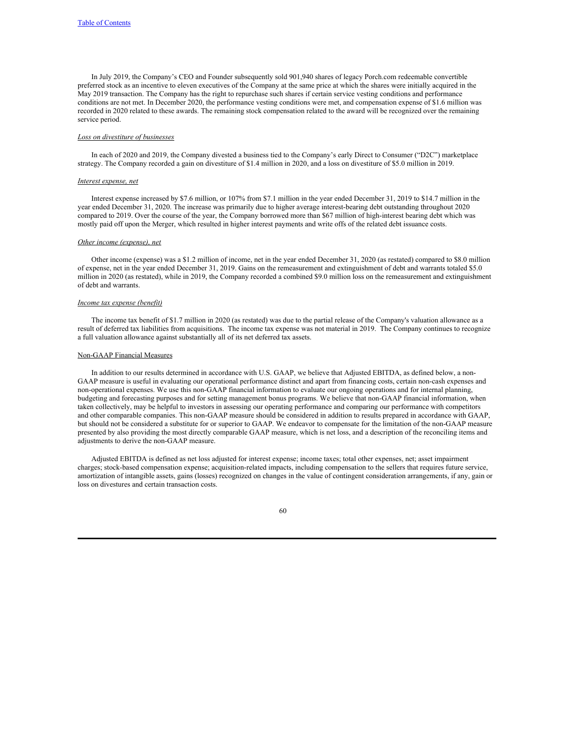In July 2019, the Company's CEO and Founder subsequently sold 901,940 shares of legacy Porch.com redeemable convertible preferred stock as an incentive to eleven executives of the Company at the same price at which the shares were initially acquired in the May 2019 transaction. The Company has the right to repurchase such shares if certain service vesting conditions and performance conditions are not met. In December 2020, the performance vesting conditions were met, and compensation expense of $1.6 million was recorded in 2020 related to these awards. The remaining stock compensation related to the award will be recognized over the remaining service period.

*Loss on divestiture of businesses*

In each of 2020 and 2019, the Company divested a business tied to the Company's early Direct to Consumer ("D2C") marketplace strategy. The Company recorded a gain on divestiture of $1.4 million in 2020, and a loss on divestiture of $5.0 million in 2019.

*Interest expense, net*

Interest expense increased by $7.6 million, or 107% from $7.1 million in the year ended December 31, 2019 to $14.7 million in the year ended December 31, 2020. The increase was primarily due to higher average interest-bearing debt outstanding throughout 2020 compared to 2019. Over the course of the year, the Company borrowed more than $67 million of high-interest bearing debt which was mostly paid off upon the Merger, which resulted in higher interest payments and write offs of the related debt issuance costs.

*Other income (expense), net*

Other income (expense) was a $1.2 million of income, net in the year ended December 31, 2020 (as restated) compared to $8.0 million of expense, net in the year ended December 31, 2019. Gains on the remeasurement and extinguishment of debt and warrants totaled $5.0 million in 2020 (as restated), while in 2019, the Company recorded a combined $9.0 million loss on the remeasurement and extinguishment of debt and warrants.

*Income tax expense (benefit)*

The income tax benefit of $1.7 million in 2020 (as restated) was due to the partial release of the Company's valuation allowance as a result of deferred tax liabilities from acquisitions. The income tax expense was not material in 2019. The Company continues to recognize a full valuation allowance against substantially all of its net deferred tax assets.

Non-GAAP Financial Measures

In addition to our results determined in accordance with U.S. GAAP, we believe that Adjusted EBITDA, as defined below, a non-GAAP measure is useful in evaluating our operational performance distinct and apart from financing costs, certain non-cash expenses and non-operational expenses. We use this non-GAAP financial information to evaluate our ongoing operations and for internal planning, budgeting and forecasting purposes and for setting management bonus programs. We believe that non-GAAP financial information, when taken collectively, may be helpful to investors in assessing our operating performance and comparing our performance with competitors and other comparable companies. This non-GAAP measure should be considered in addition to results prepared in accordance with GAAP, but should not be considered a substitute for or superior to GAAP. We endeavor to compensate for the limitation of the non-GAAP measure presented by also providing the most directly comparable GAAP measure, which is net loss, and a description of the reconciling items and adjustments to derive the non-GAAP measure.

Adjusted EBITDA is defined as net loss adjusted for interest expense; income taxes; total other expenses, net; asset impairment charges; stock-based compensation expense; acquisition-related impacts, including compensation to the sellers that requires future service, amortization of intangible assets, gains (losses) recognized on changes in the value of contingent consideration arrangements, if any, gain or loss on divestures and certain transaction costs.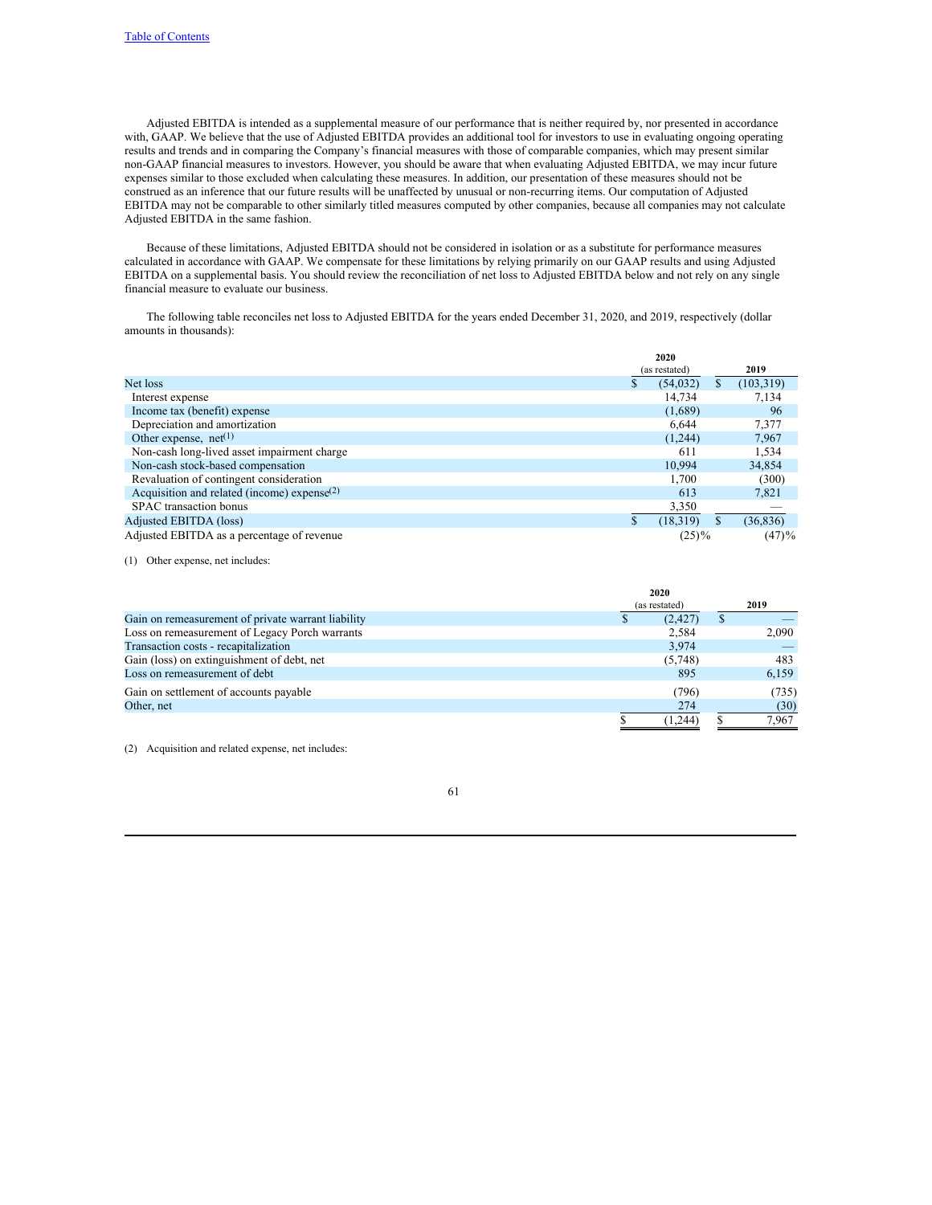Adjusted EBITDA is intended as a supplemental measure of our performance that is neither required by, nor presented in accordance with, GAAP. We believe that the use of Adjusted EBITDA provides an additional tool for investors to use in evaluating ongoing operating results and trends and in comparing the Company's financial measures with those of comparable companies, which may present similar non-GAAP financial measures to investors. However, you should be aware that when evaluating Adjusted EBITDA, we may incur future expenses similar to those excluded when calculating these measures. In addition, our presentation of these measures should not be construed as an inference that our future results will be unaffected by unusual or non-recurring items. Our computation of Adjusted EBITDA may not be comparable to other similarly titled measures computed by other companies, because all companies may not calculate Adjusted EBITDA in the same fashion.

Because of these limitations, Adjusted EBITDA should not be considered in isolation or as a substitute for performance measures calculated in accordance with GAAP. We compensate for these limitations by relying primarily on our GAAP results and using Adjusted EBITDA on a supplemental basis. You should review the reconciliation of net loss to Adjusted EBITDA below and not rely on any single financial measure to evaluate our business.

The following table reconciles net loss to Adjusted EBITDA for the years ended December 31, 2020, and 2019, respectively (dollar amounts in thousands):

| | 2020 (as restated) | 2019 |
|---|---|---|
| Net loss | $ (54,032) | $ (103,319) |
| Interest expense | 14,734 | 7,134 |
| Income tax (benefit) expense | (1,689) | 96 |
| Depreciation and amortization | 6,644 | 7,377 |
| Other expense, net[1] | (1,244) | 7,967 |
| Non-cash long-lived asset impairment charge | 611 | 1,534 |
| Non-cash stock-based compensation | 10,994 | 34,854 |
| Revaluation of contingent consideration | 1,700 | (300) |
| Acquisition and related (income) expense[2] | 613 | 7,821 |
| SPAC transaction bonus | 3,350 | — |
| Adjusted EBITDA (loss) | $ (18,319) | $ (36,836) |
| Adjusted EBITDA as a percentage of revenue | (25)% | (47)% |

(1) Other expense, net includes:

| | 2020 (as restated) | 2019 |
|---|---|---|
| Gain on remeasurement of private warrant liability | $ (2,427) | $ — |
| Loss on remeasurement of Legacy Porch warrants | 2,584 | 2,090 |
| Transaction costs - recapitalization | 3,974 | — |
| Gain (loss) on extinguishment of debt, net | (5,748) | 483 |
| Loss on remeasurement of debt | 895 | 6,159 |
| Gain on settlement of accounts payable | (796) | (735) |
| Other, net | 274 | (30) |
| | $ (1,244) | $ 7,967 |

(2) Acquisition and related expense, net includes: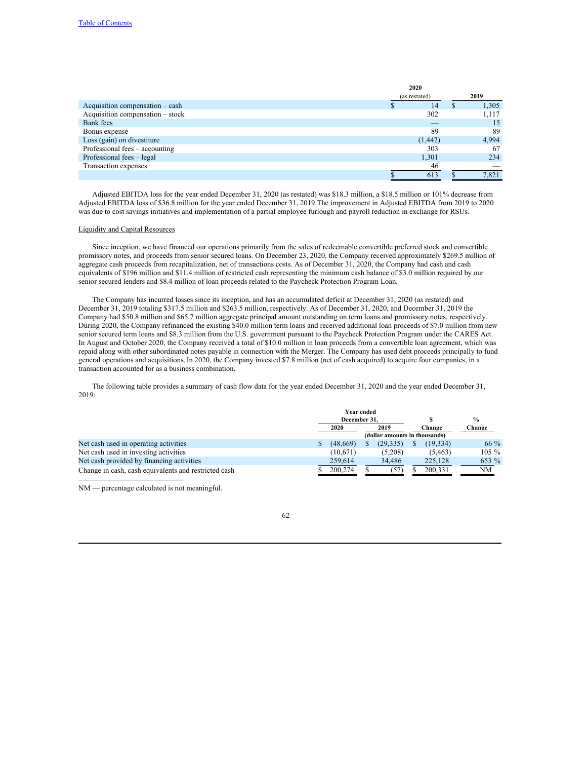| | 2020 (as restated) | 2019 |
|---|---|---|
| Acquisition compensation – cash | $ 14 | $ 1,305 |
| Acquisition compensation – stock | 302 | 1,117 |
| Bank fees | — | 15 |
| Bonus expense | 89 | 89 |
| Loss (gain) on divestiture | (1,442) | 4,994 |
| Professional fees – accounting | 303 | 67 |
| Professional fees – legal | 1,301 | 234 |
| Transaction expenses | 46 | — |
| | $ 613 | $ 7,821 |

Adjusted EBITDA loss for the year ended December 31, 2020 (as restated) was $18.3 million, a $18.5 million or 101% decrease from Adjusted EBITDA loss of $36.8 million for the year ended December 31, 2019.The improvement in Adjusted EBITDA from 2019 to 2020 was due to cost savings initiatives and implementation of a partial employee furlough and payroll reduction in exchange for RSUs.

## Liquidity and Capital Resources

Since inception, we have financed our operations primarily from the sales of redeemable convertible preferred stock and convertible promissory notes, and proceeds from senior secured loans. On December 23, 2020, the Company received approximately $269.5 million of aggregate cash proceeds from recapitalization, net of transactions costs. As of December 31, 2020, the Company had cash and cash equivalents of $196 million and $11.4 million of restricted cash representing the minimum cash balance of $3.0 million required by our senior secured lenders and $8.4 million of loan proceeds related to the Paycheck Protection Program Loan.

The Company has incurred losses since its inception, and has an accumulated deficit at December 31, 2020 (as restated) and December 31, 2019 totaling $317.5 million and $263.5 million, respectively. As of December 31, 2020, and December 31, 2019 the Company had $50.8 million and $65.7 million aggregate principal amount outstanding on term loans and promissory notes, respectively. During 2020, the Company refinanced the existing $40.0 million term loans and received additional loan proceeds of $7.0 million from new senior secured term loans and $8.3 million from the U.S. government pursuant to the Paycheck Protection Program under the CARES Act. In August and October 2020, the Company received a total of $10.0 million in loan proceeds from a convertible loan agreement, which was repaid along with other subordinated notes payable in connection with the Merger. The Company has used debt proceeds principally to fund general operations and acquisitions. In 2020, the Company invested $7.8 million (net of cash acquired) to acquire four companies, in a transaction accounted for as a business combination.

The following table provides a summary of cash flow data for the year ended December 31, 2020 and the year ended December 31, 2019:

| | Year ended December 31, | | $ | % |
|---|---|---|---|---|
| | 2020 | 2019 | Change | Change |
| | (dollar amounts in thousands) | | | |
| Net cash used in operating activities | $ (48,669) | $ (29,335) | $ (19,334) | 66 % |
| Net cash used in investing activities | (10,671) | (5,208) | (5,463) | 105 % |
| Net cash provided by financing activities | 259,614 | 34,486 | 225,128 | 653 % |
| Change in cash, cash equivalents and restricted cash | $ 200,274 | $ (57) | $ 200,331 | NM |

NM — percentage calculated is not meaningful.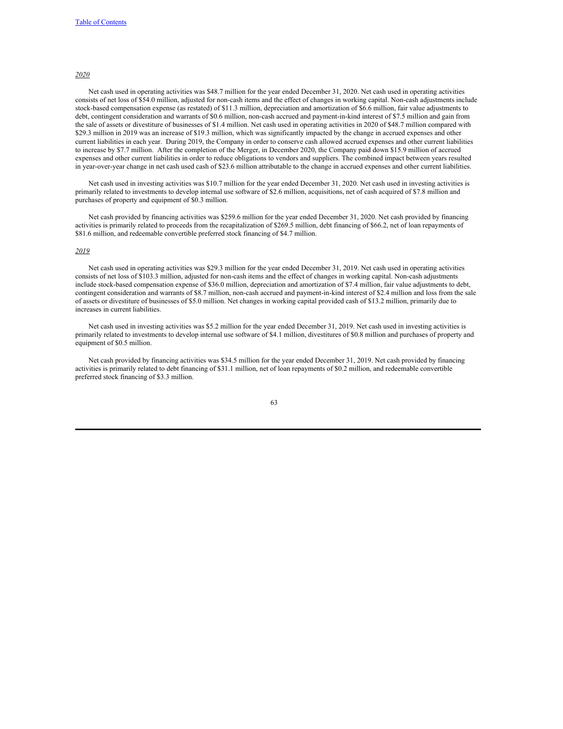*2020*

Net cash used in operating activities was $48.7 million for the year ended December 31, 2020. Net cash used in operating activities consists of net loss of $54.0 million, adjusted for non-cash items and the effect of changes in working capital. Non-cash adjustments include stock-based compensation expense (as restated) of $11.3 million, depreciation and amortization of $6.6 million, fair value adjustments to debt, contingent consideration and warrants of $0.6 million, non-cash accrued and payment-in-kind interest of $7.5 million and gain from the sale of assets or divestiture of businesses of $1.4 million. Net cash used in operating activities in 2020 of $48.7 million compared with $29.3 million in 2019 was an increase of $19.3 million, which was significantly impacted by the change in accrued expenses and other current liabilities in each year. During 2019, the Company in order to conserve cash allowed accrued expenses and other current liabilities to increase by $7.7 million. After the completion of the Merger, in December 2020, the Company paid down $15.9 million of accrued expenses and other current liabilities in order to reduce obligations to vendors and suppliers. The combined impact between years resulted in year-over-year change in net cash used cash of $23.6 million attributable to the change in accrued expenses and other current liabilities.

Net cash used in investing activities was $10.7 million for the year ended December 31, 2020. Net cash used in investing activities is primarily related to investments to develop internal use software of $2.6 million, acquisitions, net of cash acquired of $7.8 million and purchases of property and equipment of $0.3 million.

Net cash provided by financing activities was $259.6 million for the year ended December 31, 2020. Net cash provided by financing activities is primarily related to proceeds from the recapitalization of $269.5 million, debt financing of $66.2, net of loan repayments of $81.6 million, and redeemable convertible preferred stock financing of $4.7 million.

*2019*

Net cash used in operating activities was $29.3 million for the year ended December 31, 2019. Net cash used in operating activities consists of net loss of $103.3 million, adjusted for non-cash items and the effect of changes in working capital. Non-cash adjustments include stock-based compensation expense of $36.0 million, depreciation and amortization of $7.4 million, fair value adjustments to debt, contingent consideration and warrants of $8.7 million, non-cash accrued and payment-in-kind interest of $2.4 million and loss from the sale of assets or divestiture of businesses of $5.0 million. Net changes in working capital provided cash of $13.2 million, primarily due to increases in current liabilities.

Net cash used in investing activities was $5.2 million for the year ended December 31, 2019. Net cash used in investing activities is primarily related to investments to develop internal use software of $4.1 million, divestitures of $0.8 million and purchases of property and equipment of $0.5 million.

Net cash provided by financing activities was $34.5 million for the year ended December 31, 2019. Net cash provided by financing activities is primarily related to debt financing of $31.1 million, net of loan repayments of $0.2 million, and redeemable convertible preferred stock financing of $3.3 million.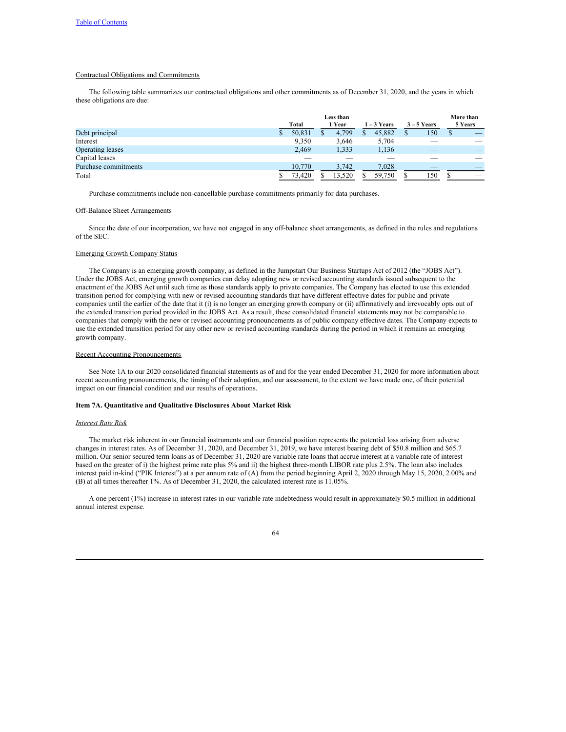Contractual Obligations and Commitments

The following table summarizes our contractual obligations and other commitments as of December 31, 2020, and the years in which these obligations are due:

| | Total | Less than 1 Year | 1 – 3 Years | 3 – 5 Years | More than 5 Years |
|---|---|---|---|---|---|
| Debt principal | $ 50,831 | $ 4,799 | $ 45,882 | $ 150 | $ — |
| Interest | 9,350 | 3,646 | 5,704 | — | — |
| Operating leases | 2,469 | 1,333 | 1,136 | — | — |
| Capital leases | — | — | — | — | — |
| Purchase commitments | 10,770 | 3,742 | 7,028 | — | — |
| Total | $ 73,420 | $ 13,520 | $ 59,750 | $ 150 | $ — |

Purchase commitments include non-cancellable purchase commitments primarily for data purchases.

Off-Balance Sheet Arrangements

Since the date of our incorporation, we have not engaged in any off-balance sheet arrangements, as defined in the rules and regulations of the SEC.

Emerging Growth Company Status

The Company is an emerging growth company, as defined in the Jumpstart Our Business Startups Act of 2012 (the "JOBS Act"). Under the JOBS Act, emerging growth companies can delay adopting new or revised accounting standards issued subsequent to the enactment of the JOBS Act until such time as those standards apply to private companies. The Company has elected to use this extended transition period for complying with new or revised accounting standards that have different effective dates for public and private companies until the earlier of the date that it (i) is no longer an emerging growth company or (ii) affirmatively and irrevocably opts out of the extended transition period provided in the JOBS Act. As a result, these consolidated financial statements may not be comparable to companies that comply with the new or revised accounting pronouncements as of public company effective dates. The Company expects to use the extended transition period for any other new or revised accounting standards during the period in which it remains an emerging growth company.

Recent Accounting Pronouncements

See Note 1A to our 2020 consolidated financial statements as of and for the year ended December 31, 2020 for more information about recent accounting pronouncements, the timing of their adoption, and our assessment, to the extent we have made one, of their potential impact on our financial condition and our results of operations.

## Item 7A. Quantitative and Qualitative Disclosures About Market Risk

*Interest Rate Risk*

The market risk inherent in our financial instruments and our financial position represents the potential loss arising from adverse changes in interest rates. As of December 31, 2020, and December 31, 2019, we have interest bearing debt of $50.8 million and $65.7 million. Our senior secured term loans as of December 31, 2020 are variable rate loans that accrue interest at a variable rate of interest based on the greater of i) the highest prime rate plus 5% and ii) the highest three-month LIBOR rate plus 2.5%. The loan also includes interest paid in-kind ("PIK Interest") at a per annum rate of (A) from the period beginning April 2, 2020 through May 15, 2020, 2.00% and (B) at all times thereafter 1%. As of December 31, 2020, the calculated interest rate is 11.05%.

A one percent (1%) increase in interest rates in our variable rate indebtedness would result in approximately $0.5 million in additional annual interest expense.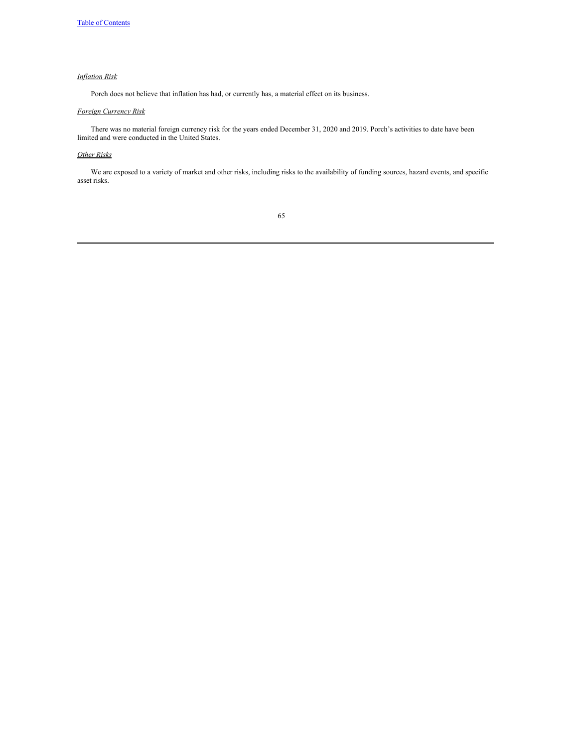*Inflation Risk*

Porch does not believe that inflation has had, or currently has, a material effect on its business.

*Foreign Currency Risk*

There was no material foreign currency risk for the years ended December 31, 2020 and 2019. Porch's activities to date have been limited and were conducted in the United States.

*Other Risks*

We are exposed to a variety of market and other risks, including risks to the availability of funding sources, hazard events, and specific asset risks.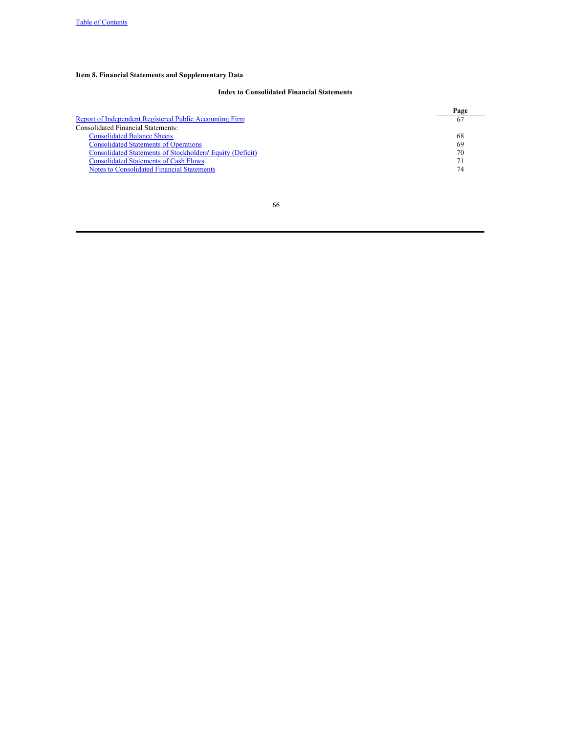**Item 8. Financial Statements and Supplementary Data**

**Index to Consolidated Financial Statements**

| | Page |
|---|---|
| Report of Independent Registered Public Accounting Firm | 67 |
| Consolidated Financial Statements: | |
| Consolidated Balance Sheets | 68 |
| Consolidated Statements of Operations | 69 |
| Consolidated Statements of Stockholders' Equity (Deficit) | 70 |
| Consolidated Statements of Cash Flows | 71 |
| Notes to Consolidated Financial Statements | 74 |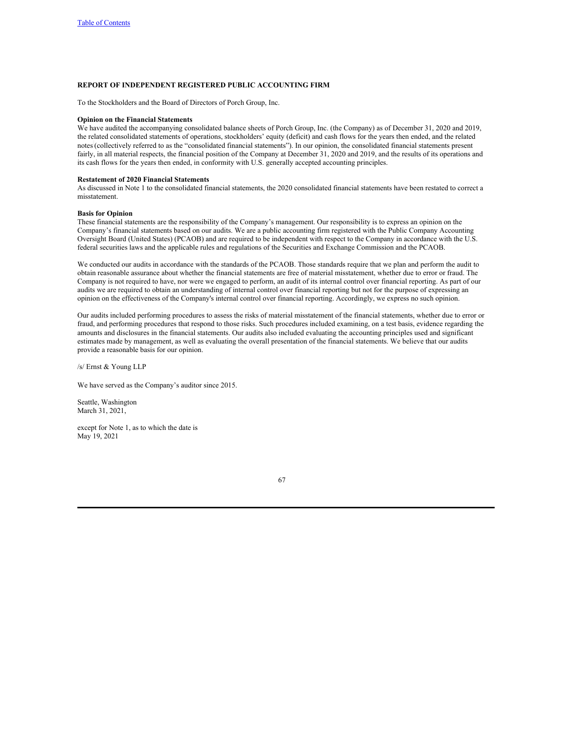**REPORT OF INDEPENDENT REGISTERED PUBLIC ACCOUNTING FIRM**

To the Stockholders and the Board of Directors of Porch Group, Inc.

**Opinion on the Financial Statements**

We have audited the accompanying consolidated balance sheets of Porch Group, Inc. (the Company) as of December 31, 2020 and 2019, the related consolidated statements of operations, stockholders' equity (deficit) and cash flows for the years then ended, and the related notes (collectively referred to as the "consolidated financial statements"). In our opinion, the consolidated financial statements present fairly, in all material respects, the financial position of the Company at December 31, 2020 and 2019, and the results of its operations and its cash flows for the years then ended, in conformity with U.S. generally accepted accounting principles.

**Restatement of 2020 Financial Statements**

As discussed in Note 1 to the consolidated financial statements, the 2020 consolidated financial statements have been restated to correct a misstatement.

**Basis for Opinion**

These financial statements are the responsibility of the Company's management. Our responsibility is to express an opinion on the Company's financial statements based on our audits. We are a public accounting firm registered with the Public Company Accounting Oversight Board (United States) (PCAOB) and are required to be independent with respect to the Company in accordance with the U.S. federal securities laws and the applicable rules and regulations of the Securities and Exchange Commission and the PCAOB.

We conducted our audits in accordance with the standards of the PCAOB. Those standards require that we plan and perform the audit to obtain reasonable assurance about whether the financial statements are free of material misstatement, whether due to error or fraud. The Company is not required to have, nor were we engaged to perform, an audit of its internal control over financial reporting. As part of our audits we are required to obtain an understanding of internal control over financial reporting but not for the purpose of expressing an opinion on the effectiveness of the Company's internal control over financial reporting. Accordingly, we express no such opinion.

Our audits included performing procedures to assess the risks of material misstatement of the financial statements, whether due to error or fraud, and performing procedures that respond to those risks. Such procedures included examining, on a test basis, evidence regarding the amounts and disclosures in the financial statements. Our audits also included evaluating the accounting principles used and significant estimates made by management, as well as evaluating the overall presentation of the financial statements. We believe that our audits provide a reasonable basis for our opinion.

/s/ Ernst & Young LLP

We have served as the Company's auditor since 2015.

Seattle, Washington
March 31, 2021,

except for Note 1, as to which the date is
May 19, 2021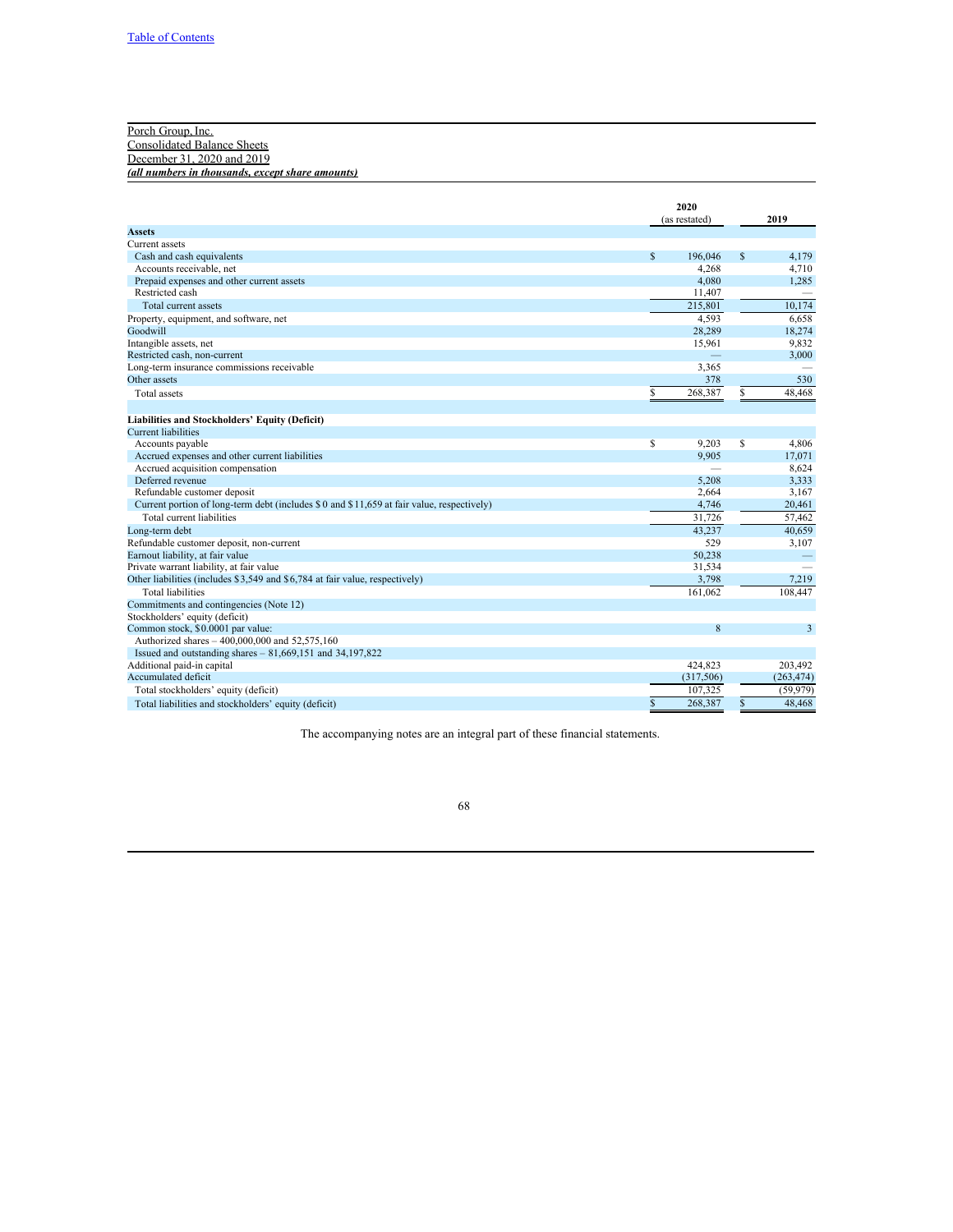Porch Group, Inc.
Consolidated Balance Sheets
December 31, 2020 and 2019
***(all numbers in thousands, except share amounts)***

| | 2020 (as restated) | 2019 |
|---|---|---|
| **Assets** | | |
| Current assets | | |
| Cash and cash equivalents | $ 196,046 | $ 4,179 |
| Accounts receivable, net | 4,268 | 4,710 |
| Prepaid expenses and other current assets | 4,080 | 1,285 |
| Restricted cash | 11,407 | — |
| Total current assets | 215,801 | 10,174 |
| Property, equipment, and software, net | 4,593 | 6,658 |
| Goodwill | 28,289 | 18,274 |
| Intangible assets, net | 15,961 | 9,832 |
| Restricted cash, non-current | — | 3,000 |
| Long-term insurance commissions receivable | 3,365 | — |
| Other assets | 378 | 530 |
| Total assets | $ 268,387 | $ 48,468 |
| | | |
| **Liabilities and Stockholders' Equity (Deficit)** | | |
| Current liabilities | | |
| Accounts payable | $ 9,203 | $ 4,806 |
| Accrued expenses and other current liabilities | 9,905 | 17,071 |
| Accrued acquisition compensation | — | 8,624 |
| Deferred revenue | 5,208 | 3,333 |
| Refundable customer deposit | 2,664 | 3,167 |
| Current portion of long-term debt (includes $ 0 and $ 11,659 at fair value, respectively) | 4,746 | 20,461 |
| Total current liabilities | 31,726 | 57,462 |
| Long-term debt | 43,237 | 40,659 |
| Refundable customer deposit, non-current | 529 | 3,107 |
| Earnout liability, at fair value | 50,238 | — |
| Private warrant liability, at fair value | 31,534 | — |
| Other liabilities (includes $ 3,549 and $ 6,784 at fair value, respectively) | 3,798 | 7,219 |
| Total liabilities | 161,062 | 108,447 |
| Commitments and contingencies (Note 12) | | |
| Stockholders' equity (deficit) | | |
| Common stock, $ 0.0001 par value: | 8 | 3 |
| Authorized shares – 400,000,000 and 52,575,160 | | |
| Issued and outstanding shares – 81,669,151 and 34,197,822 | | |
| Additional paid-in capital | 424,823 | 203,492 |
| Accumulated deficit | (317,506) | (263,474) |
| Total stockholders' equity (deficit) | 107,325 | (59,979) |
| Total liabilities and stockholders' equity (deficit) | $ 268,387 | $ 48,468 |

The accompanying notes are an integral part of these financial statements.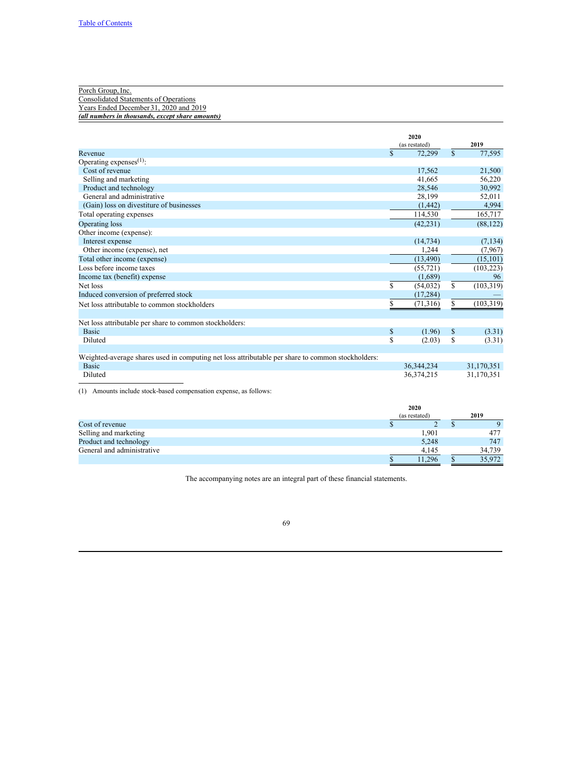Table of Contents

Porch Group, Inc.
Consolidated Statements of Operations
Years Ended December 31, 2020 and 2019
***(all numbers in thousands, except share amounts)***

| | 2020 (as restated) | 2019 |
|---|---|---|
| Revenue | $ 72,299 | $ 77,595 |
| Operating expenses[(1)]: | | |
| Cost of revenue | 17,562 | 21,500 |
| Selling and marketing | 41,665 | 56,220 |
| Product and technology | 28,546 | 30,992 |
| General and administrative | 28,199 | 52,011 |
| (Gain) loss on divestiture of businesses | (1,442) | 4,994 |
| Total operating expenses | 114,530 | 165,717 |
| Operating loss | (42,231) | (88,122) |
| Other income (expense): | | |
| Interest expense | (14,734) | (7,134) |
| Other income (expense), net | 1,244 | (7,967) |
| Total other income (expense) | (13,490) | (15,101) |
| Loss before income taxes | (55,721) | (103,223) |
| Income tax (benefit) expense | (1,689) | 96 |
| Net loss | $ (54,032) | $ (103,319) |
| Induced conversion of preferred stock | (17,284) | — |
| Net loss attributable to common stockholders | $ (71,316) | $ (103,319) |
| | | |
| Net loss attributable per share to common stockholders: | | |
| Basic | $ (1.96) | $ (3.31) |
| Diluted | $ (2.03) | $ (3.31) |
| | | |
| Weighted-average shares used in computing net loss attributable per share to common stockholders: | | |
| Basic | 36,344,234 | 31,170,351 |
| Diluted | 36,374,215 | 31,170,351 |

(1) Amounts include stock-based compensation expense, as follows:

| | 2020 (as restated) | 2019 |
|---|---|---|
| Cost of revenue | $ 2 | $ 9 |
| Selling and marketing | 1,901 | 477 |
| Product and technology | 5,248 | 747 |
| General and administrative | 4,145 | 34,739 |
| | $ 11,296 | $ 35,972 |

The accompanying notes are an integral part of these financial statements.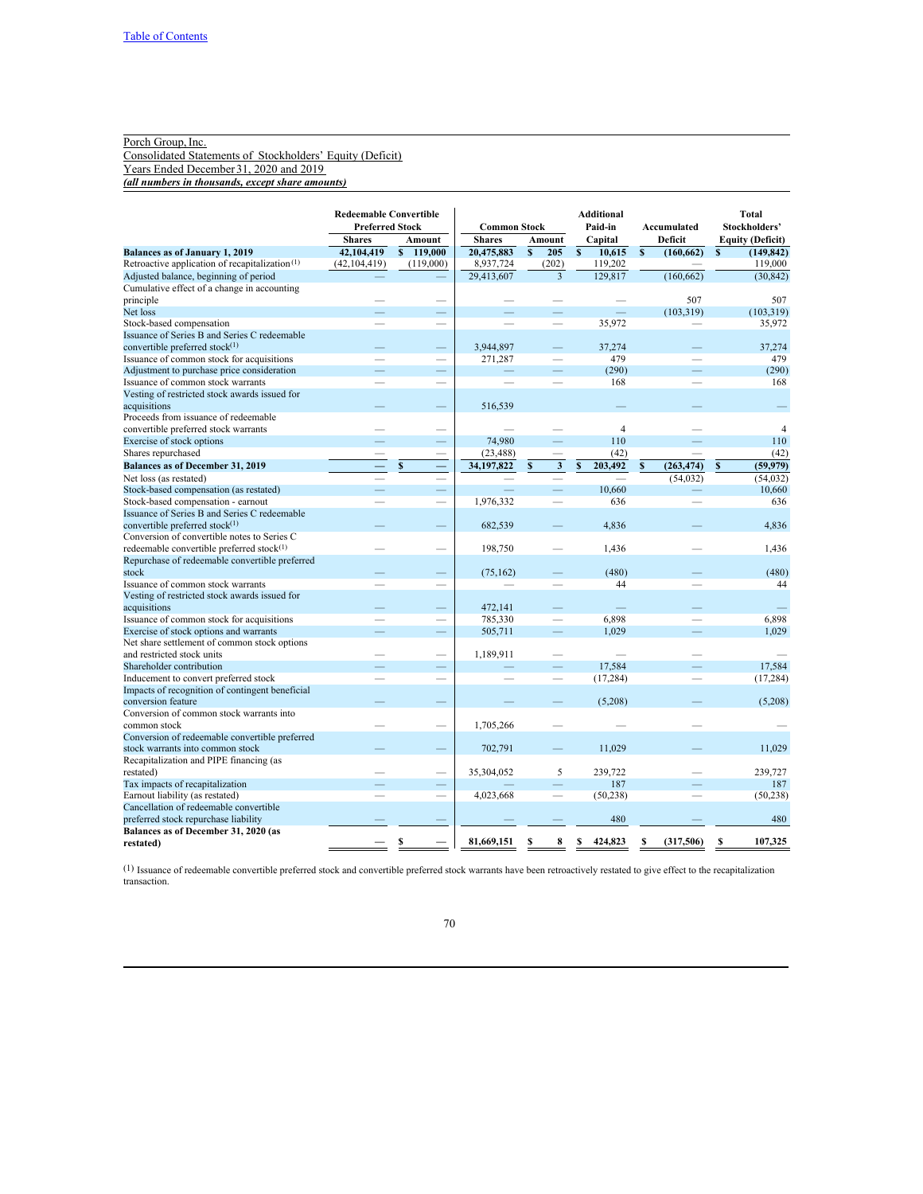Table of Contents

Porch Group, Inc.
Consolidated Statements of Stockholders' Equity (Deficit)
Years Ended December 31, 2020 and 2019
*(all numbers in thousands, except share amounts)*

| | Redeemable Convertible Preferred Stock | | Common Stock | | Additional Paid-in | Accumulated | Total Stockholders' |
|---|---|---|---|---|---|---|---|
| | Shares | Amount | Shares | Amount | Capital | Deficit | Equity (Deficit) |
| **Balances as of January 1, 2019** | **42,104,419** | **$ 119,000** | **20,475,883** | **$ 205** | **$ 10,615** | **$ (160,662)** | **$ (149,842)** |
| Retroactive application of recapitalization[1] | (42,104,419) | (119,000) | 8,937,724 | (202) | 119,202 | — | 119,000 |
| Adjusted balance, beginning of period | — | — | 29,413,607 | 3 | 129,817 | (160,662) | (30,842) |
| Cumulative effect of a change in accounting principle | — | — | — | — | — | 507 | 507 |
| Net loss | — | — | — | — | — | (103,319) | (103,319) |
| Stock-based compensation | — | — | — | — | 35,972 | — | 35,972 |
| Issuance of Series B and Series C redeemable convertible preferred stock[1] | — | — | 3,944,897 | — | 37,274 | — | 37,274 |
| Issuance of common stock for acquisitions | — | — | 271,287 | — | 479 | — | 479 |
| Adjustment to purchase price consideration | — | — | — | — | (290) | — | (290) |
| Issuance of common stock warrants | — | — | — | — | 168 | — | 168 |
| Vesting of restricted stock awards issued for acquisitions | — | — | 516,539 | | — | — | — |
| Proceeds from issuance of redeemable convertible preferred stock warrants | — | — | — | — | 4 | — | 4 |
| Exercise of stock options | — | — | 74,980 | — | 110 | — | 110 |
| Shares repurchased | — | — | (23,488) | — | (42) | — | (42) |
| **Balances as of December 31, 2019** | **—** | **$ —** | **34,197,822** | **$ 3** | **$ 203,492** | **$ (263,474)** | **$ (59,979)** |
| Net loss (as restated) | — | — | — | — | — | (54,032) | (54,032) |
| Stock-based compensation (as restated) | — | — | — | — | 10,660 | — | 10,660 |
| Stock-based compensation - earnout | — | — | 1,976,332 | — | 636 | — | 636 |
| Issuance of Series B and Series C redeemable convertible preferred stock[1] | — | — | 682,539 | — | 4,836 | — | 4,836 |
| Conversion of convertible notes to Series C redeemable convertible preferred stock[1] | — | — | 198,750 | — | 1,436 | — | 1,436 |
| Repurchase of redeemable convertible preferred stock | — | — | (75,162) | — | (480) | — | (480) |
| Issuance of common stock warrants | — | — | — | — | 44 | — | 44 |
| Vesting of restricted stock awards issued for acquisitions | — | — | 472,141 | — | — | — | — |
| Issuance of common stock for acquisitions | — | — | 785,330 | — | 6,898 | — | 6,898 |
| Exercise of stock options and warrants | — | — | 505,711 | — | 1,029 | — | 1,029 |
| Net share settlement of common stock options and restricted stock units | — | — | 1,189,911 | — | — | — | — |
| Shareholder contribution | — | — | — | — | 17,584 | — | 17,584 |
| Inducement to convert preferred stock | — | — | — | — | (17,284) | — | (17,284) |
| Impacts of recognition of contingent beneficial conversion feature | — | — | — | — | (5,208) | — | (5,208) |
| Conversion of common stock warrants into common stock | — | — | 1,705,266 | — | — | — | — |
| Conversion of redeemable convertible preferred stock warrants into common stock | — | — | 702,791 | — | 11,029 | — | 11,029 |
| Recapitalization and PIPE financing (as restated) | — | — | 35,304,052 | 5 | 239,722 | — | 239,727 |
| Tax impacts of recapitalization | — | — | — | — | 187 | — | 187 |
| Earnout liability (as restated) | — | — | 4,023,668 | — | (50,238) | — | (50,238) |
| Cancellation of redeemable convertible preferred stock repurchase liability | — | — | — | — | 480 | — | 480 |
| **Balances as of December 31, 2020 (as restated)** | **—** | **$ —** | **81,669,151** | **$ 8** | **$ 424,823** | **$ (317,506)** | **$ 107,325** |

[1] Issuance of redeemable convertible preferred stock and convertible preferred stock warrants have been retroactively restated to give effect to the recapitalization transaction.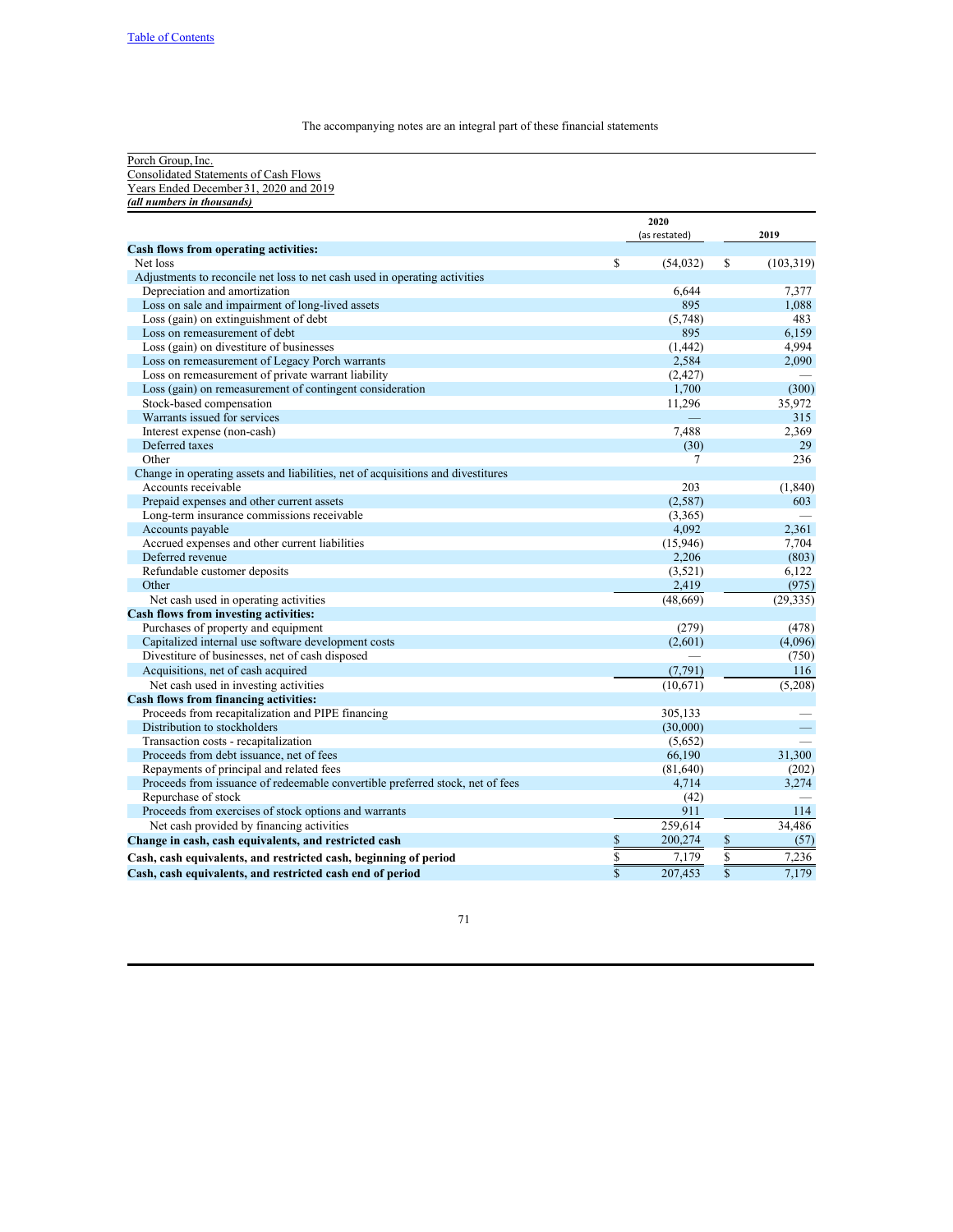[Table of Contents](#)

The accompanying notes are an integral part of these financial statements

Porch Group, Inc.
Consolidated Statements of Cash Flows
Years Ended December 31, 2020 and 2019
***(all numbers in thousands)***

| | 2020 (as restated) | 2019 |
|---|---|---|
| **Cash flows from operating activities:** | | |
| Net loss | $ (54,032) | $ (103,319) |
| Adjustments to reconcile net loss to net cash used in operating activities | | |
| Depreciation and amortization | 6,644 | 7,377 |
| Loss on sale and impairment of long-lived assets | 895 | 1,088 |
| Loss (gain) on extinguishment of debt | (5,748) | 483 |
| Loss on remeasurement of debt | 895 | 6,159 |
| Loss (gain) on divestiture of businesses | (1,442) | 4,994 |
| Loss on remeasurement of Legacy Porch warrants | 2,584 | 2,090 |
| Loss on remeasurement of private warrant liability | (2,427) | — |
| Loss (gain) on remeasurement of contingent consideration | 1,700 | (300) |
| Stock-based compensation | 11,296 | 35,972 |
| Warrants issued for services | — | 315 |
| Interest expense (non-cash) | 7,488 | 2,369 |
| Deferred taxes | (30) | 29 |
| Other | 7 | 236 |
| Change in operating assets and liabilities, net of acquisitions and divestitures | | |
| Accounts receivable | 203 | (1,840) |
| Prepaid expenses and other current assets | (2,587) | 603 |
| Long-term insurance commissions receivable | (3,365) | — |
| Accounts payable | 4,092 | 2,361 |
| Accrued expenses and other current liabilities | (15,946) | 7,704 |
| Deferred revenue | 2,206 | (803) |
| Refundable customer deposits | (3,521) | 6,122 |
| Other | 2,419 | (975) |
| Net cash used in operating activities | (48,669) | (29,335) |
| **Cash flows from investing activities:** | | |
| Purchases of property and equipment | (279) | (478) |
| Capitalized internal use software development costs | (2,601) | (4,096) |
| Divestiture of businesses, net of cash disposed | — | (750) |
| Acquisitions, net of cash acquired | (7,791) | 116 |
| Net cash used in investing activities | (10,671) | (5,208) |
| **Cash flows from financing activities:** | | |
| Proceeds from recapitalization and PIPE financing | 305,133 | — |
| Distribution to stockholders | (30,000) | — |
| Transaction costs - recapitalization | (5,652) | — |
| Proceeds from debt issuance, net of fees | 66,190 | 31,300 |
| Repayments of principal and related fees | (81,640) | (202) |
| Proceeds from issuance of redeemable convertible preferred stock, net of fees | 4,714 | 3,274 |
| Repurchase of stock | (42) | — |
| Proceeds from exercises of stock options and warrants | 911 | 114 |
| Net cash provided by financing activities | 259,614 | 34,486 |
| **Change in cash, cash equivalents, and restricted cash** | $ 200,274 | $ (57) |
| **Cash, cash equivalents, and restricted cash, beginning of period** | $ 7,179 | $ 7,236 |
| **Cash, cash equivalents, and restricted cash end of period** | $ 207,453 | $ 7,179 |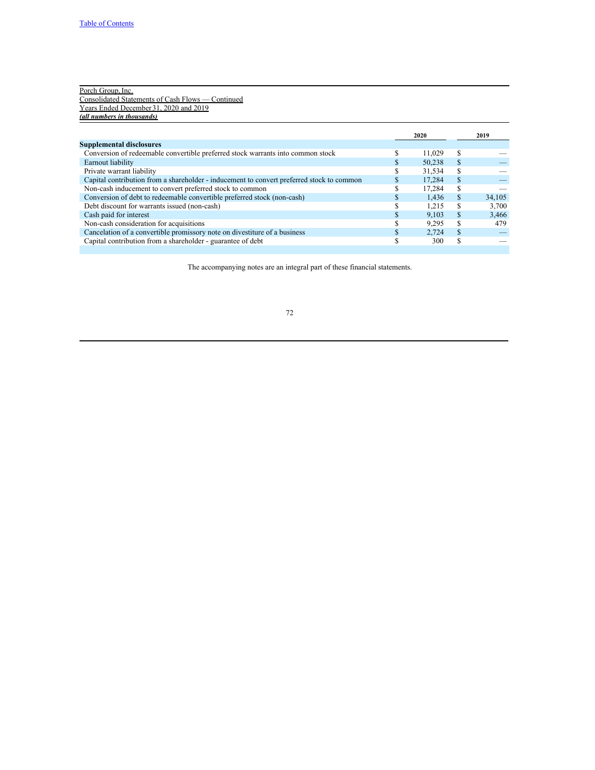Porch Group, Inc.
Consolidated Statements of Cash Flows — Continued
Years Ended December 31, 2020 and 2019
***(all numbers in thousands)***

| | 2020 | 2019 |
|---|---|---|
| **Supplemental disclosures** | | |
| Conversion of redeemable convertible preferred stock warrants into common stock | $ 11,029 | $ — |
| Earnout liability | $ 50,238 | $ — |
| Private warrant liability | $ 31,534 | $ — |
| Capital contribution from a shareholder - inducement to convert preferred stock to common | $ 17,284 | $ — |
| Non-cash inducement to convert preferred stock to common | $ 17,284 | $ — |
| Conversion of debt to redeemable convertible preferred stock (non-cash) | $ 1,436 | $ 34,105 |
| Debt discount for warrants issued (non-cash) | $ 1,215 | $ 3,700 |
| Cash paid for interest | $ 9,103 | $ 3,466 |
| Non-cash consideration for acquisitions | $ 9,295 | $ 479 |
| Cancelation of a convertible promissory note on divestiture of a business | $ 2,724 | $ — |
| Capital contribution from a shareholder - guarantee of debt | $ 300 | $ — |

The accompanying notes are an integral part of these financial statements.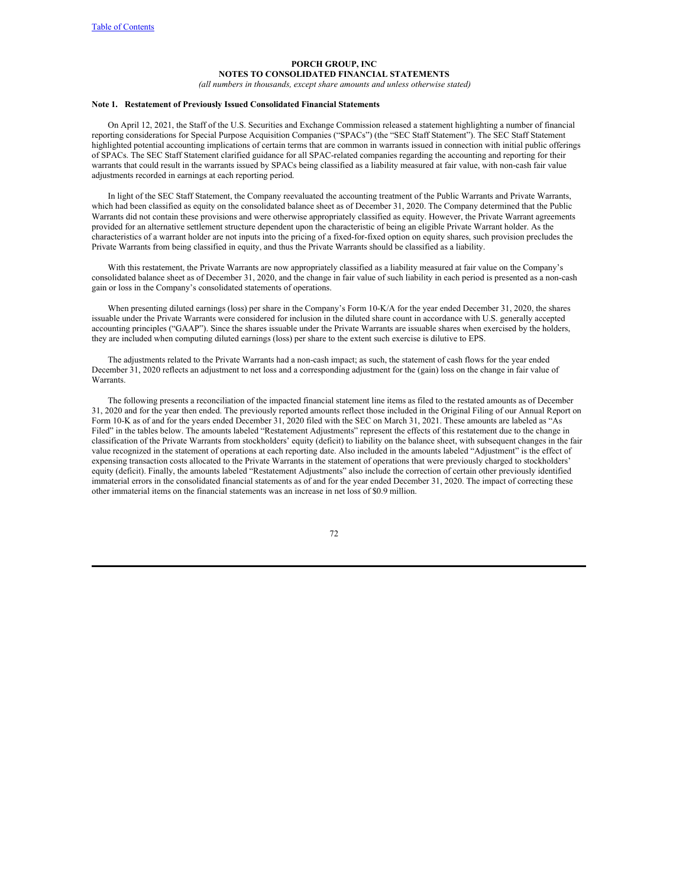**PORCH GROUP, INC**
**NOTES TO CONSOLIDATED FINANCIAL STATEMENTS**
*(all numbers in thousands, except share amounts and unless otherwise stated)*

**Note 1. Restatement of Previously Issued Consolidated Financial Statements**

On April 12, 2021, the Staff of the U.S. Securities and Exchange Commission released a statement highlighting a number of financial reporting considerations for Special Purpose Acquisition Companies ("SPACs") (the "SEC Staff Statement"). The SEC Staff Statement highlighted potential accounting implications of certain terms that are common in warrants issued in connection with initial public offerings of SPACs. The SEC Staff Statement clarified guidance for all SPAC-related companies regarding the accounting and reporting for their warrants that could result in the warrants issued by SPACs being classified as a liability measured at fair value, with non-cash fair value adjustments recorded in earnings at each reporting period.

In light of the SEC Staff Statement, the Company reevaluated the accounting treatment of the Public Warrants and Private Warrants, which had been classified as equity on the consolidated balance sheet as of December 31, 2020. The Company determined that the Public Warrants did not contain these provisions and were otherwise appropriately classified as equity. However, the Private Warrant agreements provided for an alternative settlement structure dependent upon the characteristic of being an eligible Private Warrant holder. As the characteristics of a warrant holder are not inputs into the pricing of a fixed-for-fixed option on equity shares, such provision precludes the Private Warrants from being classified in equity, and thus the Private Warrants should be classified as a liability.

With this restatement, the Private Warrants are now appropriately classified as a liability measured at fair value on the Company's consolidated balance sheet as of December 31, 2020, and the change in fair value of such liability in each period is presented as a non-cash gain or loss in the Company's consolidated statements of operations.

When presenting diluted earnings (loss) per share in the Company's Form 10-K/A for the year ended December 31, 2020, the shares issuable under the Private Warrants were considered for inclusion in the diluted share count in accordance with U.S. generally accepted accounting principles ("GAAP"). Since the shares issuable under the Private Warrants are issuable shares when exercised by the holders, they are included when computing diluted earnings (loss) per share to the extent such exercise is dilutive to EPS.

The adjustments related to the Private Warrants had a non-cash impact; as such, the statement of cash flows for the year ended December 31, 2020 reflects an adjustment to net loss and a corresponding adjustment for the (gain) loss on the change in fair value of Warrants.

The following presents a reconciliation of the impacted financial statement line items as filed to the restated amounts as of December 31, 2020 and for the year then ended. The previously reported amounts reflect those included in the Original Filing of our Annual Report on Form 10-K as of and for the years ended December 31, 2020 filed with the SEC on March 31, 2021. These amounts are labeled as "As Filed" in the tables below. The amounts labeled "Restatement Adjustments" represent the effects of this restatement due to the change in classification of the Private Warrants from stockholders' equity (deficit) to liability on the balance sheet, with subsequent changes in the fair value recognized in the statement of operations at each reporting date. Also included in the amounts labeled "Adjustment" is the effect of expensing transaction costs allocated to the Private Warrants in the statement of operations that were previously charged to stockholders' equity (deficit). Finally, the amounts labeled "Restatement Adjustments" also include the correction of certain other previously identified immaterial errors in the consolidated financial statements as of and for the year ended December 31, 2020. The impact of correcting these other immaterial items on the financial statements was an increase in net loss of $0.9 million.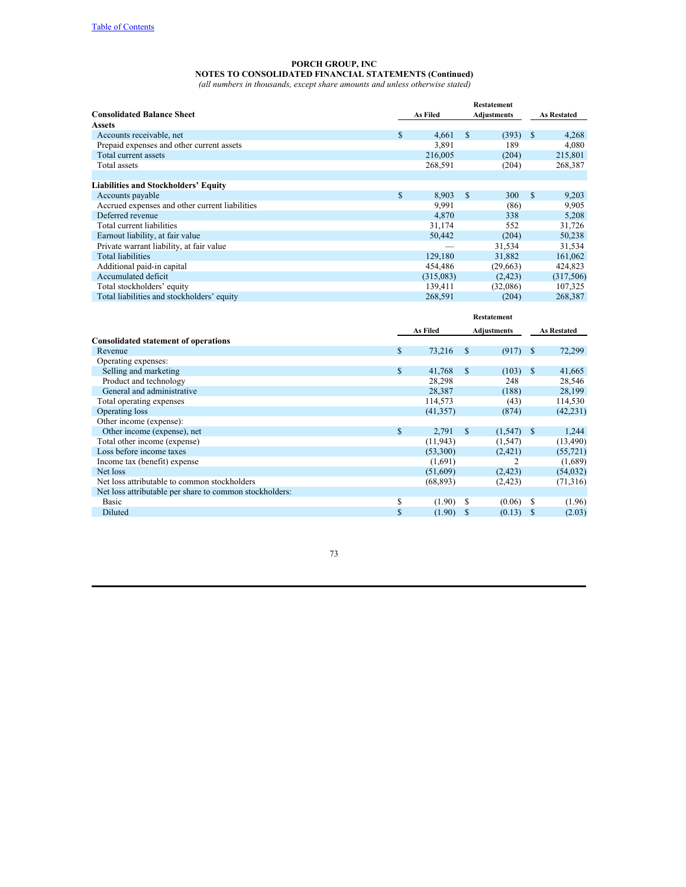**PORCH GROUP, INC**
**NOTES TO CONSOLIDATED FINANCIAL STATEMENTS (Continued)**
*(all numbers in thousands, except share amounts and unless otherwise stated)*

| Consolidated Balance Sheet | As Filed | Restatement Adjustments | As Restated |
|---|---|---|---|
| **Assets** | | | |
| Accounts receivable, net | $ 4,661 | $ (393) | $ 4,268 |
| Prepaid expenses and other current assets | 3,891 | 189 | 4,080 |
| Total current assets | 216,005 | (204) | 215,801 |
| Total assets | 268,591 | (204) | 268,387 |
| | | | |
| **Liabilities and Stockholders' Equity** | | | |
| Accounts payable | $ 8,903 | $ 300 | $ 9,203 |
| Accrued expenses and other current liabilities | 9,991 | (86) | 9,905 |
| Deferred revenue | 4,870 | 338 | 5,208 |
| Total current liabilities | 31,174 | 552 | 31,726 |
| Earnout liability, at fair value | 50,442 | (204) | 50,238 |
| Private warrant liability, at fair value | — | 31,534 | 31,534 |
| Total liabilities | 129,180 | 31,882 | 161,062 |
| Additional paid-in capital | 454,486 | (29,663) | 424,823 |
| Accumulated deficit | (315,083) | (2,423) | (317,506) |
| Total stockholders' equity | 139,411 | (32,086) | 107,325 |
| Total liabilities and stockholders' equity | 268,591 | (204) | 268,387 |

| | As Filed | Restatement Adjustments | As Restated |
|---|---|---|---|
| **Consolidated statement of operations** | | | |
| Revenue | $ 73,216 | $ (917) | $ 72,299 |
| Operating expenses: | | | |
| Selling and marketing | $ 41,768 | $ (103) | $ 41,665 |
| Product and technology | 28,298 | 248 | 28,546 |
| General and administrative | 28,387 | (188) | 28,199 |
| Total operating expenses | 114,573 | (43) | 114,530 |
| Operating loss | (41,357) | (874) | (42,231) |
| Other income (expense): | | | |
| Other income (expense), net | $ 2,791 | $ (1,547) | $ 1,244 |
| Total other income (expense) | (11,943) | (1,547) | (13,490) |
| Loss before income taxes | (53,300) | (2,421) | (55,721) |
| Income tax (benefit) expense | (1,691) | 2 | (1,689) |
| Net loss | (51,609) | (2,423) | (54,032) |
| Net loss attributable to common stockholders | (68,893) | (2,423) | (71,316) |
| Net loss attributable per share to common stockholders: | | | |
| Basic | $ (1.90) | $ (0.06) | $ (1.96) |
| Diluted | $ (1.90) | $ (0.13) | $ (2.03) |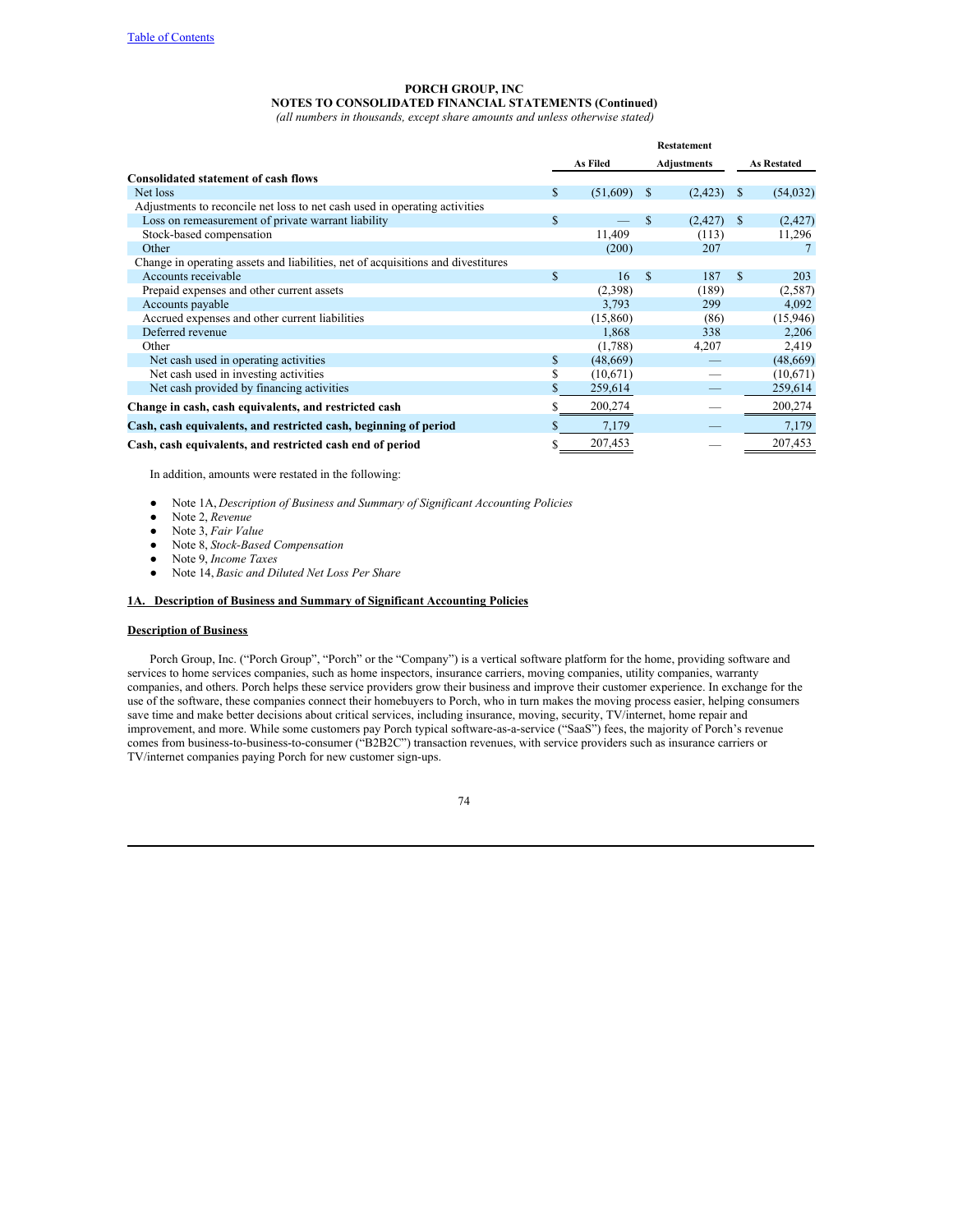Table of Contents

**PORCH GROUP, INC**
**NOTES TO CONSOLIDATED FINANCIAL STATEMENTS (Continued)**
*(all numbers in thousands, except share amounts and unless otherwise stated)*

| | As Filed | Restatement Adjustments | As Restated |
|---|---|---|---|
| **Consolidated statement of cash flows** | | | |
| Net loss | $ (51,609) | $ (2,423) | $ (54,032) |
| Adjustments to reconcile net loss to net cash used in operating activities | | | |
| Loss on remeasurement of private warrant liability | $ — | $ (2,427) | $ (2,427) |
| Stock-based compensation | 11,409 | (113) | 11,296 |
| Other | (200) | 207 | 7 |
| Change in operating assets and liabilities, net of acquisitions and divestitures | | | |
| Accounts receivable | $ 16 | $ 187 | $ 203 |
| Prepaid expenses and other current assets | (2,398) | (189) | (2,587) |
| Accounts payable | 3,793 | 299 | 4,092 |
| Accrued expenses and other current liabilities | (15,860) | (86) | (15,946) |
| Deferred revenue | 1,868 | 338 | 2,206 |
| Other | (1,788) | 4,207 | 2,419 |
| Net cash used in operating activities | $ (48,669) | — | (48,669) |
| Net cash used in investing activities | $ (10,671) | — | (10,671) |
| Net cash provided by financing activities | $ 259,614 | — | 259,614 |
| **Change in cash, cash equivalents, and restricted cash** | $ 200,274 | — | 200,274 |
| **Cash, cash equivalents, and restricted cash, beginning of period** | $ 7,179 | — | 7,179 |
| **Cash, cash equivalents, and restricted cash end of period** | $ 207,453 | — | 207,453 |

In addition, amounts were restated in the following:

- Note 1A, *Description of Business and Summary of Significant Accounting Policies*
- Note 2, *Revenue*
- Note 3, *Fair Value*
- Note 8, *Stock-Based Compensation*
- Note 9, *Income Taxes*
- Note 14, *Basic and Diluted Net Loss Per Share*

## 1A. Description of Business and Summary of Significant Accounting Policies

### Description of Business

Porch Group, Inc. ("Porch Group", "Porch" or the "Company") is a vertical software platform for the home, providing software and services to home services companies, such as home inspectors, insurance carriers, moving companies, utility companies, warranty companies, and others. Porch helps these service providers grow their business and improve their customer experience. In exchange for the use of the software, these companies connect their homebuyers to Porch, who in turn makes the moving process easier, helping consumers save time and make better decisions about critical services, including insurance, moving, security, TV/internet, home repair and improvement, and more. While some customers pay Porch typical software-as-a-service ("SaaS") fees, the majority of Porch's revenue comes from business-to-business-to-consumer ("B2B2C") transaction revenues, with service providers such as insurance carriers or TV/internet companies paying Porch for new customer sign-ups.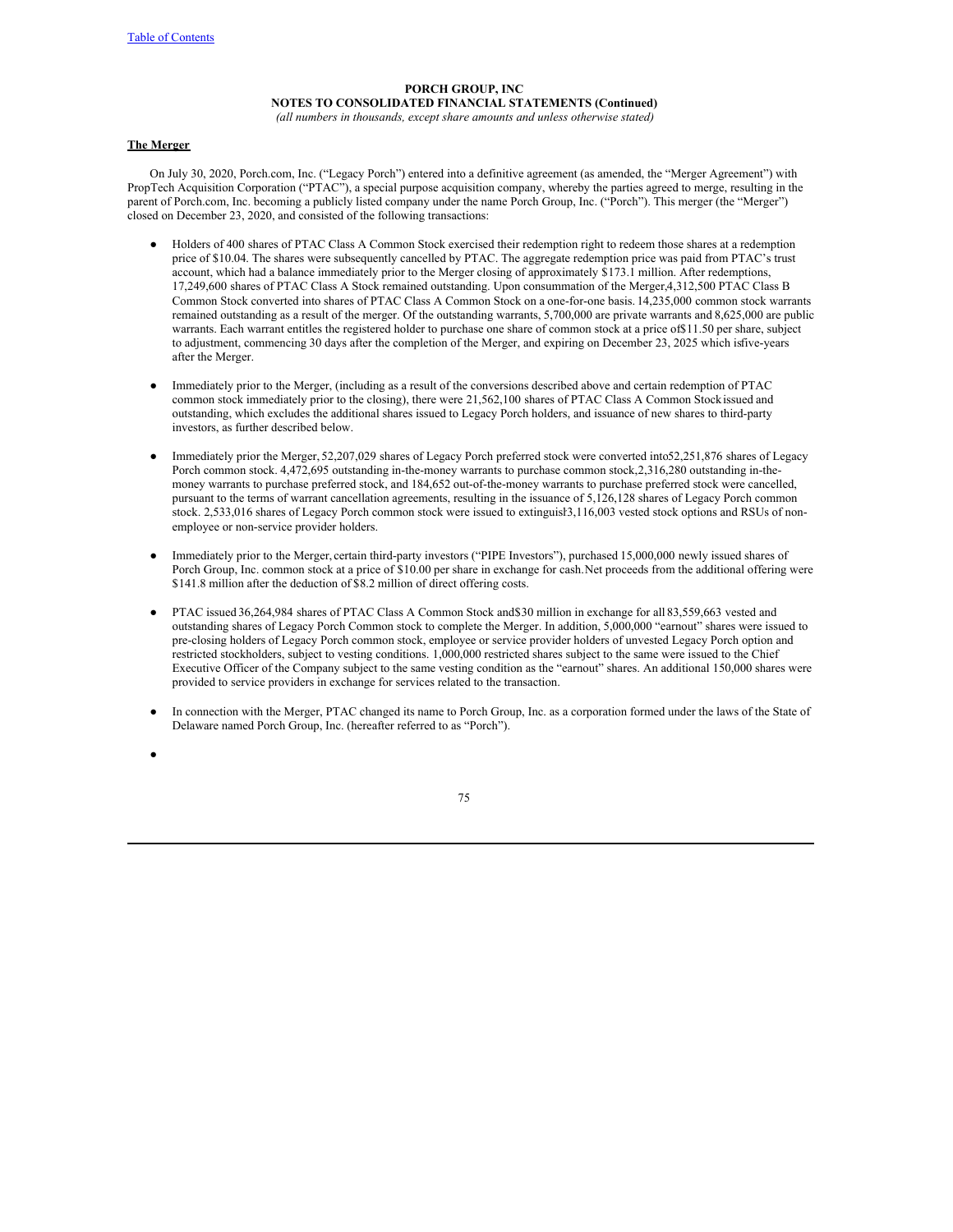**PORCH GROUP, INC**
**NOTES TO CONSOLIDATED FINANCIAL STATEMENTS (Continued)**
*(all numbers in thousands, except share amounts and unless otherwise stated)*

**The Merger**

On July 30, 2020, Porch.com, Inc. ("Legacy Porch") entered into a definitive agreement (as amended, the "Merger Agreement") with PropTech Acquisition Corporation ("PTAC"), a special purpose acquisition company, whereby the parties agreed to merge, resulting in the parent of Porch.com, Inc. becoming a publicly listed company under the name Porch Group, Inc. ("Porch"). This merger (the "Merger") closed on December 23, 2020, and consisted of the following transactions:

- Holders of 400 shares of PTAC Class A Common Stock exercised their redemption right to redeem those shares at a redemption price of $10.04. The shares were subsequently cancelled by PTAC. The aggregate redemption price was paid from PTAC's trust account, which had a balance immediately prior to the Merger closing of approximately $173.1 million. After redemptions, 17,249,600 shares of PTAC Class A Stock remained outstanding. Upon consummation of the Merger,4,312,500 PTAC Class B Common Stock converted into shares of PTAC Class A Common Stock on a one-for-one basis. 14,235,000 common stock warrants remained outstanding as a result of the merger. Of the outstanding warrants, 5,700,000 are private warrants and 8,625,000 are public warrants. Each warrant entitles the registered holder to purchase one share of common stock at a price of$11.50 per share, subject to adjustment, commencing 30 days after the completion of the Merger, and expiring on December 23, 2025 which isfive-years after the Merger.

- Immediately prior to the Merger, (including as a result of the conversions described above and certain redemption of PTAC common stock immediately prior to the closing), there were 21,562,100 shares of PTAC Class A Common Stock issued and outstanding, which excludes the additional shares issued to Legacy Porch holders, and issuance of new shares to third-party investors, as further described below.

- Immediately prior the Merger, 52,207,029 shares of Legacy Porch preferred stock were converted into52,251,876 shares of Legacy Porch common stock. 4,472,695 outstanding in-the-money warrants to purchase common stock,2,316,280 outstanding in-the-money warrants to purchase preferred stock, and 184,652 out-of-the-money warrants to purchase preferred stock were cancelled, pursuant to the terms of warrant cancellation agreements, resulting in the issuance of 5,126,128 shares of Legacy Porch common stock. 2,533,016 shares of Legacy Porch common stock were issued to extinguish3,116,003 vested stock options and RSUs of non-employee or non-service provider holders.

- Immediately prior to the Merger, certain third-party investors ("PIPE Investors"), purchased 15,000,000 newly issued shares of Porch Group, Inc. common stock at a price of $10.00 per share in exchange for cash.Net proceeds from the additional offering were $141.8 million after the deduction of $8.2 million of direct offering costs.

- PTAC issued 36,264,984 shares of PTAC Class A Common Stock and$30 million in exchange for all 83,559,663 vested and outstanding shares of Legacy Porch Common stock to complete the Merger. In addition, 5,000,000 "earnout" shares were issued to pre-closing holders of Legacy Porch common stock, employee or service provider holders of unvested Legacy Porch option and restricted stockholders, subject to vesting conditions. 1,000,000 restricted shares subject to the same were issued to the Chief Executive Officer of the Company subject to the same vesting condition as the "earnout" shares. An additional 150,000 shares were provided to service providers in exchange for services related to the transaction.

- In connection with the Merger, PTAC changed its name to Porch Group, Inc. as a corporation formed under the laws of the State of Delaware named Porch Group, Inc. (hereafter referred to as "Porch").

-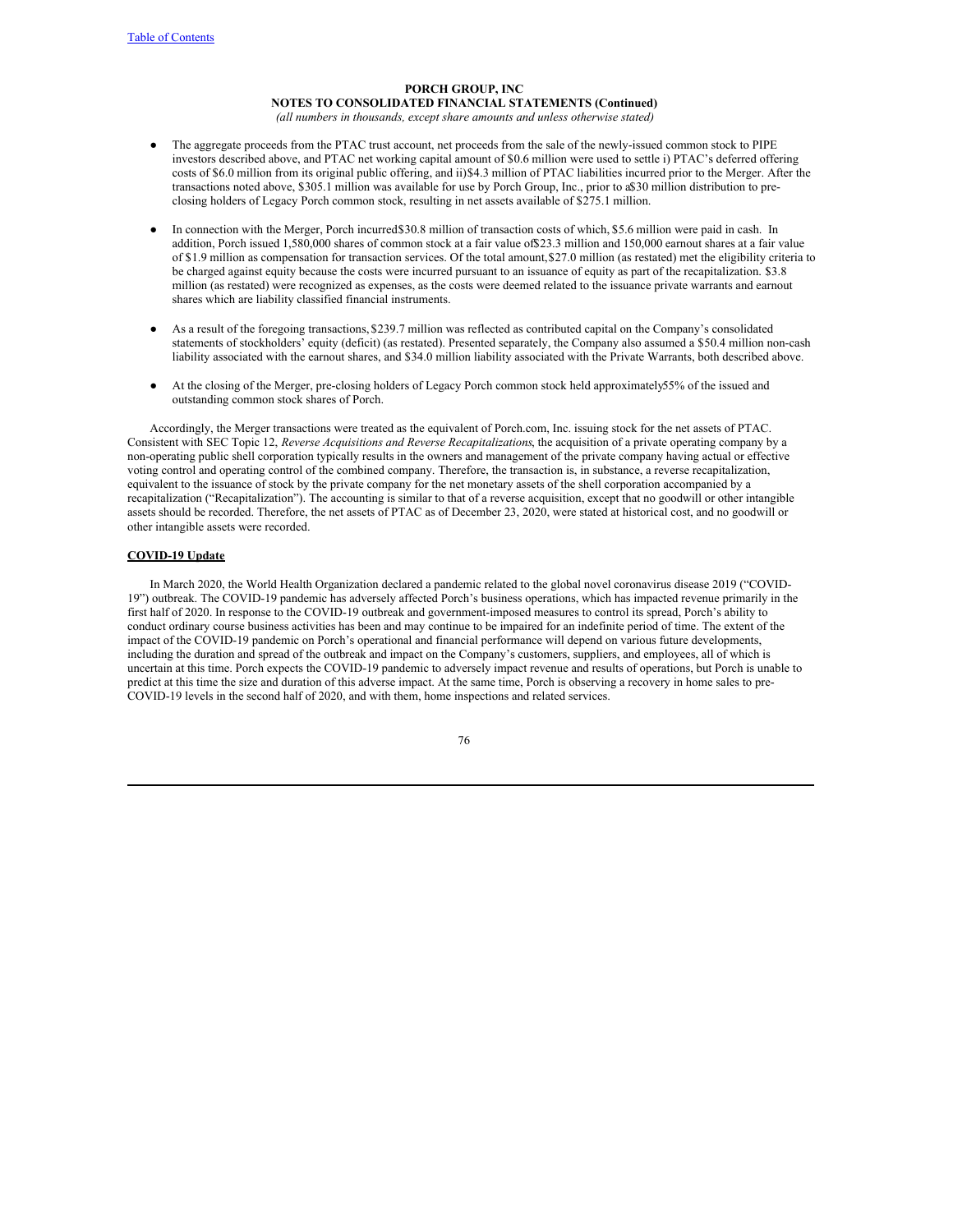- The aggregate proceeds from the PTAC trust account, net proceeds from the sale of the newly-issued common stock to PIPE investors described above, and PTAC net working capital amount of $0.6 million were used to settle i) PTAC's deferred offering costs of $6.0 million from its original public offering, and ii) $4.3 million of PTAC liabilities incurred prior to the Merger. After the transactions noted above, $305.1 million was available for use by Porch Group, Inc., prior to a $30 million distribution to pre-closing holders of Legacy Porch common stock, resulting in net assets available of $275.1 million.

- In connection with the Merger, Porch incurred $30.8 million of transaction costs of which, $5.6 million were paid in cash. In addition, Porch issued 1,580,000 shares of common stock at a fair value of $23.3 million and 150,000 earnout shares at a fair value of $1.9 million as compensation for transaction services. Of the total amount, $27.0 million (as restated) met the eligibility criteria to be charged against equity because the costs were incurred pursuant to an issuance of equity as part of the recapitalization. $3.8 million (as restated) were recognized as expenses, as the costs were deemed related to the issuance private warrants and earnout shares which are liability classified financial instruments.

- As a result of the foregoing transactions, $239.7 million was reflected as contributed capital on the Company's consolidated statements of stockholders' equity (deficit) (as restated). Presented separately, the Company also assumed a $50.4 million non-cash liability associated with the earnout shares, and $34.0 million liability associated with the Private Warrants, both described above.

- At the closing of the Merger, pre-closing holders of Legacy Porch common stock held approximately 55% of the issued and outstanding common stock shares of Porch.

Accordingly, the Merger transactions were treated as the equivalent of Porch.com, Inc. issuing stock for the net assets of PTAC. Consistent with SEC Topic 12, *Reverse Acquisitions and Reverse Recapitalizations*, the acquisition of a private operating company by a non-operating public shell corporation typically results in the owners and management of the private company having actual or effective voting control and operating control of the combined company. Therefore, the transaction is, in substance, a reverse recapitalization, equivalent to the issuance of stock by the private company for the net monetary assets of the shell corporation accompanied by a recapitalization ("Recapitalization"). The accounting is similar to that of a reverse acquisition, except that no goodwill or other intangible assets should be recorded. Therefore, the net assets of PTAC as of December 23, 2020, were stated at historical cost, and no goodwill or other intangible assets were recorded.

**COVID-19 Update**

In March 2020, the World Health Organization declared a pandemic related to the global novel coronavirus disease 2019 ("COVID-19") outbreak. The COVID-19 pandemic has adversely affected Porch's business operations, which has impacted revenue primarily in the first half of 2020. In response to the COVID-19 outbreak and government-imposed measures to control its spread, Porch's ability to conduct ordinary course business activities has been and may continue to be impaired for an indefinite period of time. The extent of the impact of the COVID-19 pandemic on Porch's operational and financial performance will depend on various future developments, including the duration and spread of the outbreak and impact on the Company's customers, suppliers, and employees, all of which is uncertain at this time. Porch expects the COVID-19 pandemic to adversely impact revenue and results of operations, but Porch is unable to predict at this time the size and duration of this adverse impact. At the same time, Porch is observing a recovery in home sales to pre-COVID-19 levels in the second half of 2020, and with them, home inspections and related services.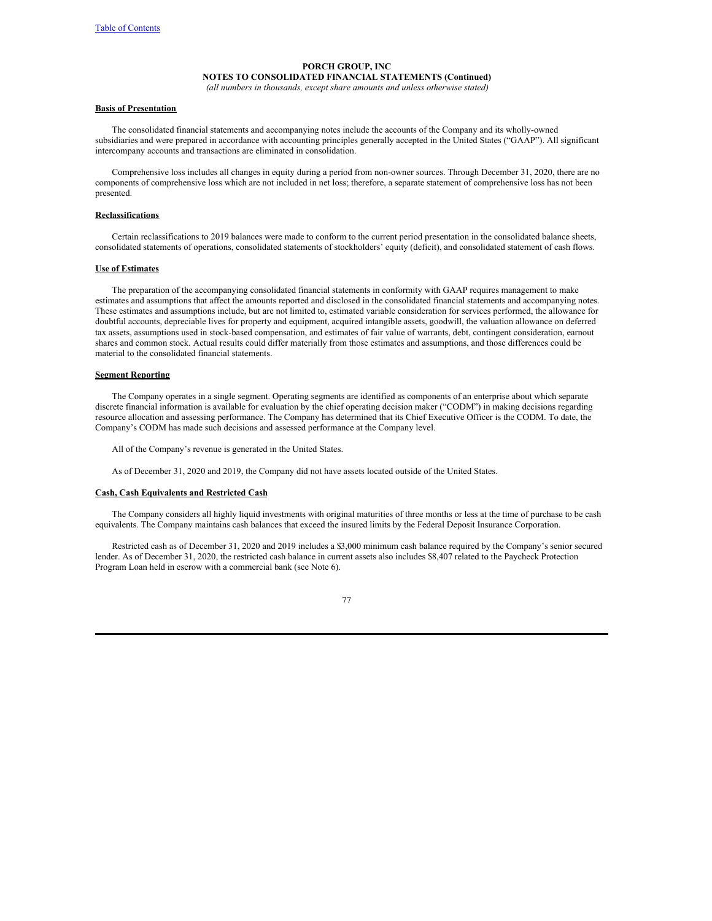PORCH GROUP, INC
NOTES TO CONSOLIDATED FINANCIAL STATEMENTS (Continued)
*(all numbers in thousands, except share amounts and unless otherwise stated)*

**Basis of Presentation**

The consolidated financial statements and accompanying notes include the accounts of the Company and its wholly-owned subsidiaries and were prepared in accordance with accounting principles generally accepted in the United States ("GAAP"). All significant intercompany accounts and transactions are eliminated in consolidation.

Comprehensive loss includes all changes in equity during a period from non-owner sources. Through December 31, 2020, there are no components of comprehensive loss which are not included in net loss; therefore, a separate statement of comprehensive loss has not been presented.

**Reclassifications**

Certain reclassifications to 2019 balances were made to conform to the current period presentation in the consolidated balance sheets, consolidated statements of operations, consolidated statements of stockholders' equity (deficit), and consolidated statement of cash flows.

**Use of Estimates**

The preparation of the accompanying consolidated financial statements in conformity with GAAP requires management to make estimates and assumptions that affect the amounts reported and disclosed in the consolidated financial statements and accompanying notes. These estimates and assumptions include, but are not limited to, estimated variable consideration for services performed, the allowance for doubtful accounts, depreciable lives for property and equipment, acquired intangible assets, goodwill, the valuation allowance on deferred tax assets, assumptions used in stock-based compensation, and estimates of fair value of warrants, debt, contingent consideration, earnout shares and common stock. Actual results could differ materially from those estimates and assumptions, and those differences could be material to the consolidated financial statements.

**Segment Reporting**

The Company operates in a single segment. Operating segments are identified as components of an enterprise about which separate discrete financial information is available for evaluation by the chief operating decision maker ("CODM") in making decisions regarding resource allocation and assessing performance. The Company has determined that its Chief Executive Officer is the CODM. To date, the Company's CODM has made such decisions and assessed performance at the Company level.

All of the Company's revenue is generated in the United States.

As of December 31, 2020 and 2019, the Company did not have assets located outside of the United States.

**Cash, Cash Equivalents and Restricted Cash**

The Company considers all highly liquid investments with original maturities of three months or less at the time of purchase to be cash equivalents. The Company maintains cash balances that exceed the insured limits by the Federal Deposit Insurance Corporation.

Restricted cash as of December 31, 2020 and 2019 includes a $3,000 minimum cash balance required by the Company's senior secured lender. As of December 31, 2020, the restricted cash balance in current assets also includes $8,407 related to the Paycheck Protection Program Loan held in escrow with a commercial bank (see Note 6).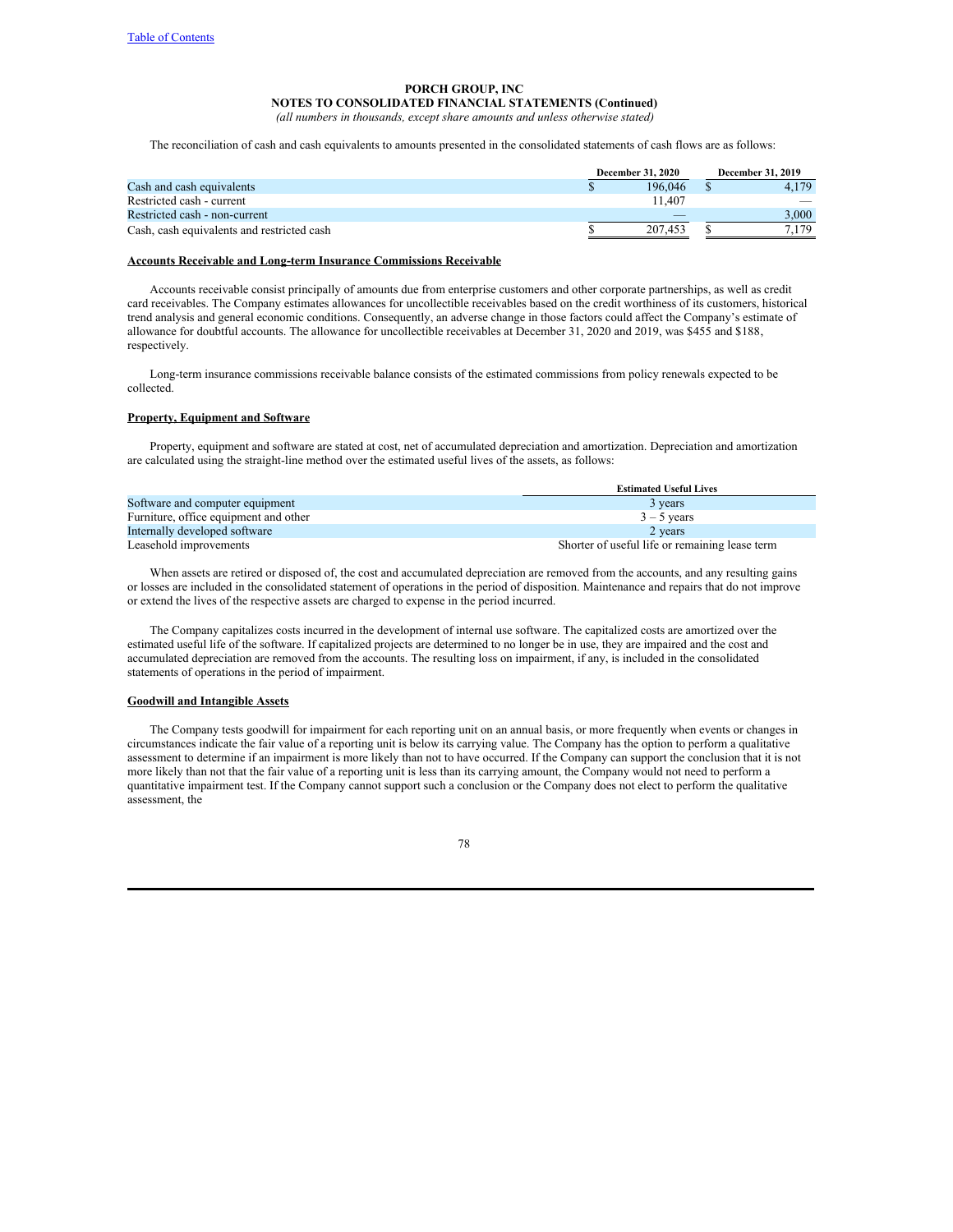The reconciliation of cash and cash equivalents to amounts presented in the consolidated statements of cash flows are as follows:

| | December 31, 2020 | December 31, 2019 |
|---|---|---|
| Cash and cash equivalents | $ 196,046 | $ 4,179 |
| Restricted cash - current | 11,407 | — |
| Restricted cash - non-current | — | 3,000 |
| Cash, cash equivalents and restricted cash | $ 207,453 | $ 7,179 |

**Accounts Receivable and Long-term Insurance Commissions Receivable**

Accounts receivable consist principally of amounts due from enterprise customers and other corporate partnerships, as well as credit card receivables. The Company estimates allowances for uncollectible receivables based on the credit worthiness of its customers, historical trend analysis and general economic conditions. Consequently, an adverse change in those factors could affect the Company's estimate of allowance for doubtful accounts. The allowance for uncollectible receivables at December 31, 2020 and 2019, was $455 and $188, respectively.

Long-term insurance commissions receivable balance consists of the estimated commissions from policy renewals expected to be collected.

**Property, Equipment and Software**

Property, equipment and software are stated at cost, net of accumulated depreciation and amortization. Depreciation and amortization are calculated using the straight-line method over the estimated useful lives of the assets, as follows:

| | Estimated Useful Lives |
|---|---|
| Software and computer equipment | 3 years |
| Furniture, office equipment and other | 3 – 5 years |
| Internally developed software | 2 years |
| Leasehold improvements | Shorter of useful life or remaining lease term |

When assets are retired or disposed of, the cost and accumulated depreciation are removed from the accounts, and any resulting gains or losses are included in the consolidated statement of operations in the period of disposition. Maintenance and repairs that do not improve or extend the lives of the respective assets are charged to expense in the period incurred.

The Company capitalizes costs incurred in the development of internal use software. The capitalized costs are amortized over the estimated useful life of the software. If capitalized projects are determined to no longer be in use, they are impaired and the cost and accumulated depreciation are removed from the accounts. The resulting loss on impairment, if any, is included in the consolidated statements of operations in the period of impairment.

**Goodwill and Intangible Assets**

The Company tests goodwill for impairment for each reporting unit on an annual basis, or more frequently when events or changes in circumstances indicate the fair value of a reporting unit is below its carrying value. The Company has the option to perform a qualitative assessment to determine if an impairment is more likely than not to have occurred. If the Company can support the conclusion that it is not more likely than not that the fair value of a reporting unit is less than its carrying amount, the Company would not need to perform a quantitative impairment test. If the Company cannot support such a conclusion or the Company does not elect to perform the qualitative assessment, the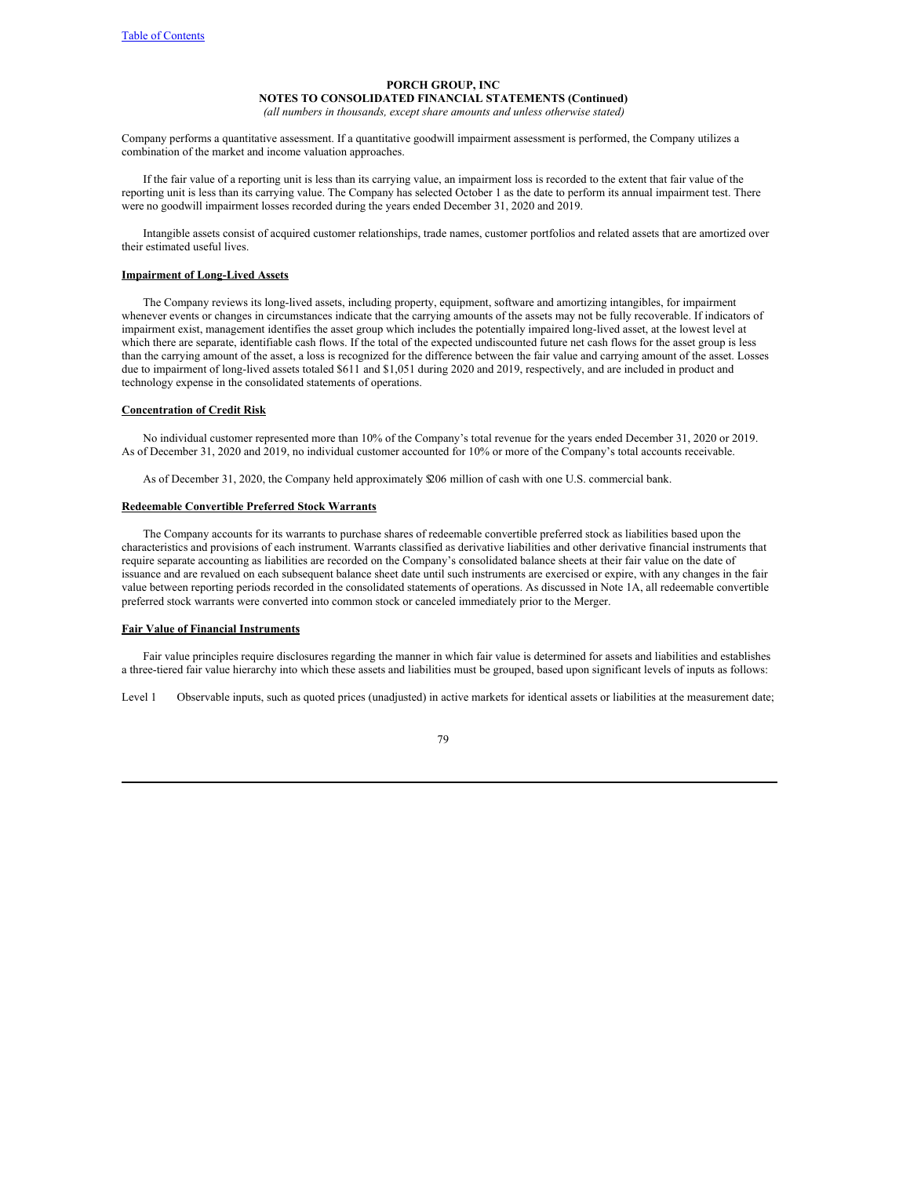Company performs a quantitative assessment. If a quantitative goodwill impairment assessment is performed, the Company utilizes a combination of the market and income valuation approaches.

If the fair value of a reporting unit is less than its carrying value, an impairment loss is recorded to the extent that fair value of the reporting unit is less than its carrying value. The Company has selected October 1 as the date to perform its annual impairment test. There were no goodwill impairment losses recorded during the years ended December 31, 2020 and 2019.

Intangible assets consist of acquired customer relationships, trade names, customer portfolios and related assets that are amortized over their estimated useful lives.

**Impairment of Long-Lived Assets**

The Company reviews its long-lived assets, including property, equipment, software and amortizing intangibles, for impairment whenever events or changes in circumstances indicate that the carrying amounts of the assets may not be fully recoverable. If indicators of impairment exist, management identifies the asset group which includes the potentially impaired long-lived asset, at the lowest level at which there are separate, identifiable cash flows. If the total of the expected undiscounted future net cash flows for the asset group is less than the carrying amount of the asset, a loss is recognized for the difference between the fair value and carrying amount of the asset. Losses due to impairment of long-lived assets totaled $611 and $1,051 during 2020 and 2019, respectively, and are included in product and technology expense in the consolidated statements of operations.

**Concentration of Credit Risk**

No individual customer represented more than 10% of the Company's total revenue for the years ended December 31, 2020 or 2019. As of December 31, 2020 and 2019, no individual customer accounted for 10% or more of the Company's total accounts receivable.

As of December 31, 2020, the Company held approximately $206 million of cash with one U.S. commercial bank.

**Redeemable Convertible Preferred Stock Warrants**

The Company accounts for its warrants to purchase shares of redeemable convertible preferred stock as liabilities based upon the characteristics and provisions of each instrument. Warrants classified as derivative liabilities and other derivative financial instruments that require separate accounting as liabilities are recorded on the Company's consolidated balance sheets at their fair value on the date of issuance and are revalued on each subsequent balance sheet date until such instruments are exercised or expire, with any changes in the fair value between reporting periods recorded in the consolidated statements of operations. As discussed in Note 1A, all redeemable convertible preferred stock warrants were converted into common stock or canceled immediately prior to the Merger.

**Fair Value of Financial Instruments**

Fair value principles require disclosures regarding the manner in which fair value is determined for assets and liabilities and establishes a three-tiered fair value hierarchy into which these assets and liabilities must be grouped, based upon significant levels of inputs as follows:

Level 1 Observable inputs, such as quoted prices (unadjusted) in active markets for identical assets or liabilities at the measurement date;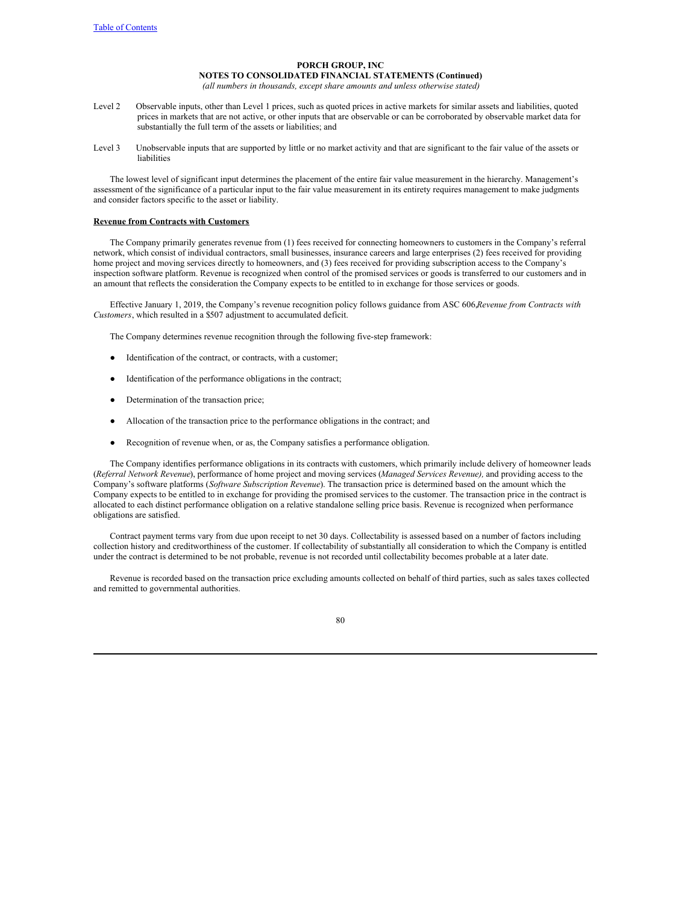Level 2 Observable inputs, other than Level 1 prices, such as quoted prices in active markets for similar assets and liabilities, quoted prices in markets that are not active, or other inputs that are observable or can be corroborated by observable market data for substantially the full term of the assets or liabilities; and

Level 3 Unobservable inputs that are supported by little or no market activity and that are significant to the fair value of the assets or liabilities

The lowest level of significant input determines the placement of the entire fair value measurement in the hierarchy. Management's assessment of the significance of a particular input to the fair value measurement in its entirety requires management to make judgments and consider factors specific to the asset or liability.

**Revenue from Contracts with Customers**

The Company primarily generates revenue from (1) fees received for connecting homeowners to customers in the Company's referral network, which consist of individual contractors, small businesses, insurance careers and large enterprises (2) fees received for providing home project and moving services directly to homeowners, and (3) fees received for providing subscription access to the Company's inspection software platform. Revenue is recognized when control of the promised services or goods is transferred to our customers and in an amount that reflects the consideration the Company expects to be entitled to in exchange for those services or goods.

Effective January 1, 2019, the Company's revenue recognition policy follows guidance from ASC 606,*Revenue from Contracts with Customers*, which resulted in a $507 adjustment to accumulated deficit.

The Company determines revenue recognition through the following five-step framework:

- Identification of the contract, or contracts, with a customer;
- Identification of the performance obligations in the contract;
- Determination of the transaction price;
- Allocation of the transaction price to the performance obligations in the contract; and
- Recognition of revenue when, or as, the Company satisfies a performance obligation.

The Company identifies performance obligations in its contracts with customers, which primarily include delivery of homeowner leads (*Referral Network Revenue*), performance of home project and moving services (*Managed Services Revenue),* and providing access to the Company's software platforms (*Software Subscription Revenue*). The transaction price is determined based on the amount which the Company expects to be entitled to in exchange for providing the promised services to the customer. The transaction price in the contract is allocated to each distinct performance obligation on a relative standalone selling price basis. Revenue is recognized when performance obligations are satisfied.

Contract payment terms vary from due upon receipt to net 30 days. Collectability is assessed based on a number of factors including collection history and creditworthiness of the customer. If collectability of substantially all consideration to which the Company is entitled under the contract is determined to be not probable, revenue is not recorded until collectability becomes probable at a later date.

Revenue is recorded based on the transaction price excluding amounts collected on behalf of third parties, such as sales taxes collected and remitted to governmental authorities.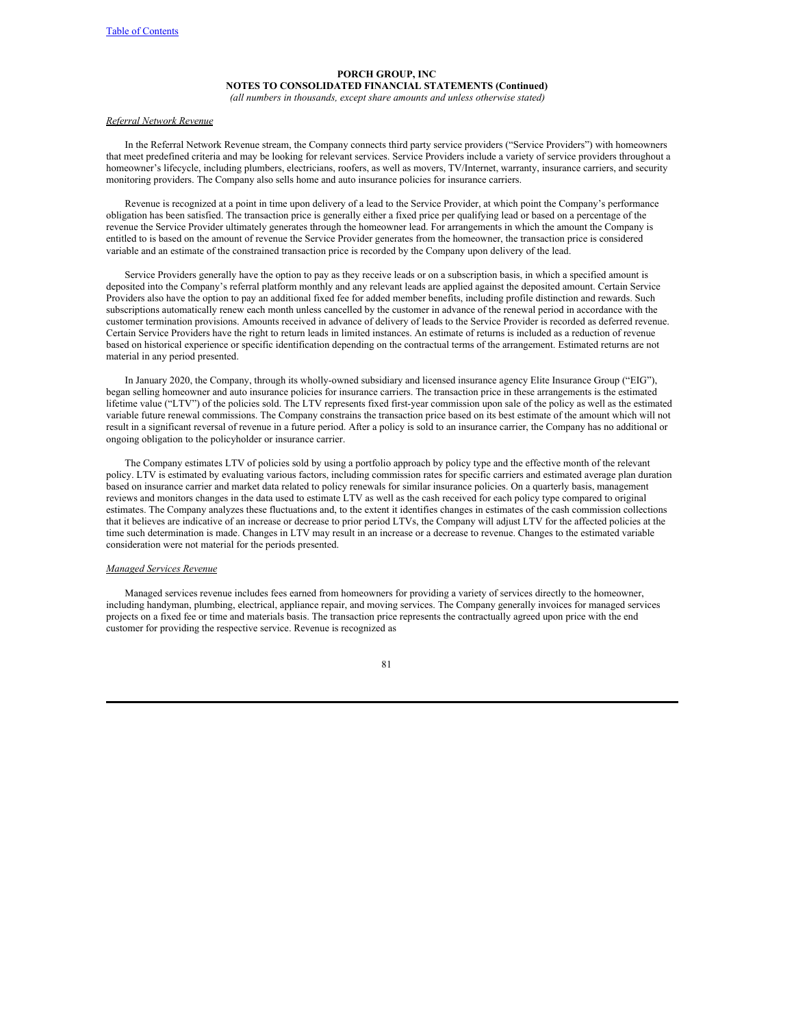*Referral Network Revenue*

In the Referral Network Revenue stream, the Company connects third party service providers ("Service Providers") with homeowners that meet predefined criteria and may be looking for relevant services. Service Providers include a variety of service providers throughout a homeowner's lifecycle, including plumbers, electricians, roofers, as well as movers, TV/Internet, warranty, insurance carriers, and security monitoring providers. The Company also sells home and auto insurance policies for insurance carriers.

Revenue is recognized at a point in time upon delivery of a lead to the Service Provider, at which point the Company's performance obligation has been satisfied. The transaction price is generally either a fixed price per qualifying lead or based on a percentage of the revenue the Service Provider ultimately generates through the homeowner lead. For arrangements in which the amount the Company is entitled to is based on the amount of revenue the Service Provider generates from the homeowner, the transaction price is considered variable and an estimate of the constrained transaction price is recorded by the Company upon delivery of the lead.

Service Providers generally have the option to pay as they receive leads or on a subscription basis, in which a specified amount is deposited into the Company's referral platform monthly and any relevant leads are applied against the deposited amount. Certain Service Providers also have the option to pay an additional fixed fee for added member benefits, including profile distinction and rewards. Such subscriptions automatically renew each month unless cancelled by the customer in advance of the renewal period in accordance with the customer termination provisions. Amounts received in advance of delivery of leads to the Service Provider is recorded as deferred revenue. Certain Service Providers have the right to return leads in limited instances. An estimate of returns is included as a reduction of revenue based on historical experience or specific identification depending on the contractual terms of the arrangement. Estimated returns are not material in any period presented.

In January 2020, the Company, through its wholly-owned subsidiary and licensed insurance agency Elite Insurance Group ("EIG"), began selling homeowner and auto insurance policies for insurance carriers. The transaction price in these arrangements is the estimated lifetime value ("LTV") of the policies sold. The LTV represents fixed first-year commission upon sale of the policy as well as the estimated variable future renewal commissions. The Company constrains the transaction price based on its best estimate of the amount which will not result in a significant reversal of revenue in a future period. After a policy is sold to an insurance carrier, the Company has no additional or ongoing obligation to the policyholder or insurance carrier.

The Company estimates LTV of policies sold by using a portfolio approach by policy type and the effective month of the relevant policy. LTV is estimated by evaluating various factors, including commission rates for specific carriers and estimated average plan duration based on insurance carrier and market data related to policy renewals for similar insurance policies. On a quarterly basis, management reviews and monitors changes in the data used to estimate LTV as well as the cash received for each policy type compared to original estimates. The Company analyzes these fluctuations and, to the extent it identifies changes in estimates of the cash commission collections that it believes are indicative of an increase or decrease to prior period LTVs, the Company will adjust LTV for the affected policies at the time such determination is made. Changes in LTV may result in an increase or a decrease to revenue. Changes to the estimated variable consideration were not material for the periods presented.

*Managed Services Revenue*

Managed services revenue includes fees earned from homeowners for providing a variety of services directly to the homeowner, including handyman, plumbing, electrical, appliance repair, and moving services. The Company generally invoices for managed services projects on a fixed fee or time and materials basis. The transaction price represents the contractually agreed upon price with the end customer for providing the respective service. Revenue is recognized as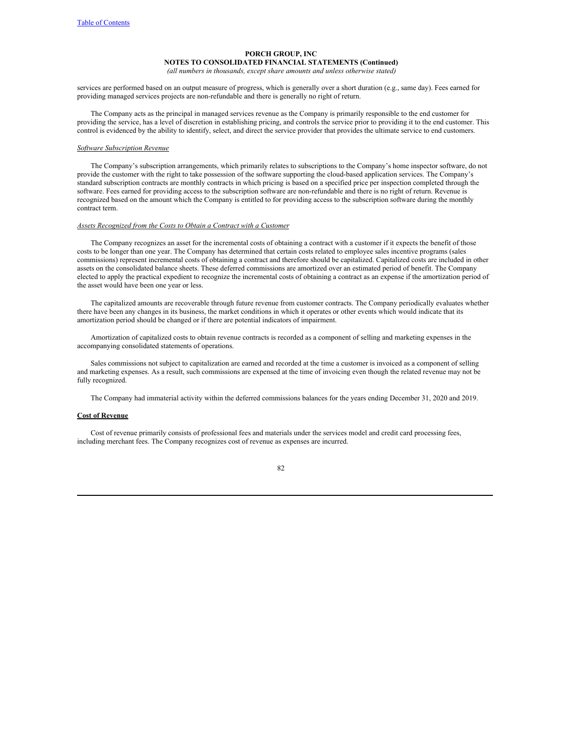services are performed based on an output measure of progress, which is generally over a short duration (e.g., same day). Fees earned for providing managed services projects are non-refundable and there is generally no right of return.

The Company acts as the principal in managed services revenue as the Company is primarily responsible to the end customer for providing the service, has a level of discretion in establishing pricing, and controls the service prior to providing it to the end customer. This control is evidenced by the ability to identify, select, and direct the service provider that provides the ultimate service to end customers.

*Software Subscription Revenue*

The Company's subscription arrangements, which primarily relates to subscriptions to the Company's home inspector software, do not provide the customer with the right to take possession of the software supporting the cloud-based application services. The Company's standard subscription contracts are monthly contracts in which pricing is based on a specified price per inspection completed through the software. Fees earned for providing access to the subscription software are non-refundable and there is no right of return. Revenue is recognized based on the amount which the Company is entitled to for providing access to the subscription software during the monthly contract term.

*Assets Recognized from the Costs to Obtain a Contract with a Customer*

The Company recognizes an asset for the incremental costs of obtaining a contract with a customer if it expects the benefit of those costs to be longer than one year. The Company has determined that certain costs related to employee sales incentive programs (sales commissions) represent incremental costs of obtaining a contract and therefore should be capitalized. Capitalized costs are included in other assets on the consolidated balance sheets. These deferred commissions are amortized over an estimated period of benefit. The Company elected to apply the practical expedient to recognize the incremental costs of obtaining a contract as an expense if the amortization period of the asset would have been one year or less.

The capitalized amounts are recoverable through future revenue from customer contracts. The Company periodically evaluates whether there have been any changes in its business, the market conditions in which it operates or other events which would indicate that its amortization period should be changed or if there are potential indicators of impairment.

Amortization of capitalized costs to obtain revenue contracts is recorded as a component of selling and marketing expenses in the accompanying consolidated statements of operations.

Sales commissions not subject to capitalization are earned and recorded at the time a customer is invoiced as a component of selling and marketing expenses. As a result, such commissions are expensed at the time of invoicing even though the related revenue may not be fully recognized.

The Company had immaterial activity within the deferred commissions balances for the years ending December 31, 2020 and 2019.

**Cost of Revenue**

Cost of revenue primarily consists of professional fees and materials under the services model and credit card processing fees, including merchant fees. The Company recognizes cost of revenue as expenses are incurred.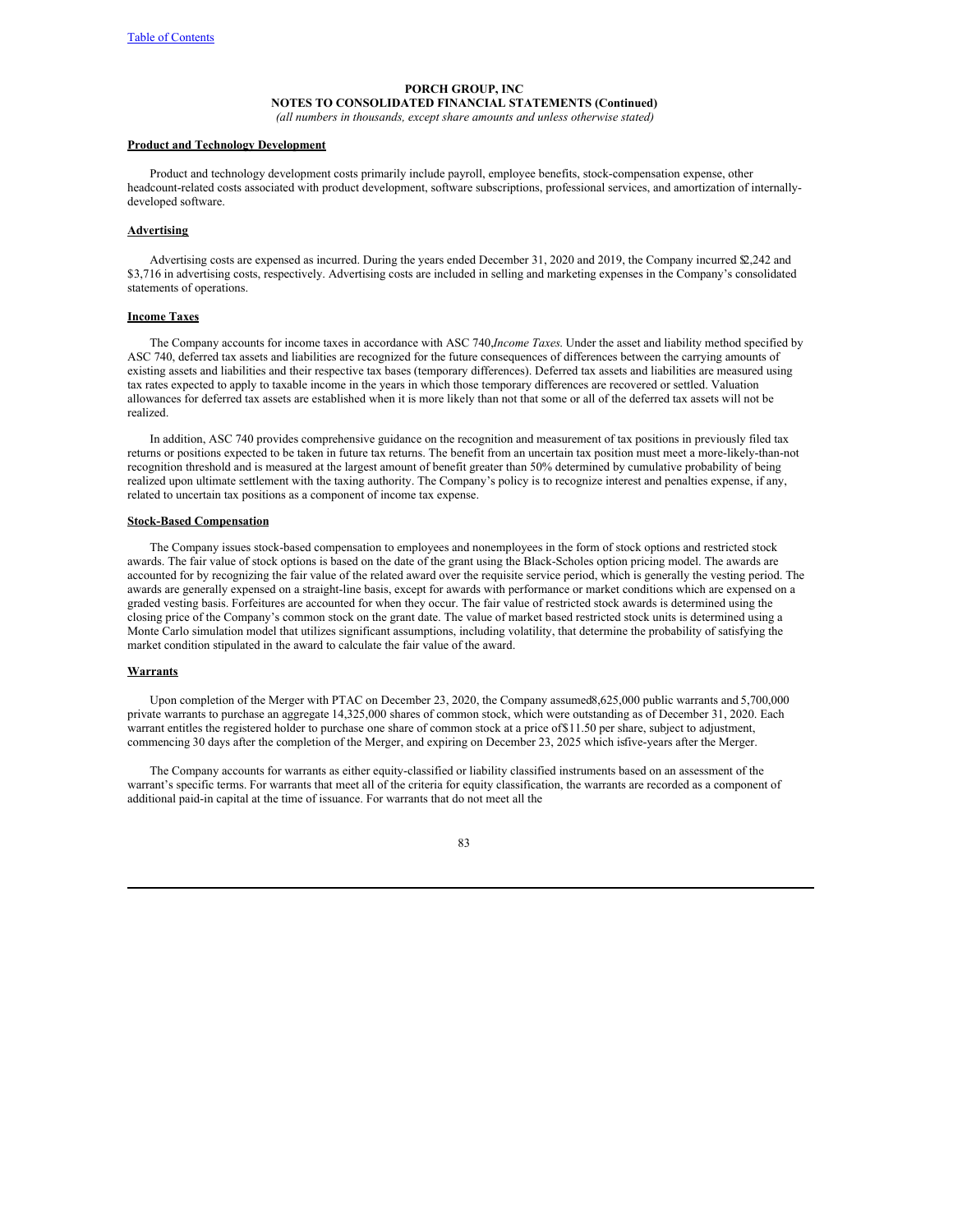**PORCH GROUP, INC**
**NOTES TO CONSOLIDATED FINANCIAL STATEMENTS (Continued)**
*(all numbers in thousands, except share amounts and unless otherwise stated)*

**Product and Technology Development**

Product and technology development costs primarily include payroll, employee benefits, stock-compensation expense, other headcount-related costs associated with product development, software subscriptions, professional services, and amortization of internally-developed software.

**Advertising**

Advertising costs are expensed as incurred. During the years ended December 31, 2020 and 2019, the Company incurred $2,242 and $3,716 in advertising costs, respectively. Advertising costs are included in selling and marketing expenses in the Company's consolidated statements of operations.

**Income Taxes**

The Company accounts for income taxes in accordance with ASC 740, *Income Taxes*. Under the asset and liability method specified by ASC 740, deferred tax assets and liabilities are recognized for the future consequences of differences between the carrying amounts of existing assets and liabilities and their respective tax bases (temporary differences). Deferred tax assets and liabilities are measured using tax rates expected to apply to taxable income in the years in which those temporary differences are recovered or settled. Valuation allowances for deferred tax assets are established when it is more likely than not that some or all of the deferred tax assets will not be realized.

In addition, ASC 740 provides comprehensive guidance on the recognition and measurement of tax positions in previously filed tax returns or positions expected to be taken in future tax returns. The benefit from an uncertain tax position must meet a more-likely-than-not recognition threshold and is measured at the largest amount of benefit greater than 50% determined by cumulative probability of being realized upon ultimate settlement with the taxing authority. The Company's policy is to recognize interest and penalties expense, if any, related to uncertain tax positions as a component of income tax expense.

**Stock-Based Compensation**

The Company issues stock-based compensation to employees and nonemployees in the form of stock options and restricted stock awards. The fair value of stock options is based on the date of the grant using the Black-Scholes option pricing model. The awards are accounted for by recognizing the fair value of the related award over the requisite service period, which is generally the vesting period. The awards are generally expensed on a straight-line basis, except for awards with performance or market conditions which are expensed on a graded vesting basis. Forfeitures are accounted for when they occur. The fair value of restricted stock awards is determined using the closing price of the Company's common stock on the grant date. The value of market based restricted stock units is determined using a Monte Carlo simulation model that utilizes significant assumptions, including volatility, that determine the probability of satisfying the market condition stipulated in the award to calculate the fair value of the award.

**Warrants**

Upon completion of the Merger with PTAC on December 23, 2020, the Company assumed 8,625,000 public warrants and 5,700,000 private warrants to purchase an aggregate 14,325,000 shares of common stock, which were outstanding as of December 31, 2020. Each warrant entitles the registered holder to purchase one share of common stock at a price of $11.50 per share, subject to adjustment, commencing 30 days after the completion of the Merger, and expiring on December 23, 2025 which is five-years after the Merger.

The Company accounts for warrants as either equity-classified or liability classified instruments based on an assessment of the warrant's specific terms. For warrants that meet all of the criteria for equity classification, the warrants are recorded as a component of additional paid-in capital at the time of issuance. For warrants that do not meet all the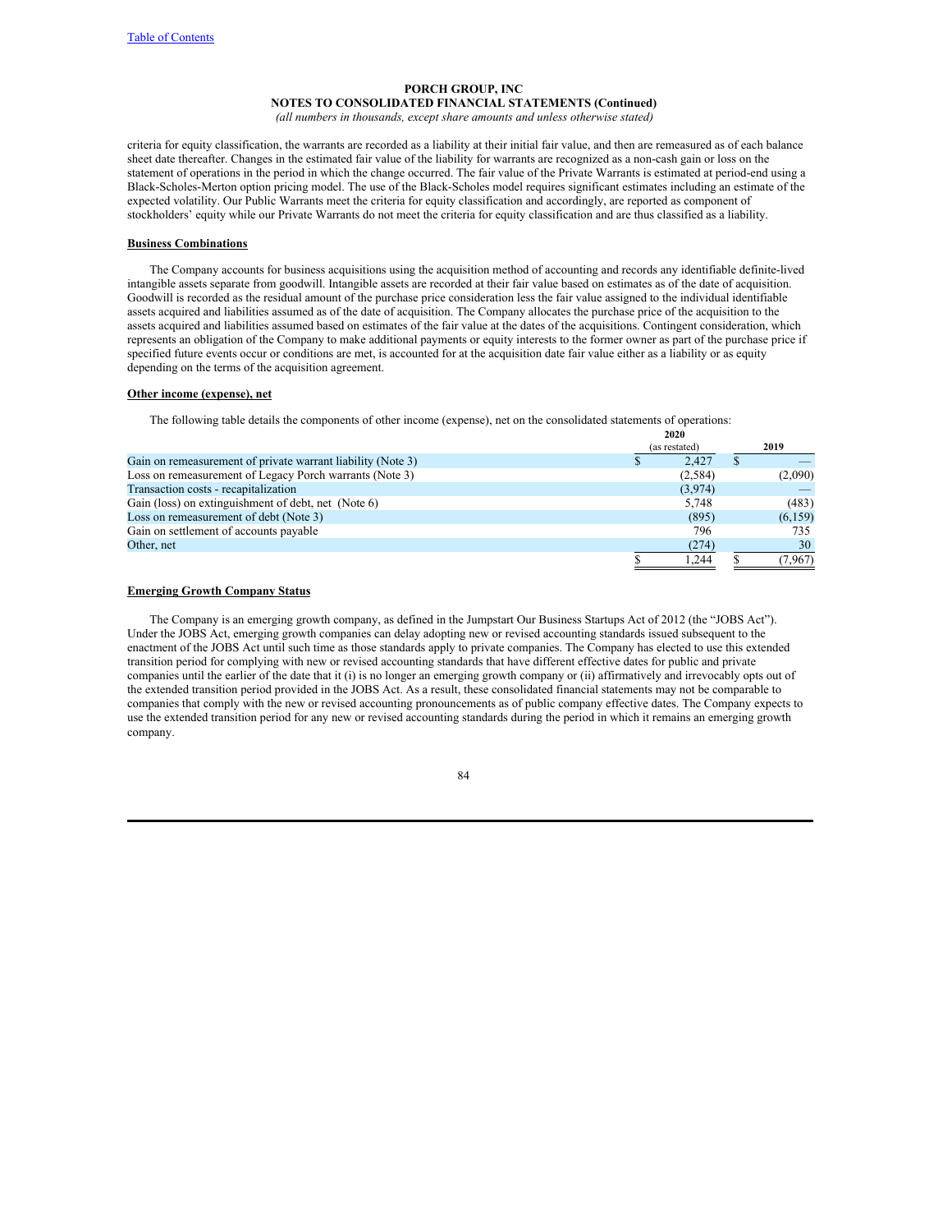criteria for equity classification, the warrants are recorded as a liability at their initial fair value, and then are remeasured as of each balance sheet date thereafter. Changes in the estimated fair value of the liability for warrants are recognized as a non-cash gain or loss on the statement of operations in the period in which the change occurred. The fair value of the Private Warrants is estimated at period-end using a Black-Scholes-Merton option pricing model. The use of the Black-Scholes model requires significant estimates including an estimate of the expected volatility. Our Public Warrants meet the criteria for equity classification and accordingly, are reported as component of stockholders' equity while our Private Warrants do not meet the criteria for equity classification and are thus classified as a liability.

**Business Combinations**

The Company accounts for business acquisitions using the acquisition method of accounting and records any identifiable definite-lived intangible assets separate from goodwill. Intangible assets are recorded at their fair value based on estimates as of the date of acquisition. Goodwill is recorded as the residual amount of the purchase price consideration less the fair value assigned to the individual identifiable assets acquired and liabilities assumed as of the date of acquisition. The Company allocates the purchase price of the acquisition to the assets acquired and liabilities assumed based on estimates of the fair value at the dates of the acquisitions. Contingent consideration, which represents an obligation of the Company to make additional payments or equity interests to the former owner as part of the purchase price if specified future events occur or conditions are met, is accounted for at the acquisition date fair value either as a liability or as equity depending on the terms of the acquisition agreement.

**Other income (expense), net**

The following table details the components of other income (expense), net on the consolidated statements of operations:

| | 2020 (as restated) | 2019 |
|---|---|---|
| Gain on remeasurement of private warrant liability (Note 3) | $ 2,427 | $ — |
| Loss on remeasurement of Legacy Porch warrants (Note 3) | (2,584) | (2,090) |
| Transaction costs - recapitalization | (3,974) | — |
| Gain (loss) on extinguishment of debt, net (Note 6) | 5,748 | (483) |
| Loss on remeasurement of debt (Note 3) | (895) | (6,159) |
| Gain on settlement of accounts payable | 796 | 735 |
| Other, net | (274) | 30 |
| | $ 1,244 | $ (7,967) |

**Emerging Growth Company Status**

The Company is an emerging growth company, as defined in the Jumpstart Our Business Startups Act of 2012 (the "JOBS Act"). Under the JOBS Act, emerging growth companies can delay adopting new or revised accounting standards issued subsequent to the enactment of the JOBS Act until such time as those standards apply to private companies. The Company has elected to use this extended transition period for complying with new or revised accounting standards that have different effective dates for public and private companies until the earlier of the date that it (i) is no longer an emerging growth company or (ii) affirmatively and irrevocably opts out of the extended transition period provided in the JOBS Act. As a result, these consolidated financial statements may not be comparable to companies that comply with the new or revised accounting pronouncements as of public company effective dates. The Company expects to use the extended transition period for any new or revised accounting standards during the period in which it remains an emerging growth company.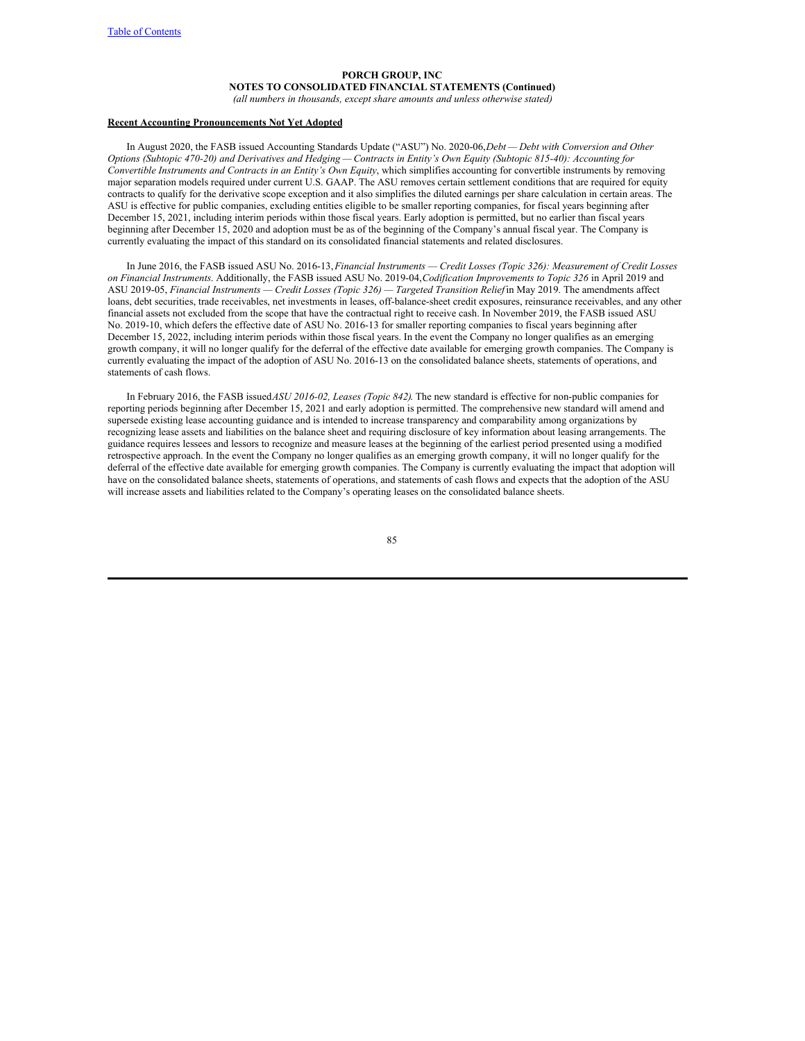**PORCH GROUP, INC**
**NOTES TO CONSOLIDATED FINANCIAL STATEMENTS (Continued)**
*(all numbers in thousands, except share amounts and unless otherwise stated)*

**Recent Accounting Pronouncements Not Yet Adopted**

In August 2020, the FASB issued Accounting Standards Update ("ASU") No. 2020-06, *Debt — Debt with Conversion and Other Options (Subtopic 470-20) and Derivatives and Hedging — Contracts in Entity's Own Equity (Subtopic 815-40): Accounting for Convertible Instruments and Contracts in an Entity's Own Equity*, which simplifies accounting for convertible instruments by removing major separation models required under current U.S. GAAP. The ASU removes certain settlement conditions that are required for equity contracts to qualify for the derivative scope exception and it also simplifies the diluted earnings per share calculation in certain areas. The ASU is effective for public companies, excluding entities eligible to be smaller reporting companies, for fiscal years beginning after December 15, 2021, including interim periods within those fiscal years. Early adoption is permitted, but no earlier than fiscal years beginning after December 15, 2020 and adoption must be as of the beginning of the Company's annual fiscal year. The Company is currently evaluating the impact of this standard on its consolidated financial statements and related disclosures.

In June 2016, the FASB issued ASU No. 2016-13, *Financial Instruments — Credit Losses (Topic 326): Measurement of Credit Losses on Financial Instruments*. Additionally, the FASB issued ASU No. 2019-04, *Codification Improvements to Topic 326* in April 2019 and ASU 2019-05, *Financial Instruments — Credit Losses (Topic 326) — Targeted Transition Relief* in May 2019. The amendments affect loans, debt securities, trade receivables, net investments in leases, off-balance-sheet credit exposures, reinsurance receivables, and any other financial assets not excluded from the scope that have the contractual right to receive cash. In November 2019, the FASB issued ASU No. 2019-10, which defers the effective date of ASU No. 2016-13 for smaller reporting companies to fiscal years beginning after December 15, 2022, including interim periods within those fiscal years. In the event the Company no longer qualifies as an emerging growth company, it will no longer qualify for the deferral of the effective date available for emerging growth companies. The Company is currently evaluating the impact of the adoption of ASU No. 2016-13 on the consolidated balance sheets, statements of operations, and statements of cash flows.

In February 2016, the FASB issued *ASU 2016-02, Leases (Topic 842)*. The new standard is effective for non-public companies for reporting periods beginning after December 15, 2021 and early adoption is permitted. The comprehensive new standard will amend and supersede existing lease accounting guidance and is intended to increase transparency and comparability among organizations by recognizing lease assets and liabilities on the balance sheet and requiring disclosure of key information about leasing arrangements. The guidance requires lessees and lessors to recognize and measure leases at the beginning of the earliest period presented using a modified retrospective approach. In the event the Company no longer qualifies as an emerging growth company, it will no longer qualify for the deferral of the effective date available for emerging growth companies. The Company is currently evaluating the impact that adoption will have on the consolidated balance sheets, statements of operations, and statements of cash flows and expects that the adoption of the ASU will increase assets and liabilities related to the Company's operating leases on the consolidated balance sheets.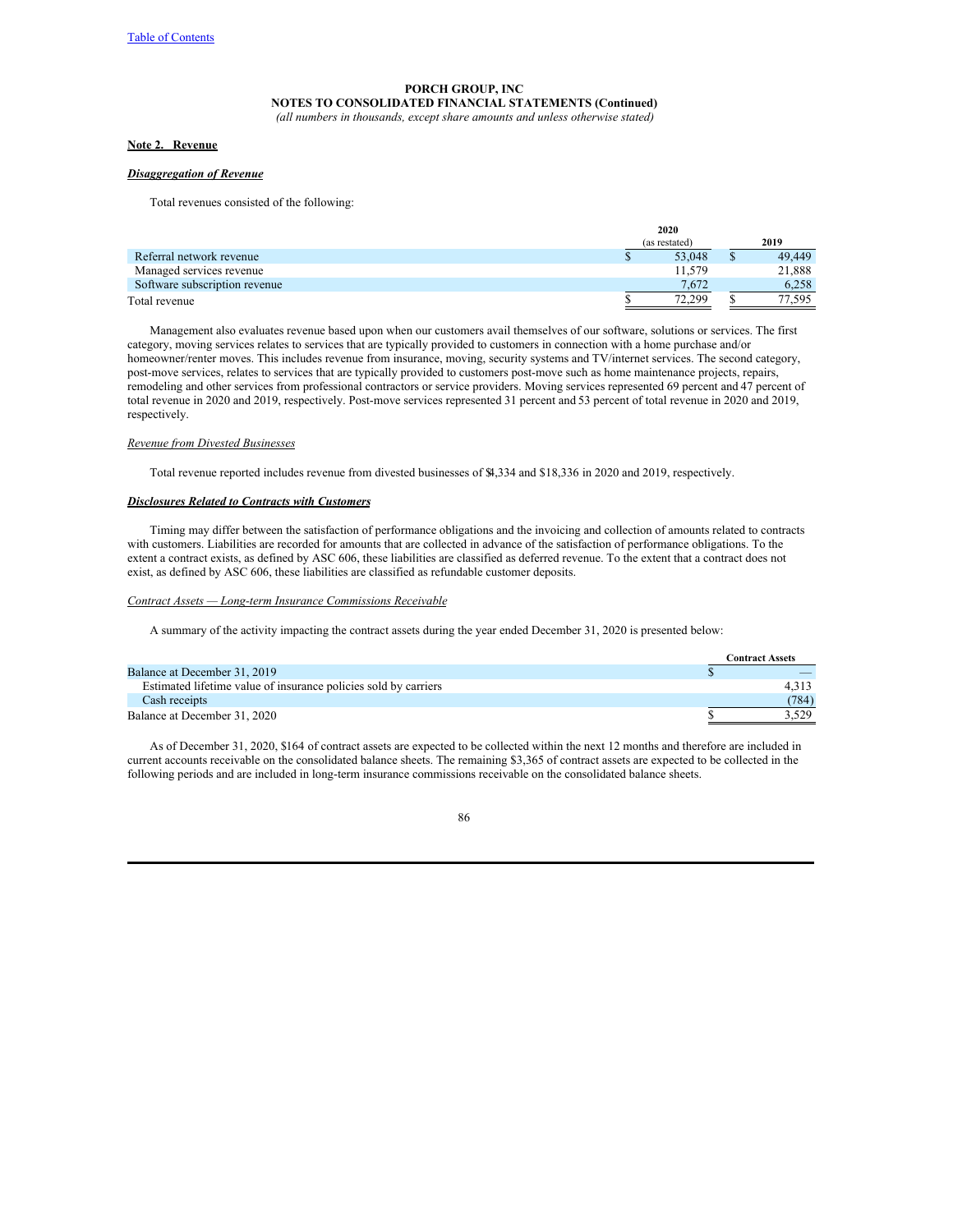**PORCH GROUP, INC**
**NOTES TO CONSOLIDATED FINANCIAL STATEMENTS (Continued)**
*(all numbers in thousands, except share amounts and unless otherwise stated)*

## Note 2. Revenue

### *Disaggregation of Revenue*

Total revenues consisted of the following:

| | 2020 (as restated) | 2019 |
|---|---|---|
| Referral network revenue | $ 53,048 | $ 49,449 |
| Managed services revenue | 11,579 | 21,888 |
| Software subscription revenue | 7,672 | 6,258 |
| Total revenue | $ 72,299 | $ 77,595 |

Management also evaluates revenue based upon when our customers avail themselves of our software, solutions or services. The first category, moving services relates to services that are typically provided to customers in connection with a home purchase and/or homeowner/renter moves. This includes revenue from insurance, moving, security systems and TV/internet services. The second category, post-move services, relates to services that are typically provided to customers post-move such as home maintenance projects, repairs, remodeling and other services from professional contractors or service providers. Moving services represented 69 percent and 47 percent of total revenue in 2020 and 2019, respectively. Post-move services represented 31 percent and 53 percent of total revenue in 2020 and 2019, respectively.

*Revenue from Divested Businesses*

Total revenue reported includes revenue from divested businesses of $4,334 and $18,336 in 2020 and 2019, respectively.

### *Disclosures Related to Contracts with Customers*

Timing may differ between the satisfaction of performance obligations and the invoicing and collection of amounts related to contracts with customers. Liabilities are recorded for amounts that are collected in advance of the satisfaction of performance obligations. To the extent a contract exists, as defined by ASC 606, these liabilities are classified as deferred revenue. To the extent that a contract does not exist, as defined by ASC 606, these liabilities are classified as refundable customer deposits.

*Contract Assets — Long-term Insurance Commissions Receivable*

A summary of the activity impacting the contract assets during the year ended December 31, 2020 is presented below:

| | Contract Assets |
|---|---|
| Balance at December 31, 2019 | $ — |
| Estimated lifetime value of insurance policies sold by carriers | 4,313 |
| Cash receipts | (784) |
| Balance at December 31, 2020 | $ 3,529 |

As of December 31, 2020, $164 of contract assets are expected to be collected within the next 12 months and therefore are included in current accounts receivable on the consolidated balance sheets. The remaining $3,365 of contract assets are expected to be collected in the following periods and are included in long-term insurance commissions receivable on the consolidated balance sheets.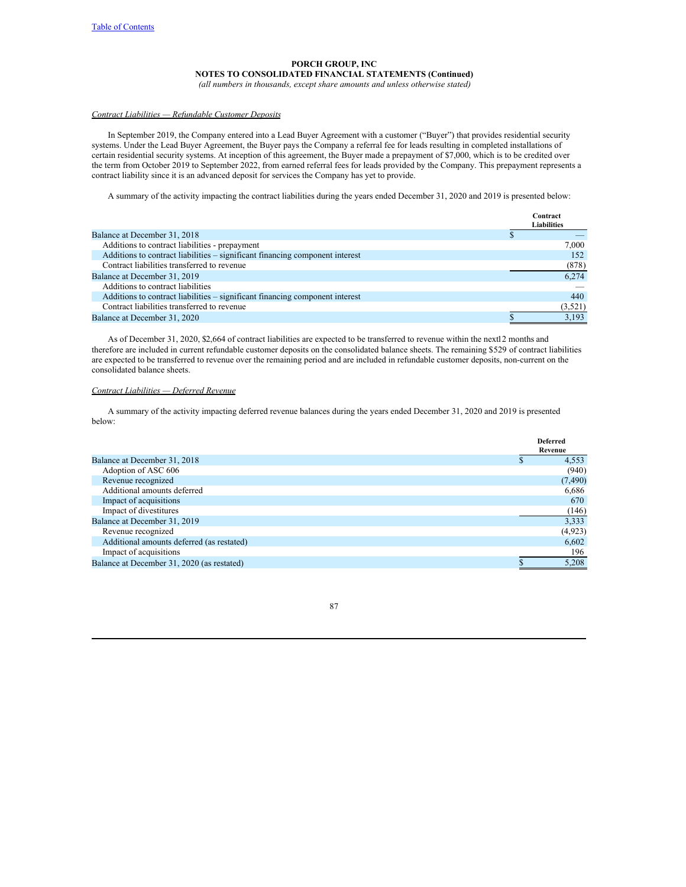**PORCH GROUP, INC**
**NOTES TO CONSOLIDATED FINANCIAL STATEMENTS (Continued)**
*(all numbers in thousands, except share amounts and unless otherwise stated)*

*Contract Liabilities — Refundable Customer Deposits*

In September 2019, the Company entered into a Lead Buyer Agreement with a customer ("Buyer") that provides residential security systems. Under the Lead Buyer Agreement, the Buyer pays the Company a referral fee for leads resulting in completed installations of certain residential security systems. At inception of this agreement, the Buyer made a prepayment of $7,000, which is to be credited over the term from October 2019 to September 2022, from earned referral fees for leads provided by the Company. This prepayment represents a contract liability since it is an advanced deposit for services the Company has yet to provide.

A summary of the activity impacting the contract liabilities during the years ended December 31, 2020 and 2019 is presented below:

| | Contract Liabilities |
|---|---|
| Balance at December 31, 2018 | $ — |
| Additions to contract liabilities - prepayment | 7,000 |
| Additions to contract liabilities – significant financing component interest | 152 |
| Contract liabilities transferred to revenue | (878) |
| Balance at December 31, 2019 | 6,274 |
| Additions to contract liabilities | — |
| Additions to contract liabilities – significant financing component interest | 440 |
| Contract liabilities transferred to revenue | (3,521) |
| Balance at December 31, 2020 | $ 3,193 |

As of December 31, 2020, $2,664 of contract liabilities are expected to be transferred to revenue within the next12 months and therefore are included in current refundable customer deposits on the consolidated balance sheets. The remaining $529 of contract liabilities are expected to be transferred to revenue over the remaining period and are included in refundable customer deposits, non-current on the consolidated balance sheets.

*Contract Liabilities — Deferred Revenue*

A summary of the activity impacting deferred revenue balances during the years ended December 31, 2020 and 2019 is presented below:

| | Deferred Revenue |
|---|---|
| Balance at December 31, 2018 | $ 4,553 |
| Adoption of ASC 606 | (940) |
| Revenue recognized | (7,490) |
| Additional amounts deferred | 6,686 |
| Impact of acquisitions | 670 |
| Impact of divestitures | (146) |
| Balance at December 31, 2019 | 3,333 |
| Revenue recognized | (4,923) |
| Additional amounts deferred (as restated) | 6,602 |
| Impact of acquisitions | 196 |
| Balance at December 31, 2020 (as restated) | $ 5,208 |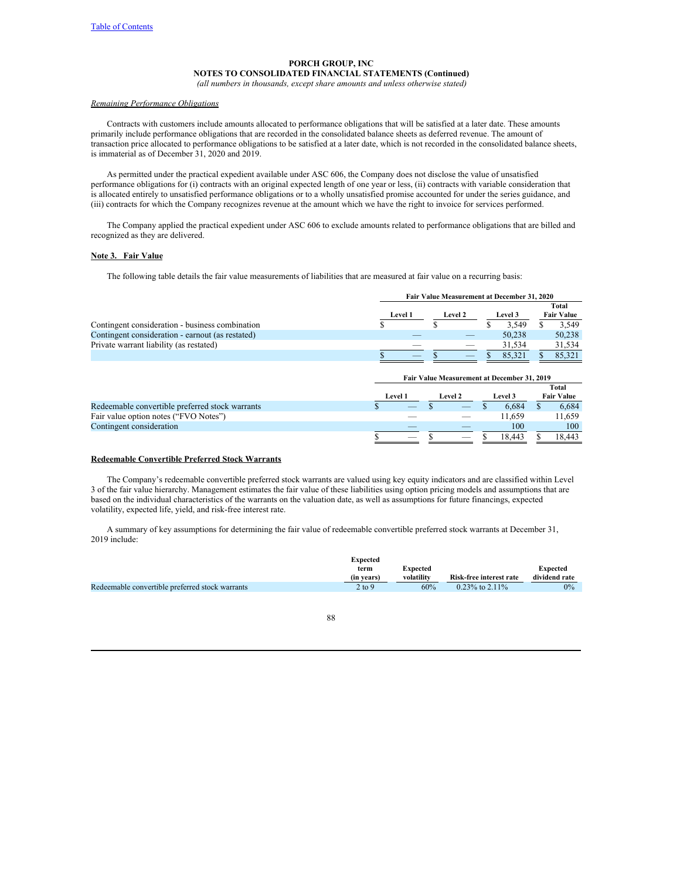PORCH GROUP, INC
NOTES TO CONSOLIDATED FINANCIAL STATEMENTS (Continued)
*(all numbers in thousands, except share amounts and unless otherwise stated)*

*Remaining Performance Obligations*

Contracts with customers include amounts allocated to performance obligations that will be satisfied at a later date. These amounts primarily include performance obligations that are recorded in the consolidated balance sheets as deferred revenue. The amount of transaction price allocated to performance obligations to be satisfied at a later date, which is not recorded in the consolidated balance sheets, is immaterial as of December 31, 2020 and 2019.

As permitted under the practical expedient available under ASC 606, the Company does not disclose the value of unsatisfied performance obligations for (i) contracts with an original expected length of one year or less, (ii) contracts with variable consideration that is allocated entirely to unsatisfied performance obligations or to a wholly unsatisfied promise accounted for under the series guidance, and (iii) contracts for which the Company recognizes revenue at the amount which we have the right to invoice for services performed.

The Company applied the practical expedient under ASC 606 to exclude amounts related to performance obligations that are billed and recognized as they are delivered.

## Note 3. Fair Value

The following table details the fair value measurements of liabilities that are measured at fair value on a recurring basis:

| | Fair Value Measurement at December 31, 2020 | | | |
|---|---|---|---|---|
| | Level 1 | Level 2 | Level 3 | Total Fair Value |
| Contingent consideration - business combination | $ | $ | $ 3,549 | $ 3,549 |
| Contingent consideration - earnout (as restated) | — | — | 50,238 | 50,238 |
| Private warrant liability (as restated) | — | — | 31,534 | 31,534 |
| | $ — | $ — | $ 85,321 | $ 85,321 |

| | Fair Value Measurement at December 31, 2019 | | | |
|---|---|---|---|---|
| | Level 1 | Level 2 | Level 3 | Total Fair Value |
| Redeemable convertible preferred stock warrants | $ — | $ — | $ 6,684 | $ 6,684 |
| Fair value option notes ("FVO Notes") | — | — | 11,659 | 11,659 |
| Contingent consideration | — | — | 100 | 100 |
| | $ — | $ — | $ 18,443 | $ 18,443 |

**Redeemable Convertible Preferred Stock Warrants**

The Company's redeemable convertible preferred stock warrants are valued using key equity indicators and are classified within Level 3 of the fair value hierarchy. Management estimates the fair value of these liabilities using option pricing models and assumptions that are based on the individual characteristics of the warrants on the valuation date, as well as assumptions for future financings, expected volatility, expected life, yield, and risk-free interest rate.

A summary of key assumptions for determining the fair value of redeemable convertible preferred stock warrants at December 31, 2019 include:

| | Expected term (in years) | Expected volatility | Risk-free interest rate | Expected dividend rate |
|---|---|---|---|---|
| Redeemable convertible preferred stock warrants | 2 to 9 | 60% | 0.23% to 2.11% | 0% |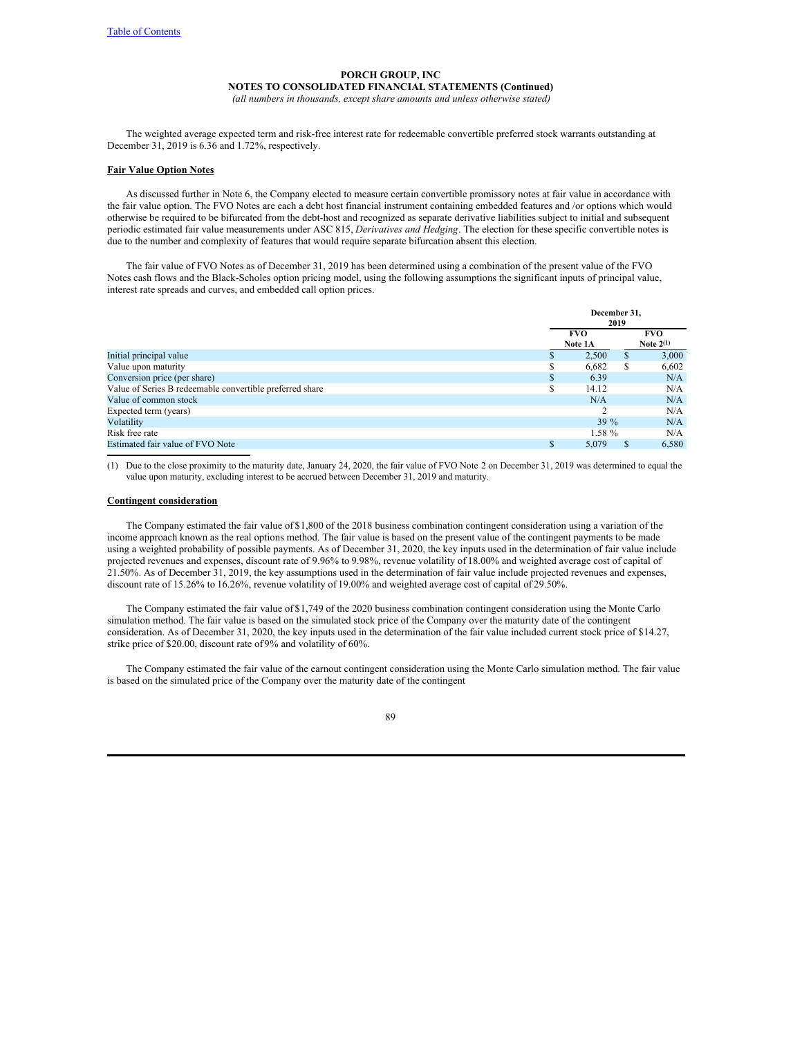The weighted average expected term and risk-free interest rate for redeemable convertible preferred stock warrants outstanding at December 31, 2019 is 6.36 and 1.72%, respectively.

**Fair Value Option Notes**

As discussed further in Note 6, the Company elected to measure certain convertible promissory notes at fair value in accordance with the fair value option. The FVO Notes are each a debt host financial instrument containing embedded features and /or options which would otherwise be required to be bifurcated from the debt-host and recognized as separate derivative liabilities subject to initial and subsequent periodic estimated fair value measurements under ASC 815, *Derivatives and Hedging*. The election for these specific convertible notes is due to the number and complexity of features that would require separate bifurcation absent this election.

The fair value of FVO Notes as of December 31, 2019 has been determined using a combination of the present value of the FVO Notes cash flows and the Black-Scholes option pricing model, using the following assumptions the significant inputs of principal value, interest rate spreads and curves, and embedded call option prices.

| | December 31, 2019 | |
|---|---|---|
| | FVO Note 1A | FVO Note 2(1) |
| Initial principal value | $ 2,500 | $ 3,000 |
| Value upon maturity | $ 6,682 | $ 6,602 |
| Conversion price (per share) | $ 6.39 | N/A |
| Value of Series B redeemable convertible preferred share | $ 14.12 | N/A |
| Value of common stock | N/A | N/A |
| Expected term (years) | 2 | N/A |
| Volatility | 39 % | N/A |
| Risk free rate | 1.58 % | N/A |
| Estimated fair value of FVO Note | $ 5,079 | $ 6,580 |

(1) Due to the close proximity to the maturity date, January 24, 2020, the fair value of FVO Note 2 on December 31, 2019 was determined to equal the value upon maturity, excluding interest to be accrued between December 31, 2019 and maturity.

**Contingent consideration**

The Company estimated the fair value of $1,800 of the 2018 business combination contingent consideration using a variation of the income approach known as the real options method. The fair value is based on the present value of the contingent payments to be made using a weighted probability of possible payments. As of December 31, 2020, the key inputs used in the determination of fair value include projected revenues and expenses, discount rate of 9.96% to 9.98%, revenue volatility of 18.00% and weighted average cost of capital of 21.50%. As of December 31, 2019, the key assumptions used in the determination of fair value include projected revenues and expenses, discount rate of 15.26% to 16.26%, revenue volatility of 19.00% and weighted average cost of capital of 29.50%.

The Company estimated the fair value of $1,749 of the 2020 business combination contingent consideration using the Monte Carlo simulation method. The fair value is based on the simulated stock price of the Company over the maturity date of the contingent consideration. As of December 31, 2020, the key inputs used in the determination of the fair value included current stock price of $14.27, strike price of $20.00, discount rate of 9% and volatility of 60%.

The Company estimated the fair value of the earnout contingent consideration using the Monte Carlo simulation method. The fair value is based on the simulated price of the Company over the maturity date of the contingent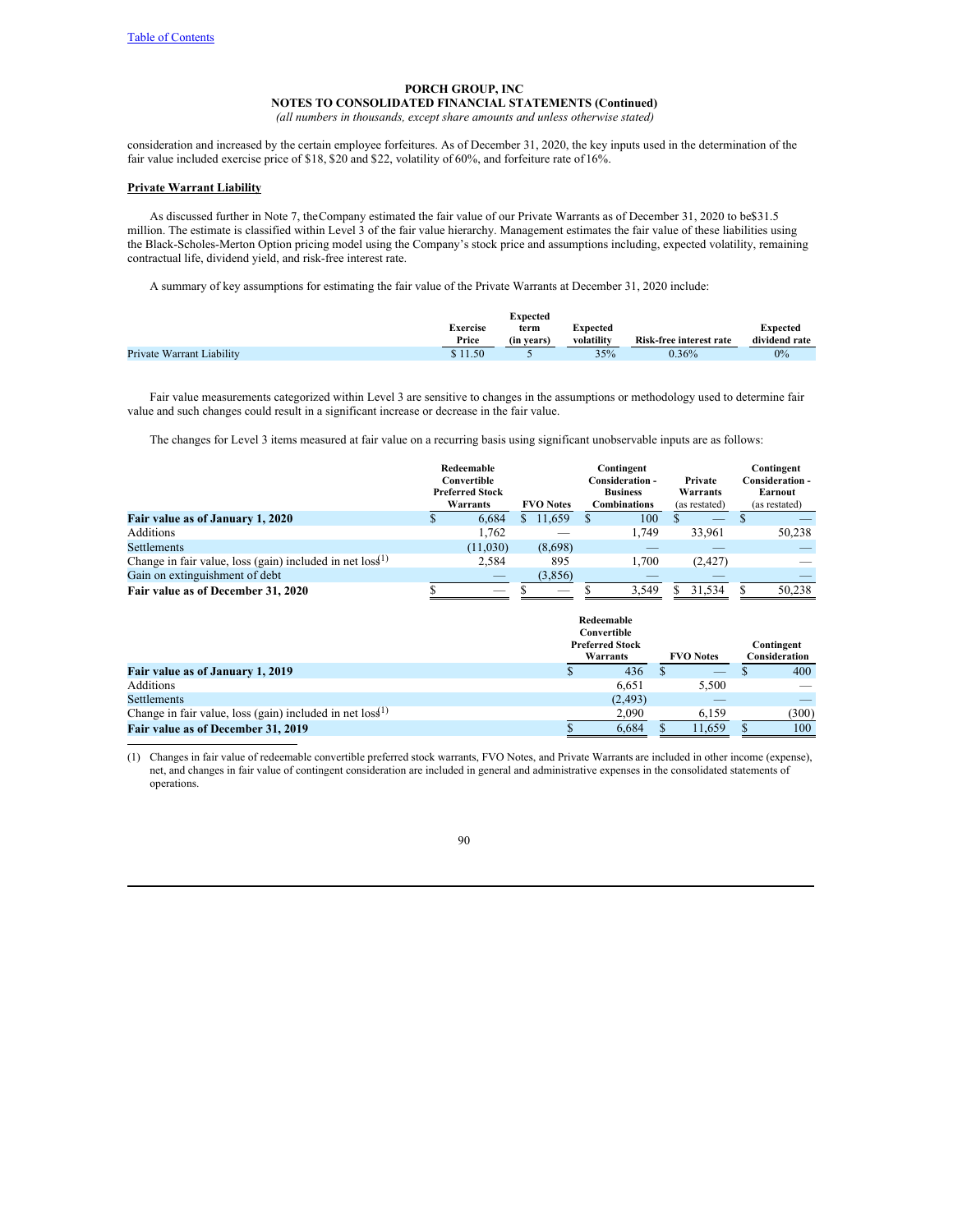consideration and increased by the certain employee forfeitures. As of December 31, 2020, the key inputs used in the determination of the fair value included exercise price of $18, $20 and $22, volatility of 60%, and forfeiture rate of 16%.

**Private Warrant Liability**

As discussed further in Note 7, the Company estimated the fair value of our Private Warrants as of December 31, 2020 to be $31.5 million. The estimate is classified within Level 3 of the fair value hierarchy. Management estimates the fair value of these liabilities using the Black-Scholes-Merton Option pricing model using the Company's stock price and assumptions including, expected volatility, remaining contractual life, dividend yield, and risk-free interest rate.

A summary of key assumptions for estimating the fair value of the Private Warrants at December 31, 2020 include:

| | Exercise Price | Expected term (in years) | Expected volatility | Risk-free interest rate | Expected dividend rate |
|---|---|---|---|---|---|
| Private Warrant Liability | $ 11.50 | 5 | 35% | 0.36% | 0% |

Fair value measurements categorized within Level 3 are sensitive to changes in the assumptions or methodology used to determine fair value and such changes could result in a significant increase or decrease in the fair value.

The changes for Level 3 items measured at fair value on a recurring basis using significant unobservable inputs are as follows:

| | Redeemable Convertible Preferred Stock Warrants | FVO Notes | Contingent Consideration - Business Combinations | Private Warrants (as restated) | Contingent Consideration - Earnout (as restated) |
|---|---|---|---|---|---|
| **Fair value as of January 1, 2020** | $ 6,684 | $ 11,659 | $ 100 | $ — | $ — |
| Additions | 1,762 | — | 1,749 | 33,961 | 50,238 |
| Settlements | (11,030) | (8,698) | — | — | — |
| Change in fair value, loss (gain) included in net loss[1] | 2,584 | 895 | 1,700 | (2,427) | — |
| Gain on extinguishment of debt | — | (3,856) | — | — | — |
| **Fair value as of December 31, 2020** | $ — | $ — | $ 3,549 | $ 31,534 | $ 50,238 |

| | Redeemable Convertible Preferred Stock Warrants | FVO Notes | Contingent Consideration |
|---|---|---|---|
| **Fair value as of January 1, 2019** | $ 436 | $ — | $ 400 |
| Additions | 6,651 | 5,500 | — |
| Settlements | (2,493) | — | — |
| Change in fair value, loss (gain) included in net loss[1] | 2,090 | 6,159 | (300) |
| **Fair value as of December 31, 2019** | $ 6,684 | $ 11,659 | $ 100 |

(1) Changes in fair value of redeemable convertible preferred stock warrants, FVO Notes, and Private Warrants are included in other income (expense), net, and changes in fair value of contingent consideration are included in general and administrative expenses in the consolidated statements of operations.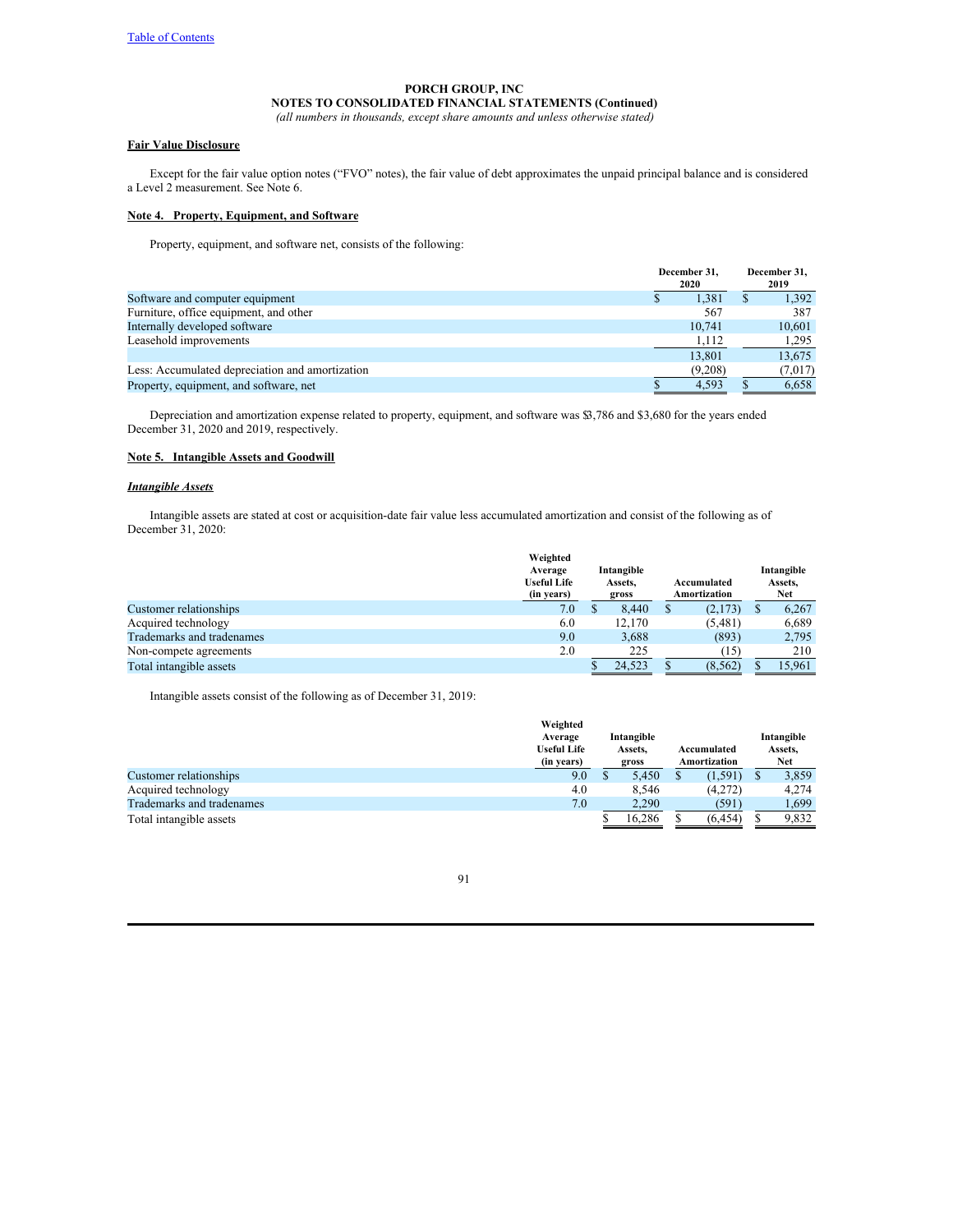PORCH GROUP, INC
NOTES TO CONSOLIDATED FINANCIAL STATEMENTS (Continued)
*(all numbers in thousands, except share amounts and unless otherwise stated)*

**Fair Value Disclosure**

Except for the fair value option notes ("FVO" notes), the fair value of debt approximates the unpaid principal balance and is considered a Level 2 measurement. See Note 6.

## Note 4. Property, Equipment, and Software

Property, equipment, and software net, consists of the following:

| | December 31, 2020 | December 31, 2019 |
|---|---|---|
| Software and computer equipment | $ 1,381 | $ 1,392 |
| Furniture, office equipment, and other | 567 | 387 |
| Internally developed software | 10,741 | 10,601 |
| Leasehold improvements | 1,112 | 1,295 |
| | 13,801 | 13,675 |
| Less: Accumulated depreciation and amortization | (9,208) | (7,017) |
| Property, equipment, and software, net | $ 4,593 | $ 6,658 |

Depreciation and amortization expense related to property, equipment, and software was $3,786 and $3,680 for the years ended December 31, 2020 and 2019, respectively.

## Note 5. Intangible Assets and Goodwill

### *Intangible Assets*

Intangible assets are stated at cost or acquisition-date fair value less accumulated amortization and consist of the following as of December 31, 2020:

| | Weighted Average Useful Life (in years) | Intangible Assets, gross | Accumulated Amortization | Intangible Assets, Net |
|---|---|---|---|---|
| Customer relationships | 7.0 | $ 8,440 | $ (2,173) | $ 6,267 |
| Acquired technology | 6.0 | 12,170 | (5,481) | 6,689 |
| Trademarks and tradenames | 9.0 | 3,688 | (893) | 2,795 |
| Non-compete agreements | 2.0 | 225 | (15) | 210 |
| Total intangible assets | | $ 24,523 | $ (8,562) | $ 15,961 |

Intangible assets consist of the following as of December 31, 2019:

| | Weighted Average Useful Life (in years) | Intangible Assets, gross | Accumulated Amortization | Intangible Assets, Net |
|---|---|---|---|---|
| Customer relationships | 9.0 | $ 5,450 | $ (1,591) | $ 3,859 |
| Acquired technology | 4.0 | 8,546 | (4,272) | 4,274 |
| Trademarks and tradenames | 7.0 | 2,290 | (591) | 1,699 |
| Total intangible assets | | $ 16,286 | $ (6,454) | $ 9,832 |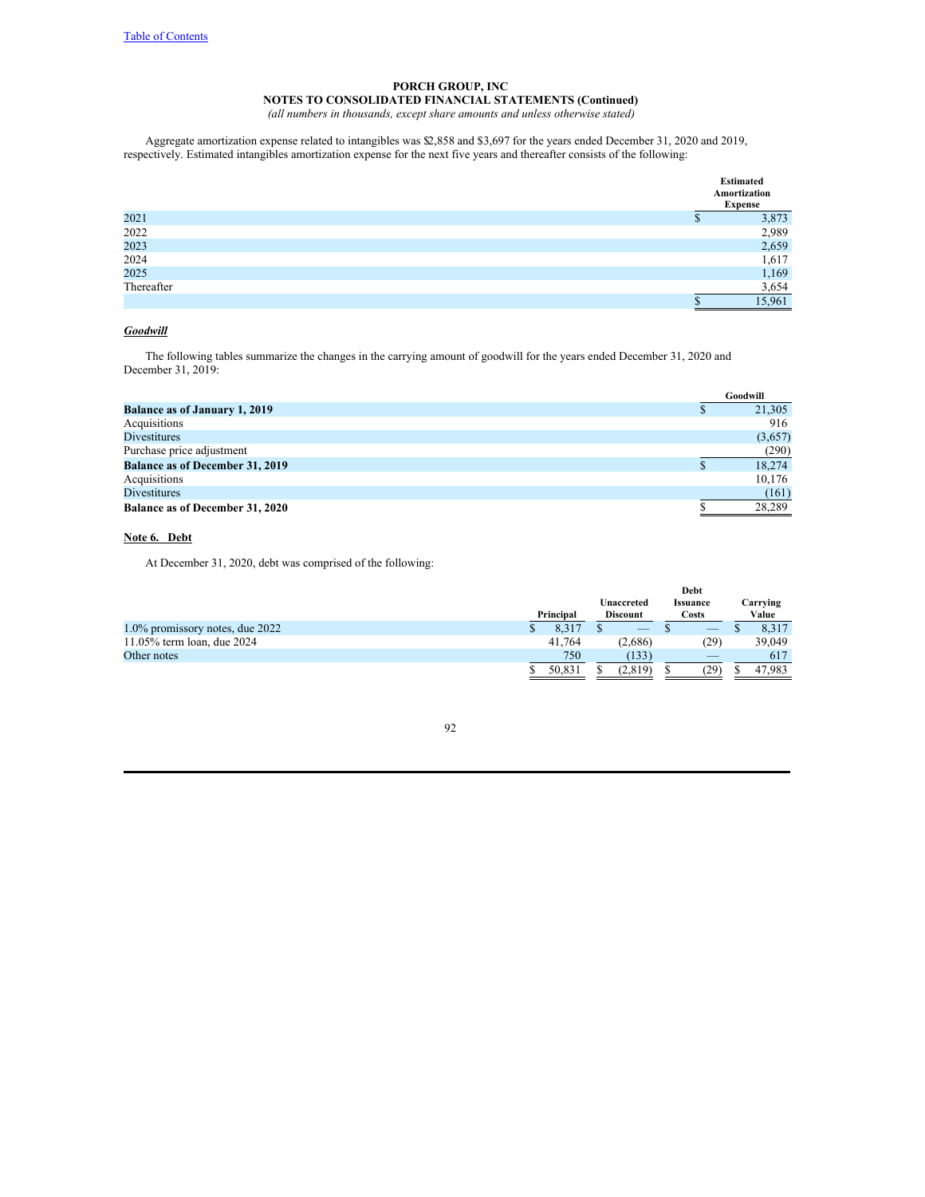**PORCH GROUP, INC**
**NOTES TO CONSOLIDATED FINANCIAL STATEMENTS (Continued)**
*(all numbers in thousands, except share amounts and unless otherwise stated)*

Aggregate amortization expense related to intangibles was $2,858 and $3,697 for the years ended December 31, 2020 and 2019, respectively. Estimated intangibles amortization expense for the next five years and thereafter consists of the following:

| | Estimated Amortization Expense |
|---|---|
| 2021 | $ 3,873 |
| 2022 | 2,989 |
| 2023 | 2,659 |
| 2024 | 1,617 |
| 2025 | 1,169 |
| Thereafter | 3,654 |
| | $ 15,961 |

***Goodwill***

The following tables summarize the changes in the carrying amount of goodwill for the years ended December 31, 2020 and December 31, 2019:

| | Goodwill |
|---|---|
| **Balance as of January 1, 2019** | $ 21,305 |
| Acquisitions | 916 |
| Divestitures | (3,657) |
| Purchase price adjustment | (290) |
| **Balance as of December 31, 2019** | $ 18,274 |
| Acquisitions | 10,176 |
| Divestitures | (161) |
| **Balance as of December 31, 2020** | $ 28,289 |

## Note 6. Debt

At December 31, 2020, debt was comprised of the following:

| | Principal | Unaccreted Discount | Debt Issuance Costs | Carrying Value |
|---|---|---|---|---|
| 1.0% promissory notes, due 2022 | $ 8,317 | $ — | $ — | $ 8,317 |
| 11.05% term loan, due 2024 | 41,764 | (2,686) | (29) | 39,049 |
| Other notes | 750 | (133) | — | 617 |
| | $ 50,831 | $ (2,819) | $ (29) | $ 47,983 |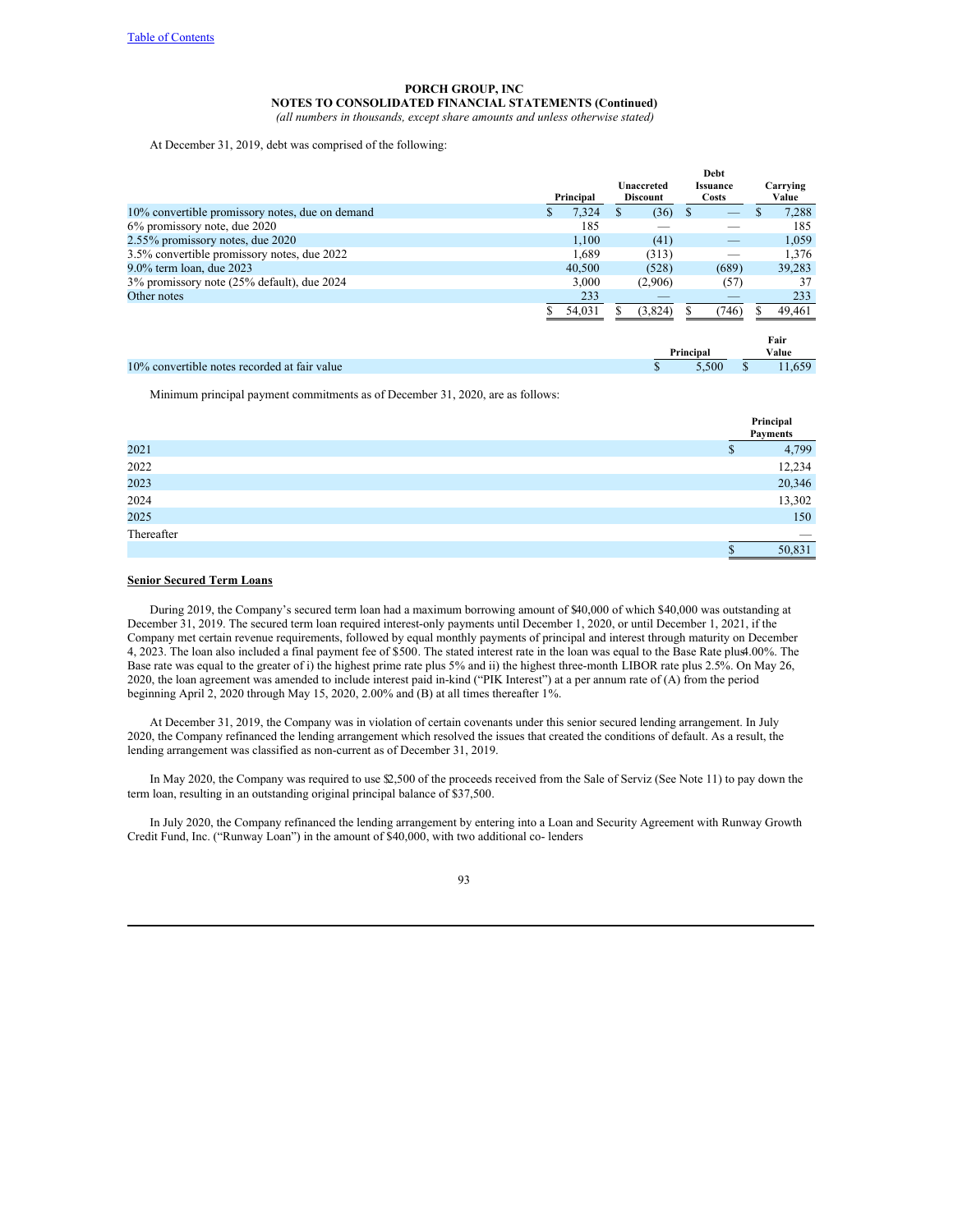**PORCH GROUP, INC**
**NOTES TO CONSOLIDATED FINANCIAL STATEMENTS (Continued)**
*(all numbers in thousands, except share amounts and unless otherwise stated)*

At December 31, 2019, debt was comprised of the following:

| | Principal | Unaccreted Discount | Debt Issuance Costs | Carrying Value |
|---|---|---|---|---|
| 10% convertible promissory notes, due on demand | $ 7,324 | $ (36) | $ — | $ 7,288 |
| 6% promissory note, due 2020 | 185 | — | — | 185 |
| 2.55% promissory notes, due 2020 | 1,100 | (41) | — | 1,059 |
| 3.5% convertible promissory notes, due 2022 | 1,689 | (313) | — | 1,376 |
| 9.0% term loan, due 2023 | 40,500 | (528) | (689) | 39,283 |
| 3% promissory note (25% default), due 2024 | 3,000 | (2,906) | (57) | 37 |
| Other notes | 233 | — | — | 233 |
| | $ 54,031 | $ (3,824) | $ (746) | $ 49,461 |

| | Principal | Fair Value |
|---|---|---|
| 10% convertible notes recorded at fair value | $ 5,500 | $ 11,659 |

Minimum principal payment commitments as of December 31, 2020, are as follows:

| | Principal Payments |
|---|---|
| 2021 | $ 4,799 |
| 2022 | 12,234 |
| 2023 | 20,346 |
| 2024 | 13,302 |
| 2025 | 150 |
| Thereafter | — |
| | $ 50,831 |

**Senior Secured Term Loans**

During 2019, the Company's secured term loan had a maximum borrowing amount of $40,000 of which $40,000 was outstanding at December 31, 2019. The secured term loan required interest-only payments until December 1, 2020, or until December 1, 2021, if the Company met certain revenue requirements, followed by equal monthly payments of principal and interest through maturity on December 4, 2023. The loan also included a final payment fee of $500. The stated interest rate in the loan was equal to the Base Rate plus 4.00%. The Base rate was equal to the greater of i) the highest prime rate plus 5% and ii) the highest three-month LIBOR rate plus 2.5%. On May 26, 2020, the loan agreement was amended to include interest paid in-kind ("PIK Interest") at a per annum rate of (A) from the period beginning April 2, 2020 through May 15, 2020, 2.00% and (B) at all times thereafter 1%.

At December 31, 2019, the Company was in violation of certain covenants under this senior secured lending arrangement. In July 2020, the Company refinanced the lending arrangement which resolved the issues that created the conditions of default. As a result, the lending arrangement was classified as non-current as of December 31, 2019.

In May 2020, the Company was required to use $2,500 of the proceeds received from the Sale of Serviz (See Note 11) to pay down the term loan, resulting in an outstanding original principal balance of $37,500.

In July 2020, the Company refinanced the lending arrangement by entering into a Loan and Security Agreement with Runway Growth Credit Fund, Inc. ("Runway Loan") in the amount of $40,000, with two additional co- lenders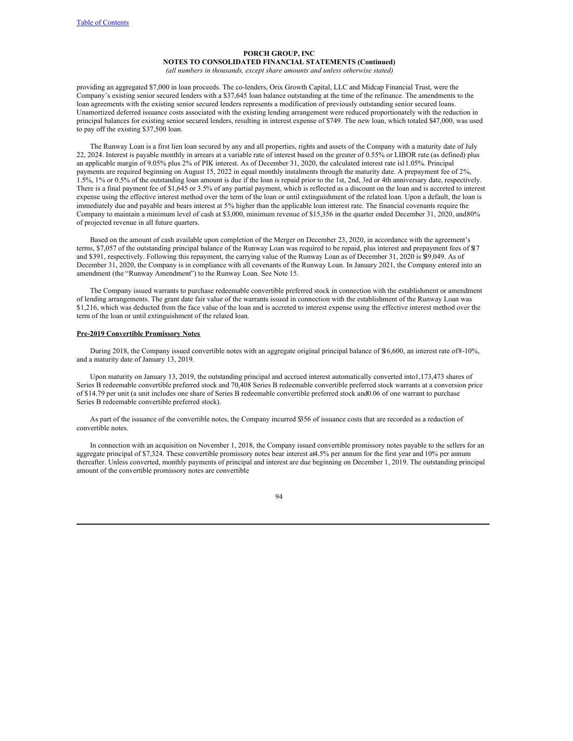providing an aggregated $7,000 in loan proceeds. The co-lenders, Orix Growth Capital, LLC and Midcap Financial Trust, were the Company's existing senior secured lenders with a $37,645 loan balance outstanding at the time of the refinance. The amendments to the loan agreements with the existing senior secured lenders represents a modification of previously outstanding senior secured loans. Unamortized deferred issuance costs associated with the existing lending arrangement were reduced proportionately with the reduction in principal balances for existing senior secured lenders, resulting in interest expense of $749. The new loan, which totaled $47,000, was used to pay off the existing $37,500 loan.

The Runway Loan is a first lien loan secured by any and all properties, rights and assets of the Company with a maturity date of July 22, 2024. Interest is payable monthly in arrears at a variable rate of interest based on the greater of 0.55% or LIBOR rate (as defined) plus an applicable margin of 9.05% plus 2% of PIK interest. As of December 31, 2020, the calculated interest rate is 11.05%. Principal payments are required beginning on August 15, 2022 in equal monthly instalments through the maturity date. A prepayment fee of 2%, 1.5%, 1% or 0.5% of the outstanding loan amount is due if the loan is repaid prior to the 1st, 2nd, 3rd or 4th anniversary date, respectively. There is a final payment fee of $1,645 or 3.5% of any partial payment, which is reflected as a discount on the loan and is accreted to interest expense using the effective interest method over the term of the loan or until extinguishment of the related loan. Upon a default, the loan is immediately due and payable and bears interest at 5% higher than the applicable loan interest rate. The financial covenants require the Company to maintain a minimum level of cash at $3,000, minimum revenue of $15,356 in the quarter ended December 31, 2020, and 80% of projected revenue in all future quarters.

Based on the amount of cash available upon completion of the Merger on December 23, 2020, in accordance with the agreement's terms, $7,057 of the outstanding principal balance of the Runway Loan was required to be repaid, plus interest and prepayment fees of $17 and $391, respectively. Following this repayment, the carrying value of the Runway Loan as of December 31, 2020 is $39,049. As of December 31, 2020, the Company is in compliance with all covenants of the Runway Loan. In January 2021, the Company entered into an amendment (the "Runway Amendment") to the Runway Loan. See Note 15.

The Company issued warrants to purchase redeemable convertible preferred stock in connection with the establishment or amendment of lending arrangements. The grant date fair value of the warrants issued in connection with the establishment of the Runway Loan was $1,216, which was deducted from the face value of the loan and is accreted to interest expense using the effective interest method over the term of the loan or until extinguishment of the related loan.

**Pre-2019 Convertible Promissory Notes**

During 2018, the Company issued convertible notes with an aggregate original principal balance of $16,600, an interest rate of 8-10%, and a maturity date of January 13, 2019.

Upon maturity on January 13, 2019, the outstanding principal and accrued interest automatically converted into 1,173,473 shares of Series B redeemable convertible preferred stock and 70,408 Series B redeemable convertible preferred stock warrants at a conversion price of $14.79 per unit (a unit includes one share of Series B redeemable convertible preferred stock and 0.06 of one warrant to purchase Series B redeemable convertible preferred stock).

As part of the issuance of the convertible notes, the Company incurred $356 of issuance costs that are recorded as a reduction of convertible notes.

In connection with an acquisition on November 1, 2018, the Company issued convertible promissory notes payable to the sellers for an aggregate principal of $7,324. These convertible promissory notes bear interest at 4.5% per annum for the first year and 10% per annum thereafter. Unless converted, monthly payments of principal and interest are due beginning on December 1, 2019. The outstanding principal amount of the convertible promissory notes are convertible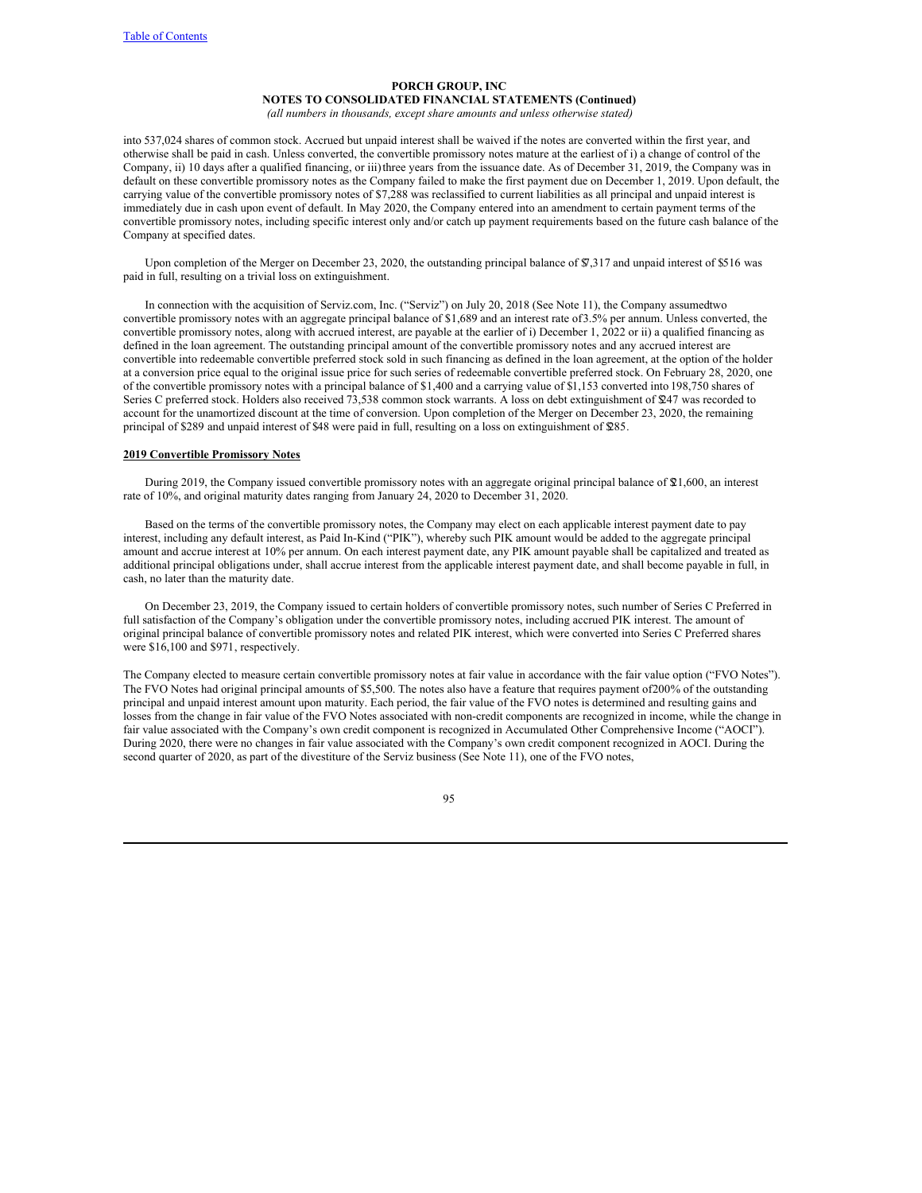into 537,024 shares of common stock. Accrued but unpaid interest shall be waived if the notes are converted within the first year, and otherwise shall be paid in cash. Unless converted, the convertible promissory notes mature at the earliest of i) a change of control of the Company, ii) 10 days after a qualified financing, or iii) three years from the issuance date. As of December 31, 2019, the Company was in default on these convertible promissory notes as the Company failed to make the first payment due on December 1, 2019. Upon default, the carrying value of the convertible promissory notes of $7,288 was reclassified to current liabilities as all principal and unpaid interest is immediately due in cash upon event of default. In May 2020, the Company entered into an amendment to certain payment terms of the convertible promissory notes, including specific interest only and/or catch up payment requirements based on the future cash balance of the Company at specified dates.

Upon completion of the Merger on December 23, 2020, the outstanding principal balance of $7,317 and unpaid interest of $516 was paid in full, resulting on a trivial loss on extinguishment.

In connection with the acquisition of Serviz.com, Inc. ("Serviz") on July 20, 2018 (See Note 11), the Company assumed two convertible promissory notes with an aggregate principal balance of $1,689 and an interest rate of 3.5% per annum. Unless converted, the convertible promissory notes, along with accrued interest, are payable at the earlier of i) December 1, 2022 or ii) a qualified financing as defined in the loan agreement. The outstanding principal amount of the convertible promissory notes and any accrued interest are convertible into redeemable convertible preferred stock sold in such financing as defined in the loan agreement, at the option of the holder at a conversion price equal to the original issue price for such series of redeemable convertible preferred stock. On February 28, 2020, one of the convertible promissory notes with a principal balance of $1,400 and a carrying value of $1,153 converted into 198,750 shares of Series C preferred stock. Holders also received 73,538 common stock warrants. A loss on debt extinguishment of $247 was recorded to account for the unamortized discount at the time of conversion. Upon completion of the Merger on December 23, 2020, the remaining principal of $289 and unpaid interest of $48 were paid in full, resulting on a loss on extinguishment of $285.

**2019 Convertible Promissory Notes**

During 2019, the Company issued convertible promissory notes with an aggregate original principal balance of $21,600, an interest rate of 10%, and original maturity dates ranging from January 24, 2020 to December 31, 2020.

Based on the terms of the convertible promissory notes, the Company may elect on each applicable interest payment date to pay interest, including any default interest, as Paid In-Kind ("PIK"), whereby such PIK amount would be added to the aggregate principal amount and accrue interest at 10% per annum. On each interest payment date, any PIK amount payable shall be capitalized and treated as additional principal obligations under, shall accrue interest from the applicable interest payment date, and shall become payable in full, in cash, no later than the maturity date.

On December 23, 2019, the Company issued to certain holders of convertible promissory notes, such number of Series C Preferred in full satisfaction of the Company's obligation under the convertible promissory notes, including accrued PIK interest. The amount of original principal balance of convertible promissory notes and related PIK interest, which were converted into Series C Preferred shares were $16,100 and $971, respectively.

The Company elected to measure certain convertible promissory notes at fair value in accordance with the fair value option ("FVO Notes"). The FVO Notes had original principal amounts of $5,500. The notes also have a feature that requires payment of 200% of the outstanding principal and unpaid interest amount upon maturity. Each period, the fair value of the FVO notes is determined and resulting gains and losses from the change in fair value of the FVO Notes associated with non-credit components are recognized in income, while the change in fair value associated with the Company's own credit component is recognized in Accumulated Other Comprehensive Income ("AOCI"). During 2020, there were no changes in fair value associated with the Company's own credit component recognized in AOCI. During the second quarter of 2020, as part of the divestiture of the Serviz business (See Note 11), one of the FVO notes,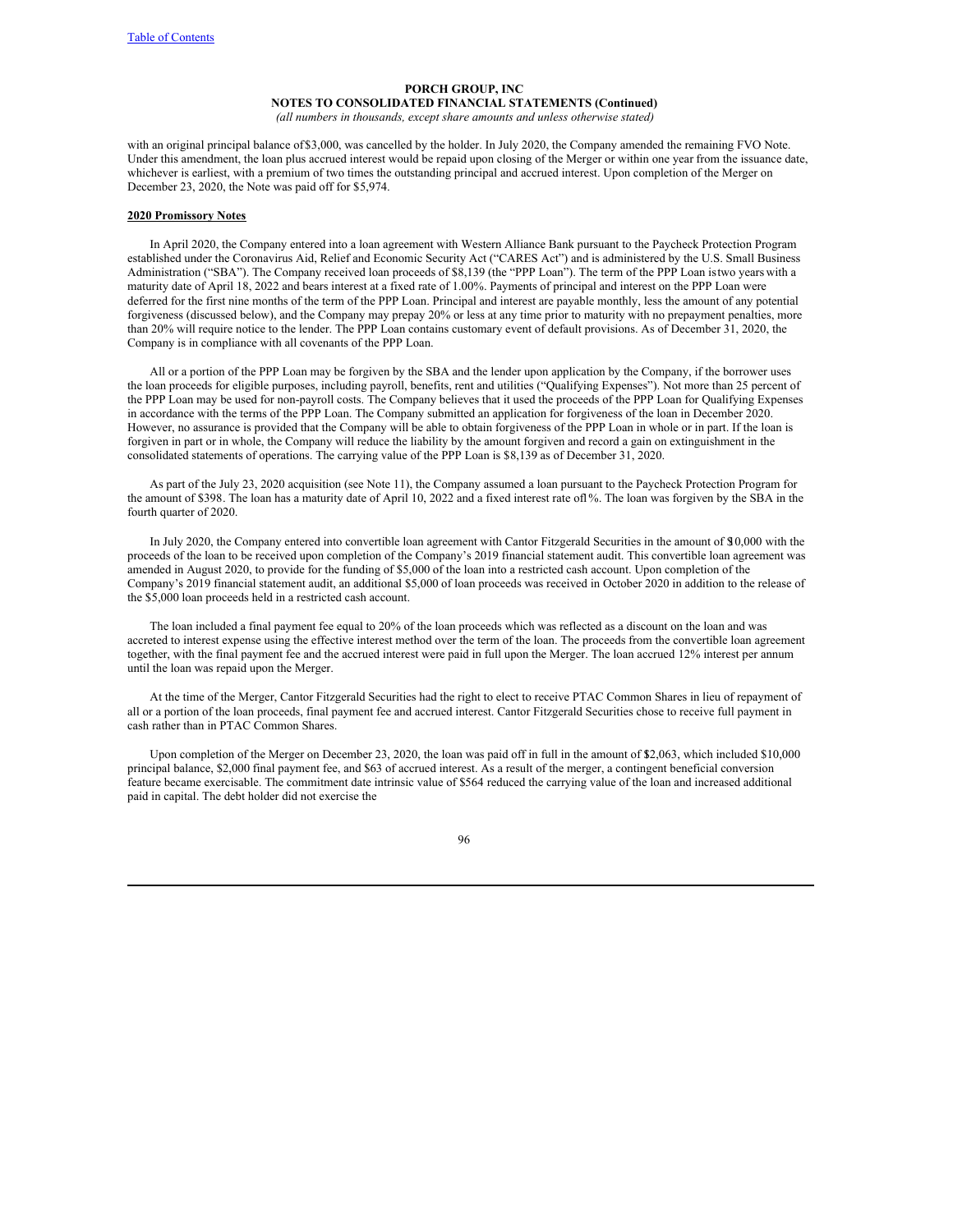with an original principal balance of $3,000, was cancelled by the holder. In July 2020, the Company amended the remaining FVO Note. Under this amendment, the loan plus accrued interest would be repaid upon closing of the Merger or within one year from the issuance date, whichever is earliest, with a premium of two times the outstanding principal and accrued interest. Upon completion of the Merger on December 23, 2020, the Note was paid off for $5,974.

**2020 Promissory Notes**

In April 2020, the Company entered into a loan agreement with Western Alliance Bank pursuant to the Paycheck Protection Program established under the Coronavirus Aid, Relief and Economic Security Act ("CARES Act") and is administered by the U.S. Small Business Administration ("SBA"). The Company received loan proceeds of $8,139 (the "PPP Loan"). The term of the PPP Loan is two years with a maturity date of April 18, 2022 and bears interest at a fixed rate of 1.00%. Payments of principal and interest on the PPP Loan were deferred for the first nine months of the term of the PPP Loan. Principal and interest are payable monthly, less the amount of any potential forgiveness (discussed below), and the Company may prepay 20% or less at any time prior to maturity with no prepayment penalties, more than 20% will require notice to the lender. The PPP Loan contains customary event of default provisions. As of December 31, 2020, the Company is in compliance with all covenants of the PPP Loan.

All or a portion of the PPP Loan may be forgiven by the SBA and the lender upon application by the Company, if the borrower uses the loan proceeds for eligible purposes, including payroll, benefits, rent and utilities ("Qualifying Expenses"). Not more than 25 percent of the PPP Loan may be used for non-payroll costs. The Company believes that it used the proceeds of the PPP Loan for Qualifying Expenses in accordance with the terms of the PPP Loan. The Company submitted an application for forgiveness of the loan in December 2020. However, no assurance is provided that the Company will be able to obtain forgiveness of the PPP Loan in whole or in part. If the loan is forgiven in part or in whole, the Company will reduce the liability by the amount forgiven and record a gain on extinguishment in the consolidated statements of operations. The carrying value of the PPP Loan is $8,139 as of December 31, 2020.

As part of the July 23, 2020 acquisition (see Note 11), the Company assumed a loan pursuant to the Paycheck Protection Program for the amount of $398. The loan has a maturity date of April 10, 2022 and a fixed interest rate of 1%. The loan was forgiven by the SBA in the fourth quarter of 2020.

In July 2020, the Company entered into convertible loan agreement with Cantor Fitzgerald Securities in the amount of $10,000 with the proceeds of the loan to be received upon completion of the Company's 2019 financial statement audit. This convertible loan agreement was amended in August 2020, to provide for the funding of $5,000 of the loan into a restricted cash account. Upon completion of the Company's 2019 financial statement audit, an additional $5,000 of loan proceeds was received in October 2020 in addition to the release of the $5,000 loan proceeds held in a restricted cash account.

The loan included a final payment fee equal to 20% of the loan proceeds which was reflected as a discount on the loan and was accreted to interest expense using the effective interest method over the term of the loan. The proceeds from the convertible loan agreement together, with the final payment fee and the accrued interest were paid in full upon the Merger. The loan accrued 12% interest per annum until the loan was repaid upon the Merger.

At the time of the Merger, Cantor Fitzgerald Securities had the right to elect to receive PTAC Common Shares in lieu of repayment of all or a portion of the loan proceeds, final payment fee and accrued interest. Cantor Fitzgerald Securities chose to receive full payment in cash rather than in PTAC Common Shares.

Upon completion of the Merger on December 23, 2020, the loan was paid off in full in the amount of $12,063, which included $10,000 principal balance, $2,000 final payment fee, and $63 of accrued interest. As a result of the merger, a contingent beneficial conversion feature became exercisable. The commitment date intrinsic value of $564 reduced the carrying value of the loan and increased additional paid in capital. The debt holder did not exercise the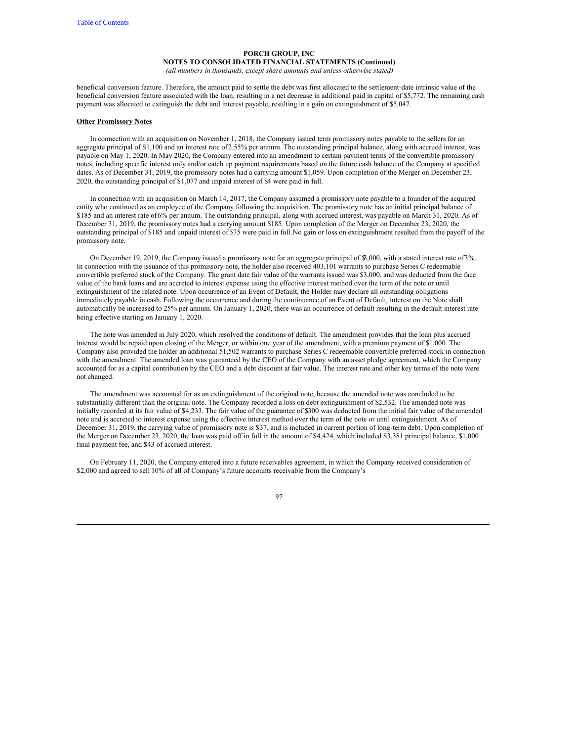beneficial conversion feature. Therefore, the amount paid to settle the debt was first allocated to the settlement-date intrinsic value of the beneficial conversion feature associated with the loan, resulting in a net decrease in additional paid in capital of $5,772. The remaining cash payment was allocated to extinguish the debt and interest payable, resulting in a gain on extinguishment of $5,047.

**Other Promissory Notes**

In connection with an acquisition on November 1, 2018, the Company issued term promissory notes payable to the sellers for an aggregate principal of $1,100 and an interest rate of 2.55% per annum. The outstanding principal balance, along with accrued interest, was payable on May 1, 2020. In May 2020, the Company entered into an amendment to certain payment terms of the convertible promissory notes, including specific interest only and/or catch up payment requirements based on the future cash balance of the Company at specified dates. As of December 31, 2019, the promissory notes had a carrying amount $1,059. Upon completion of the Merger on December 23, 2020, the outstanding principal of $1,077 and unpaid interest of $4 were paid in full.

In connection with an acquisition on March 14, 2017, the Company assumed a promissory note payable to a founder of the acquired entity who continued as an employee of the Company following the acquisition. The promissory note has an initial principal balance of $185 and an interest rate of 6% per annum. The outstanding principal, along with accrued interest, was payable on March 31, 2020. As of December 31, 2019, the promissory notes had a carrying amount $185. Upon completion of the Merger on December 23, 2020, the outstanding principal of $185 and unpaid interest of $75 were paid in full. No gain or loss on extinguishment resulted from the payoff of the promissory note.

On December 19, 2019, the Company issued a promissory note for an aggregate principal of $3,000, with a stated interest rate of 3%. In connection with the issuance of this promissory note, the holder also received 403,101 warrants to purchase Series C redeemable convertible preferred stock of the Company. The grant date fair value of the warrants issued was $3,000, and was deducted from the face value of the bank loans and are accreted to interest expense using the effective interest method over the term of the note or until extinguishment of the related note. Upon occurrence of an Event of Default, the Holder may declare all outstanding obligations immediately payable in cash. Following the occurrence and during the continuance of an Event of Default, interest on the Note shall automatically be increased to 25% per annum. On January 1, 2020, there was an occurrence of default resulting in the default interest rate being effective starting on January 1, 2020.

The note was amended in July 2020, which resolved the conditions of default. The amendment provides that the loan plus accrued interest would be repaid upon closing of the Merger, or within one year of the amendment, with a premium payment of $1,000. The Company also provided the holder an additional 51,502 warrants to purchase Series C redeemable convertible preferred stock in connection with the amendment. The amended loan was guaranteed by the CEO of the Company with an asset pledge agreement, which the Company accounted for as a capital contribution by the CEO and a debt discount at fair value. The interest rate and other key terms of the note were not changed.

The amendment was accounted for as an extinguishment of the original note, because the amended note was concluded to be substantially different than the original note. The Company recorded a loss on debt extinguishment of $2,532. The amended note was initially recorded at its fair value of $4,233. The fair value of the guarantee of $300 was deducted from the initial fair value of the amended note and is accreted to interest expense using the effective interest method over the term of the note or until extinguishment. As of December 31, 2019, the carrying value of promissory note is $37, and is included in current portion of long-term debt. Upon completion of the Merger on December 23, 2020, the loan was paid off in full in the amount of $4,424, which included $3,381 principal balance, $1,000 final payment fee, and $43 of accrued interest.

On February 11, 2020, the Company entered into a future receivables agreement, in which the Company received consideration of $2,000 and agreed to sell 10% of all of Company's future accounts receivable from the Company's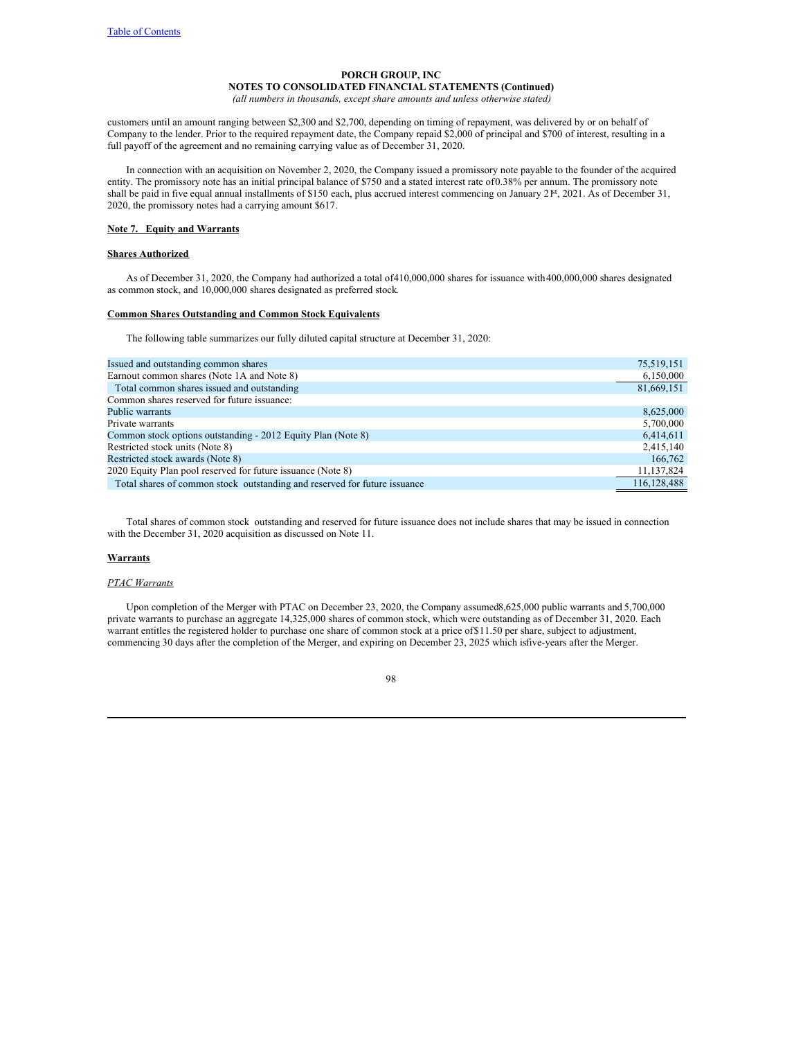customers until an amount ranging between $2,300 and $2,700, depending on timing of repayment, was delivered by or on behalf of Company to the lender. Prior to the required repayment date, the Company repaid $2,000 of principal and $700 of interest, resulting in a full payoff of the agreement and no remaining carrying value as of December 31, 2020.

In connection with an acquisition on November 2, 2020, the Company issued a promissory note payable to the founder of the acquired entity. The promissory note has an initial principal balance of $750 and a stated interest rate of 0.38% per annum. The promissory note shall be paid in five equal annual installments of $150 each, plus accrued interest commencing on January 21st, 2021. As of December 31, 2020, the promissory notes had a carrying amount $617.

**Note 7. Equity and Warrants**

**Shares Authorized**

As of December 31, 2020, the Company had authorized a total of 410,000,000 shares for issuance with 400,000,000 shares designated as common stock, and 10,000,000 shares designated as preferred stock.

**Common Shares Outstanding and Common Stock Equivalents**

The following table summarizes our fully diluted capital structure at December 31, 2020:

| | |
|---|---|
| Issued and outstanding common shares | 75,519,151 |
| Earnout common shares (Note 1A and Note 8) | 6,150,000 |
| Total common shares issued and outstanding | 81,669,151 |
| Common shares reserved for future issuance: | |
| Public warrants | 8,625,000 |
| Private warrants | 5,700,000 |
| Common stock options outstanding - 2012 Equity Plan (Note 8) | 6,414,611 |
| Restricted stock units (Note 8) | 2,415,140 |
| Restricted stock awards (Note 8) | 166,762 |
| 2020 Equity Plan pool reserved for future issuance (Note 8) | 11,137,824 |
| Total shares of common stock outstanding and reserved for future issuance | 116,128,488 |

Total shares of common stock outstanding and reserved for future issuance does not include shares that may be issued in connection with the December 31, 2020 acquisition as discussed on Note 11.

**Warrants**

*PTAC Warrants*

Upon completion of the Merger with PTAC on December 23, 2020, the Company assumed 8,625,000 public warrants and 5,700,000 private warrants to purchase an aggregate 14,325,000 shares of common stock, which were outstanding as of December 31, 2020. Each warrant entitles the registered holder to purchase one share of common stock at a price of $11.50 per share, subject to adjustment, commencing 30 days after the completion of the Merger, and expiring on December 23, 2025 which is five-years after the Merger.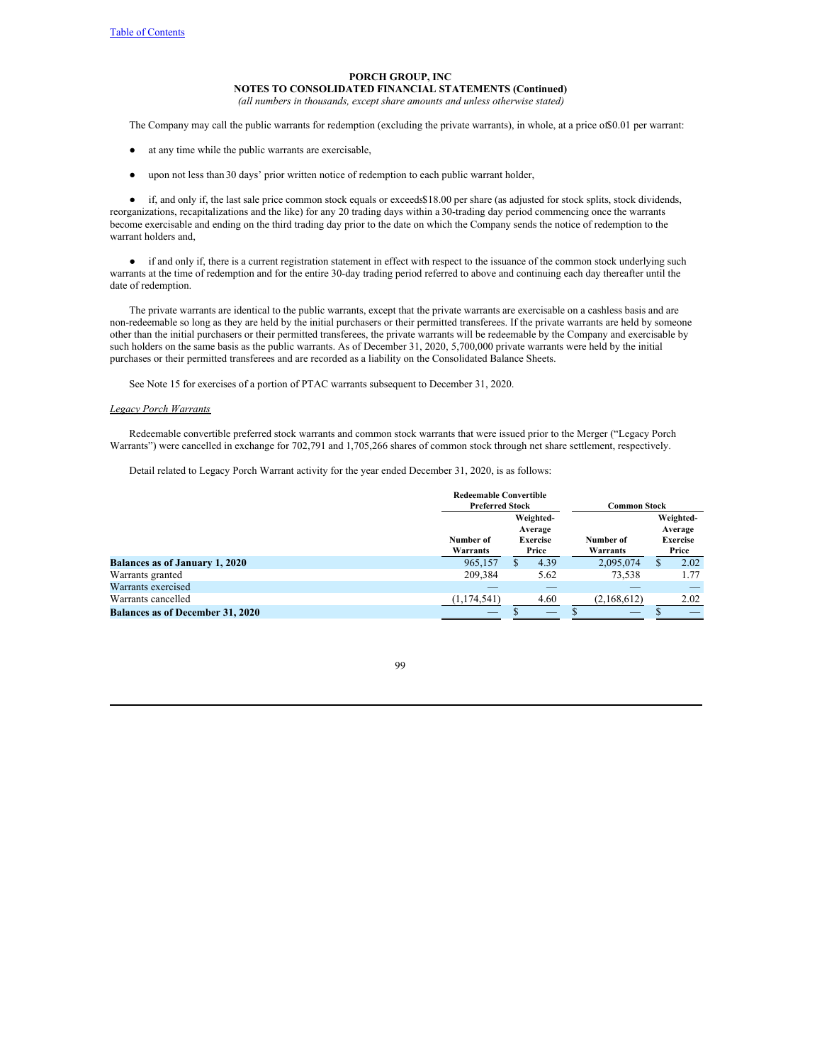PORCH GROUP, INC
NOTES TO CONSOLIDATED FINANCIAL STATEMENTS (Continued)
*(all numbers in thousands, except share amounts and unless otherwise stated)*

The Company may call the public warrants for redemption (excluding the private warrants), in whole, at a price of $0.01 per warrant:

- at any time while the public warrants are exercisable,

- upon not less than 30 days' prior written notice of redemption to each public warrant holder,

- if, and only if, the last sale price common stock equals or exceeds $18.00 per share (as adjusted for stock splits, stock dividends, reorganizations, recapitalizations and the like) for any 20 trading days within a 30-trading day period commencing once the warrants become exercisable and ending on the third trading day prior to the date on which the Company sends the notice of redemption to the warrant holders and,

- if and only if, there is a current registration statement in effect with respect to the issuance of the common stock underlying such warrants at the time of redemption and for the entire 30-day trading period referred to above and continuing each day thereafter until the date of redemption.

The private warrants are identical to the public warrants, except that the private warrants are exercisable on a cashless basis and are non-redeemable so long as they are held by the initial purchasers or their permitted transferees. If the private warrants are held by someone other than the initial purchasers or their permitted transferees, the private warrants will be redeemable by the Company and exercisable by such holders on the same basis as the public warrants. As of December 31, 2020, 5,700,000 private warrants were held by the initial purchases or their permitted transferees and are recorded as a liability on the Consolidated Balance Sheets.

See Note 15 for exercises of a portion of PTAC warrants subsequent to December 31, 2020.

*Legacy Porch Warrants*

Redeemable convertible preferred stock warrants and common stock warrants that were issued prior to the Merger ("Legacy Porch Warrants") were cancelled in exchange for 702,791 and 1,705,266 shares of common stock through net share settlement, respectively.

Detail related to Legacy Porch Warrant activity for the year ended December 31, 2020, is as follows:

| | Redeemable Convertible Preferred Stock | | Common Stock | |
|---|---|---|---|---|
| | Number of Warrants | Weighted-Average Exercise Price | Number of Warrants | Weighted-Average Exercise Price |
| **Balances as of January 1, 2020** | 965,157 | $ 4.39 | 2,095,074 | $ 2.02 |
| Warrants granted | 209,384 | 5.62 | 73,538 | 1.77 |
| Warrants exercised | — | — | — | — |
| Warrants cancelled | (1,174,541) | 4.60 | (2,168,612) | 2.02 |
| **Balances as of December 31, 2020** | — | $ — | $ — | $ — |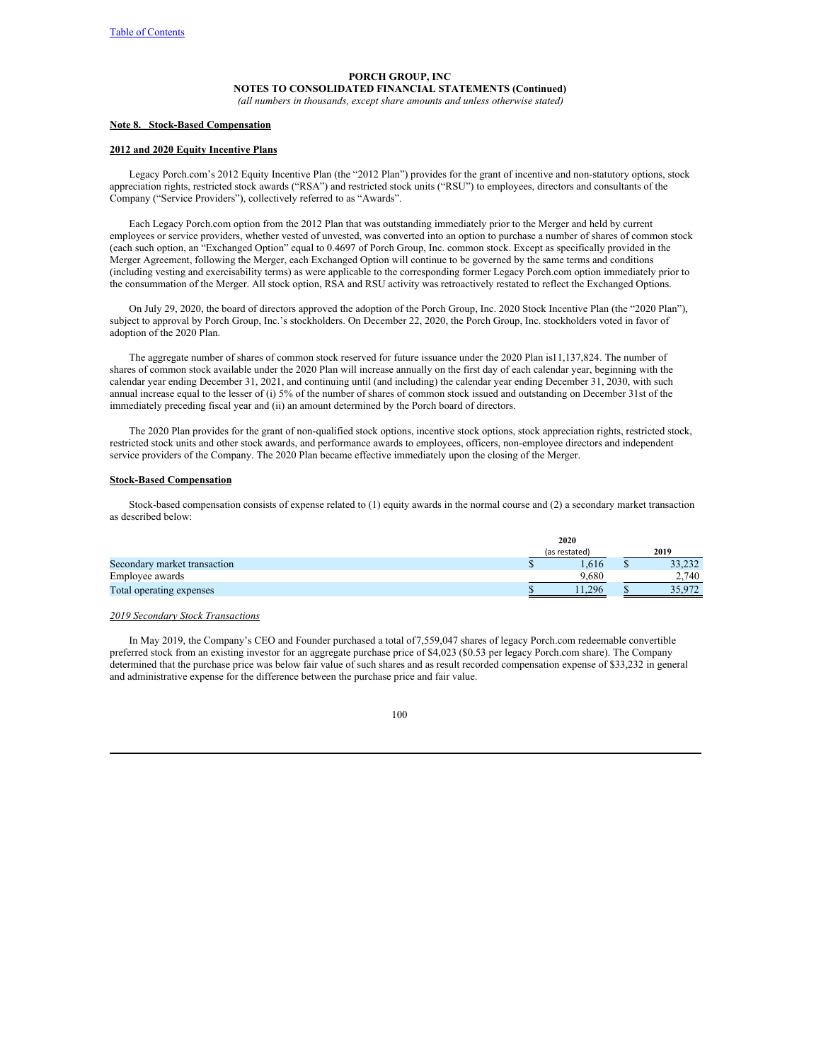**PORCH GROUP, INC**
**NOTES TO CONSOLIDATED FINANCIAL STATEMENTS (Continued)**
*(all numbers in thousands, except share amounts and unless otherwise stated)*

## Note 8. Stock-Based Compensation

### 2012 and 2020 Equity Incentive Plans

Legacy Porch.com's 2012 Equity Incentive Plan (the "2012 Plan") provides for the grant of incentive and non-statutory options, stock appreciation rights, restricted stock awards ("RSA") and restricted stock units ("RSU") to employees, directors and consultants of the Company ("Service Providers"), collectively referred to as "Awards".

Each Legacy Porch.com option from the 2012 Plan that was outstanding immediately prior to the Merger and held by current employees or service providers, whether vested of unvested, was converted into an option to purchase a number of shares of common stock (each such option, an "Exchanged Option" equal to 0.4697 of Porch Group, Inc. common stock. Except as specifically provided in the Merger Agreement, following the Merger, each Exchanged Option will continue to be governed by the same terms and conditions (including vesting and exercisability terms) as were applicable to the corresponding former Legacy Porch.com option immediately prior to the consummation of the Merger. All stock option, RSA and RSU activity was retroactively restated to reflect the Exchanged Options.

On July 29, 2020, the board of directors approved the adoption of the Porch Group, Inc. 2020 Stock Incentive Plan (the "2020 Plan"), subject to approval by Porch Group, Inc.'s stockholders. On December 22, 2020, the Porch Group, Inc. stockholders voted in favor of adoption of the 2020 Plan.

The aggregate number of shares of common stock reserved for future issuance under the 2020 Plan is11,137,824. The number of shares of common stock available under the 2020 Plan will increase annually on the first day of each calendar year, beginning with the calendar year ending December 31, 2021, and continuing until (and including) the calendar year ending December 31, 2030, with such annual increase equal to the lesser of (i) 5% of the number of shares of common stock issued and outstanding on December 31st of the immediately preceding fiscal year and (ii) an amount determined by the Porch board of directors.

The 2020 Plan provides for the grant of non-qualified stock options, incentive stock options, stock appreciation rights, restricted stock, restricted stock units and other stock awards, and performance awards to employees, officers, non-employee directors and independent service providers of the Company. The 2020 Plan became effective immediately upon the closing of the Merger.

### Stock-Based Compensation

Stock-based compensation consists of expense related to (1) equity awards in the normal course and (2) a secondary market transaction as described below:

| | 2020 (as restated) | 2019 |
|---|---|---|
| Secondary market transaction | $ 1,616 | $ 33,232 |
| Employee awards | 9,680 | 2,740 |
| Total operating expenses | $ 11,296 | $ 35,972 |

*2019 Secondary Stock Transactions*

In May 2019, the Company's CEO and Founder purchased a total of7,559,047 shares of legacy Porch.com redeemable convertible preferred stock from an existing investor for an aggregate purchase price of $4,023 ($0.53 per legacy Porch.com share). The Company determined that the purchase price was below fair value of such shares and as result recorded compensation expense of $33,232 in general and administrative expense for the difference between the purchase price and fair value.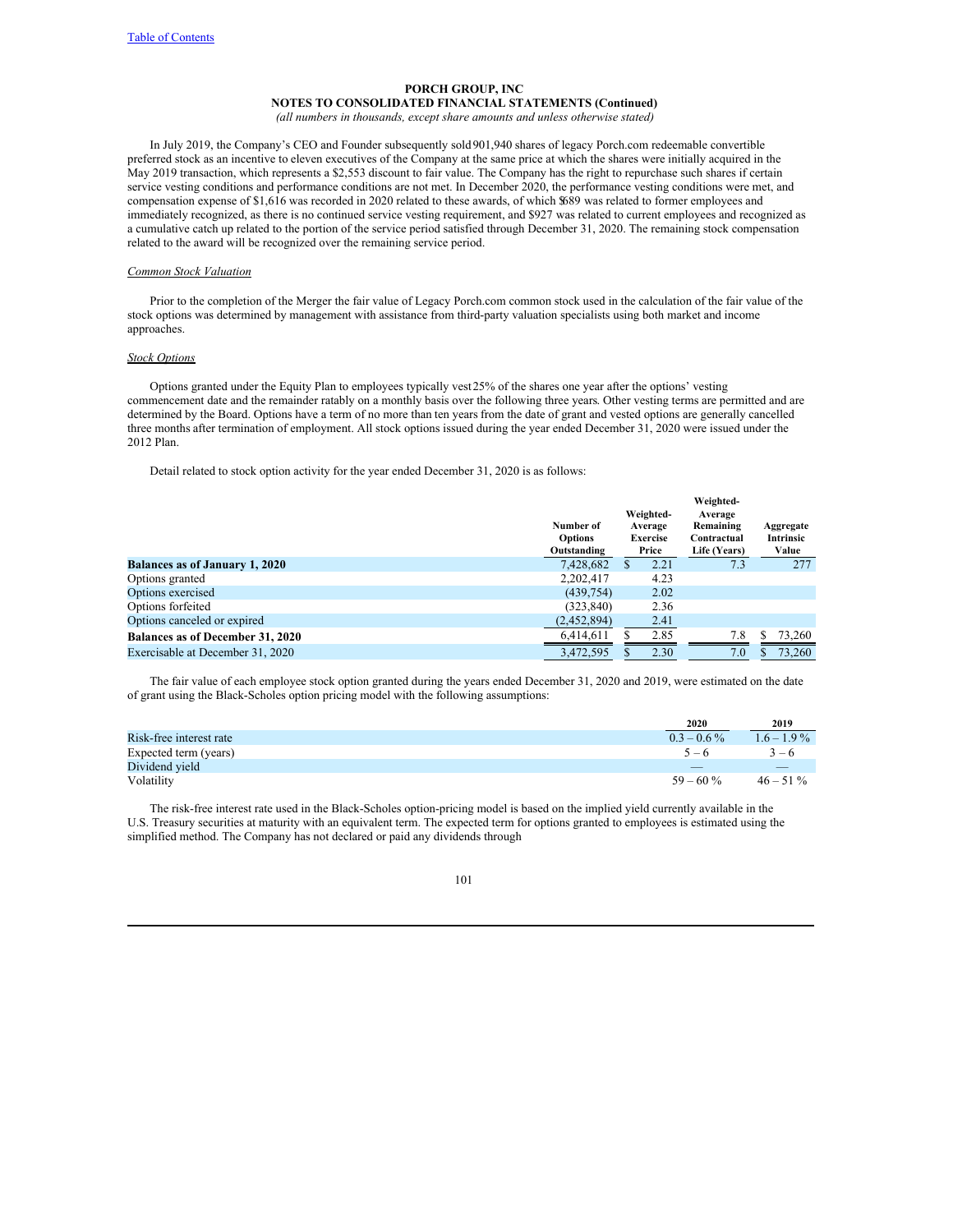**PORCH GROUP, INC**
**NOTES TO CONSOLIDATED FINANCIAL STATEMENTS (Continued)**
*(all numbers in thousands, except share amounts and unless otherwise stated)*

In July 2019, the Company's CEO and Founder subsequently sold 901,940 shares of legacy Porch.com redeemable convertible preferred stock as an incentive to eleven executives of the Company at the same price at which the shares were initially acquired in the May 2019 transaction, which represents a $2,553 discount to fair value. The Company has the right to repurchase such shares if certain service vesting conditions and performance conditions are not met. In December 2020, the performance vesting conditions were met, and compensation expense of $1,616 was recorded in 2020 related to these awards, of which $689 was related to former employees and immediately recognized, as there is no continued service vesting requirement, and $927 was related to current employees and recognized as a cumulative catch up related to the portion of the service period satisfied through December 31, 2020. The remaining stock compensation related to the award will be recognized over the remaining service period.

*Common Stock Valuation*

Prior to the completion of the Merger the fair value of Legacy Porch.com common stock used in the calculation of the fair value of the stock options was determined by management with assistance from third-party valuation specialists using both market and income approaches.

*Stock Options*

Options granted under the Equity Plan to employees typically vest 25% of the shares one year after the options' vesting commencement date and the remainder ratably on a monthly basis over the following three years. Other vesting terms are permitted and are determined by the Board. Options have a term of no more than ten years from the date of grant and vested options are generally cancelled three months after termination of employment. All stock options issued during the year ended December 31, 2020 were issued under the 2012 Plan.

Detail related to stock option activity for the year ended December 31, 2020 is as follows:

| | Number of Options Outstanding | Weighted-Average Exercise Price | Weighted-Average Remaining Contractual Life (Years) | Aggregate Intrinsic Value |
|---|---|---|---|---|
| **Balances as of January 1, 2020** | 7,428,682 | $ 2.21 | 7.3 | 277 |
| Options granted | 2,202,417 | 4.23 | | |
| Options exercised | (439,754) | 2.02 | | |
| Options forfeited | (323,840) | 2.36 | | |
| Options canceled or expired | (2,452,894) | 2.41 | | |
| **Balances as of December 31, 2020** | 6,414,611 | $ 2.85 | 7.8 | $ 73,260 |
| Exercisable at December 31, 2020 | 3,472,595 | $ 2.30 | 7.0 | $ 73,260 |

The fair value of each employee stock option granted during the years ended December 31, 2020 and 2019, were estimated on the date of grant using the Black-Scholes option pricing model with the following assumptions:

| | 2020 | 2019 |
|---|---|---|
| Risk-free interest rate | 0.3 – 0.6 % | 1.6 – 1.9 % |
| Expected term (years) | 5 – 6 | 3 – 6 |
| Dividend yield | — | — |
| Volatility | 59 – 60 % | 46 – 51 % |

The risk-free interest rate used in the Black-Scholes option-pricing model is based on the implied yield currently available in the U.S. Treasury securities at maturity with an equivalent term. The expected term for options granted to employees is estimated using the simplified method. The Company has not declared or paid any dividends through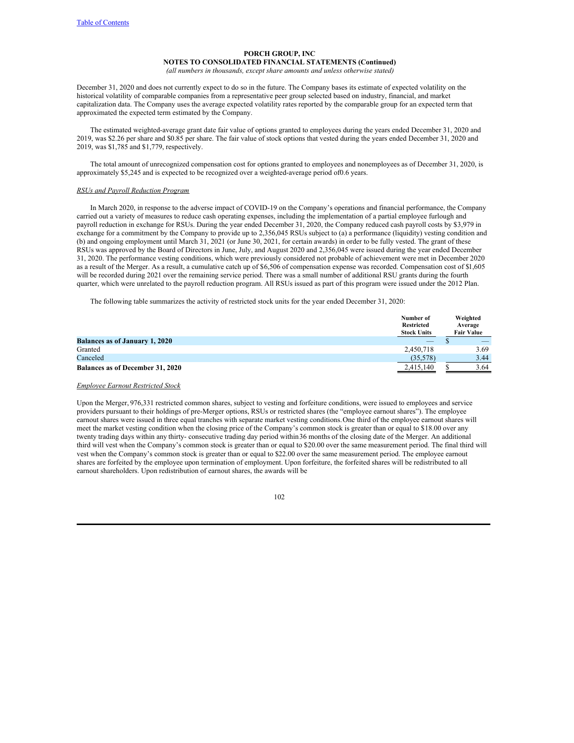December 31, 2020 and does not currently expect to do so in the future. The Company bases its estimate of expected volatility on the historical volatility of comparable companies from a representative peer group selected based on industry, financial, and market capitalization data. The Company uses the average expected volatility rates reported by the comparable group for an expected term that approximated the expected term estimated by the Company.

The estimated weighted-average grant date fair value of options granted to employees during the years ended December 31, 2020 and 2019, was $2.26 per share and $0.85 per share. The fair value of stock options that vested during the years ended December 31, 2020 and 2019, was $1,785 and $1,779, respectively.

The total amount of unrecognized compensation cost for options granted to employees and nonemployees as of December 31, 2020, is approximately $5,245 and is expected to be recognized over a weighted-average period of0.6 years.

*RSUs and Payroll Reduction Program*

In March 2020, in response to the adverse impact of COVID-19 on the Company's operations and financial performance, the Company carried out a variety of measures to reduce cash operating expenses, including the implementation of a partial employee furlough and payroll reduction in exchange for RSUs. During the year ended December 31, 2020, the Company reduced cash payroll costs by $3,979 in exchange for a commitment by the Company to provide up to 2,356,045 RSUs subject to (a) a performance (liquidity) vesting condition and (b) and ongoing employment until March 31, 2021 (or June 30, 2021, for certain awards) in order to be fully vested. The grant of these RSUs was approved by the Board of Directors in June, July, and August 2020 and 2,356,045 were issued during the year ended December 31, 2020. The performance vesting conditions, which were previously considered not probable of achievement were met in December 2020 as a result of the Merger. As a result, a cumulative catch up of $6,506 of compensation expense was recorded. Compensation cost of $1,605 will be recorded during 2021 over the remaining service period. There was a small number of additional RSU grants during the fourth quarter, which were unrelated to the payroll reduction program. All RSUs issued as part of this program were issued under the 2012 Plan.

The following table summarizes the activity of restricted stock units for the year ended December 31, 2020:

| | Number of Restricted Stock Units | Weighted Average Fair Value |
|---|---|---|
| **Balances as of January 1, 2020** | — | $ — |
| Granted | 2,450,718 | 3.69 |
| Canceled | (35,578) | 3.44 |
| **Balances as of December 31, 2020** | 2,415,140 | $ 3.64 |

*Employee Earnout Restricted Stock*

Upon the Merger, 976,331 restricted common shares, subject to vesting and forfeiture conditions, were issued to employees and service providers pursuant to their holdings of pre-Merger options, RSUs or restricted shares (the "employee earnout shares"). The employee earnout shares were issued in three equal tranches with separate market vesting conditions. One third of the employee earnout shares will meet the market vesting condition when the closing price of the Company's common stock is greater than or equal to $18.00 over any twenty trading days within any thirty- consecutive trading day period within36 months of the closing date of the Merger. An additional third will vest when the Company's common stock is greater than or equal to $20.00 over the same measurement period. The final third will vest when the Company's common stock is greater than or equal to $22.00 over the same measurement period. The employee earnout shares are forfeited by the employee upon termination of employment. Upon forfeiture, the forfeited shares will be redistributed to all earnout shareholders. Upon redistribution of earnout shares, the awards will be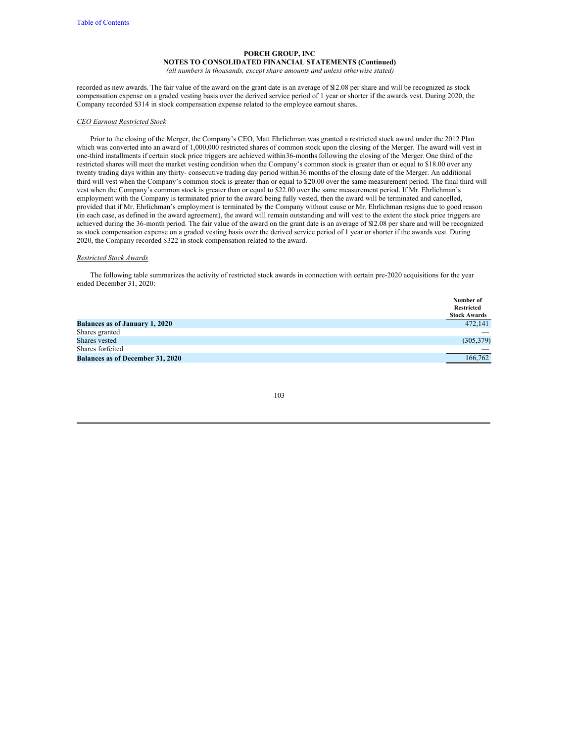recorded as new awards. The fair value of the award on the grant date is an average of $12.08 per share and will be recognized as stock compensation expense on a graded vesting basis over the derived service period of 1 year or shorter if the awards vest. During 2020, the Company recorded $314 in stock compensation expense related to the employee earnout shares.

*CEO Earnout Restricted Stock*

Prior to the closing of the Merger, the Company's CEO, Matt Ehrlichman was granted a restricted stock award under the 2012 Plan which was converted into an award of 1,000,000 restricted shares of common stock upon the closing of the Merger. The award will vest in one-third installments if certain stock price triggers are achieved within36-months following the closing of the Merger. One third of the restricted shares will meet the market vesting condition when the Company's common stock is greater than or equal to $18.00 over any twenty trading days within any thirty- consecutive trading day period within36 months of the closing date of the Merger. An additional third will vest when the Company's common stock is greater than or equal to $20.00 over the same measurement period. The final third will vest when the Company's common stock is greater than or equal to $22.00 over the same measurement period. If Mr. Ehrlichman's employment with the Company is terminated prior to the award being fully vested, then the award will be terminated and cancelled, provided that if Mr. Ehrlichman's employment is terminated by the Company without cause or Mr. Ehrlichman resigns due to good reason (in each case, as defined in the award agreement), the award will remain outstanding and will vest to the extent the stock price triggers are achieved during the 36-month period. The fair value of the award on the grant date is an average of $12.08 per share and will be recognized as stock compensation expense on a graded vesting basis over the derived service period of 1 year or shorter if the awards vest. During 2020, the Company recorded $322 in stock compensation related to the award.

*Restricted Stock Awards*

The following table summarizes the activity of restricted stock awards in connection with certain pre-2020 acquisitions for the year ended December 31, 2020:

| | Number of Restricted Stock Awards |
|---|---|
| **Balances as of January 1, 2020** | 472,141 |
| Shares granted | — |
| Shares vested | (305,379) |
| Shares forfeited | — |
| **Balances as of December 31, 2020** | 166,762 |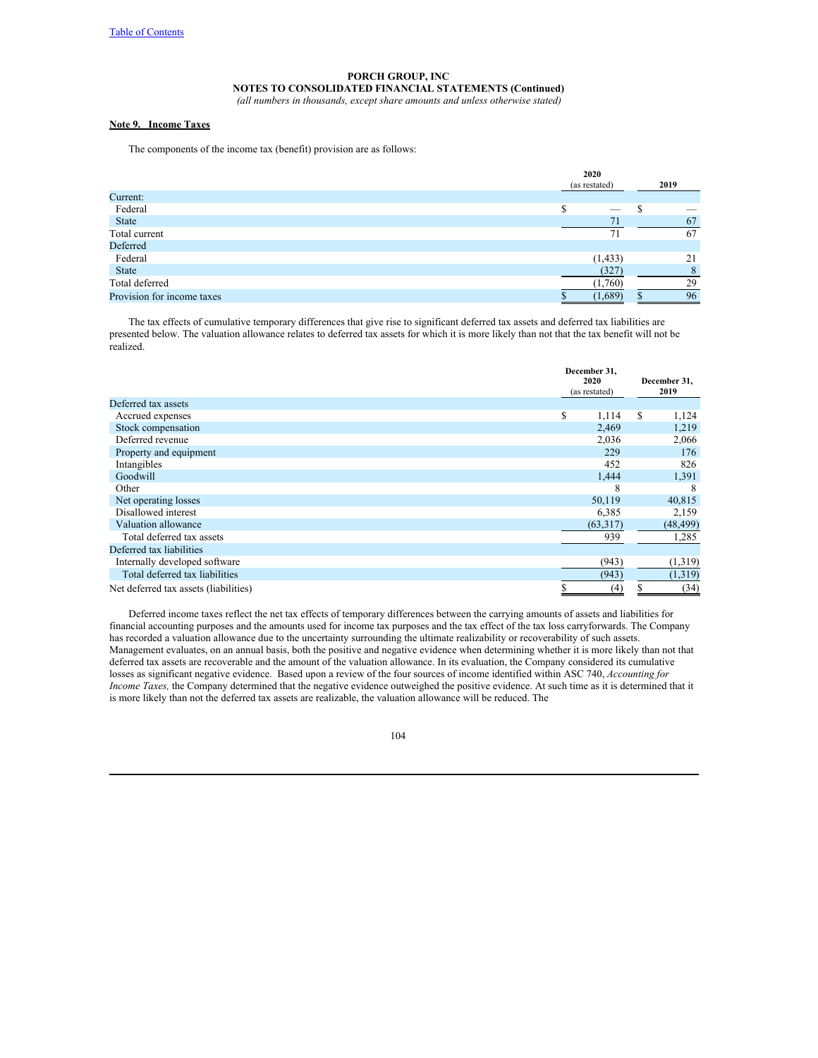**PORCH GROUP, INC**
**NOTES TO CONSOLIDATED FINANCIAL STATEMENTS (Continued)**
*(all numbers in thousands, except share amounts and unless otherwise stated)*

## Note 9. Income Taxes

The components of the income tax (benefit) provision are as follows:

| | 2020 (as restated) | 2019 |
|---|---|---|
| Current: | | |
| Federal | $ — | $ — |
| State | 71 | 67 |
| Total current | 71 | 67 |
| Deferred | | |
| Federal | (1,433) | 21 |
| State | (327) | 8 |
| Total deferred | (1,760) | 29 |
| Provision for income taxes | $ (1,689) | $ 96 |

The tax effects of cumulative temporary differences that give rise to significant deferred tax assets and deferred tax liabilities are presented below. The valuation allowance relates to deferred tax assets for which it is more likely than not that the tax benefit will not be realized.

| | December 31, 2020 (as restated) | December 31, 2019 |
|---|---|---|
| Deferred tax assets | | |
| Accrued expenses | $ 1,114 | $ 1,124 |
| Stock compensation | 2,469 | 1,219 |
| Deferred revenue | 2,036 | 2,066 |
| Property and equipment | 229 | 176 |
| Intangibles | 452 | 826 |
| Goodwill | 1,444 | 1,391 |
| Other | 8 | 8 |
| Net operating losses | 50,119 | 40,815 |
| Disallowed interest | 6,385 | 2,159 |
| Valuation allowance | (63,317) | (48,499) |
| Total deferred tax assets | 939 | 1,285 |
| Deferred tax liabilities | | |
| Internally developed software | (943) | (1,319) |
| Total deferred tax liabilities | (943) | (1,319) |
| Net deferred tax assets (liabilities) | $ (4) | $ (34) |

Deferred income taxes reflect the net tax effects of temporary differences between the carrying amounts of assets and liabilities for financial accounting purposes and the amounts used for income tax purposes and the tax effect of the tax loss carryforwards. The Company has recorded a valuation allowance due to the uncertainty surrounding the ultimate realizability or recoverability of such assets. Management evaluates, on an annual basis, both the positive and negative evidence when determining whether it is more likely than not that deferred tax assets are recoverable and the amount of the valuation allowance. In its evaluation, the Company considered its cumulative losses as significant negative evidence. Based upon a review of the four sources of income identified within ASC 740, *Accounting for Income Taxes,* the Company determined that the negative evidence outweighed the positive evidence. At such time as it is determined that it is more likely than not the deferred tax assets are realizable, the valuation allowance will be reduced. The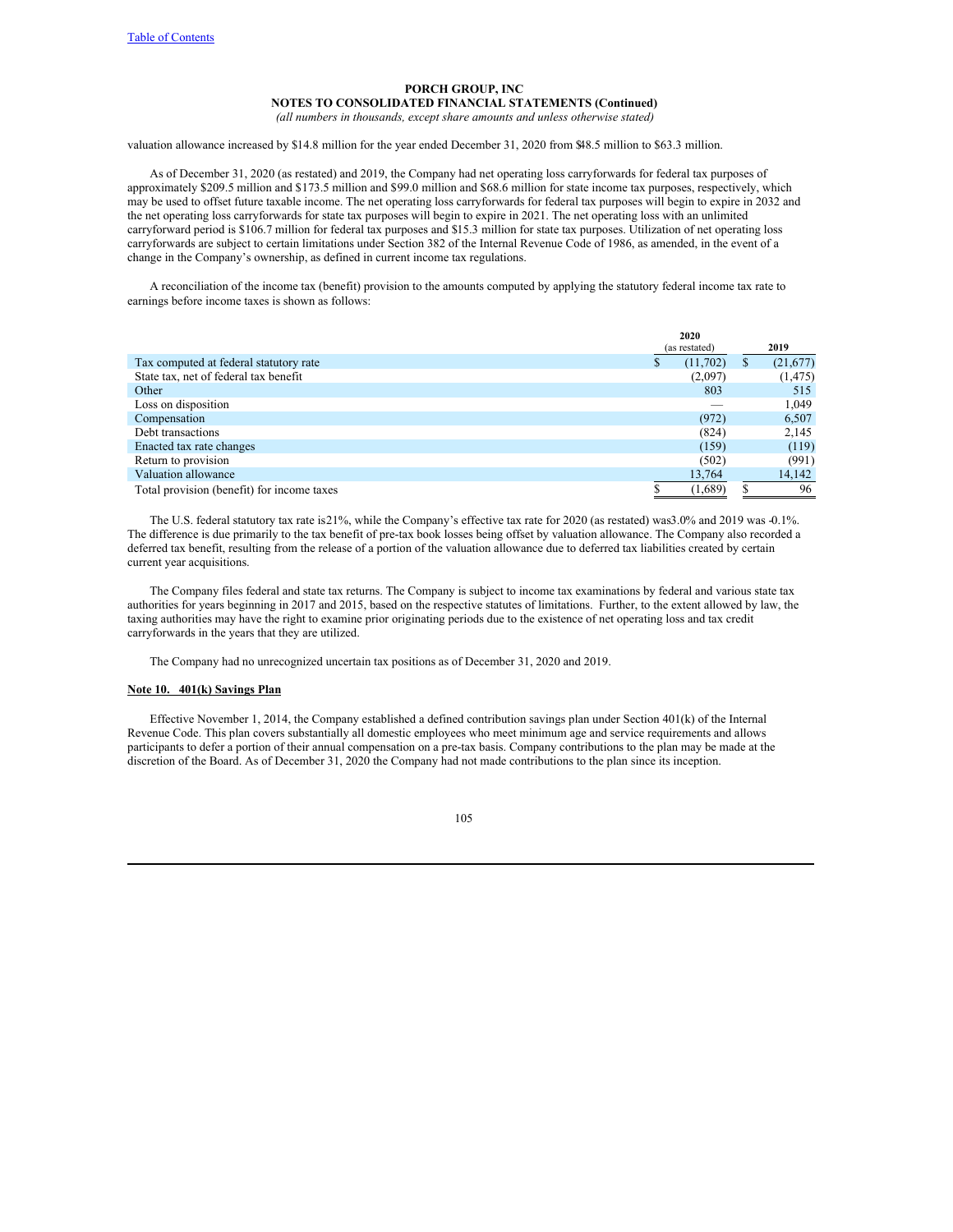valuation allowance increased by $14.8 million for the year ended December 31, 2020 from $48.5 million to $63.3 million.

As of December 31, 2020 (as restated) and 2019, the Company had net operating loss carryforwards for federal tax purposes of approximately $209.5 million and $173.5 million and $99.0 million and $68.6 million for state income tax purposes, respectively, which may be used to offset future taxable income. The net operating loss carryforwards for federal tax purposes will begin to expire in 2032 and the net operating loss carryforwards for state tax purposes will begin to expire in 2021. The net operating loss with an unlimited carryforward period is $106.7 million for federal tax purposes and $15.3 million for state tax purposes. Utilization of net operating loss carryforwards are subject to certain limitations under Section 382 of the Internal Revenue Code of 1986, as amended, in the event of a change in the Company's ownership, as defined in current income tax regulations.

A reconciliation of the income tax (benefit) provision to the amounts computed by applying the statutory federal income tax rate to earnings before income taxes is shown as follows:

| | 2020 (as restated) | 2019 |
|---|---|---|
| Tax computed at federal statutory rate | $ (11,702) | $ (21,677) |
| State tax, net of federal tax benefit | (2,097) | (1,475) |
| Other | 803 | 515 |
| Loss on disposition | — | 1,049 |
| Compensation | (972) | 6,507 |
| Debt transactions | (824) | 2,145 |
| Enacted tax rate changes | (159) | (119) |
| Return to provision | (502) | (991) |
| Valuation allowance | 13,764 | 14,142 |
| Total provision (benefit) for income taxes | $ (1,689) | $ 96 |

The U.S. federal statutory tax rate is 21%, while the Company's effective tax rate for 2020 (as restated) was 3.0% and 2019 was -0.1%. The difference is due primarily to the tax benefit of pre-tax book losses being offset by valuation allowance. The Company also recorded a deferred tax benefit, resulting from the release of a portion of the valuation allowance due to deferred tax liabilities created by certain current year acquisitions.

The Company files federal and state tax returns. The Company is subject to income tax examinations by federal and various state tax authorities for years beginning in 2017 and 2015, based on the respective statutes of limitations. Further, to the extent allowed by law, the taxing authorities may have the right to examine prior originating periods due to the existence of net operating loss and tax credit carryforwards in the years that they are utilized.

The Company had no unrecognized uncertain tax positions as of December 31, 2020 and 2019.

**Note 10. 401(k) Savings Plan**

Effective November 1, 2014, the Company established a defined contribution savings plan under Section 401(k) of the Internal Revenue Code. This plan covers substantially all domestic employees who meet minimum age and service requirements and allows participants to defer a portion of their annual compensation on a pre-tax basis. Company contributions to the plan may be made at the discretion of the Board. As of December 31, 2020 the Company had not made contributions to the plan since its inception.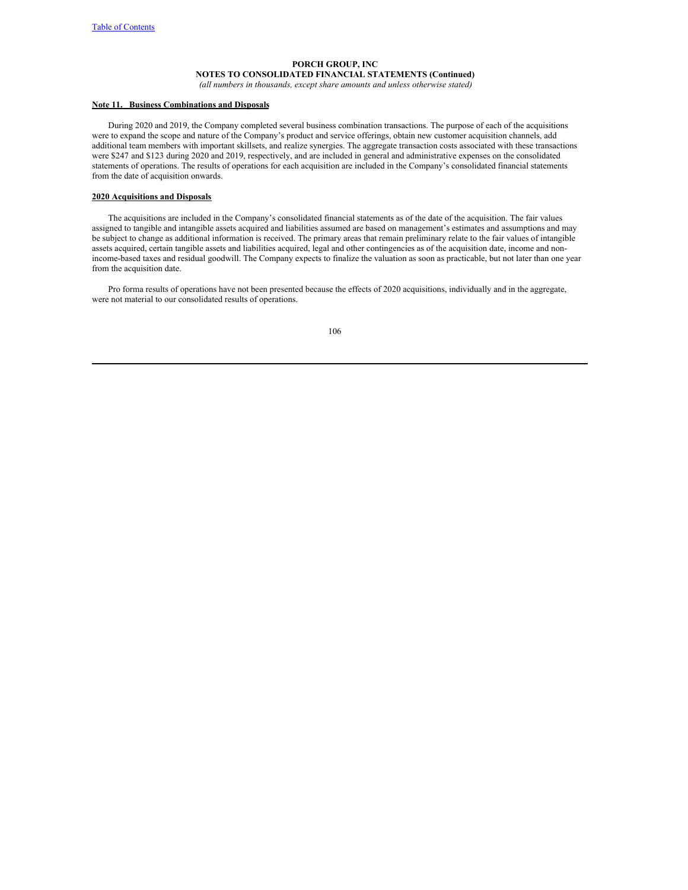**Note 11. Business Combinations and Disposals**

During 2020 and 2019, the Company completed several business combination transactions. The purpose of each of the acquisitions were to expand the scope and nature of the Company's product and service offerings, obtain new customer acquisition channels, add additional team members with important skillsets, and realize synergies. The aggregate transaction costs associated with these transactions were $247 and $123 during 2020 and 2019, respectively, and are included in general and administrative expenses on the consolidated statements of operations. The results of operations for each acquisition are included in the Company's consolidated financial statements from the date of acquisition onwards.

**2020 Acquisitions and Disposals**

The acquisitions are included in the Company's consolidated financial statements as of the date of the acquisition. The fair values assigned to tangible and intangible assets acquired and liabilities assumed are based on management's estimates and assumptions and may be subject to change as additional information is received. The primary areas that remain preliminary relate to the fair values of intangible assets acquired, certain tangible assets and liabilities acquired, legal and other contingencies as of the acquisition date, income and non-income-based taxes and residual goodwill. The Company expects to finalize the valuation as soon as practicable, but not later than one year from the acquisition date.

Pro forma results of operations have not been presented because the effects of 2020 acquisitions, individually and in the aggregate, were not material to our consolidated results of operations.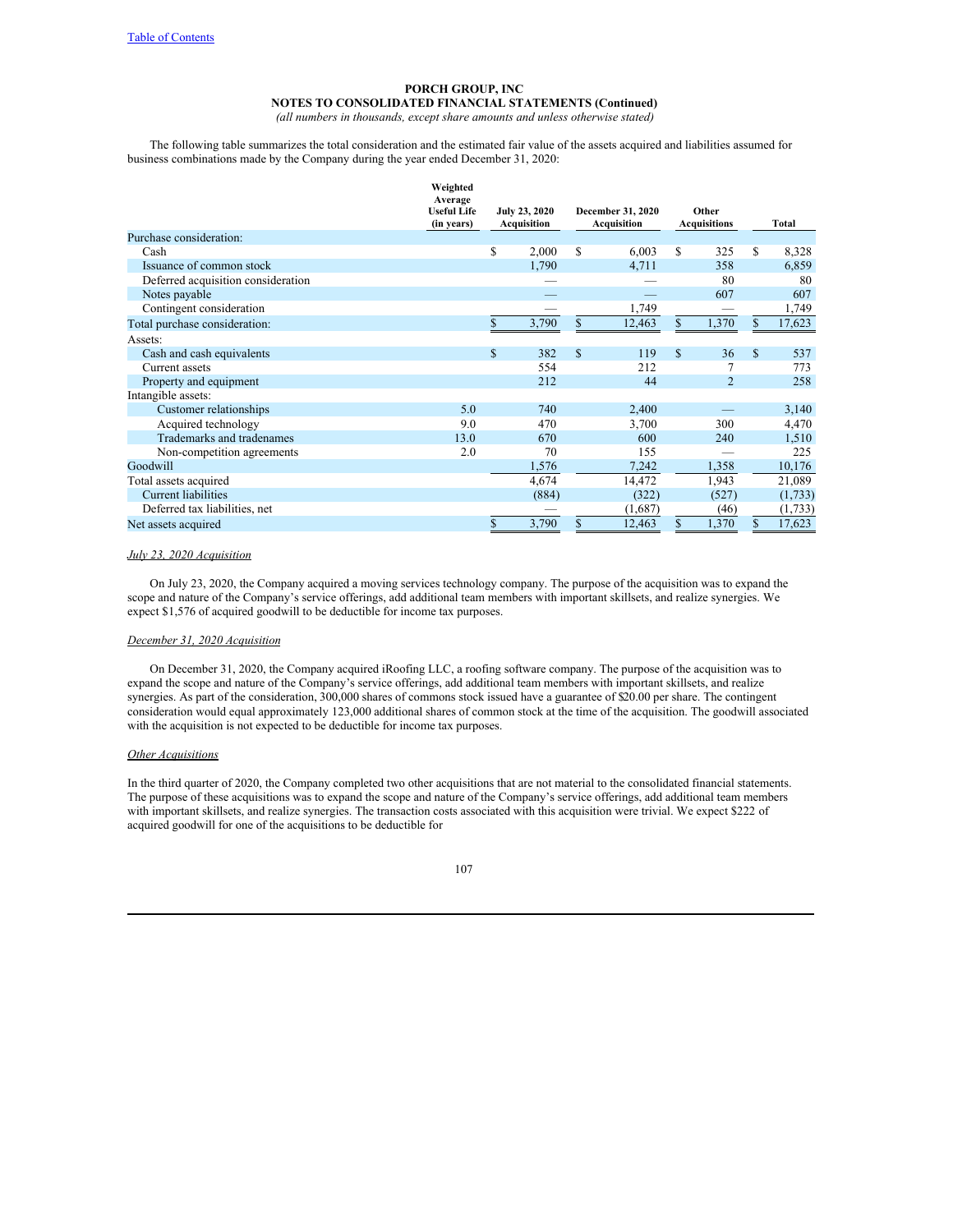PORCH GROUP, INC
NOTES TO CONSOLIDATED FINANCIAL STATEMENTS (Continued)
*(all numbers in thousands, except share amounts and unless otherwise stated)*

The following table summarizes the total consideration and the estimated fair value of the assets acquired and liabilities assumed for business combinations made by the Company during the year ended December 31, 2020:

| | Weighted Average Useful Life (in years) | July 23, 2020 Acquisition | December 31, 2020 Acquisition | Other Acquisitions | Total |
|---|---|---|---|---|---|
| Purchase consideration: | | | | | |
| Cash | | $ 2,000 | $ 6,003 | $ 325 | $ 8,328 |
| Issuance of common stock | | 1,790 | 4,711 | 358 | 6,859 |
| Deferred acquisition consideration | | — | — | 80 | 80 |
| Notes payable | | — | — | 607 | 607 |
| Contingent consideration | | — | 1,749 | — | 1,749 |
| Total purchase consideration: | | $ 3,790 | $ 12,463 | $ 1,370 | $ 17,623 |
| Assets: | | | | | |
| Cash and cash equivalents | | $ 382 | $ 119 | $ 36 | $ 537 |
| Current assets | | 554 | 212 | 7 | 773 |
| Property and equipment | | 212 | 44 | 2 | 258 |
| Intangible assets: | | | | | |
| Customer relationships | 5.0 | 740 | 2,400 | — | 3,140 |
| Acquired technology | 9.0 | 470 | 3,700 | 300 | 4,470 |
| Trademarks and tradenames | 13.0 | 670 | 600 | 240 | 1,510 |
| Non-competition agreements | 2.0 | 70 | 155 | — | 225 |
| Goodwill | | 1,576 | 7,242 | 1,358 | 10,176 |
| Total assets acquired | | 4,674 | 14,472 | 1,943 | 21,089 |
| Current liabilities | | (884) | (322) | (527) | (1,733) |
| Deferred tax liabilities, net | | — | (1,687) | (46) | (1,733) |
| Net assets acquired | | $ 3,790 | $ 12,463 | $ 1,370 | $ 17,623 |

*July 23, 2020 Acquisition*

On July 23, 2020, the Company acquired a moving services technology company. The purpose of the acquisition was to expand the scope and nature of the Company's service offerings, add additional team members with important skillsets, and realize synergies. We expect $1,576 of acquired goodwill to be deductible for income tax purposes.

*December 31, 2020 Acquisition*

On December 31, 2020, the Company acquired iRoofing LLC, a roofing software company. The purpose of the acquisition was to expand the scope and nature of the Company's service offerings, add additional team members with important skillsets, and realize synergies. As part of the consideration, 300,000 shares of commons stock issued have a guarantee of $20.00 per share. The contingent consideration would equal approximately 123,000 additional shares of common stock at the time of the acquisition. The goodwill associated with the acquisition is not expected to be deductible for income tax purposes.

*Other Acquisitions*

In the third quarter of 2020, the Company completed two other acquisitions that are not material to the consolidated financial statements. The purpose of these acquisitions was to expand the scope and nature of the Company's service offerings, add additional team members with important skillsets, and realize synergies. The transaction costs associated with this acquisition were trivial. We expect $222 of acquired goodwill for one of the acquisitions to be deductible for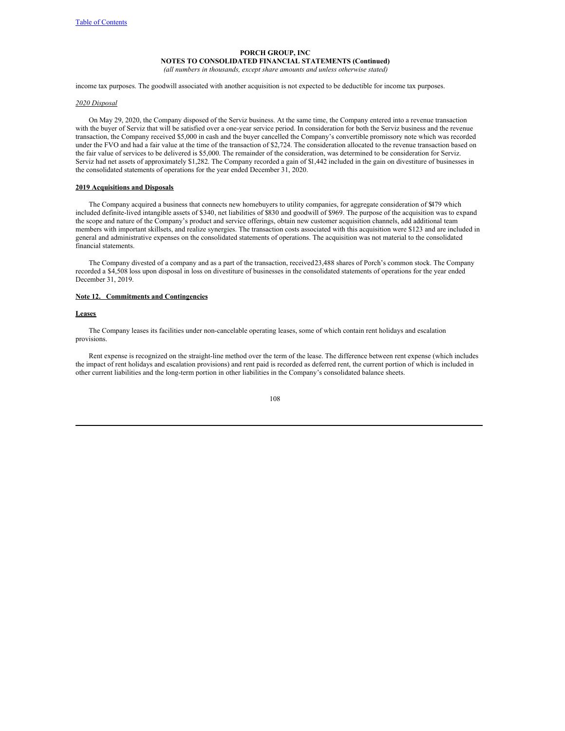income tax purposes. The goodwill associated with another acquisition is not expected to be deductible for income tax purposes.

*2020 Disposal*

On May 29, 2020, the Company disposed of the Serviz business. At the same time, the Company entered into a revenue transaction with the buyer of Serviz that will be satisfied over a one-year service period. In consideration for both the Serviz business and the revenue transaction, the Company received $5,000 in cash and the buyer cancelled the Company's convertible promissory note which was recorded under the FVO and had a fair value at the time of the transaction of $2,724. The consideration allocated to the revenue transaction based on the fair value of services to be delivered is $5,000. The remainder of the consideration, was determined to be consideration for Serviz. Serviz had net assets of approximately $1,282. The Company recorded a gain of $1,442 included in the gain on divestiture of businesses in the consolidated statements of operations for the year ended December 31, 2020.

**2019 Acquisitions and Disposals**

The Company acquired a business that connects new homebuyers to utility companies, for aggregate consideration of $479 which included definite-lived intangible assets of $340, net liabilities of $830 and goodwill of $969. The purpose of the acquisition was to expand the scope and nature of the Company's product and service offerings, obtain new customer acquisition channels, add additional team members with important skillsets, and realize synergies. The transaction costs associated with this acquisition were $123 and are included in general and administrative expenses on the consolidated statements of operations. The acquisition was not material to the consolidated financial statements.

The Company divested of a company and as a part of the transaction, received 23,488 shares of Porch's common stock. The Company recorded a $4,508 loss upon disposal in loss on divestiture of businesses in the consolidated statements of operations for the year ended December 31, 2019.

**Note 12. Commitments and Contingencies**

**Leases**

The Company leases its facilities under non-cancelable operating leases, some of which contain rent holidays and escalation provisions.

Rent expense is recognized on the straight-line method over the term of the lease. The difference between rent expense (which includes the impact of rent holidays and escalation provisions) and rent paid is recorded as deferred rent, the current portion of which is included in other current liabilities and the long-term portion in other liabilities in the Company's consolidated balance sheets.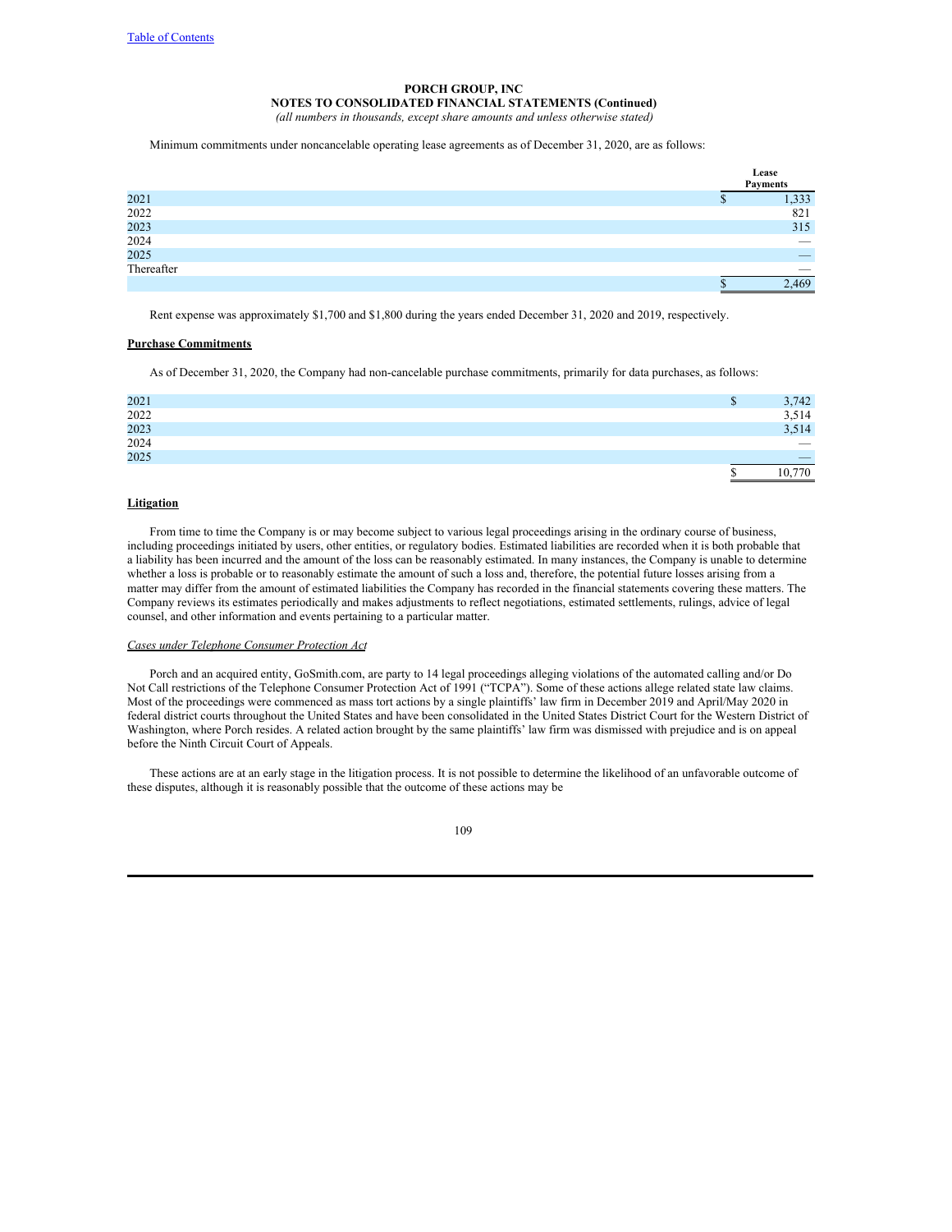**PORCH GROUP, INC**
**NOTES TO CONSOLIDATED FINANCIAL STATEMENTS (Continued)**
*(all numbers in thousands, except share amounts and unless otherwise stated)*

Minimum commitments under noncancelable operating lease agreements as of December 31, 2020, are as follows:

| | Lease Payments |
|---|---|
| 2021 | $ 1,333 |
| 2022 | 821 |
| 2023 | 315 |
| 2024 | — |
| 2025 | — |
| Thereafter | — |
| | $ 2,469 |

Rent expense was approximately $1,700 and $1,800 during the years ended December 31, 2020 and 2019, respectively.

**Purchase Commitments**

As of December 31, 2020, the Company had non-cancelable purchase commitments, primarily for data purchases, as follows:

| | |
|---|---|
| 2021 | $ 3,742 |
| 2022 | 3,514 |
| 2023 | 3,514 |
| 2024 | — |
| 2025 | — |
| | $ 10,770 |

**Litigation**

From time to time the Company is or may become subject to various legal proceedings arising in the ordinary course of business, including proceedings initiated by users, other entities, or regulatory bodies. Estimated liabilities are recorded when it is both probable that a liability has been incurred and the amount of the loss can be reasonably estimated. In many instances, the Company is unable to determine whether a loss is probable or to reasonably estimate the amount of such a loss and, therefore, the potential future losses arising from a matter may differ from the amount of estimated liabilities the Company has recorded in the financial statements covering these matters. The Company reviews its estimates periodically and makes adjustments to reflect negotiations, estimated settlements, rulings, advice of legal counsel, and other information and events pertaining to a particular matter.

*Cases under Telephone Consumer Protection Act*

Porch and an acquired entity, GoSmith.com, are party to 14 legal proceedings alleging violations of the automated calling and/or Do Not Call restrictions of the Telephone Consumer Protection Act of 1991 ("TCPA"). Some of these actions allege related state law claims. Most of the proceedings were commenced as mass tort actions by a single plaintiffs' law firm in December 2019 and April/May 2020 in federal district courts throughout the United States and have been consolidated in the United States District Court for the Western District of Washington, where Porch resides. A related action brought by the same plaintiffs' law firm was dismissed with prejudice and is on appeal before the Ninth Circuit Court of Appeals.

These actions are at an early stage in the litigation process. It is not possible to determine the likelihood of an unfavorable outcome of these disputes, although it is reasonably possible that the outcome of these actions may be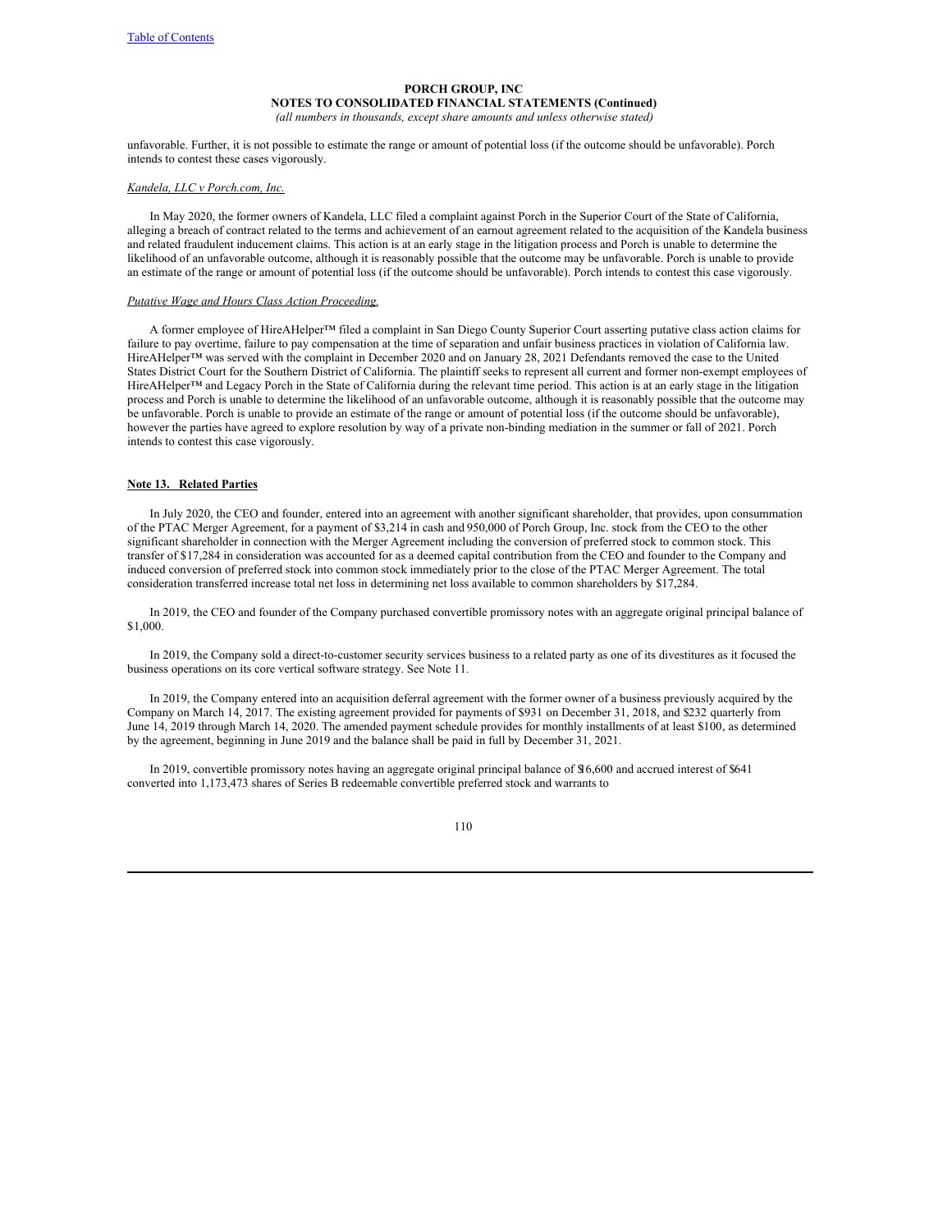unfavorable. Further, it is not possible to estimate the range or amount of potential loss (if the outcome should be unfavorable). Porch intends to contest these cases vigorously.

*Kandela, LLC v Porch.com, Inc.*

In May 2020, the former owners of Kandela, LLC filed a complaint against Porch in the Superior Court of the State of California, alleging a breach of contract related to the terms and achievement of an earnout agreement related to the acquisition of the Kandela business and related fraudulent inducement claims. This action is at an early stage in the litigation process and Porch is unable to determine the likelihood of an unfavorable outcome, although it is reasonably possible that the outcome may be unfavorable. Porch is unable to provide an estimate of the range or amount of potential loss (if the outcome should be unfavorable). Porch intends to contest this case vigorously.

*Putative Wage and Hours Class Action Proceeding.*

A former employee of HireAHelper™ filed a complaint in San Diego County Superior Court asserting putative class action claims for failure to pay overtime, failure to pay compensation at the time of separation and unfair business practices in violation of California law. HireAHelper™ was served with the complaint in December 2020 and on January 28, 2021 Defendants removed the case to the United States District Court for the Southern District of California. The plaintiff seeks to represent all current and former non-exempt employees of HireAHelper™ and Legacy Porch in the State of California during the relevant time period. This action is at an early stage in the litigation process and Porch is unable to determine the likelihood of an unfavorable outcome, although it is reasonably possible that the outcome may be unfavorable. Porch is unable to provide an estimate of the range or amount of potential loss (if the outcome should be unfavorable), however the parties have agreed to explore resolution by way of a private non-binding mediation in the summer or fall of 2021. Porch intends to contest this case vigorously.

**Note 13. Related Parties**

In July 2020, the CEO and founder, entered into an agreement with another significant shareholder, that provides, upon consummation of the PTAC Merger Agreement, for a payment of $3,214 in cash and 950,000 of Porch Group, Inc. stock from the CEO to the other significant shareholder in connection with the Merger Agreement including the conversion of preferred stock to common stock. This transfer of $17,284 in consideration was accounted for as a deemed capital contribution from the CEO and founder to the Company and induced conversion of preferred stock into common stock immediately prior to the close of the PTAC Merger Agreement. The total consideration transferred increase total net loss in determining net loss available to common shareholders by $17,284.

In 2019, the CEO and founder of the Company purchased convertible promissory notes with an aggregate original principal balance of $1,000.

In 2019, the Company sold a direct-to-customer security services business to a related party as one of its divestitures as it focused the business operations on its core vertical software strategy. See Note 11.

In 2019, the Company entered into an acquisition deferral agreement with the former owner of a business previously acquired by the Company on March 14, 2017. The existing agreement provided for payments of $931 on December 31, 2018, and $232 quarterly from June 14, 2019 through March 14, 2020. The amended payment schedule provides for monthly installments of at least $100, as determined by the agreement, beginning in June 2019 and the balance shall be paid in full by December 31, 2021.

In 2019, convertible promissory notes having an aggregate original principal balance of $16,600 and accrued interest of $641 converted into 1,173,473 shares of Series B redeemable convertible preferred stock and warrants to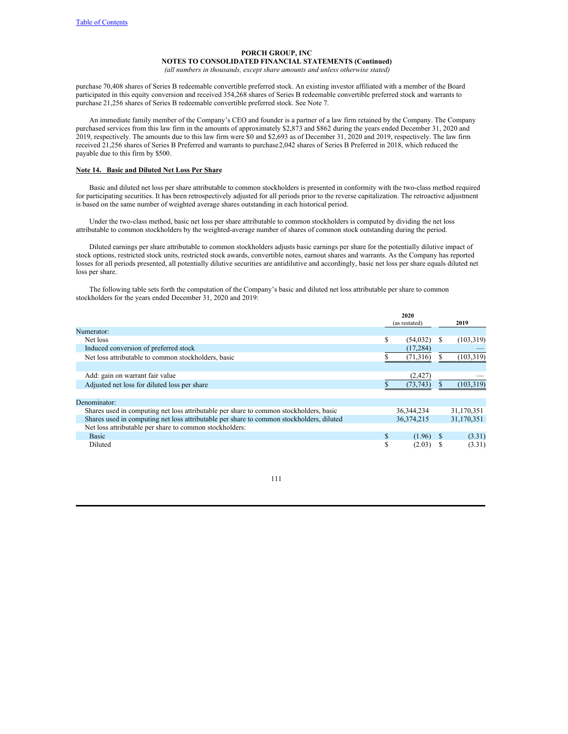purchase 70,408 shares of Series B redeemable convertible preferred stock. An existing investor affiliated with a member of the Board participated in this equity conversion and received 354,268 shares of Series B redeemable convertible preferred stock and warrants to purchase 21,256 shares of Series B redeemable convertible preferred stock. See Note 7.

An immediate family member of the Company's CEO and founder is a partner of a law firm retained by the Company. The Company purchased services from this law firm in the amounts of approximately $2,873 and $862 during the years ended December 31, 2020 and 2019, respectively. The amounts due to this law firm were $0 and $2,693 as of December 31, 2020 and 2019, respectively. The law firm received 21,256 shares of Series B Preferred and warrants to purchase2,042 shares of Series B Preferred in 2018, which reduced the payable due to this firm by $500.

**Note 14. Basic and Diluted Net Loss Per Share**

Basic and diluted net loss per share attributable to common stockholders is presented in conformity with the two-class method required for participating securities. It has been retrospectively adjusted for all periods prior to the reverse capitalization. The retroactive adjustment is based on the same number of weighted average shares outstanding in each historical period.

Under the two-class method, basic net loss per share attributable to common stockholders is computed by dividing the net loss attributable to common stockholders by the weighted-average number of shares of common stock outstanding during the period.

Diluted earnings per share attributable to common stockholders adjusts basic earnings per share for the potentially dilutive impact of stock options, restricted stock units, restricted stock awards, convertible notes, earnout shares and warrants. As the Company has reported losses for all periods presented, all potentially dilutive securities are antidilutive and accordingly, basic net loss per share equals diluted net loss per share.

The following table sets forth the computation of the Company's basic and diluted net loss attributable per share to common stockholders for the years ended December 31, 2020 and 2019:

| | 2020 (as restated) | 2019 |
|---|---|---|
| Numerator: | | |
| Net loss | $ (54,032) | $ (103,319) |
| Induced conversion of preferred stock | (17,284) | — |
| Net loss attributable to common stockholders, basic | $ (71,316) | $ (103,319) |
| | | |
| Add: gain on warrant fair value | (2,427) | — |
| Adjusted net loss for diluted loss per share | $ (73,743) | $ (103,319) |
| | | |
| Denominator: | | |
| Shares used in computing net loss attributable per share to common stockholders, basic | 36,344,234 | 31,170,351 |
| Shares used in computing net loss attributable per share to common stockholders, diluted | 36,374,215 | 31,170,351 |
| Net loss attributable per share to common stockholders: | | |
| Basic | $ (1.96) | $ (3.31) |
| Diluted | $ (2.03) | $ (3.31) |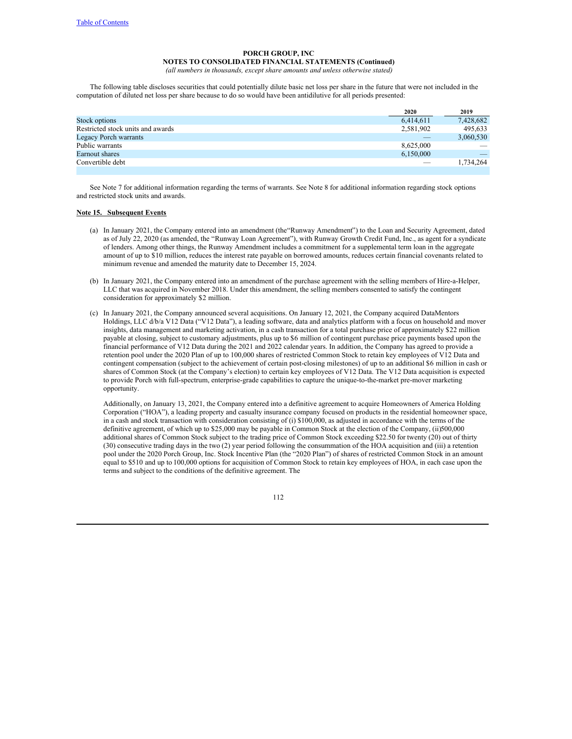The following table discloses securities that could potentially dilute basic net loss per share in the future that were not included in the computation of diluted net loss per share because to do so would have been antidilutive for all periods presented:

| | 2020 | 2019 |
|---|---|---|
| Stock options | 6,414,611 | 7,428,682 |
| Restricted stock units and awards | 2,581,902 | 495,633 |
| Legacy Porch warrants | — | 3,060,530 |
| Public warrants | 8,625,000 | — |
| Earnout shares | 6,150,000 | — |
| Convertible debt | — | 1,734,264 |

See Note 7 for additional information regarding the terms of warrants. See Note 8 for additional information regarding stock options and restricted stock units and awards.

**Note 15. Subsequent Events**

(a) In January 2021, the Company entered into an amendment (the"Runway Amendment") to the Loan and Security Agreement, dated as of July 22, 2020 (as amended, the "Runway Loan Agreement"), with Runway Growth Credit Fund, Inc., as agent for a syndicate of lenders. Among other things, the Runway Amendment includes a commitment for a supplemental term loan in the aggregate amount of up to $10 million, reduces the interest rate payable on borrowed amounts, reduces certain financial covenants related to minimum revenue and amended the maturity date to December 15, 2024.

(b) In January 2021, the Company entered into an amendment of the purchase agreement with the selling members of Hire-a-Helper, LLC that was acquired in November 2018. Under this amendment, the selling members consented to satisfy the contingent consideration for approximately $2 million.

(c) In January 2021, the Company announced several acquisitions. On January 12, 2021, the Company acquired DataMentors Holdings, LLC d/b/a V12 Data ("V12 Data"), a leading software, data and analytics platform with a focus on household and mover insights, data management and marketing activation, in a cash transaction for a total purchase price of approximately $22 million payable at closing, subject to customary adjustments, plus up to $6 million of contingent purchase price payments based upon the financial performance of V12 Data during the 2021 and 2022 calendar years. In addition, the Company has agreed to provide a retention pool under the 2020 Plan of up to 100,000 shares of restricted Common Stock to retain key employees of V12 Data and contingent compensation (subject to the achievement of certain post-closing milestones) of up to an additional $6 million in cash or shares of Common Stock (at the Company's election) to certain key employees of V12 Data. The V12 Data acquisition is expected to provide Porch with full-spectrum, enterprise-grade capabilities to capture the unique-to-the-market pre-mover marketing opportunity.

Additionally, on January 13, 2021, the Company entered into a definitive agreement to acquire Homeowners of America Holding Corporation ("HOA"), a leading property and casualty insurance company focused on products in the residential homeowner space, in a cash and stock transaction with consideration consisting of (i) $100,000, as adjusted in accordance with the terms of the definitive agreement, of which up to $25,000 may be payable in Common Stock at the election of the Company, (ii)500,000 additional shares of Common Stock subject to the trading price of Common Stock exceeding $22.50 for twenty (20) out of thirty (30) consecutive trading days in the two (2) year period following the consummation of the HOA acquisition and (iii) a retention pool under the 2020 Porch Group, Inc. Stock Incentive Plan (the "2020 Plan") of shares of restricted Common Stock in an amount equal to $510 and up to 100,000 options for acquisition of Common Stock to retain key employees of HOA, in each case upon the terms and subject to the conditions of the definitive agreement. The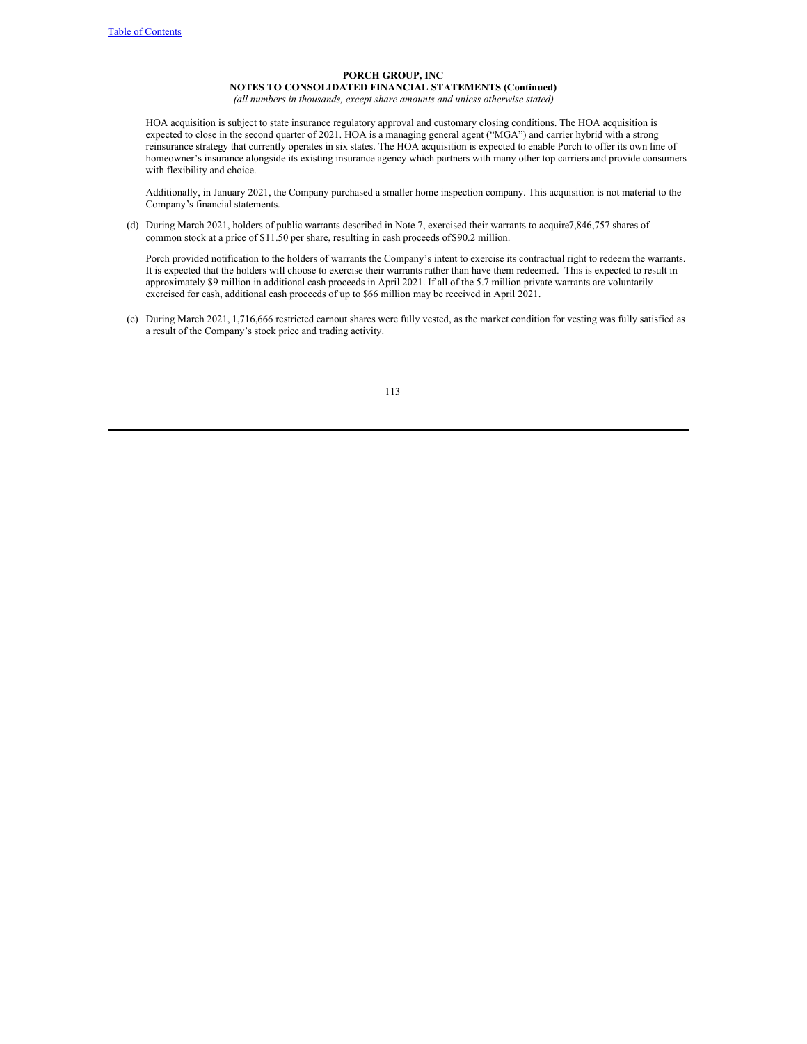**PORCH GROUP, INC**
**NOTES TO CONSOLIDATED FINANCIAL STATEMENTS (Continued)**
*(all numbers in thousands, except share amounts and unless otherwise stated)*

HOA acquisition is subject to state insurance regulatory approval and customary closing conditions. The HOA acquisition is expected to close in the second quarter of 2021. HOA is a managing general agent ("MGA") and carrier hybrid with a strong reinsurance strategy that currently operates in six states. The HOA acquisition is expected to enable Porch to offer its own line of homeowner's insurance alongside its existing insurance agency which partners with many other top carriers and provide consumers with flexibility and choice.

Additionally, in January 2021, the Company purchased a smaller home inspection company. This acquisition is not material to the Company's financial statements.

(d) During March 2021, holders of public warrants described in Note 7, exercised their warrants to acquire 7,846,757 shares of common stock at a price of $11.50 per share, resulting in cash proceeds of $90.2 million.

Porch provided notification to the holders of warrants the Company's intent to exercise its contractual right to redeem the warrants. It is expected that the holders will choose to exercise their warrants rather than have them redeemed. This is expected to result in approximately $9 million in additional cash proceeds in April 2021. If all of the 5.7 million private warrants are voluntarily exercised for cash, additional cash proceeds of up to $66 million may be received in April 2021.

(e) During March 2021, 1,716,666 restricted earnout shares were fully vested, as the market condition for vesting was fully satisfied as a result of the Company's stock price and trading activity.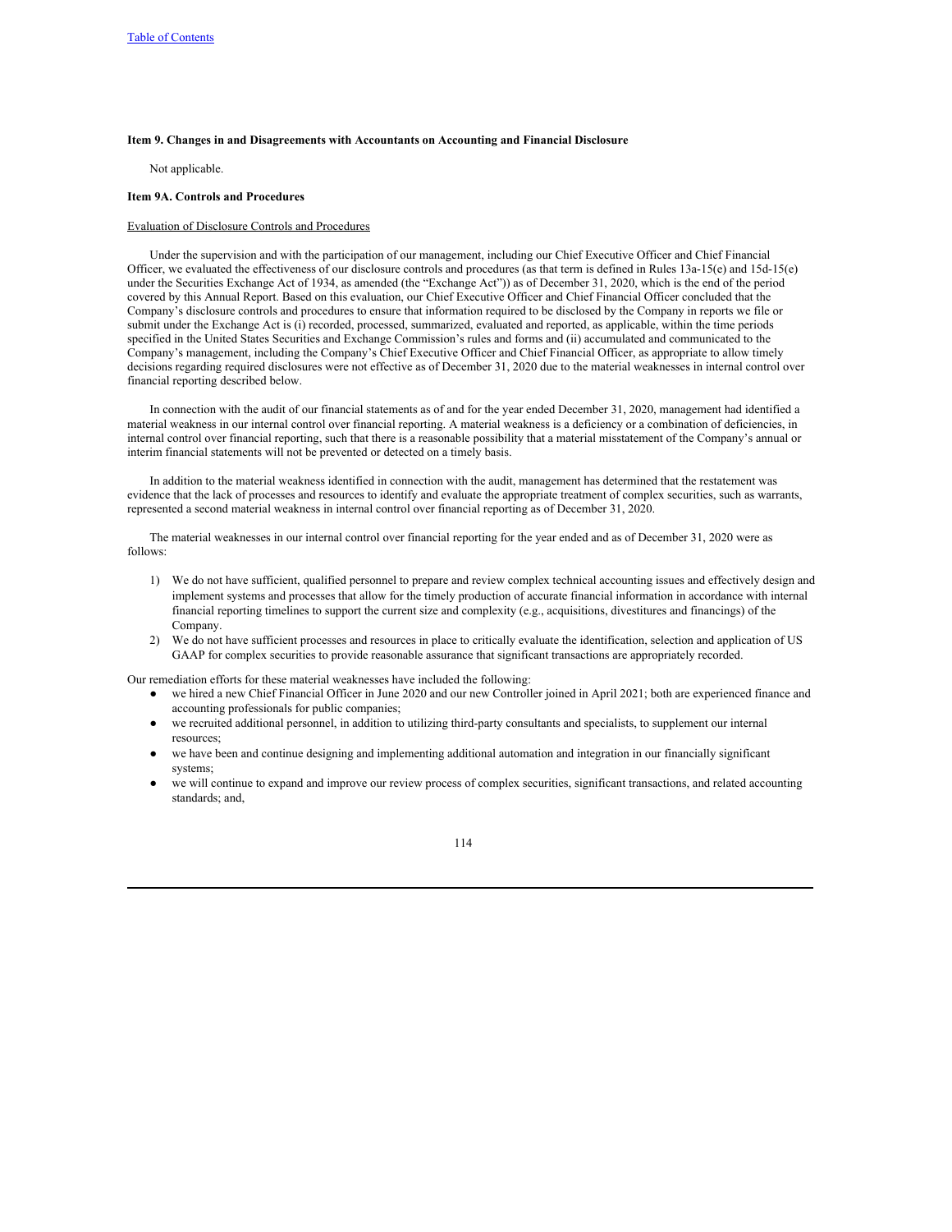**Item 9. Changes in and Disagreements with Accountants on Accounting and Financial Disclosure**

Not applicable.

**Item 9A. Controls and Procedures**

Evaluation of Disclosure Controls and Procedures

Under the supervision and with the participation of our management, including our Chief Executive Officer and Chief Financial Officer, we evaluated the effectiveness of our disclosure controls and procedures (as that term is defined in Rules 13a-15(e) and 15d-15(e) under the Securities Exchange Act of 1934, as amended (the "Exchange Act")) as of December 31, 2020, which is the end of the period covered by this Annual Report. Based on this evaluation, our Chief Executive Officer and Chief Financial Officer concluded that the Company's disclosure controls and procedures to ensure that information required to be disclosed by the Company in reports we file or submit under the Exchange Act is (i) recorded, processed, summarized, evaluated and reported, as applicable, within the time periods specified in the United States Securities and Exchange Commission's rules and forms and (ii) accumulated and communicated to the Company's management, including the Company's Chief Executive Officer and Chief Financial Officer, as appropriate to allow timely decisions regarding required disclosures were not effective as of December 31, 2020 due to the material weaknesses in internal control over financial reporting described below.

In connection with the audit of our financial statements as of and for the year ended December 31, 2020, management had identified a material weakness in our internal control over financial reporting. A material weakness is a deficiency or a combination of deficiencies, in internal control over financial reporting, such that there is a reasonable possibility that a material misstatement of the Company's annual or interim financial statements will not be prevented or detected on a timely basis.

In addition to the material weakness identified in connection with the audit, management has determined that the restatement was evidence that the lack of processes and resources to identify and evaluate the appropriate treatment of complex securities, such as warrants, represented a second material weakness in internal control over financial reporting as of December 31, 2020.

The material weaknesses in our internal control over financial reporting for the year ended and as of December 31, 2020 were as follows:

1) We do not have sufficient, qualified personnel to prepare and review complex technical accounting issues and effectively design and implement systems and processes that allow for the timely production of accurate financial information in accordance with internal financial reporting timelines to support the current size and complexity (e.g., acquisitions, divestitures and financings) of the Company.
2) We do not have sufficient processes and resources in place to critically evaluate the identification, selection and application of US GAAP for complex securities to provide reasonable assurance that significant transactions are appropriately recorded.

Our remediation efforts for these material weaknesses have included the following:

- we hired a new Chief Financial Officer in June 2020 and our new Controller joined in April 2021; both are experienced finance and accounting professionals for public companies;
- we recruited additional personnel, in addition to utilizing third-party consultants and specialists, to supplement our internal resources;
- we have been and continue designing and implementing additional automation and integration in our financially significant systems;
- we will continue to expand and improve our review process of complex securities, significant transactions, and related accounting standards; and,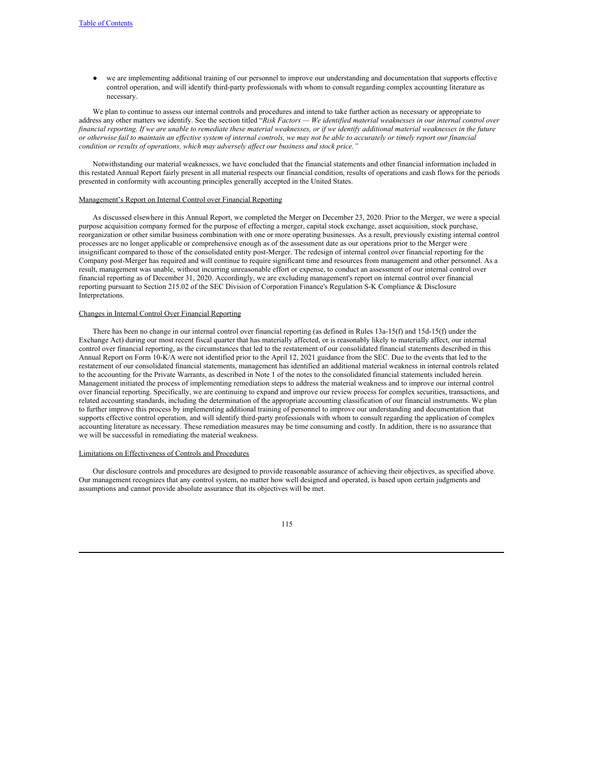- we are implementing additional training of our personnel to improve our understanding and documentation that supports effective control operation, and will identify third-party professionals with whom to consult regarding complex accounting literature as necessary.

We plan to continue to assess our internal controls and procedures and intend to take further action as necessary or appropriate to address any other matters we identify. See the section titled "*Risk Factors — We identified material weaknesses in our internal control over financial reporting. If we are unable to remediate these material weaknesses, or if we identify additional material weaknesses in the future or otherwise fail to maintain an effective system of internal controls, we may not be able to accurately or timely report our financial condition or results of operations, which may adversely affect our business and stock price.*"

Notwithstanding our material weaknesses, we have concluded that the financial statements and other financial information included in this restated Annual Report fairly present in all material respects our financial condition, results of operations and cash flows for the periods presented in conformity with accounting principles generally accepted in the United States.

Management's Report on Internal Control over Financial Reporting

As discussed elsewhere in this Annual Report, we completed the Merger on December 23, 2020. Prior to the Merger, we were a special purpose acquisition company formed for the purpose of effecting a merger, capital stock exchange, asset acquisition, stock purchase, reorganization or other similar business combination with one or more operating businesses. As a result, previously existing internal control processes are no longer applicable or comprehensive enough as of the assessment date as our operations prior to the Merger were insignificant compared to those of the consolidated entity post-Merger. The redesign of internal control over financial reporting for the Company post-Merger has required and will continue to require significant time and resources from management and other personnel. As a result, management was unable, without incurring unreasonable effort or expense, to conduct an assessment of our internal control over financial reporting as of December 31, 2020. Accordingly, we are excluding management's report on internal control over financial reporting pursuant to Section 215.02 of the SEC Division of Corporation Finance's Regulation S-K Compliance & Disclosure Interpretations.

Changes in Internal Control Over Financial Reporting

There has been no change in our internal control over financial reporting (as defined in Rules 13a-15(f) and 15d-15(f) under the Exchange Act) during our most recent fiscal quarter that has materially affected, or is reasonably likely to materially affect, our internal control over financial reporting, as the circumstances that led to the restatement of our consolidated financial statements described in this Annual Report on Form 10-K/A were not identified prior to the April 12, 2021 guidance from the SEC. Due to the events that led to the restatement of our consolidated financial statements, management has identified an additional material weakness in internal controls related to the accounting for the Private Warrants, as described in Note 1 of the notes to the consolidated financial statements included herein. Management initiated the process of implementing remediation steps to address the material weakness and to improve our internal control over financial reporting. Specifically, we are continuing to expand and improve our review process for complex securities, transactions, and related accounting standards, including the determination of the appropriate accounting classification of our financial instruments. We plan to further improve this process by implementing additional training of personnel to improve our understanding and documentation that supports effective control operation, and will identify third-party professionals with whom to consult regarding the application of complex accounting literature as necessary. These remediation measures may be time consuming and costly. In addition, there is no assurance that we will be successful in remediating the material weakness.

Limitations on Effectiveness of Controls and Procedures

Our disclosure controls and procedures are designed to provide reasonable assurance of achieving their objectives, as specified above. Our management recognizes that any control system, no matter how well designed and operated, is based upon certain judgments and assumptions and cannot provide absolute assurance that its objectives will be met.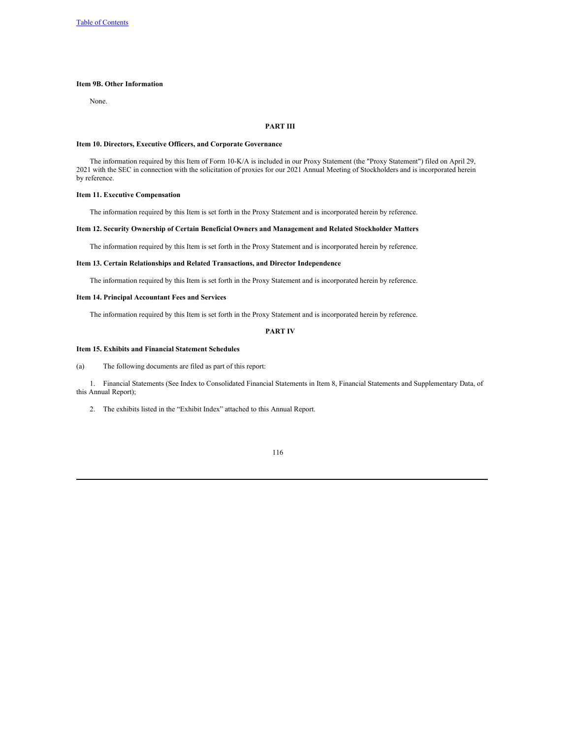### Item 9B. Other Information

None.

## PART III

### Item 10. Directors, Executive Officers, and Corporate Governance

The information required by this Item of Form 10-K/A is included in our Proxy Statement (the "Proxy Statement") filed on April 29, 2021 with the SEC in connection with the solicitation of proxies for our 2021 Annual Meeting of Stockholders and is incorporated herein by reference.

### Item 11. Executive Compensation

The information required by this Item is set forth in the Proxy Statement and is incorporated herein by reference.

### Item 12. Security Ownership of Certain Beneficial Owners and Management and Related Stockholder Matters

The information required by this Item is set forth in the Proxy Statement and is incorporated herein by reference.

### Item 13. Certain Relationships and Related Transactions, and Director Independence

The information required by this Item is set forth in the Proxy Statement and is incorporated herein by reference.

### Item 14. Principal Accountant Fees and Services

The information required by this Item is set forth in the Proxy Statement and is incorporated herein by reference.

## PART IV

### Item 15. Exhibits and Financial Statement Schedules

(a) The following documents are filed as part of this report:

1. Financial Statements (See Index to Consolidated Financial Statements in Item 8, Financial Statements and Supplementary Data, of this Annual Report);

2. The exhibits listed in the "Exhibit Index" attached to this Annual Report.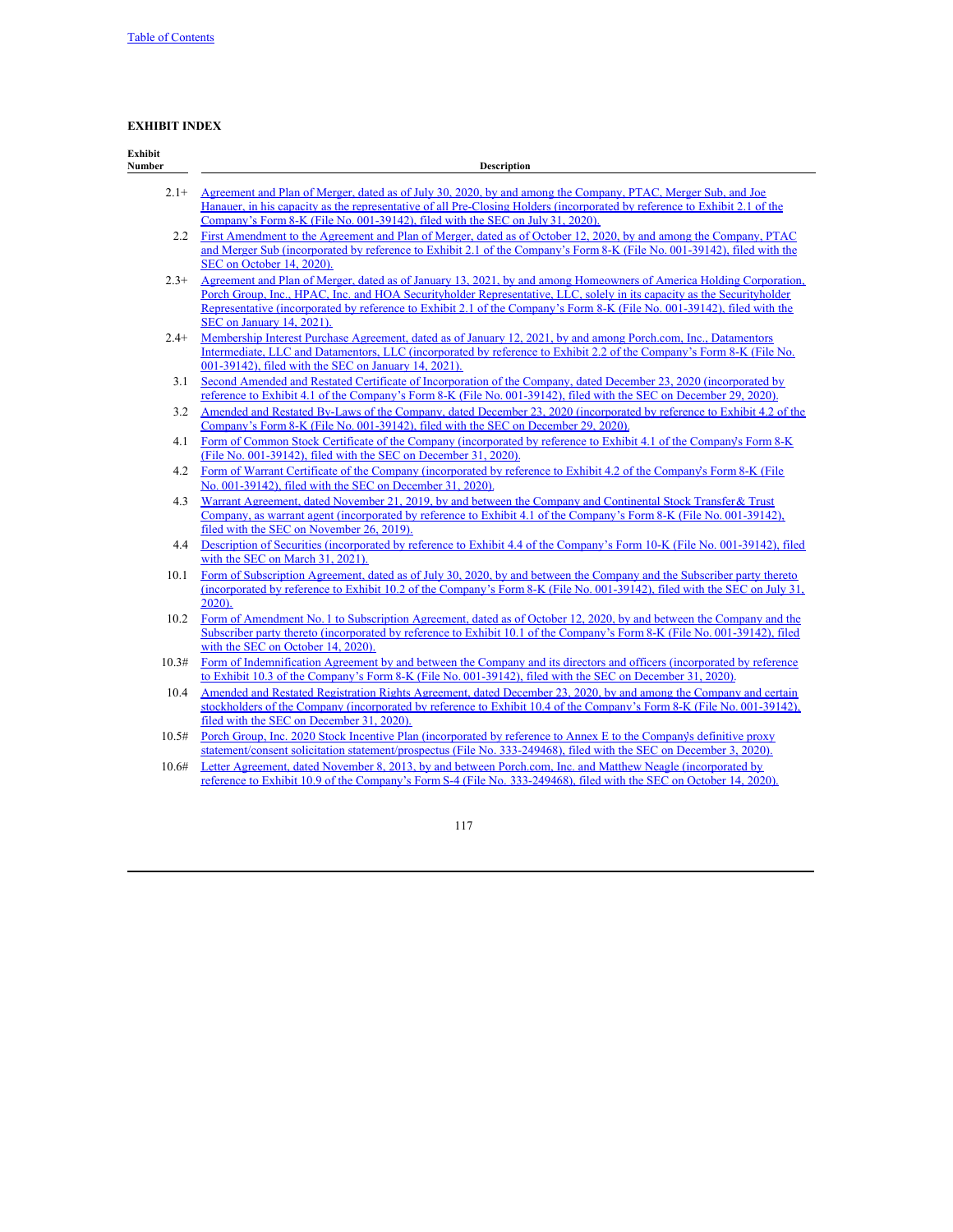## EXHIBIT INDEX

| Exhibit Number | Description |
|---|---|
| 2.1+ | Agreement and Plan of Merger, dated as of July 30, 2020, by and among the Company, PTAC, Merger Sub, and Joe Hanauer, in his capacity as the representative of all Pre-Closing Holders (incorporated by reference to Exhibit 2.1 of the Company's Form 8-K (File No. 001-39142), filed with the SEC on July 31, 2020). |
| 2.2 | First Amendment to the Agreement and Plan of Merger, dated as of October 12, 2020, by and among the Company, PTAC and Merger Sub (incorporated by reference to Exhibit 2.1 of the Company's Form 8-K (File No. 001-39142), filed with the SEC on October 14, 2020). |
| 2.3+ | Agreement and Plan of Merger, dated as of January 13, 2021, by and among Homeowners of America Holding Corporation, Porch Group, Inc., HPAC, Inc. and HOA Securityholder Representative, LLC, solely in its capacity as the Securityholder Representative (incorporated by reference to Exhibit 2.1 of the Company's Form 8-K (File No. 001-39142), filed with the SEC on January 14, 2021). |
| 2.4+ | Membership Interest Purchase Agreement, dated as of January 12, 2021, by and among Porch.com, Inc., Datamentors Intermediate, LLC and Datamentors, LLC (incorporated by reference to Exhibit 2.2 of the Company's Form 8-K (File No. 001-39142), filed with the SEC on January 14, 2021). |
| 3.1 | Second Amended and Restated Certificate of Incorporation of the Company, dated December 23, 2020 (incorporated by reference to Exhibit 4.1 of the Company's Form 8-K (File No. 001-39142), filed with the SEC on December 29, 2020). |
| 3.2 | Amended and Restated By-Laws of the Company, dated December 23, 2020 (incorporated by reference to Exhibit 4.2 of the Company's Form 8-K (File No. 001-39142), filed with the SEC on December 29, 2020). |
| 4.1 | Form of Common Stock Certificate of the Company (incorporated by reference to Exhibit 4.1 of the Company's Form 8-K (File No. 001-39142), filed with the SEC on December 31, 2020). |
| 4.2 | Form of Warrant Certificate of the Company (incorporated by reference to Exhibit 4.2 of the Company's Form 8-K (File No. 001-39142), filed with the SEC on December 31, 2020). |
| 4.3 | Warrant Agreement, dated November 21, 2019, by and between the Company and Continental Stock Transfer & Trust Company, as warrant agent (incorporated by reference to Exhibit 4.1 of the Company's Form 8-K (File No. 001-39142), filed with the SEC on November 26, 2019). |
| 4.4 | Description of Securities (incorporated by reference to Exhibit 4.4 of the Company's Form 10-K (File No. 001-39142), filed with the SEC on March 31, 2021). |
| 10.1 | Form of Subscription Agreement, dated as of July 30, 2020, by and between the Company and the Subscriber party thereto (incorporated by reference to Exhibit 10.2 of the Company's Form 8-K (File No. 001-39142), filed with the SEC on July 31, 2020). |
| 10.2 | Form of Amendment No. 1 to Subscription Agreement, dated as of October 12, 2020, by and between the Company and the Subscriber party thereto (incorporated by reference to Exhibit 10.1 of the Company's Form 8-K (File No. 001-39142), filed with the SEC on October 14, 2020). |
| 10.3# | Form of Indemnification Agreement by and between the Company and its directors and officers (incorporated by reference to Exhibit 10.3 of the Company's Form 8-K (File No. 001-39142), filed with the SEC on December 31, 2020). |
| 10.4 | Amended and Restated Registration Rights Agreement, dated December 23, 2020, by and among the Company and certain stockholders of the Company (incorporated by reference to Exhibit 10.4 of the Company's Form 8-K (File No. 001-39142), filed with the SEC on December 31, 2020). |
| 10.5# | Porch Group, Inc. 2020 Stock Incentive Plan (incorporated by reference to Annex E to the Company's definitive proxy statement/consent solicitation statement/prospectus (File No. 333-249468), filed with the SEC on December 3, 2020). |
| 10.6# | Letter Agreement, dated November 8, 2013, by and between Porch.com, Inc. and Matthew Neagle (incorporated by reference to Exhibit 10.9 of the Company's Form S-4 (File No. 333-249468), filed with the SEC on October 14, 2020). |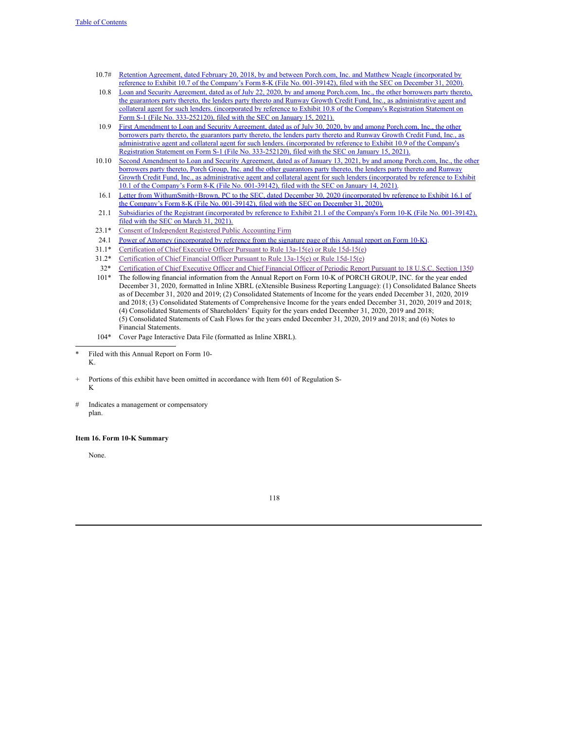| | |
|---|---|
| 10.7# | Retention Agreement, dated February 20, 2018, by and between Porch.com, Inc. and Matthew Neagle (incorporated by reference to Exhibit 10.7 of the Company's Form 8-K (File No. 001-39142), filed with the SEC on December 31, 2020). |
| 10.8 | Loan and Security Agreement, dated as of July 22, 2020, by and among Porch.com, Inc., the other borrowers party thereto, the guarantors party thereto, the lenders party thereto and Runway Growth Credit Fund, Inc., as administrative agent and collateral agent for such lenders. (incorporated by reference to Exhibit 10.8 of the Company's Registration Statement on Form S-1 (File No. 333-252120), filed with the SEC on January 15, 2021). |
| 10.9 | First Amendment to Loan and Security Agreement, dated as of July 30, 2020, by and among Porch.com, Inc., the other borrowers party thereto, the guarantors party thereto, the lenders party thereto and Runway Growth Credit Fund, Inc., as administrative agent and collateral agent for such lenders. (incorporated by reference to Exhibit 10.9 of the Company's Registration Statement on Form S-1 (File No. 333-252120), filed with the SEC on January 15, 2021). |
| 10.10 | Second Amendment to Loan and Security Agreement, dated as of January 13, 2021, by and among Porch.com, Inc., the other borrowers party thereto, Porch Group, Inc. and the other guarantors party thereto, the lenders party thereto and Runway Growth Credit Fund, Inc., as administrative agent and collateral agent for such lenders (incorporated by reference to Exhibit 10.1 of the Company's Form 8-K (File No. 001-39142), filed with the SEC on January 14, 2021). |
| 16.1 | Letter from WithumSmith+Brown, PC to the SEC, dated December 30, 2020 (incorporated by reference to Exhibit 16.1 of the Company's Form 8-K (File No. 001-39142), filed with the SEC on December 31, 2020). |
| 21.1 | Subsidiaries of the Registrant (incorporated by reference to Exhibit 21.1 of the Company's Form 10-K (File No. 001-39142), filed with the SEC on March 31, 2021). |
| 23.1* | Consent of Independent Registered Public Accounting Firm |
| 24.1 | Power of Attorney (incorporated by reference from the signature page of this Annual report on Form 10-K). |
| 31.1* | Certification of Chief Executive Officer Pursuant to Rule 13a-15(e) or Rule 15d-15(e) |
| 31.2* | Certification of Chief Financial Officer Pursuant to Rule 13a-15(e) or Rule 15d-15(e) |
| 32* | Certification of Chief Executive Officer and Chief Financial Officer of Periodic Report Pursuant to 18 U.S.C. Section 1350 |
| 101* | The following financial information from the Annual Report on Form 10-K of PORCH GROUP, INC. for the year ended December 31, 2020, formatted in Inline XBRL (eXtensible Business Reporting Language): (1) Consolidated Balance Sheets as of December 31, 2020 and 2019; (2) Consolidated Statements of Income for the years ended December 31, 2020, 2019 and 2018; (3) Consolidated Statements of Comprehensive Income for the years ended December 31, 2020, 2019 and 2018; (4) Consolidated Statements of Shareholders' Equity for the years ended December 31, 2020, 2019 and 2018; (5) Consolidated Statements of Cash Flows for the years ended December 31, 2020, 2019 and 2018; and (6) Notes to Financial Statements. |
| 104* | Cover Page Interactive Data File (formatted as Inline XBRL). |

\* Filed with this Annual Report on Form 10-K.

\+ Portions of this exhibit have been omitted in accordance with Item 601 of Regulation S-K

\# Indicates a management or compensatory plan.

**Item 16. Form 10-K Summary**

None.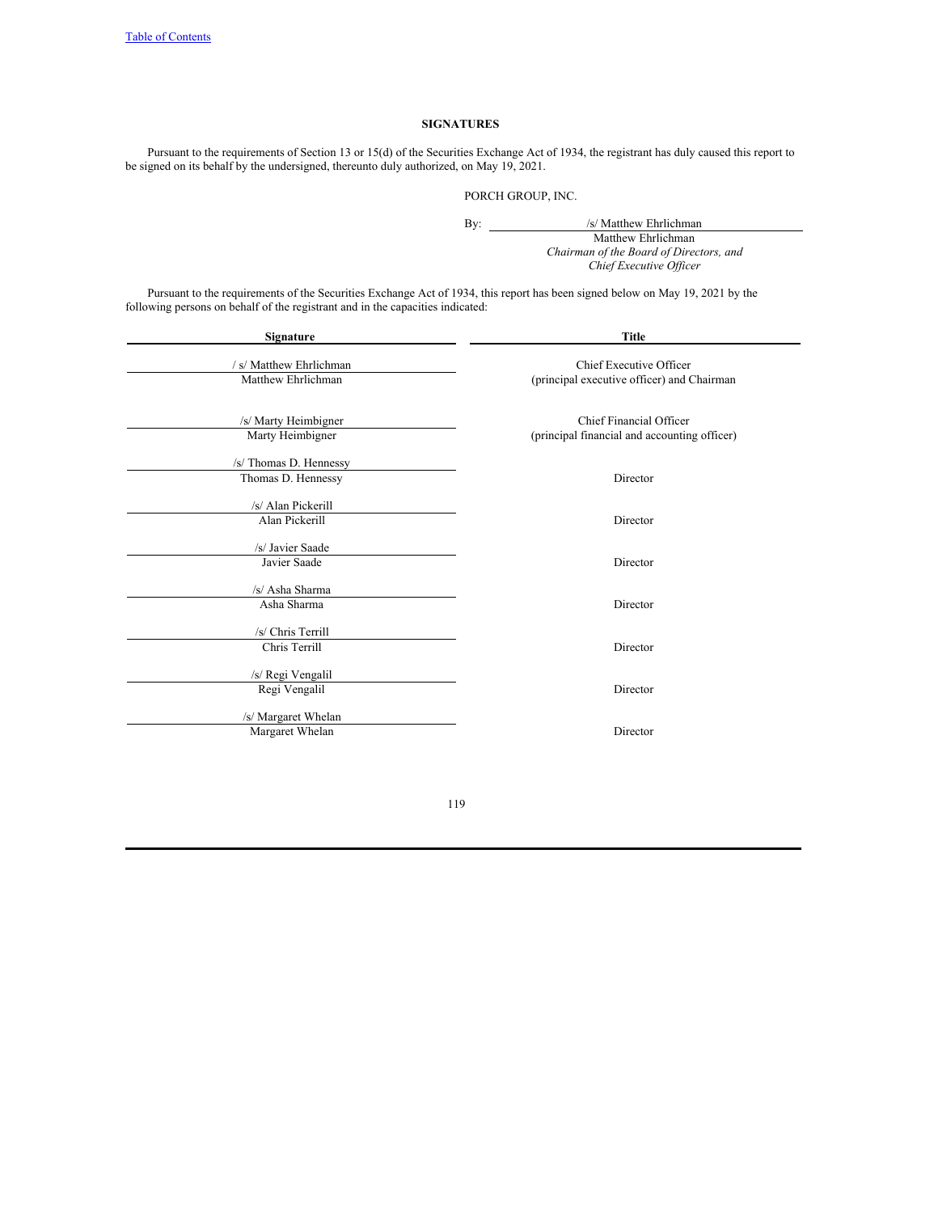## SIGNATURES

Pursuant to the requirements of Section 13 or 15(d) of the Securities Exchange Act of 1934, the registrant has duly caused this report to be signed on its behalf by the undersigned, thereunto duly authorized, on May 19, 2021.

PORCH GROUP, INC.

By: /s/ Matthew Ehrlichman
Matthew Ehrlichman
*Chairman of the Board of Directors, and Chief Executive Officer*

Pursuant to the requirements of the Securities Exchange Act of 1934, this report has been signed below on May 19, 2021 by the following persons on behalf of the registrant and in the capacities indicated:

| Signature | Title |
| --- | --- |
| / s/ Matthew Ehrlichman<br>Matthew Ehrlichman | Chief Executive Officer<br>(principal executive officer) and Chairman |
| /s/ Marty Heimbigner<br>Marty Heimbigner | Chief Financial Officer<br>(principal financial and accounting officer) |
| /s/ Thomas D. Hennessy<br>Thomas D. Hennessy | Director |
| /s/ Alan Pickerill<br>Alan Pickerill | Director |
| /s/ Javier Saade<br>Javier Saade | Director |
| /s/ Asha Sharma<br>Asha Sharma | Director |
| /s/ Chris Terrill<br>Chris Terrill | Director |
| /s/ Regi Vengalil<br>Regi Vengalil | Director |
| /s/ Margaret Whelan<br>Margaret Whelan | Director |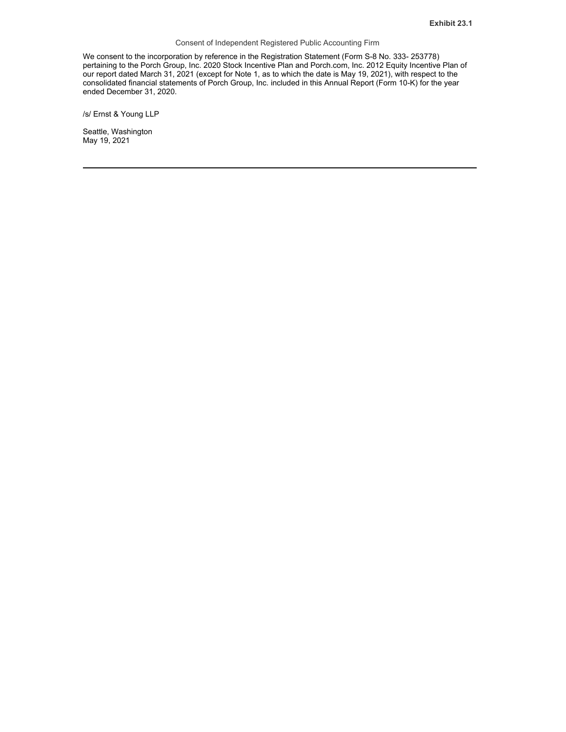**Exhibit 23.1**

Consent of Independent Registered Public Accounting Firm

We consent to the incorporation by reference in the Registration Statement (Form S-8 No. 333- 253778) pertaining to the Porch Group, Inc. 2020 Stock Incentive Plan and Porch.com, Inc. 2012 Equity Incentive Plan of our report dated March 31, 2021 (except for Note 1, as to which the date is May 19, 2021), with respect to the consolidated financial statements of Porch Group, Inc. included in this Annual Report (Form 10-K) for the year ended December 31, 2020.

/s/ Ernst & Young LLP

Seattle, Washington
May 19, 2021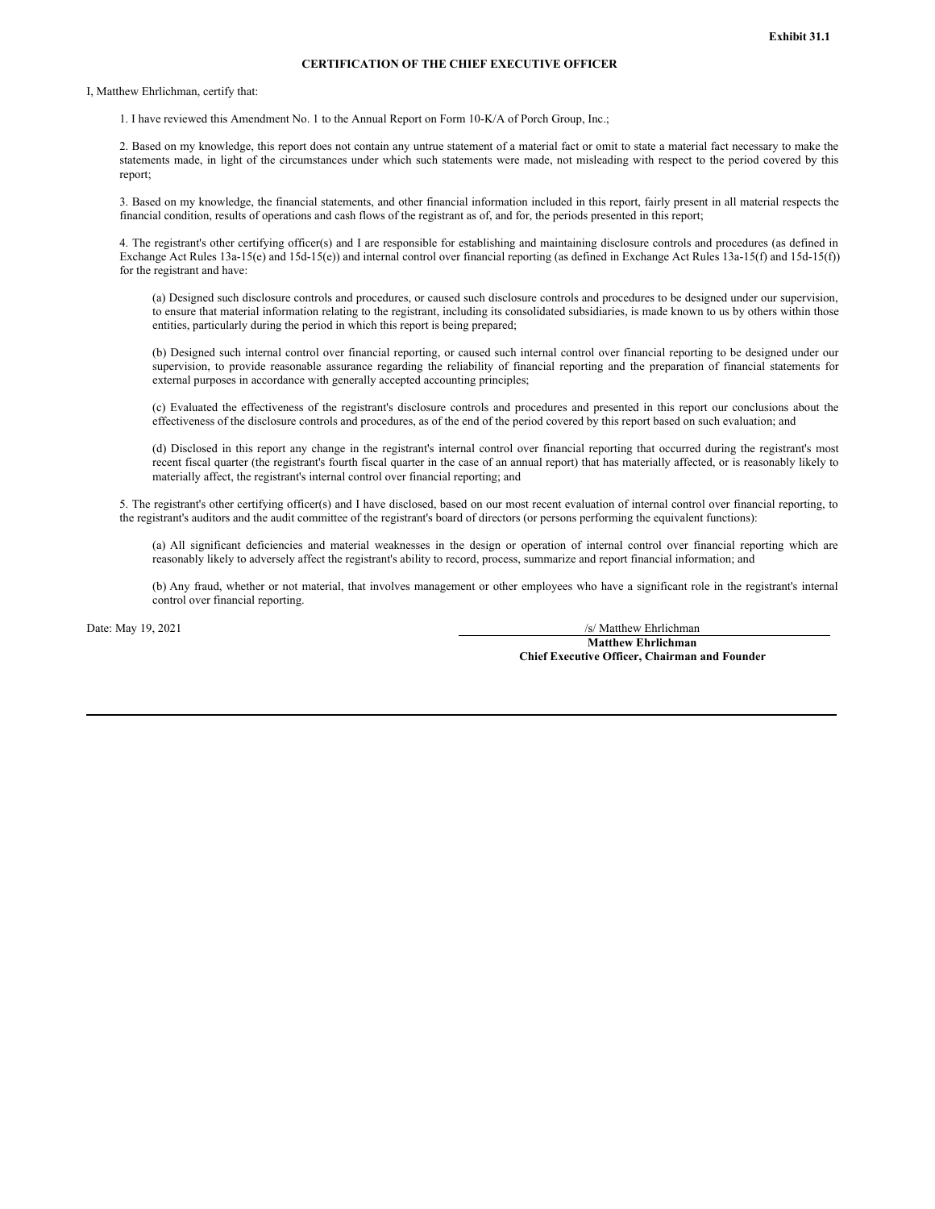**Exhibit 31.1**

**CERTIFICATION OF THE CHIEF EXECUTIVE OFFICER**

I, Matthew Ehrlichman, certify that:

1. I have reviewed this Amendment No. 1 to the Annual Report on Form 10-K/A of Porch Group, Inc.;

2. Based on my knowledge, this report does not contain any untrue statement of a material fact or omit to state a material fact necessary to make the statements made, in light of the circumstances under which such statements were made, not misleading with respect to the period covered by this report;

3. Based on my knowledge, the financial statements, and other financial information included in this report, fairly present in all material respects the financial condition, results of operations and cash flows of the registrant as of, and for, the periods presented in this report;

4. The registrant's other certifying officer(s) and I are responsible for establishing and maintaining disclosure controls and procedures (as defined in Exchange Act Rules 13a-15(e) and 15d-15(e)) and internal control over financial reporting (as defined in Exchange Act Rules 13a-15(f) and 15d-15(f)) for the registrant and have:

(a) Designed such disclosure controls and procedures, or caused such disclosure controls and procedures to be designed under our supervision, to ensure that material information relating to the registrant, including its consolidated subsidiaries, is made known to us by others within those entities, particularly during the period in which this report is being prepared;

(b) Designed such internal control over financial reporting, or caused such internal control over financial reporting to be designed under our supervision, to provide reasonable assurance regarding the reliability of financial reporting and the preparation of financial statements for external purposes in accordance with generally accepted accounting principles;

(c) Evaluated the effectiveness of the registrant's disclosure controls and procedures and presented in this report our conclusions about the effectiveness of the disclosure controls and procedures, as of the end of the period covered by this report based on such evaluation; and

(d) Disclosed in this report any change in the registrant's internal control over financial reporting that occurred during the registrant's most recent fiscal quarter (the registrant's fourth fiscal quarter in the case of an annual report) that has materially affected, or is reasonably likely to materially affect, the registrant's internal control over financial reporting; and

5. The registrant's other certifying officer(s) and I have disclosed, based on our most recent evaluation of internal control over financial reporting, to the registrant's auditors and the audit committee of the registrant's board of directors (or persons performing the equivalent functions):

(a) All significant deficiencies and material weaknesses in the design or operation of internal control over financial reporting which are reasonably likely to adversely affect the registrant's ability to record, process, summarize and report financial information; and

(b) Any fraud, whether or not material, that involves management or other employees who have a significant role in the registrant's internal control over financial reporting.

Date: May 19, 2021

/s/ Matthew Ehrlichman

**Matthew Ehrlichman**
**Chief Executive Officer, Chairman and Founder**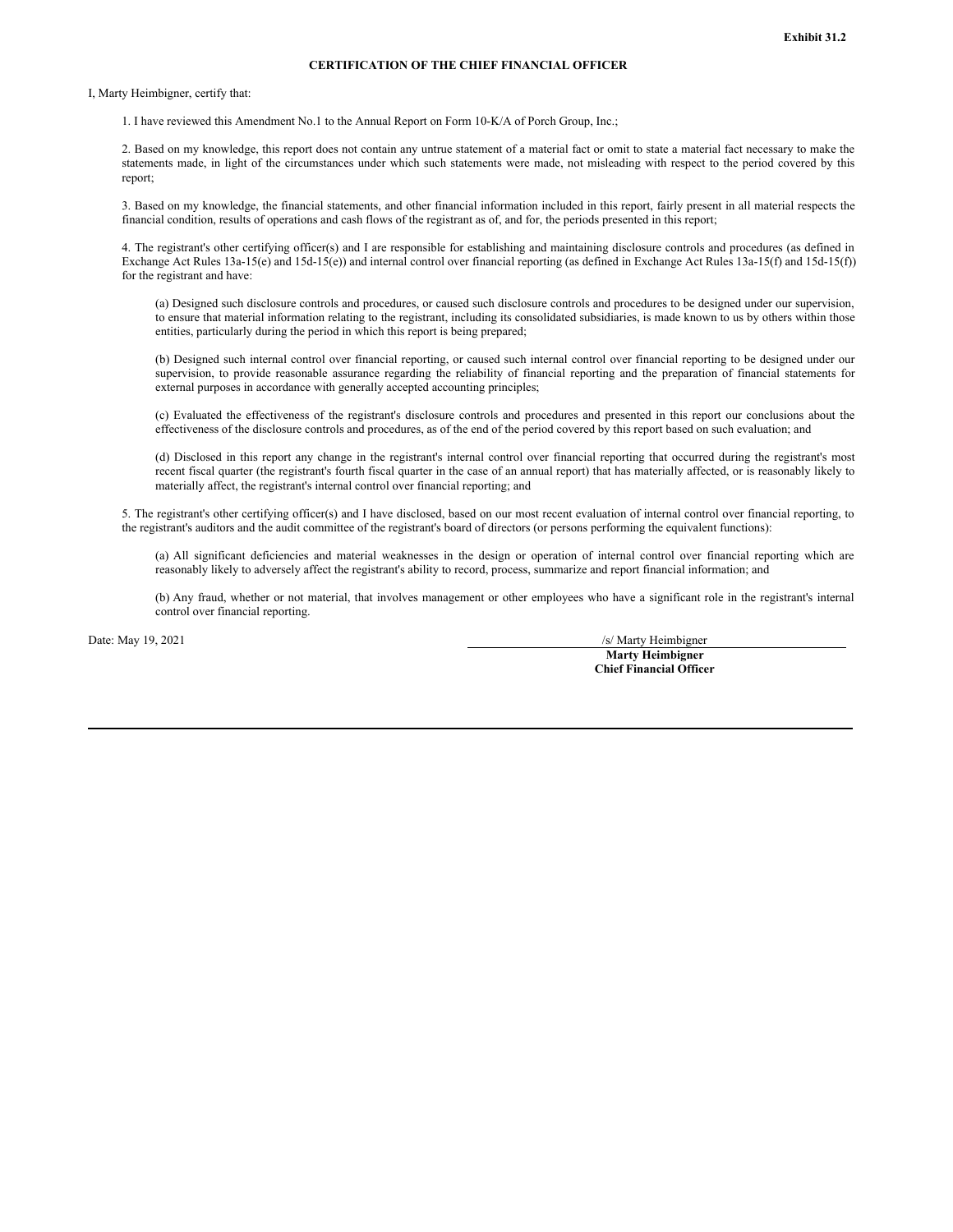**Exhibit 31.2**

**CERTIFICATION OF THE CHIEF FINANCIAL OFFICER**

I, Marty Heimbigner, certify that:

1. I have reviewed this Amendment No.1 to the Annual Report on Form 10-K/A of Porch Group, Inc.;

2. Based on my knowledge, this report does not contain any untrue statement of a material fact or omit to state a material fact necessary to make the statements made, in light of the circumstances under which such statements were made, not misleading with respect to the period covered by this report;

3. Based on my knowledge, the financial statements, and other financial information included in this report, fairly present in all material respects the financial condition, results of operations and cash flows of the registrant as of, and for, the periods presented in this report;

4. The registrant's other certifying officer(s) and I are responsible for establishing and maintaining disclosure controls and procedures (as defined in Exchange Act Rules 13a-15(e) and 15d-15(e)) and internal control over financial reporting (as defined in Exchange Act Rules 13a-15(f) and 15d-15(f)) for the registrant and have:

(a) Designed such disclosure controls and procedures, or caused such disclosure controls and procedures to be designed under our supervision, to ensure that material information relating to the registrant, including its consolidated subsidiaries, is made known to us by others within those entities, particularly during the period in which this report is being prepared;

(b) Designed such internal control over financial reporting, or caused such internal control over financial reporting to be designed under our supervision, to provide reasonable assurance regarding the reliability of financial reporting and the preparation of financial statements for external purposes in accordance with generally accepted accounting principles;

(c) Evaluated the effectiveness of the registrant's disclosure controls and procedures and presented in this report our conclusions about the effectiveness of the disclosure controls and procedures, as of the end of the period covered by this report based on such evaluation; and

(d) Disclosed in this report any change in the registrant's internal control over financial reporting that occurred during the registrant's most recent fiscal quarter (the registrant's fourth fiscal quarter in the case of an annual report) that has materially affected, or is reasonably likely to materially affect, the registrant's internal control over financial reporting; and

5. The registrant's other certifying officer(s) and I have disclosed, based on our most recent evaluation of internal control over financial reporting, to the registrant's auditors and the audit committee of the registrant's board of directors (or persons performing the equivalent functions):

(a) All significant deficiencies and material weaknesses in the design or operation of internal control over financial reporting which are reasonably likely to adversely affect the registrant's ability to record, process, summarize and report financial information; and

(b) Any fraud, whether or not material, that involves management or other employees who have a significant role in the registrant's internal control over financial reporting.

Date: May 19, 2021

/s/ Marty Heimbigner

**Marty Heimbigner**
**Chief Financial Officer**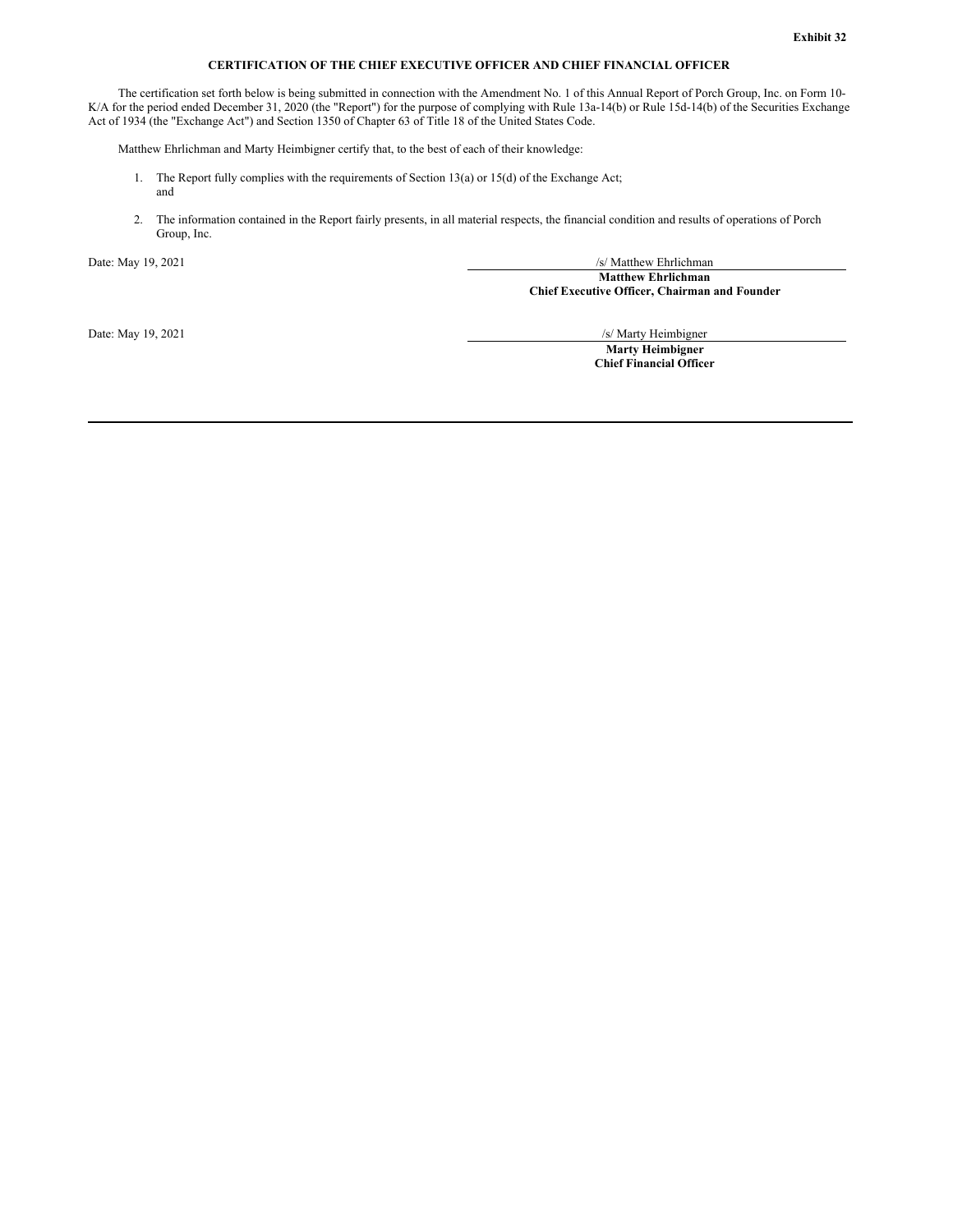**Exhibit 32**

**CERTIFICATION OF THE CHIEF EXECUTIVE OFFICER AND CHIEF FINANCIAL OFFICER**

The certification set forth below is being submitted in connection with the Amendment No. 1 of this Annual Report of Porch Group, Inc. on Form 10-K/A for the period ended December 31, 2020 (the "Report") for the purpose of complying with Rule 13a-14(b) or Rule 15d-14(b) of the Securities Exchange Act of 1934 (the "Exchange Act") and Section 1350 of Chapter 63 of Title 18 of the United States Code.

Matthew Ehrlichman and Marty Heimbigner certify that, to the best of each of their knowledge:

1. The Report fully complies with the requirements of Section 13(a) or 15(d) of the Exchange Act; and

2. The information contained in the Report fairly presents, in all material respects, the financial condition and results of operations of Porch Group, Inc.

Date: May 19, 2021

/s/ Matthew Ehrlichman
**Matthew Ehrlichman**
**Chief Executive Officer, Chairman and Founder**

Date: May 19, 2021

/s/ Marty Heimbigner
**Marty Heimbigner**
**Chief Financial Officer**